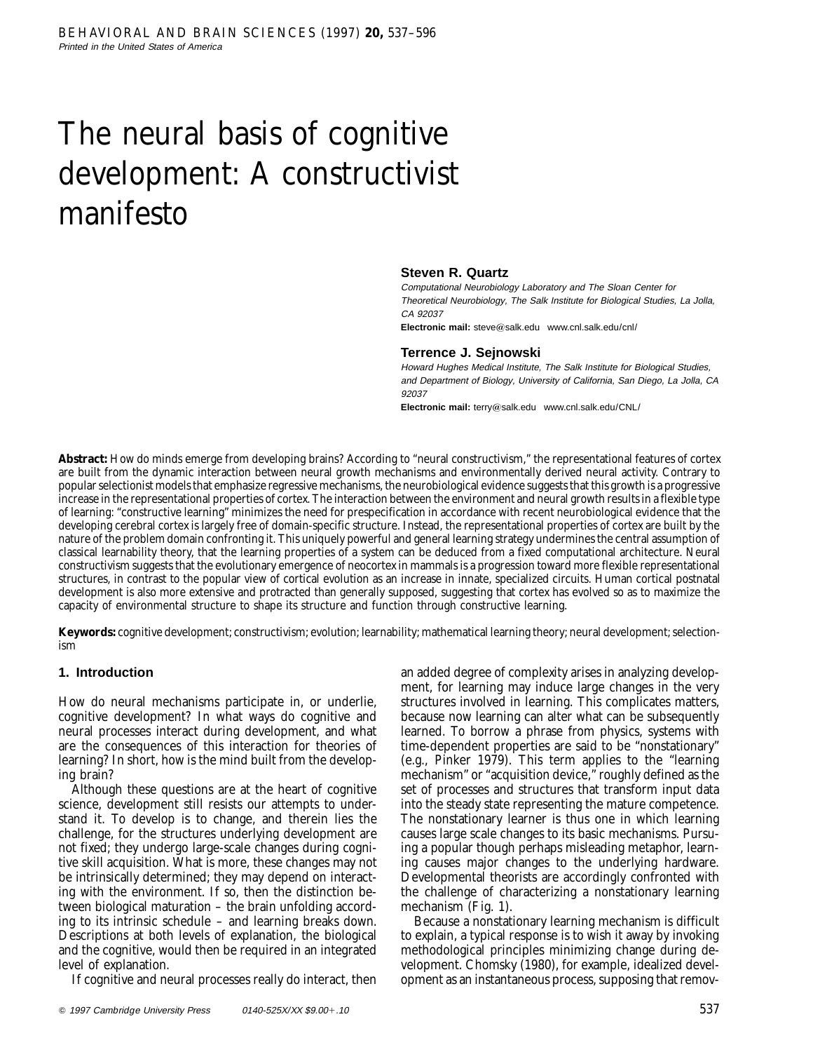# The neural basis of cognitive development: A constructivist manifesto

**Steven R. Quartz**

*Computational Neurobiology Laboratory and The Sloan Center for Theoretical Neurobiology, The Salk Institute for Biological Studies, La Jolla, CA 92037*

**Electronic mail:** steve@salk.edu www.cnl.salk.edu/cnl/

**Terrence J. Sejnowski**

*Howard Hughes Medical Institute, The Salk Institute for Biological Studies, and Department of Biology, University of California, San Diego, La Jolla, CA 92037*

**Electronic mail:** terry@salk.edu www.cnl.salk.edu/CNL/

**Abstract:** How do minds emerge from developing brains? According to "neural constructivism," the representational features of cortex are built from the dynamic interaction between neural growth mechanisms and environmentally derived neural activity. Contrary to popular selectionist models that emphasize regressive mechanisms, the neurobiological evidence suggests that this growth is a progressive increase in the representational properties of cortex. The interaction between the environment and neural growth results in a flexible type of learning: "constructive learning" minimizes the need for prespecification in accordance with recent neurobiological evidence that the developing cerebral cortex is largely free of domain-specific structure. Instead, the representational properties of cortex are built by the nature of the problem domain confronting it. This uniquely powerful and general learning strategy undermines the central assumption of classical learnability theory, that the learning properties of a system can be deduced from a fixed computational architecture. Neural constructivism suggests that the evolutionary emergence of neocortex in mammals is a progression toward more flexible representational structures, in contrast to the popular view of cortical evolution as an increase in innate, specialized circuits. Human cortical postnatal development is also more extensive and protracted than generally supposed, suggesting that cortex has evolved so as to maximize the capacity of environmental structure to shape its structure and function through constructive learning.

**Keywords:** cognitive development; constructivism; evolution; learnability; mathematical learning theory; neural development; selectionism

## 1. Introduction

How do neural mechanisms participate in, or underlie, cognitive development? In what ways do cognitive and neural processes interact during development, and what are the consequences of this interaction for theories of learning? In short, how is the mind built from the developing brain?

Although these questions are at the heart of cognitive science, development still resists our attempts to understand it. To develop is to change, and therein lies the challenge, for the structures underlying development are not fixed; they undergo large-scale changes during cognitive skill acquisition. What is more, these changes may not be intrinsically determined; they may depend on interacting with the environment. If so, then the distinction between biological maturation – the brain unfolding according to its intrinsic schedule – and learning breaks down. Descriptions at both levels of explanation, the biological and the cognitive, would then be required in an integrated level of explanation.

If cognitive and neural processes really do interact, then an added degree of complexity arises in analyzing development, for learning may induce large changes in the very structures involved in learning. This complicates matters, because now learning can alter what can be subsequently learned. To borrow a phrase from physics, systems with time-dependent properties are said to be "nonstationary" (e.g., Pinker 1979). This term applies to the "learning mechanism" or "acquisition device," roughly defined as the set of processes and structures that transform input data into the steady state representing the mature competence. The nonstationary learner is thus one in which learning causes large scale changes to its basic mechanisms. Pursuing a popular though perhaps misleading metaphor, learning causes major changes to the underlying hardware. Developmental theorists are accordingly confronted with the challenge of characterizing a nonstationary learning mechanism (Fig. 1).

Because a nonstationary learning mechanism is difficult to explain, a typical response is to wish it away by invoking methodological principles minimizing change during development. Chomsky (1980), for example, idealized development as an instantaneous process, supposing that remov-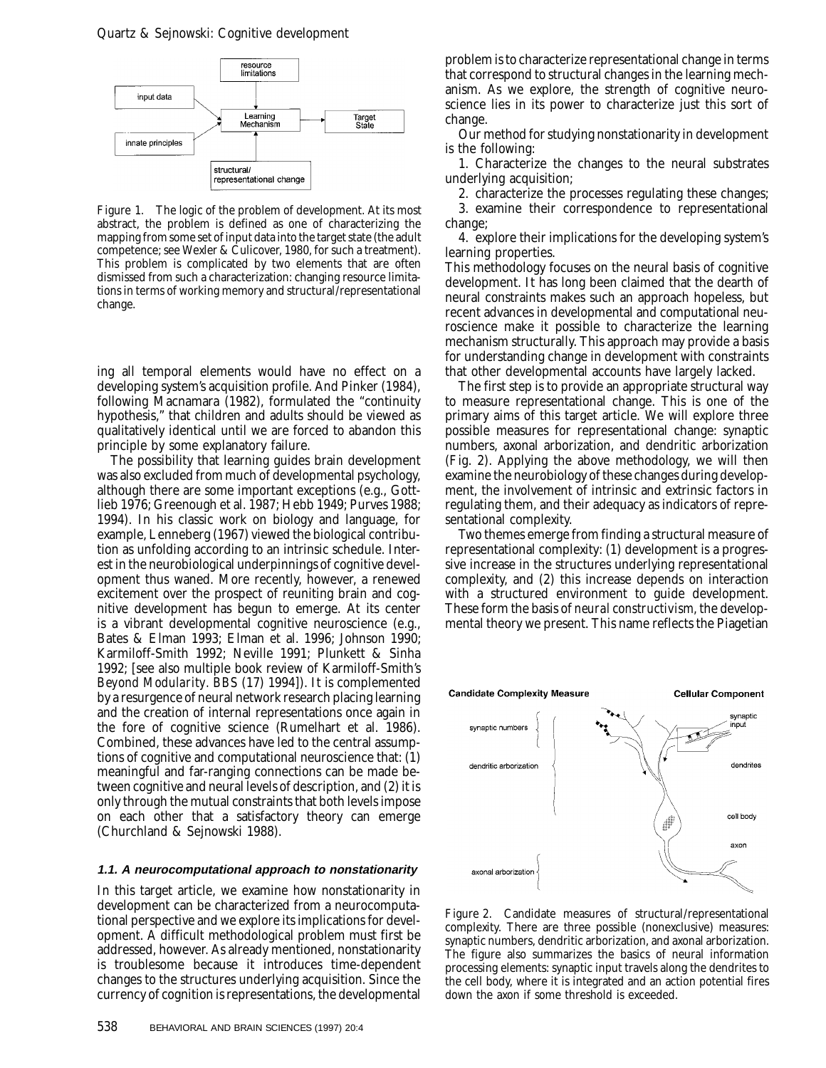Figure 1. The logic of the problem of development. At its most abstract, the problem is defined as one of characterizing the mapping from some set of input data into the target state (the adult competence; see Wexler & Culicover, 1980, for such a treatment). This problem is complicated by two elements that are often dismissed from such a characterization: changing resource limitations in terms of working memory and structural/representational change.

ing all temporal elements would have no effect on a developing system's acquisition profile. And Pinker (1984), following Macnamara (1982), formulated the "continuity hypothesis," that children and adults should be viewed as qualitatively identical until we are forced to abandon this principle by some explanatory failure.

The possibility that learning guides brain development was also excluded from much of developmental psychology, although there are some important exceptions (e.g., Gottlieb 1976; Greenough et al. 1987; Hebb 1949; Purves 1988; 1994). In his classic work on biology and language, for example, Lenneberg (1967) viewed the biological contribution as unfolding according to an intrinsic schedule. Interest in the neurobiological underpinnings of cognitive development thus waned. More recently, however, a renewed excitement over the prospect of reuniting brain and cognitive development has begun to emerge. At its center is a vibrant developmental cognitive neuroscience (e.g., Bates & Elman 1993; Elman et al. 1996; Johnson 1990; Karmiloff-Smith 1992; Neville 1991; Plunkett & Sinha 1992; [see also multiple book review of Karmiloff-Smith's *Beyond Modularity*. BBS (17) 1994]). It is complemented by a resurgence of neural network research placing learning and the creation of internal representations once again in the fore of cognitive science (Rumelhart et al. 1986). Combined, these advances have led to the central assumptions of cognitive and computational neuroscience that: (1) meaningful and far-ranging connections can be made between cognitive and neural levels of description, and (2) it is only through the mutual constraints that both levels impose on each other that a satisfactory theory can emerge (Churchland & Sejnowski 1988).

### 1.1. A neurocomputational approach to nonstationarity

In this target article, we examine how nonstationarity in development can be characterized from a neurocomputational perspective and we explore its implications for development. A difficult methodological problem must first be addressed, however. As already mentioned, nonstationarity is troublesome because it introduces time-dependent changes to the structures underlying acquisition. Since the currency of cognition is representations, the developmental problem is to characterize representational change in terms that correspond to structural changes in the learning mechanism. As we explore, the strength of cognitive neuroscience lies in its power to characterize just this sort of change.

Our method for studying nonstationarity in development is the following:

1. Characterize the changes to the neural substrates underlying acquisition;
2. characterize the processes regulating these changes;
3. examine their correspondence to representational change;
4. explore their implications for the developing system's learning properties.

This methodology focuses on the neural basis of cognitive development. It has long been claimed that the dearth of neural constraints makes such an approach hopeless, but recent advances in developmental and computational neuroscience make it possible to characterize the learning mechanism structurally. This approach may provide a basis for understanding change in development with constraints that other developmental accounts have largely lacked.

The first step is to provide an appropriate structural way to measure representational change. This is one of the primary aims of this target article. We will explore three possible measures for representational change: synaptic numbers, axonal arborization, and dendritic arborization (Fig. 2). Applying the above methodology, we will then examine the neurobiology of these changes during development, the involvement of intrinsic and extrinsic factors in regulating them, and their adequacy as indicators of representational complexity.

Two themes emerge from finding a structural measure of representational complexity: (1) development is a progressive increase in the structures underlying representational complexity, and (2) this increase depends on interaction with a structured environment to guide development. These form the basis of *neural constructivism*, the developmental theory we present. This name reflects the Piagetian

Figure 2. Candidate measures of structural/representational complexity. There are three possible (nonexclusive) measures: synaptic numbers, dendritic arborization, and axonal arborization. The figure also summarizes the basics of neural information processing elements: synaptic input travels along the dendrites to the cell body, where it is integrated and an action potential fires down the axon if some threshold is exceeded.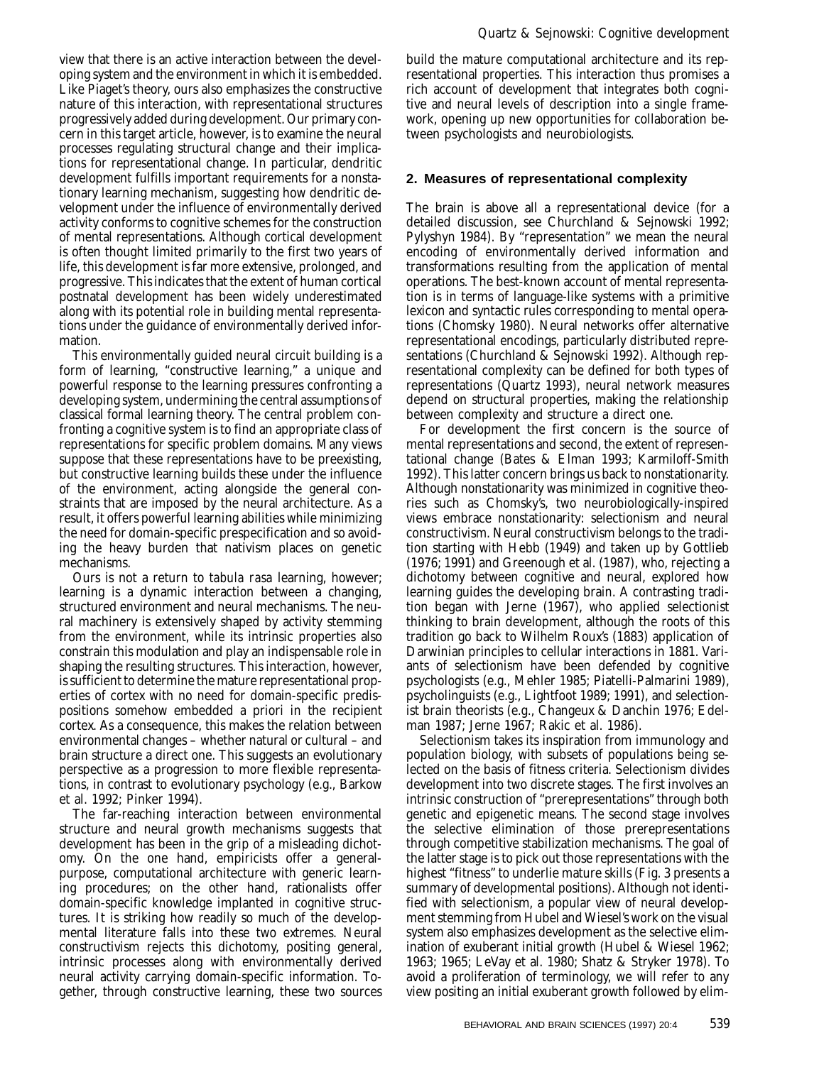view that there is an active interaction between the developing system and the environment in which it is embedded. Like Piaget's theory, ours also emphasizes the constructive nature of this interaction, with representational structures progressively added during development. Our primary concern in this target article, however, is to examine the neural processes regulating structural change and their implications for representational change. In particular, dendritic development fulfills important requirements for a nonstationary learning mechanism, suggesting how dendritic development under the influence of environmentally derived activity conforms to cognitive schemes for the construction of mental representations. Although cortical development is often thought limited primarily to the first two years of life, this development is far more extensive, prolonged, and progressive. This indicates that the extent of human cortical postnatal development has been widely underestimated along with its potential role in building mental representations under the guidance of environmentally derived information.

This environmentally guided neural circuit building is a form of learning, "constructive learning," a unique and powerful response to the learning pressures confronting a developing system, undermining the central assumptions of classical formal learning theory. The central problem confronting a cognitive system is to find an appropriate class of representations for specific problem domains. Many views suppose that these representations have to be preexisting, but constructive learning builds these under the influence of the environment, acting alongside the general constraints that are imposed by the neural architecture. As a result, it offers powerful learning abilities while minimizing the need for domain-specific prespecification and so avoiding the heavy burden that nativism places on genetic mechanisms.

Ours is not a return to *tabula rasa* learning, however; learning is a dynamic interaction between a changing, structured environment and neural mechanisms. The neural machinery is extensively shaped by activity stemming from the environment, while its intrinsic properties also constrain this modulation and play an indispensable role in shaping the resulting structures. This interaction, however, is sufficient to determine the mature representational properties of cortex with no need for domain-specific predispositions somehow embedded a priori in the recipient cortex. As a consequence, this makes the relation between environmental changes – whether natural or cultural – and brain structure a direct one. This suggests an evolutionary perspective as a progression to more flexible representations, in contrast to evolutionary psychology (e.g., Barkow et al. 1992; Pinker 1994).

The far-reaching interaction between environmental structure and neural growth mechanisms suggests that development has been in the grip of a misleading dichotomy. On the one hand, empiricists offer a general-purpose, computational architecture with generic learning procedures; on the other hand, rationalists offer domain-specific knowledge implanted in cognitive structures. It is striking how readily so much of the developmental literature falls into these two extremes. Neural constructivism rejects this dichotomy, positing general, intrinsic processes along with environmentally derived neural activity carrying domain-specific information. Together, through constructive learning, these two sources build the mature computational architecture and its representational properties. This interaction thus promises a rich account of development that integrates both cognitive and neural levels of description into a single framework, opening up new opportunities for collaboration between psychologists and neurobiologists.

## 2. Measures of representational complexity

The brain is above all a representational device (for a detailed discussion, see Churchland & Sejnowski 1992; Pylyshyn 1984). By "representation" we mean the neural encoding of environmentally derived information and transformations resulting from the application of mental operations. The best-known account of mental representation is in terms of language-like systems with a primitive lexicon and syntactic rules corresponding to mental operations (Chomsky 1980). Neural networks offer alternative representational encodings, particularly distributed representations (Churchland & Sejnowski 1992). Although representational complexity can be defined for both types of representations (Quartz 1993), neural network measures depend on structural properties, making the relationship between complexity and structure a direct one.

For development the first concern is the source of mental representations and second, the extent of representational change (Bates & Elman 1993; Karmiloff-Smith 1992). This latter concern brings us back to nonstationarity. Although nonstationarity was minimized in cognitive theories such as Chomsky's, two neurobiologically-inspired views embrace nonstationarity: selectionism and neural constructivism. Neural constructivism belongs to the tradition starting with Hebb (1949) and taken up by Gottlieb (1976; 1991) and Greenough et al. (1987), who, rejecting a dichotomy between cognitive and neural, explored how learning guides the developing brain. A contrasting tradition began with Jerne (1967), who applied selectionist thinking to brain development, although the roots of this tradition go back to Wilhelm Roux's (1883) application of Darwinian principles to cellular interactions in 1881. Variants of selectionism have been defended by cognitive psychologists (e.g., Mehler 1985; Piatelli-Palmarini 1989), psycholinguists (e.g., Lightfoot 1989; 1991), and selectionist brain theorists (e.g., Changeux & Danchin 1976; Edelman 1987; Jerne 1967; Rakic et al. 1986).

Selectionism takes its inspiration from immunology and population biology, with subsets of populations being selected on the basis of fitness criteria. Selectionism divides development into two discrete stages. The first involves an intrinsic construction of "prerepresentations" through both genetic and epigenetic means. The second stage involves the selective elimination of those prerepresentations through competitive stabilization mechanisms. The goal of the latter stage is to pick out those representations with the highest "fitness" to underlie mature skills (Fig. 3 presents a summary of developmental positions). Although not identified with selectionism, a popular view of neural development stemming from Hubel and Wiesel's work on the visual system also emphasizes development as the selective elimination of exuberant initial growth (Hubel & Wiesel 1962; 1963; 1965; LeVay et al. 1980; Shatz & Stryker 1978). To avoid a proliferation of terminology, we will refer to any view positing an initial exuberant growth followed by elim-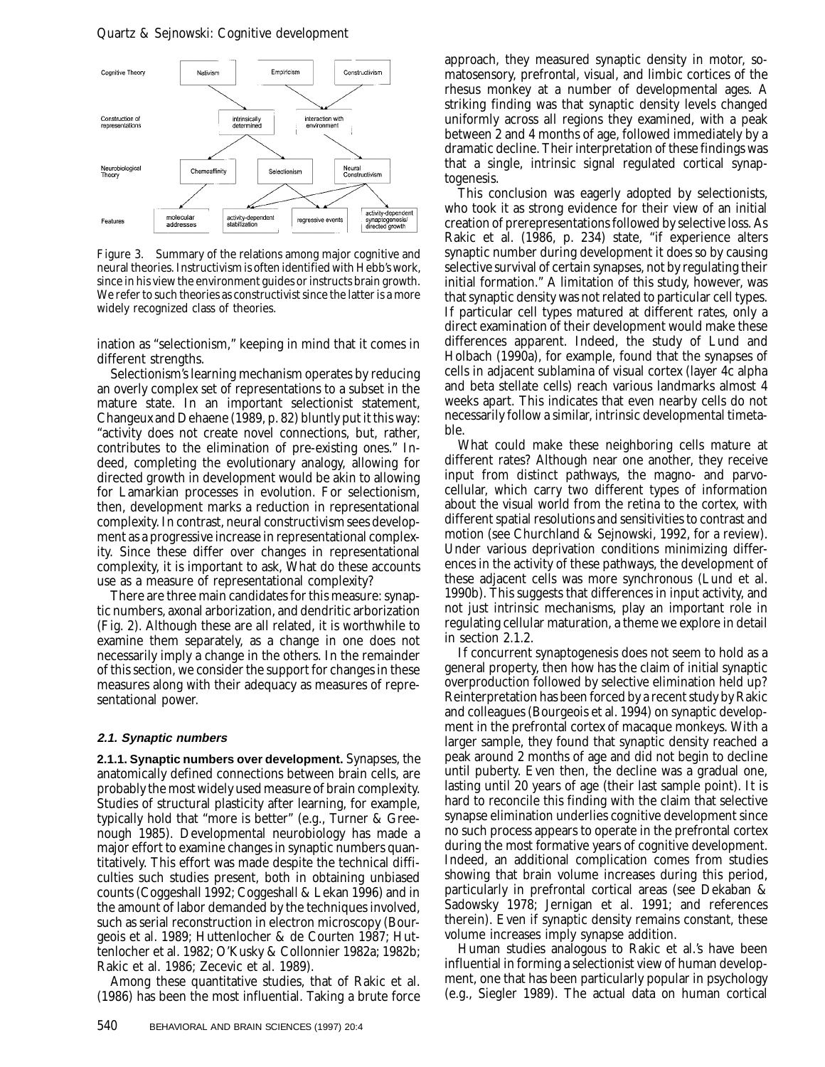Figure 3. Summary of the relations among major cognitive and neural theories. Instructivism is often identified with Hebb's work, since in his view the environment guides or instructs brain growth. We refer to such theories as constructivist since the latter is a more widely recognized class of theories.

ination as "selectionism," keeping in mind that it comes in different strengths.

Selectionism's learning mechanism operates by reducing an overly complex set of representations to a subset in the mature state. In an important selectionist statement, Changeux and Dehaene (1989, p. 82) bluntly put it this way: "activity does not create novel connections, but, rather, contributes to the elimination of pre-existing ones." Indeed, completing the evolutionary analogy, allowing for directed growth in development would be akin to allowing for Lamarkian processes in evolution. For selectionism, then, development marks a reduction in representational complexity. In contrast, neural constructivism sees development as a progressive increase in representational complexity. Since these differ over changes in representational complexity, it is important to ask, What do these accounts use as a measure of representational complexity?

There are three main candidates for this measure: synaptic numbers, axonal arborization, and dendritic arborization (Fig. 2). Although these are all related, it is worthwhile to examine them separately, as a change in one does not necessarily imply a change in the others. In the remainder of this section, we consider the support for changes in these measures along with their adequacy as measures of representational power.

### 2.1. Synaptic numbers

**2.1.1. Synaptic numbers over development.** Synapses, the anatomically defined connections between brain cells, are probably the most widely used measure of brain complexity. Studies of structural plasticity after learning, for example, typically hold that "more is better" (e.g., Turner & Greenough 1985). Developmental neurobiology has made a major effort to examine changes in synaptic numbers quantitatively. This effort was made despite the technical difficulties such studies present, both in obtaining unbiased counts (Coggeshall 1992; Coggeshall & Lekan 1996) and in the amount of labor demanded by the techniques involved, such as serial reconstruction in electron microscopy (Bourgeois et al. 1989; Huttenlocher & de Courten 1987; Huttenlocher et al. 1982; O'Kusky & Collonnier 1982a; 1982b; Rakic et al. 1986; Zecevic et al. 1989).

Among these quantitative studies, that of Rakic et al. (1986) has been the most influential. Taking a brute force approach, they measured synaptic density in motor, somatosensory, prefrontal, visual, and limbic cortices of the rhesus monkey at a number of developmental ages. A striking finding was that synaptic density levels changed uniformly across all regions they examined, with a peak between 2 and 4 months of age, followed immediately by a dramatic decline. Their interpretation of these findings was that a single, intrinsic signal regulated cortical synaptogenesis.

This conclusion was eagerly adopted by selectionists, who took it as strong evidence for their view of an initial creation of prerepresentations followed by selective loss. As Rakic et al. (1986, p. 234) state, "if experience alters synaptic number during development it does so by causing selective survival of certain synapses, not by regulating their initial formation." A limitation of this study, however, was that synaptic density was not related to particular cell types. If particular cell types matured at different rates, only a direct examination of their development would make these differences apparent. Indeed, the study of Lund and Holbach (1990a), for example, found that the synapses of cells in adjacent sublamina of visual cortex (layer 4c alpha and beta stellate cells) reach various landmarks almost 4 weeks apart. This indicates that even nearby cells do not necessarily follow a similar, intrinsic developmental timetable.

What could make these neighboring cells mature at different rates? Although near one another, they receive input from distinct pathways, the magno- and parvocellular, which carry two different types of information about the visual world from the retina to the cortex, with different spatial resolutions and sensitivities to contrast and motion (see Churchland & Sejnowski, 1992, for a review). Under various deprivation conditions minimizing differences in the activity of these pathways, the development of these adjacent cells was more synchronous (Lund et al. 1990b). This suggests that differences in input activity, and not just intrinsic mechanisms, play an important role in regulating cellular maturation, a theme we explore in detail in section 2.1.2.

If concurrent synaptogenesis does not seem to hold as a general property, then how has the claim of initial synaptic overproduction followed by selective elimination held up? Reinterpretation has been forced by a recent study by Rakic and colleagues (Bourgeois et al. 1994) on synaptic development in the prefrontal cortex of macaque monkeys. With a larger sample, they found that synaptic density reached a peak around 2 months of age and did not begin to decline until puberty. Even then, the decline was a gradual one, lasting until 20 years of age (their last sample point). It is hard to reconcile this finding with the claim that selective synapse elimination underlies cognitive development since no such process appears to operate in the prefrontal cortex during the most formative years of cognitive development. Indeed, an additional complication comes from studies showing that brain volume increases during this period, particularly in prefrontal cortical areas (see Dekaban & Sadowsky 1978; Jernigan et al. 1991; and references therein). Even if synaptic density remains constant, these volume increases imply synapse addition.

Human studies analogous to Rakic et al.'s have been influential in forming a selectionist view of human development, one that has been particularly popular in psychology (e.g., Siegler 1989). The actual data on human cortical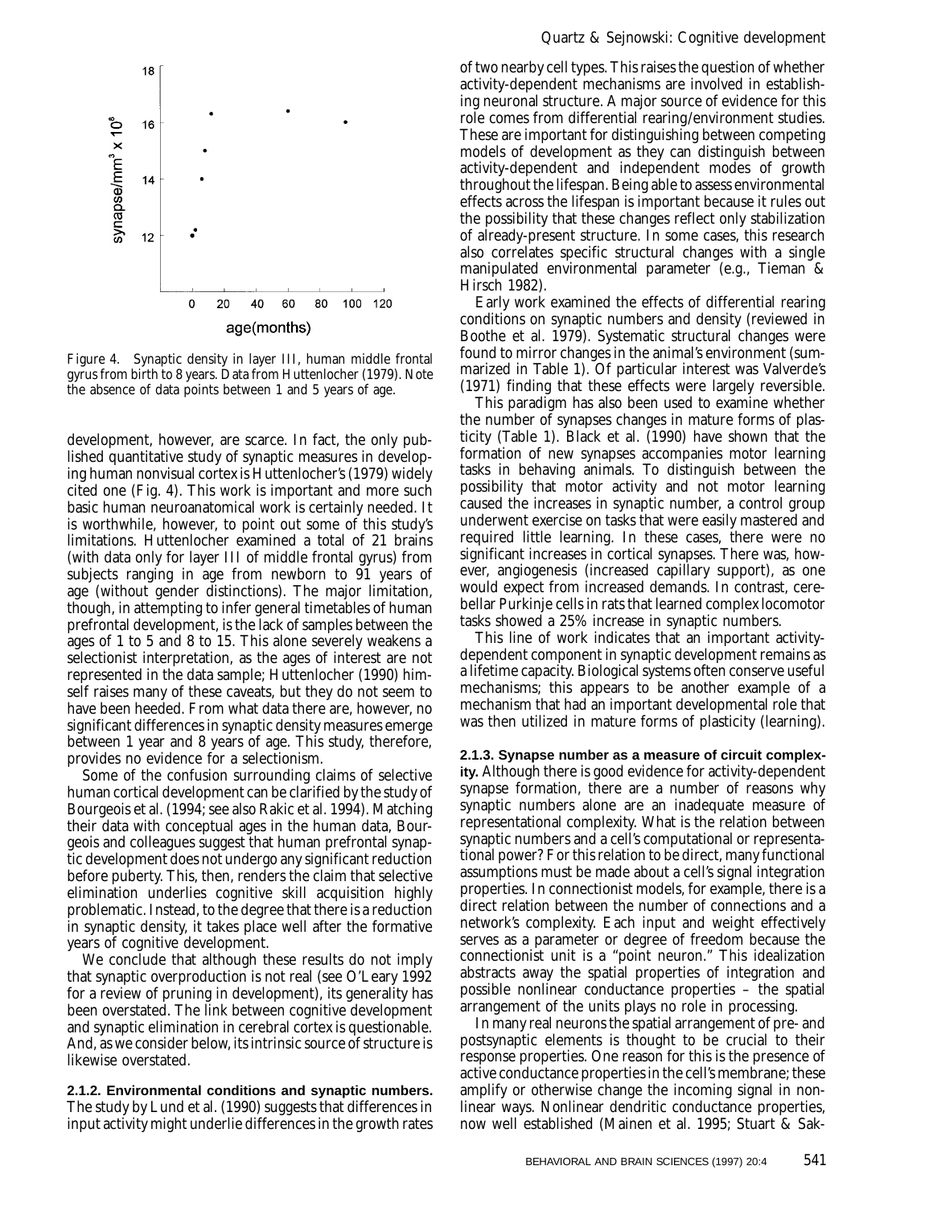Figure 4. Synaptic density in layer III, human middle frontal gyrus from birth to 8 years. Data from Huttenlocher (1979). Note the absence of data points between 1 and 5 years of age.

development, however, are scarce. In fact, the only published quantitative study of synaptic measures in developing human nonvisual cortex is Huttenlocher's (1979) widely cited one (Fig. 4). This work is important and more such basic human neuroanatomical work is certainly needed. It is worthwhile, however, to point out some of this study's limitations. Huttenlocher examined a total of 21 brains (with data only for layer III of middle frontal gyrus) from subjects ranging in age from newborn to 91 years of age (without gender distinctions). The major limitation, though, in attempting to infer general timetables of human prefrontal development, is the lack of samples between the ages of 1 to 5 and 8 to 15. This alone severely weakens a selectionist interpretation, as the ages of interest are not represented in the data sample; Huttenlocher (1990) himself raises many of these caveats, but they do not seem to have been heeded. From what data there are, however, no significant differences in synaptic density measures emerge between 1 year and 8 years of age. This study, therefore, provides no evidence for a selectionism.

Some of the confusion surrounding claims of selective human cortical development can be clarified by the study of Bourgeois et al. (1994; see also Rakic et al. 1994). Matching their data with conceptual ages in the human data, Bourgeois and colleagues suggest that human prefrontal synaptic development does not undergo any significant reduction before puberty. This, then, renders the claim that selective elimination underlies cognitive skill acquisition highly problematic. Instead, to the degree that there is a reduction in synaptic density, it takes place well after the formative years of cognitive development.

We conclude that although these results do not imply that synaptic overproduction is not real (see O'Leary 1992 for a review of pruning in development), its generality has been overstated. The link between cognitive development and synaptic elimination in cerebral cortex is questionable. And, as we consider below, its intrinsic source of structure is likewise overstated.

**2.1.2. Environmental conditions and synaptic numbers.** The study by Lund et al. (1990) suggests that differences in input activity might underlie differences in the growth rates of two nearby cell types. This raises the question of whether activity-dependent mechanisms are involved in establishing neuronal structure. A major source of evidence for this role comes from differential rearing/environment studies. These are important for distinguishing between competing models of development as they can distinguish between activity-dependent and independent modes of growth throughout the lifespan. Being able to assess environmental effects across the lifespan is important because it rules out the possibility that these changes reflect only stabilization of already-present structure. In some cases, this research also correlates specific structural changes with a single manipulated environmental parameter (e.g., Tieman & Hirsch 1982).

Early work examined the effects of differential rearing conditions on synaptic numbers and density (reviewed in Boothe et al. 1979). Systematic structural changes were found to mirror changes in the animal's environment (summarized in Table 1). Of particular interest was Valverde's (1971) finding that these effects were largely reversible.

This paradigm has also been used to examine whether the number of synapses changes in mature forms of plasticity (Table 1). Black et al. (1990) have shown that the formation of new synapses accompanies motor learning tasks in behaving animals. To distinguish between the possibility that motor activity and not motor learning caused the increases in synaptic number, a control group underwent exercise on tasks that were easily mastered and required little learning. In these cases, there were no significant increases in cortical synapses. There was, however, angiogenesis (increased capillary support), as one would expect from increased demands. In contrast, cerebellar Purkinje cells in rats that learned complex locomotor tasks showed a 25% increase in synaptic numbers.

This line of work indicates that an important activity-dependent component in synaptic development remains as a lifetime capacity. Biological systems often conserve useful mechanisms; this appears to be another example of a mechanism that had an important developmental role that was then utilized in mature forms of plasticity (learning).

**2.1.3. Synapse number as a measure of circuit complexity.** Although there is good evidence for activity-dependent synapse formation, there are a number of reasons why synaptic numbers alone are an inadequate measure of representational complexity. What is the relation between synaptic numbers and a cell's computational or representational power? For this relation to be direct, many functional assumptions must be made about a cell's signal integration properties. In connectionist models, for example, there is a direct relation between the number of connections and a network's complexity. Each input and weight effectively serves as a parameter or degree of freedom because the connectionist unit is a "point neuron." This idealization abstracts away the spatial properties of integration and possible nonlinear conductance properties – the spatial arrangement of the units plays no role in processing.

In many real neurons the spatial arrangement of pre- and postsynaptic elements is thought to be crucial to their response properties. One reason for this is the presence of active conductance properties in the cell's membrane; these amplify or otherwise change the incoming signal in nonlinear ways. Nonlinear dendritic conductance properties, now well established (Mainen et al. 1995; Stuart & Sak-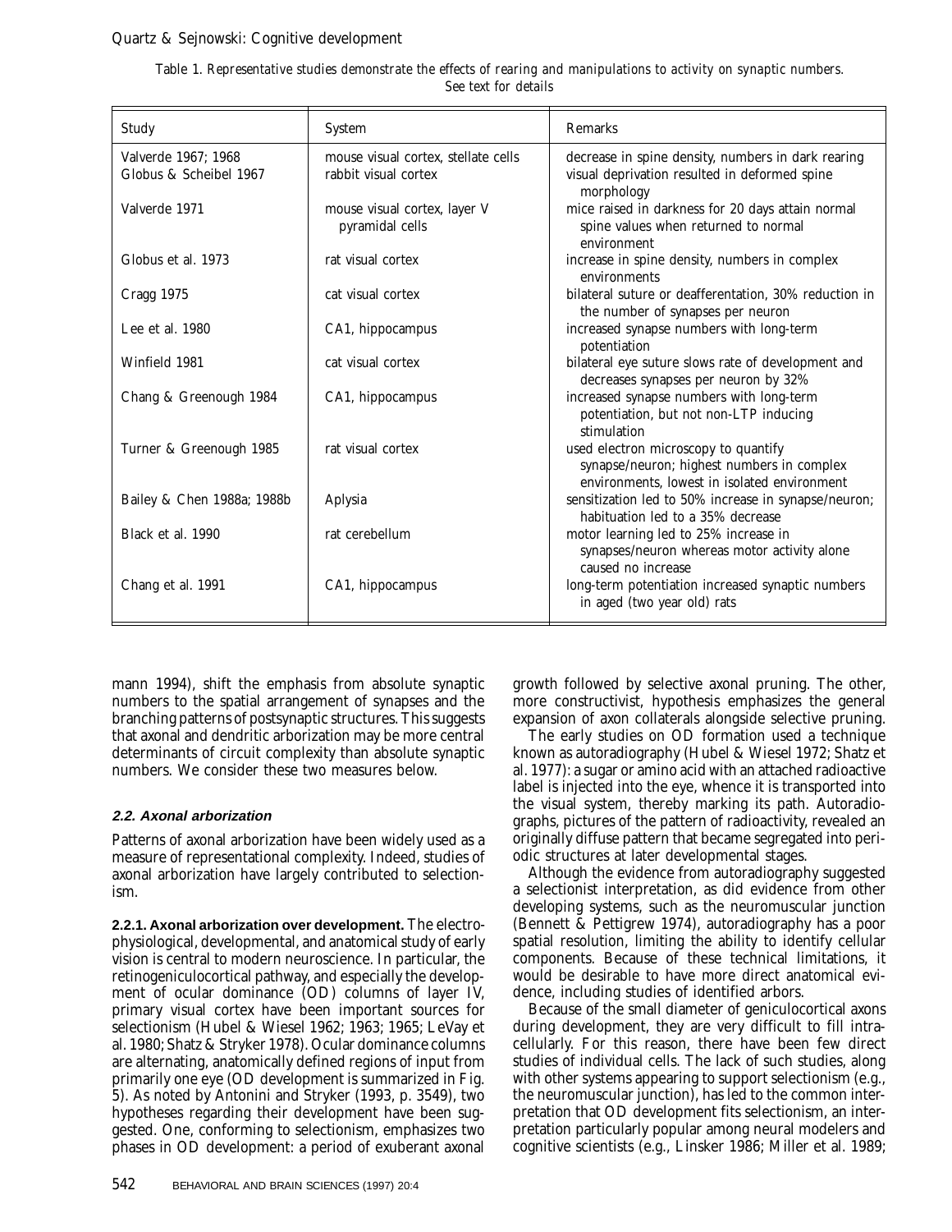Table 1. *Representative studies demonstrate the effects of rearing and manipulations to activity on synaptic numbers. See text for details*

| Study | System | Remarks |
|---|---|---|
| Valverde 1967; 1968 | mouse visual cortex, stellate cells | decrease in spine density, numbers in dark rearing |
| Globus & Scheibel 1967 | rabbit visual cortex | visual deprivation resulted in deformed spine morphology |
| Valverde 1971 | mouse visual cortex, layer V pyramidal cells | mice raised in darkness for 20 days attain normal spine values when returned to normal environment |
| Globus et al. 1973 | rat visual cortex | increase in spine density, numbers in complex environments |
| Cragg 1975 | cat visual cortex | bilateral suture or deafferentation, 30% reduction in the number of synapses per neuron |
| Lee et al. 1980 | CA1, hippocampus | increased synapse numbers with long-term potentiation |
| Winfield 1981 | cat visual cortex | bilateral eye suture slows rate of development and decreases synapses per neuron by 32% |
| Chang & Greenough 1984 | CA1, hippocampus | increased synapse numbers with long-term potentiation, but not non-LTP inducing stimulation |
| Turner & Greenough 1985 | rat visual cortex | used electron microscopy to quantify synapse/neuron; highest numbers in complex environments, lowest in isolated environment |
| Bailey & Chen 1988a; 1988b | Aplysia | sensitization led to 50% increase in synapse/neuron; habituation led to a 35% decrease |
| Black et al. 1990 | rat cerebellum | motor learning led to 25% increase in synapses/neuron whereas motor activity alone caused no increase |
| Chang et al. 1991 | CA1, hippocampus | long-term potentiation increased synaptic numbers in aged (two year old) rats |

mann 1994), shift the emphasis from absolute synaptic numbers to the spatial arrangement of synapses and the branching patterns of postsynaptic structures. This suggests that axonal and dendritic arborization may be more central determinants of circuit complexity than absolute synaptic numbers. We consider these two measures below.

### 2.2. Axonal arborization

Patterns of axonal arborization have been widely used as a measure of representational complexity. Indeed, studies of axonal arborization have largely contributed to selectionism.

**2.2.1. Axonal arborization over development.** The electrophysiological, developmental, and anatomical study of early vision is central to modern neuroscience. In particular, the retinogeniculocortical pathway, and especially the development of ocular dominance (OD) columns of layer IV, primary visual cortex have been important sources for selectionism (Hubel & Wiesel 1962; 1963; 1965; LeVay et al. 1980; Shatz & Stryker 1978). Ocular dominance columns are alternating, anatomically defined regions of input from primarily one eye (OD development is summarized in Fig. 5). As noted by Antonini and Stryker (1993, p. 3549), two hypotheses regarding their development have been suggested. One, conforming to selectionism, emphasizes two phases in OD development: a period of exuberant axonal growth followed by selective axonal pruning. The other, more constructivist, hypothesis emphasizes the general expansion of axon collaterals alongside selective pruning.

The early studies on OD formation used a technique known as autoradiography (Hubel & Wiesel 1972; Shatz et al. 1977): a sugar or amino acid with an attached radioactive label is injected into the eye, whence it is transported into the visual system, thereby marking its path. Autoradiographs, pictures of the pattern of radioactivity, revealed an originally diffuse pattern that became segregated into periodic structures at later developmental stages.

Although the evidence from autoradiography suggested a selectionist interpretation, as did evidence from other developing systems, such as the neuromuscular junction (Bennett & Pettigrew 1974), autoradiography has a poor spatial resolution, limiting the ability to identify cellular components. Because of these technical limitations, it would be desirable to have more direct anatomical evidence, including studies of identified arbors.

Because of the small diameter of geniculocortical axons during development, they are very difficult to fill intracellularly. For this reason, there have been few direct studies of individual cells. The lack of such studies, along with other systems appearing to support selectionism (e.g., the neuromuscular junction), has led to the common interpretation that OD development fits selectionism, an interpretation particularly popular among neural modelers and cognitive scientists (e.g., Linsker 1986; Miller et al. 1989;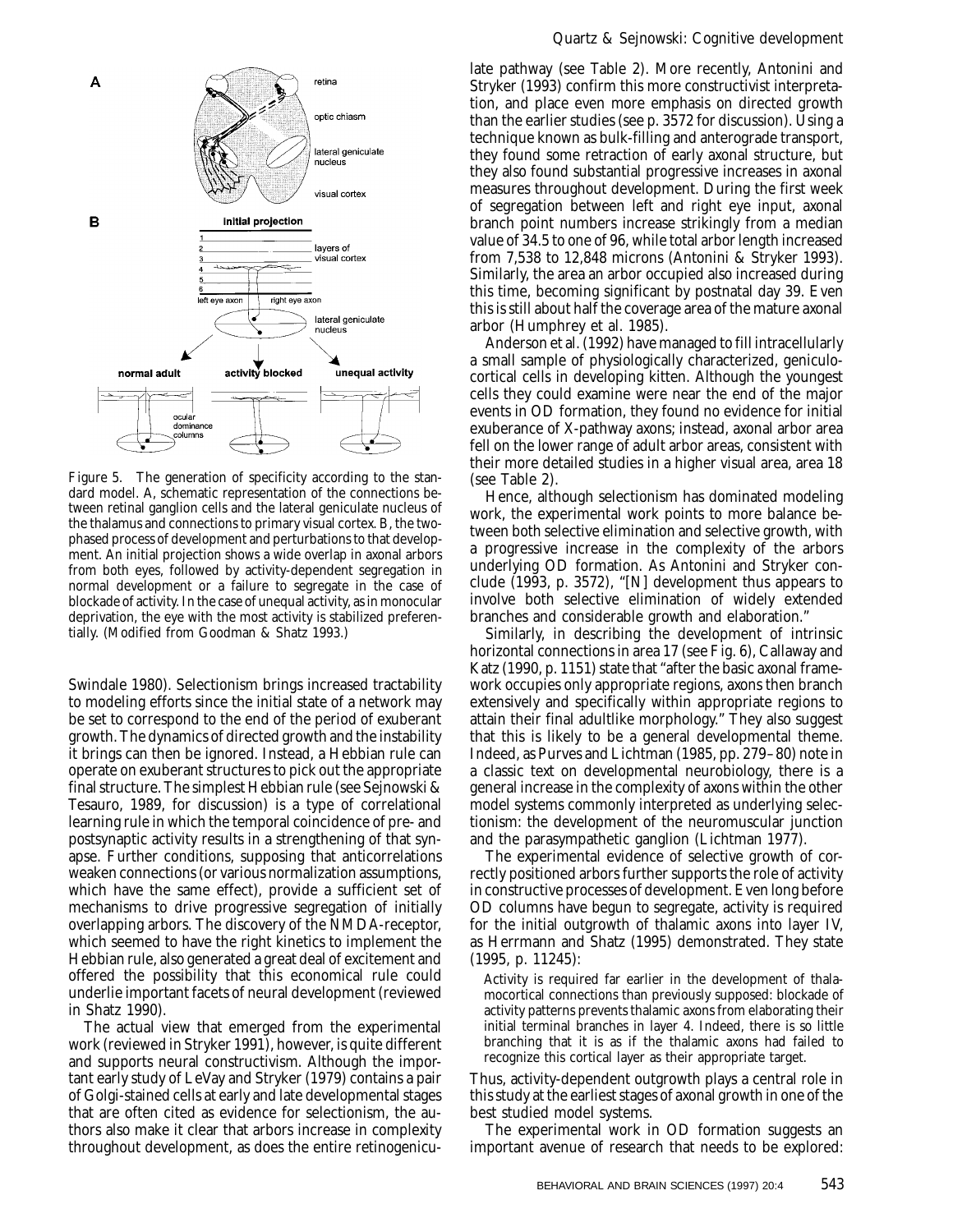Figure 5. The generation of specificity according to the standard model. A, schematic representation of the connections between retinal ganglion cells and the lateral geniculate nucleus of the thalamus and connections to primary visual cortex. B, the two-phased process of development and perturbations to that development. An initial projection shows a wide overlap in axonal arbors from both eyes, followed by activity-dependent segregation in normal development or a failure to segregate in the case of blockade of activity. In the case of unequal activity, as in monocular deprivation, the eye with the most activity is stabilized preferentially. (Modified from Goodman & Shatz 1993.)

Swindale 1980). Selectionism brings increased tractability to modeling efforts since the initial state of a network may be set to correspond to the end of the period of exuberant growth. The dynamics of directed growth and the instability it brings can then be ignored. Instead, a Hebbian rule can operate on exuberant structures to pick out the appropriate final structure. The simplest Hebbian rule (see Sejnowski & Tesauro, 1989, for discussion) is a type of correlational learning rule in which the temporal coincidence of pre- and postsynaptic activity results in a strengthening of that synapse. Further conditions, supposing that anticorrelations weaken connections (or various normalization assumptions, which have the same effect), provide a sufficient set of mechanisms to drive progressive segregation of initially overlapping arbors. The discovery of the NMDA-receptor, which seemed to have the right kinetics to implement the Hebbian rule, also generated a great deal of excitement and offered the possibility that this economical rule could underlie important facets of neural development (reviewed in Shatz 1990).

The actual view that emerged from the experimental work (reviewed in Stryker 1991), however, is quite different and supports neural constructivism. Although the important early study of LeVay and Stryker (1979) contains a pair of Golgi-stained cells at early and late developmental stages that are often cited as evidence for selectionism, the authors also make it clear that arbors increase in complexity throughout development, as does the entire retinogeniculate pathway (see Table 2). More recently, Antonini and Stryker (1993) confirm this more constructivist interpretation, and place even more emphasis on directed growth than the earlier studies (see p. 3572 for discussion). Using a technique known as bulk-filling and anterograde transport, they found some retraction of early axonal structure, but they also found substantial progressive increases in axonal measures throughout development. During the first week of segregation between left and right eye input, axonal branch point numbers increase strikingly from a median value of 34.5 to one of 96, while total arbor length increased from 7,538 to 12,848 microns (Antonini & Stryker 1993). Similarly, the area an arbor occupied also increased during this time, becoming significant by postnatal day 39. Even this is still about half the coverage area of the mature axonal arbor (Humphrey et al. 1985).

Anderson et al. (1992) have managed to fill intracellularly a small sample of physiologically characterized, geniculocortical cells in developing kitten. Although the youngest cells they could examine were near the end of the major events in OD formation, they found no evidence for initial exuberance of X-pathway axons; instead, axonal arbor area fell on the lower range of adult arbor areas, consistent with their more detailed studies in a higher visual area, area 18 (see Table 2).

Hence, although selectionism has dominated modeling work, the experimental work points to more balance between both selective elimination and selective growth, with a progressive increase in the complexity of the arbors underlying OD formation. As Antonini and Stryker conclude (1993, p. 3572), "[N] development thus appears to involve both selective elimination of widely extended branches and considerable growth and elaboration."

Similarly, in describing the development of intrinsic horizontal connections in area 17 (see Fig. 6), Callaway and Katz (1990, p. 1151) state that "after the basic axonal framework occupies only appropriate regions, axons then branch extensively and specifically within appropriate regions to attain their final adultlike morphology." They also suggest that this is likely to be a general developmental theme. Indeed, as Purves and Lichtman (1985, pp. 279–80) note in a classic text on developmental neurobiology, there is a general increase in the complexity of axons within the other model systems commonly interpreted as underlying selectionism: the development of the neuromuscular junction and the parasympathetic ganglion (Lichtman 1977).

The experimental evidence of selective growth of correctly positioned arbors further supports the role of activity in constructive processes of development. Even long before OD columns have begun to segregate, activity is required for the initial outgrowth of thalamic axons into layer IV, as Herrmann and Shatz (1995) demonstrated. They state (1995, p. 11245):

> Activity is required far earlier in the development of thalamocortical connections than previously supposed: blockade of activity patterns prevents thalamic axons from elaborating their initial terminal branches in layer 4. Indeed, there is so little branching that it is as if the thalamic axons had failed to recognize this cortical layer as their appropriate target.

Thus, activity-dependent outgrowth plays a central role in this study at the earliest stages of axonal growth in one of the best studied model systems.

The experimental work in OD formation suggests an important avenue of research that needs to be explored: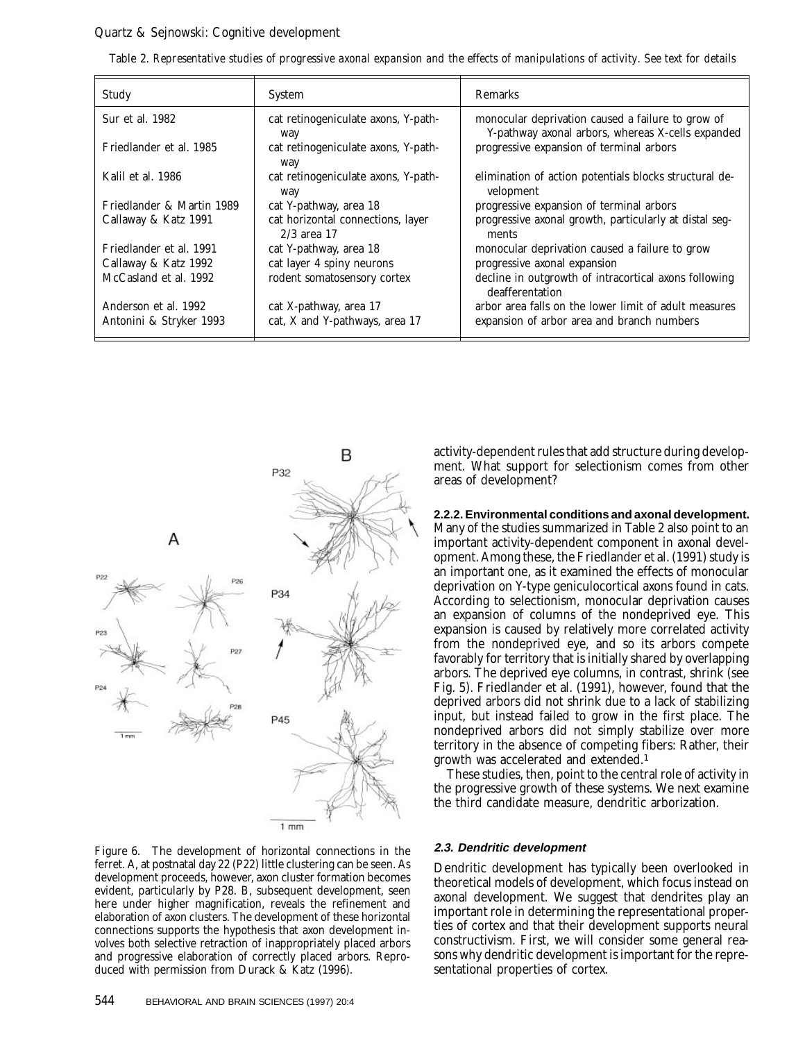Table 2. *Representative studies of progressive axonal expansion and the effects of manipulations of activity. See text for details*

| Study | System | Remarks |
|---|---|---|
| Sur et al. 1982 | cat retinogeniculate axons, Y-pathway | monocular deprivation caused a failure to grow of Y-pathway axonal arbors, whereas X-cells expanded |
| Friedlander et al. 1985 | cat retinogeniculate axons, Y-pathway | progressive expansion of terminal arbors |
| Kalil et al. 1986 | cat retinogeniculate axons, Y-pathway | elimination of action potentials blocks structural development |
| Friedlander & Martin 1989 | cat Y-pathway, area 18 | progressive expansion of terminal arbors |
| Callaway & Katz 1991 | cat horizontal connections, layer 2/3 area 17 | progressive axonal growth, particularly at distal segments |
| Friedlander et al. 1991 | cat Y-pathway, area 18 | monocular deprivation caused a failure to grow |
| Callaway & Katz 1992 | cat layer 4 spiny neurons | progressive axonal expansion |
| McCasland et al. 1992 | rodent somatosensory cortex | decline in outgrowth of intracortical axons following deafferentation |
| Anderson et al. 1992 | cat X-pathway, area 17 | arbor area falls on the lower limit of adult measures |
| Antonini & Stryker 1993 | cat, X and Y-pathways, area 17 | expansion of arbor area and branch numbers |

Figure 6. The development of horizontal connections in the ferret. A, at postnatal day 22 (P22) little clustering can be seen. As development proceeds, however, axon cluster formation becomes evident, particularly by P28. B, subsequent development, seen here under higher magnification, reveals the refinement and elaboration of axon clusters. The development of these horizontal connections supports the hypothesis that axon development involves both selective retraction of inappropriately placed arbors and progressive elaboration of correctly placed arbors. Reproduced with permission from Durack & Katz (1996).

activity-dependent rules that add structure during development. What support for selectionism comes from other areas of development?

**2.2.2. Environmental conditions and axonal development.** Many of the studies summarized in Table 2 also point to an important activity-dependent component in axonal development. Among these, the Friedlander et al. (1991) study is an important one, as it examined the effects of monocular deprivation on Y-type geniculocortical axons found in cats. According to selectionism, monocular deprivation causes an expansion of columns of the nondeprived eye. This expansion is caused by relatively more correlated activity from the nondeprived eye, and so its arbors compete favorably for territory that is initially shared by overlapping arbors. The deprived eye columns, in contrast, shrink (see Fig. 5). Friedlander et al. (1991), however, found that the deprived arbors did not shrink due to a lack of stabilizing input, but instead failed to grow in the first place. The nondeprived arbors did not simply stabilize over more territory in the absence of competing fibers: Rather, their growth was accelerated and extended.[1]

These studies, then, point to the central role of activity in the progressive growth of these systems. We next examine the third candidate measure, dendritic arborization.

### 2.3. Dendritic development

Dendritic development has typically been overlooked in theoretical models of development, which focus instead on axonal development. We suggest that dendrites play an important role in determining the representational properties of cortex and that their development supports neural constructivism. First, we will consider some general reasons why dendritic development is important for the representational properties of cortex.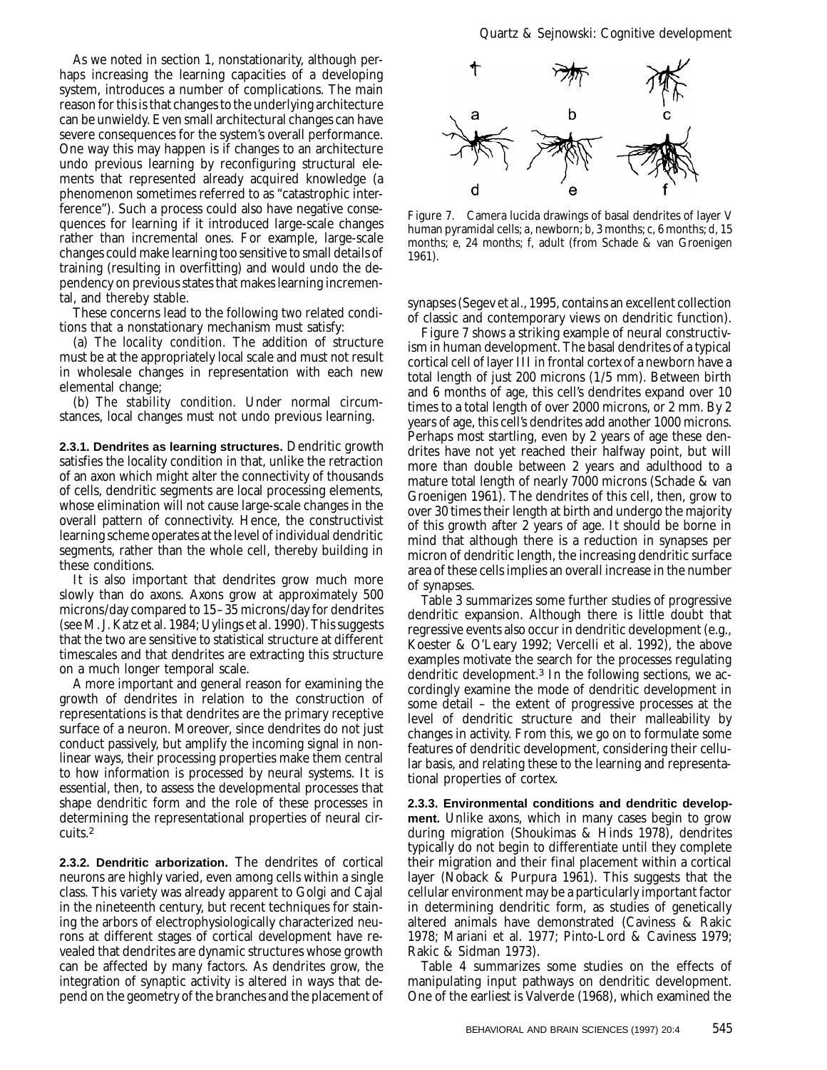As we noted in section 1, nonstationarity, although perhaps increasing the learning capacities of a developing system, introduces a number of complications. The main reason for this is that changes to the underlying architecture can be unwieldy. Even small architectural changes can have severe consequences for the system's overall performance. One way this may happen is if changes to an architecture undo previous learning by reconfiguring structural elements that represented already acquired knowledge (a phenomenon sometimes referred to as "catastrophic interference"). Such a process could also have negative consequences for learning if it introduced large-scale changes rather than incremental ones. For example, large-scale changes could make learning too sensitive to small details of training (resulting in overfitting) and would undo the dependency on previous states that makes learning incremental, and thereby stable.

These concerns lead to the following two related conditions that a nonstationary mechanism must satisfy:

(a) *The locality condition.* The addition of structure must be at the appropriately local scale and must not result in wholesale changes in representation with each new elemental change;

(b) *The stability condition.* Under normal circumstances, local changes must not undo previous learning.

**2.3.1. Dendrites as learning structures.** Dendritic growth satisfies the locality condition in that, unlike the retraction of an axon which might alter the connectivity of thousands of cells, dendritic segments are local processing elements, whose elimination will not cause large-scale changes in the overall pattern of connectivity. Hence, the constructivist learning scheme operates at the level of individual dendritic segments, rather than the whole cell, thereby building in these conditions.

It is also important that dendrites grow much more slowly than do axons. Axons grow at approximately 500 microns/day compared to 15–35 microns/day for dendrites (see M. J. Katz et al. 1984; Uylings et al. 1990). This suggests that the two are sensitive to statistical structure at different timescales and that dendrites are extracting this structure on a much longer temporal scale.

A more important and general reason for examining the growth of dendrites in relation to the construction of representations is that dendrites are the primary receptive surface of a neuron. Moreover, since dendrites do not just conduct passively, but amplify the incoming signal in nonlinear ways, their processing properties make them central to how information is processed by neural systems. It is essential, then, to assess the developmental processes that shape dendritic form and the role of these processes in determining the representational properties of neural circuits.[2]

**2.3.2. Dendritic arborization.** The dendrites of cortical neurons are highly varied, even among cells within a single class. This variety was already apparent to Golgi and Cajal in the nineteenth century, but recent techniques for staining the arbors of electrophysiologically characterized neurons at different stages of cortical development have revealed that dendrites are dynamic structures whose growth can be affected by many factors. As dendrites grow, the integration of synaptic activity is altered in ways that depend on the geometry of the branches and the placement of synapses (Segev et al., 1995, contains an excellent collection of classic and contemporary views on dendritic function).

Figure 7. Camera lucida drawings of basal dendrites of layer V human pyramidal cells; a, newborn; b, 3 months; c, 6 months; d, 15 months; e, 24 months; f, adult (from Schade & van Groenigen 1961).

Figure 7 shows a striking example of neural constructivism in human development. The basal dendrites of a typical cortical cell of layer III in frontal cortex of a newborn have a total length of just 200 microns (1/5 mm). Between birth and 6 months of age, this cell's dendrites expand over 10 times to a total length of over 2000 microns, or 2 mm. By 2 years of age, this cell's dendrites add another 1000 microns. Perhaps most startling, even by 2 years of age these dendrites have not yet reached their halfway point, but will more than double between 2 years and adulthood to a mature total length of nearly 7000 microns (Schade & van Groenigen 1961). The dendrites of this cell, then, grow to over 30 times their length at birth and undergo the majority of this growth after 2 years of age. It should be borne in mind that although there is a reduction in synapses per micron of dendritic length, the increasing dendritic surface area of these cells implies an overall increase in the number of synapses.

Table 3 summarizes some further studies of progressive dendritic expansion. Although there is little doubt that regressive events also occur in dendritic development (e.g., Koester & O'Leary 1992; Vercelli et al. 1992), the above examples motivate the search for the processes regulating dendritic development.[3] In the following sections, we accordingly examine the mode of dendritic development in some detail – the extent of progressive processes at the level of dendritic structure and their malleability by changes in activity. From this, we go on to formulate some features of dendritic development, considering their cellular basis, and relating these to the learning and representational properties of cortex.

**2.3.3. Environmental conditions and dendritic development.** Unlike axons, which in many cases begin to grow during migration (Shoukimas & Hinds 1978), dendrites typically do not begin to differentiate until they complete their migration and their final placement within a cortical layer (Noback & Purpura 1961). This suggests that the cellular environment may be a particularly important factor in determining dendritic form, as studies of genetically altered animals have demonstrated (Caviness & Rakic 1978; Mariani et al. 1977; Pinto-Lord & Caviness 1979; Rakic & Sidman 1973).

Table 4 summarizes some studies on the effects of manipulating input pathways on dendritic development. One of the earliest is Valverde (1968), which examined the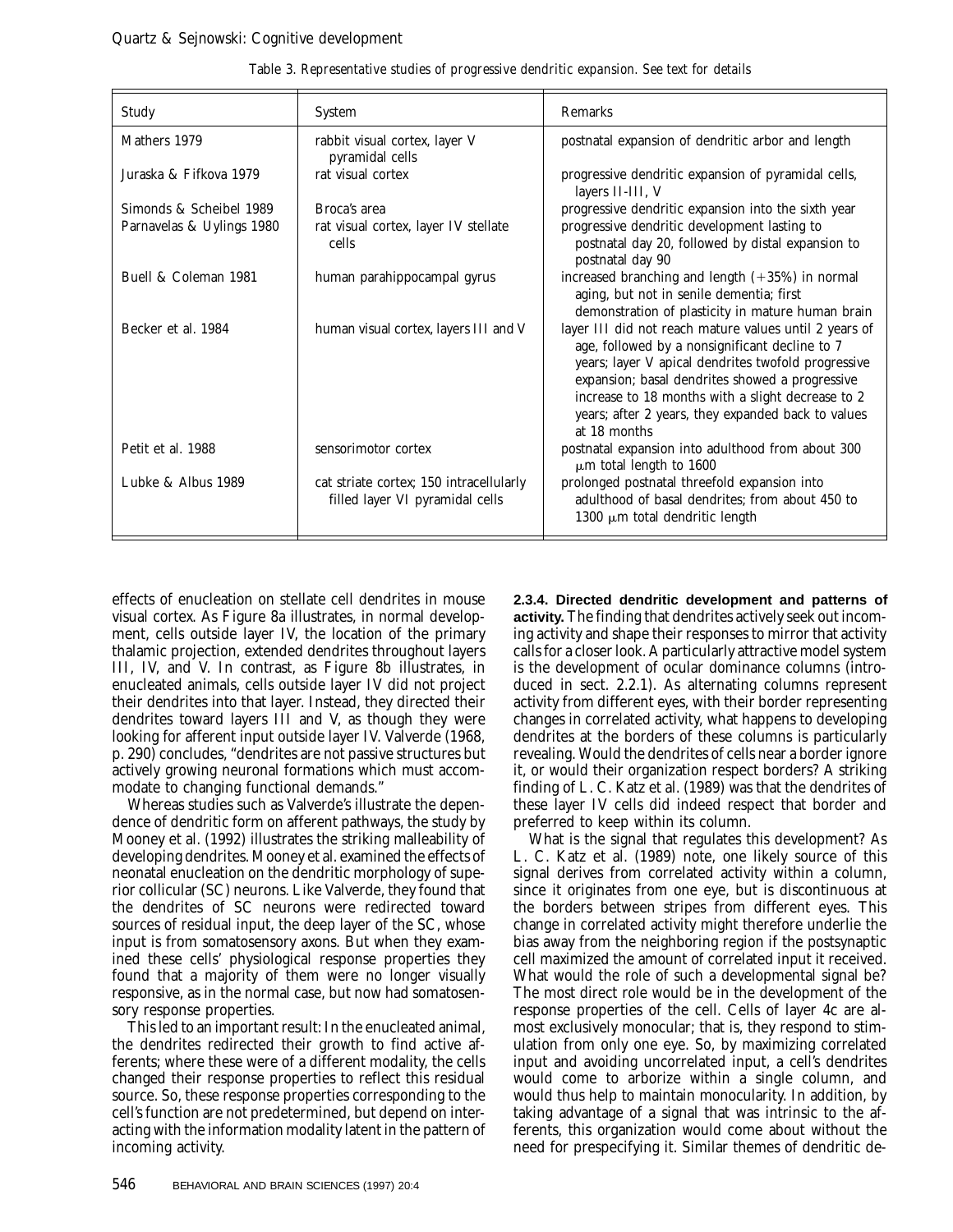Table 3. *Representative studies of progressive dendritic expansion. See text for details*

| Study | System | Remarks |
|---|---|---|
| Mathers 1979 | rabbit visual cortex, layer V pyramidal cells | postnatal expansion of dendritic arbor and length |
| Juraska & Fifkova 1979 | rat visual cortex | progressive dendritic expansion of pyramidal cells, layers II-III, V |
| Simonds & Scheibel 1989 | Broca's area | progressive dendritic expansion into the sixth year |
| Parnavelas & Uylings 1980 | rat visual cortex, layer IV stellate cells | progressive dendritic development lasting to postnatal day 20, followed by distal expansion to postnatal day 90 |
| Buell & Coleman 1981 | human parahippocampal gyrus | increased branching and length (+35%) in normal aging, but not in senile dementia; first demonstration of plasticity in mature human brain |
| Becker et al. 1984 | human visual cortex, layers III and V | layer III did not reach mature values until 2 years of age, followed by a nonsignificant decline to 7 years; layer V apical dendrites twofold progressive expansion; basal dendrites showed a progressive increase to 18 months with a slight decrease to 2 years; after 2 years, they expanded back to values at 18 months |
| Petit et al. 1988 | sensorimotor cortex | postnatal expansion into adulthood from about 300 μm total length to 1600 |
| Lubke & Albus 1989 | cat striate cortex; 150 intracellularly filled layer VI pyramidal cells | prolonged postnatal threefold expansion into adulthood of basal dendrites; from about 450 to 1300 μm total dendritic length |

effects of enucleation on stellate cell dendrites in mouse visual cortex. As Figure 8a illustrates, in normal development, cells outside layer IV, the location of the primary thalamic projection, extended dendrites throughout layers III, IV, and V. In contrast, as Figure 8b illustrates, in enucleated animals, cells outside layer IV did not project their dendrites into that layer. Instead, they directed their dendrites toward layers III and V, as though they were looking for afferent input outside layer IV. Valverde (1968, p. 290) concludes, "dendrites are not passive structures but actively growing neuronal formations which must accommodate to changing functional demands."

Whereas studies such as Valverde's illustrate the dependence of dendritic form on afferent pathways, the study by Mooney et al. (1992) illustrates the striking malleability of developing dendrites. Mooney et al. examined the effects of neonatal enucleation on the dendritic morphology of superior collicular (SC) neurons. Like Valverde, they found that the dendrites of SC neurons were redirected toward sources of residual input, the deep layer of the SC, whose input is from somatosensory axons. But when they examined these cells' physiological response properties they found that a majority of them were no longer visually responsive, as in the normal case, but now had somatosensory response properties.

This led to an important result: In the enucleated animal, the dendrites redirected their growth to find active afferents; where these were of a different modality, the cells changed their response properties to reflect this residual source. So, these response properties corresponding to the cell's function are not predetermined, but depend on interacting with the information modality latent in the pattern of incoming activity.

**2.3.4. Directed dendritic development and patterns of activity.** The finding that dendrites actively seek out incoming activity and shape their responses to mirror that activity calls for a closer look. A particularly attractive model system is the development of ocular dominance columns (introduced in sect. 2.2.1). As alternating columns represent activity from different eyes, with their border representing changes in correlated activity, what happens to developing dendrites at the borders of these columns is particularly revealing. Would the dendrites of cells near a border ignore it, or would their organization respect borders? A striking finding of L. C. Katz et al. (1989) was that the dendrites of these layer IV cells did indeed respect that border and preferred to keep within its column.

What is the signal that regulates this development? As L. C. Katz et al. (1989) note, one likely source of this signal derives from correlated activity within a column, since it originates from one eye, but is discontinuous at the borders between stripes from different eyes. This change in correlated activity might therefore underlie the bias away from the neighboring region if the postsynaptic cell maximized the amount of correlated input it received. What would the role of such a developmental signal be? The most direct role would be in the development of the response properties of the cell. Cells of layer 4c are almost exclusively monocular; that is, they respond to stimulation from only one eye. So, by maximizing correlated input and avoiding uncorrelated input, a cell's dendrites would come to arborize within a single column, and would thus help to maintain monocularity. In addition, by taking advantage of a signal that was intrinsic to the afferents, this organization would come about without the need for prespecifying it. Similar themes of dendritic de-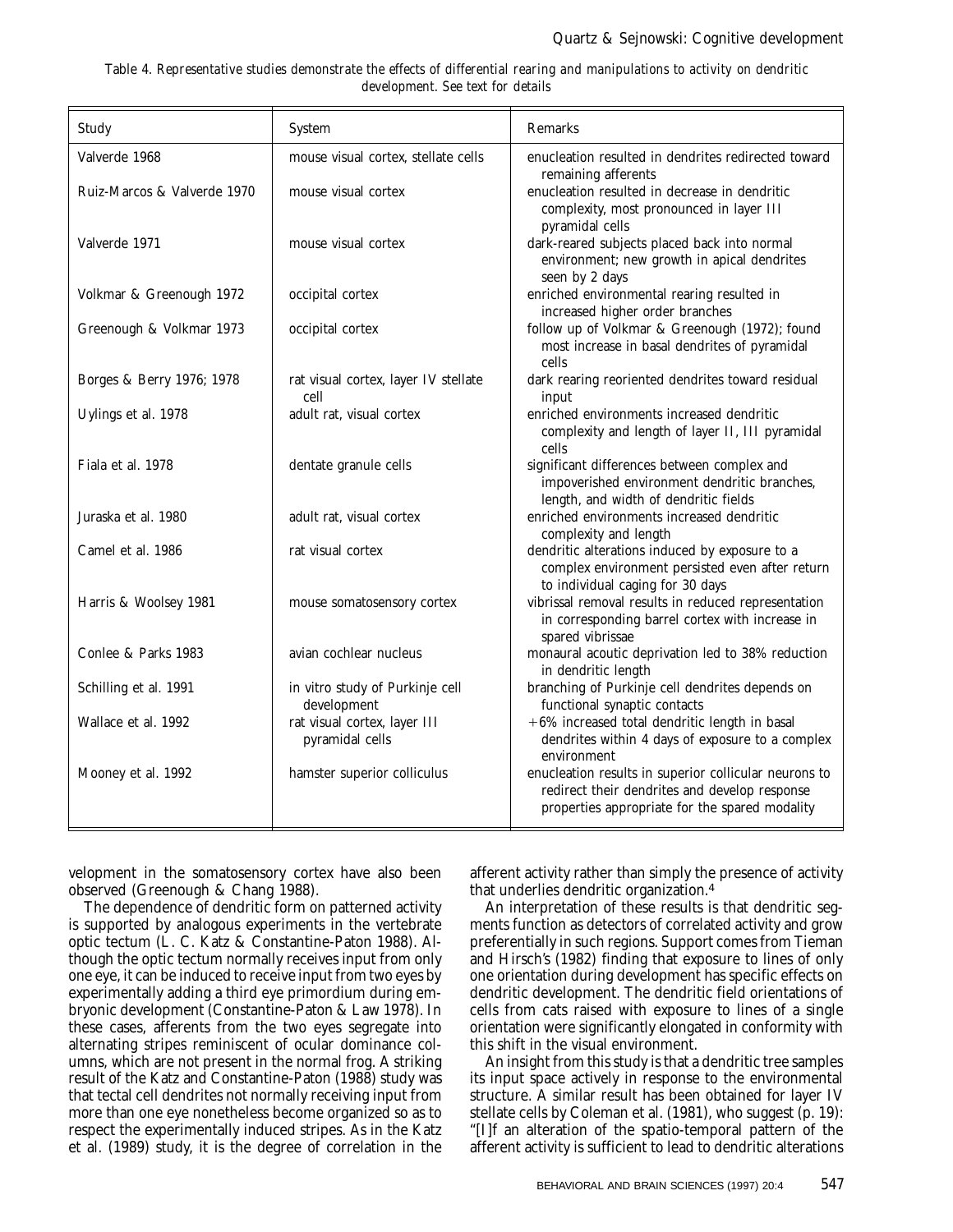Table 4. *Representative studies demonstrate the effects of differential rearing and manipulations to activity on dendritic development. See text for details*

| Study | System | Remarks |
| --- | --- | --- |
| Valverde 1968 | mouse visual cortex, stellate cells | enucleation resulted in dendrites redirected toward remaining afferents |
| Ruiz-Marcos & Valverde 1970 | mouse visual cortex | enucleation resulted in decrease in dendritic complexity, most pronounced in layer III pyramidal cells |
| Valverde 1971 | mouse visual cortex | dark-reared subjects placed back into normal environment; new growth in apical dendrites seen by 2 days |
| Volkmar & Greenough 1972 | occipital cortex | enriched environmental rearing resulted in increased higher order branches |
| Greenough & Volkmar 1973 | occipital cortex | follow up of Volkmar & Greenough (1972); found most increase in basal dendrites of pyramidal cells |
| Borges & Berry 1976; 1978 | rat visual cortex, layer IV stellate cell | dark rearing reoriented dendrites toward residual input |
| Uylings et al. 1978 | adult rat, visual cortex | enriched environments increased dendritic complexity and length of layer II, III pyramidal cells |
| Fiala et al. 1978 | dentate granule cells | significant differences between complex and impoverished environment dendritic branches, length, and width of dendritic fields |
| Juraska et al. 1980 | adult rat, visual cortex | enriched environments increased dendritic complexity and length |
| Camel et al. 1986 | rat visual cortex | dendritic alterations induced by exposure to a complex environment persisted even after return to individual caging for 30 days |
| Harris & Woolsey 1981 | mouse somatosensory cortex | vibrissal removal results in reduced representation in corresponding barrel cortex with increase in spared vibrissae |
| Conlee & Parks 1983 | avian cochlear nucleus | monaural acoutic deprivation led to 38% reduction in dendritic length |
| Schilling et al. 1991 | in vitro study of Purkinje cell development | branching of Purkinje cell dendrites depends on functional synaptic contacts |
| Wallace et al. 1992 | rat visual cortex, layer III pyramidal cells | +6% increased total dendritic length in basal dendrites within 4 days of exposure to a complex environment |
| Mooney et al. 1992 | hamster superior colliculus | enucleation results in superior collicular neurons to redirect their dendrites and develop response properties appropriate for the spared modality |

velopment in the somatosensory cortex have also been observed (Greenough & Chang 1988).

The dependence of dendritic form on patterned activity is supported by analogous experiments in the vertebrate optic tectum (L. C. Katz & Constantine-Paton 1988). Although the optic tectum normally receives input from only one eye, it can be induced to receive input from two eyes by experimentally adding a third eye primordium during embryonic development (Constantine-Paton & Law 1978). In these cases, afferents from the two eyes segregate into alternating stripes reminiscent of ocular dominance columns, which are not present in the normal frog. A striking result of the Katz and Constantine-Paton (1988) study was that tectal cell dendrites not normally receiving input from more than one eye nonetheless become organized so as to respect the experimentally induced stripes. As in the Katz et al. (1989) study, it is the degree of correlation in the afferent activity rather than simply the presence of activity that underlies dendritic organization.[4]

An interpretation of these results is that dendritic segments function as detectors of correlated activity and grow preferentially in such regions. Support comes from Tieman and Hirsch's (1982) finding that exposure to lines of only one orientation during development has specific effects on dendritic development. The dendritic field orientations of cells from cats raised with exposure to lines of a single orientation were significantly elongated in conformity with this shift in the visual environment.

An insight from this study is that a dendritic tree samples its input space actively in response to the environmental structure. A similar result has been obtained for layer IV stellate cells by Coleman et al. (1981), who suggest (p. 19): "[I]f an alteration of the spatio-temporal pattern of the afferent activity is sufficient to lead to dendritic alterations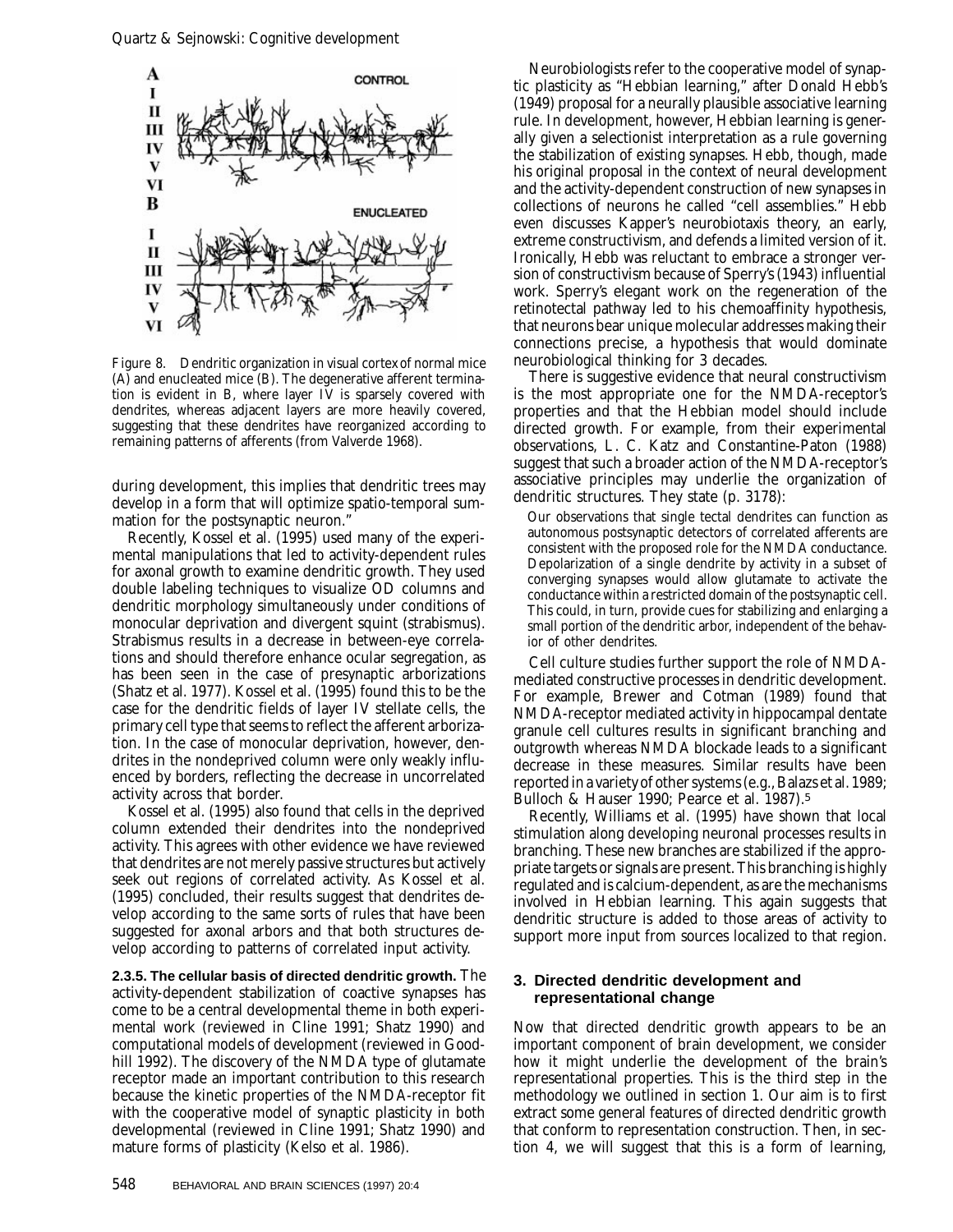Figure 8. Dendritic organization in visual cortex of normal mice (A) and enucleated mice (B). The degenerative afferent termination is evident in B, where layer IV is sparsely covered with dendrites, whereas adjacent layers are more heavily covered, suggesting that these dendrites have reorganized according to remaining patterns of afferents (from Valverde 1968).

during development, this implies that dendritic trees may develop in a form that will optimize spatio-temporal summation for the postsynaptic neuron."

Recently, Kossel et al. (1995) used many of the experimental manipulations that led to activity-dependent rules for axonal growth to examine dendritic growth. They used double labeling techniques to visualize OD columns and dendritic morphology simultaneously under conditions of monocular deprivation and divergent squint (strabismus). Strabismus results in a decrease in between-eye correlations and should therefore enhance ocular segregation, as has been seen in the case of presynaptic arborizations (Shatz et al. 1977). Kossel et al. (1995) found this to be the case for the dendritic fields of layer IV stellate cells, the primary cell type that seems to reflect the afferent arborization. In the case of monocular deprivation, however, dendrites in the nondeprived column were only weakly influenced by borders, reflecting the decrease in uncorrelated activity across that border.

Kossel et al. (1995) also found that cells in the deprived column extended their dendrites into the nondeprived activity. This agrees with other evidence we have reviewed that dendrites are not merely passive structures but actively seek out regions of correlated activity. As Kossel et al. (1995) concluded, their results suggest that dendrites develop according to the same sorts of rules that have been suggested for axonal arbors and that both structures develop according to patterns of correlated input activity.

**2.3.5. The cellular basis of directed dendritic growth.** The activity-dependent stabilization of coactive synapses has come to be a central developmental theme in both experimental work (reviewed in Cline 1991; Shatz 1990) and computational models of development (reviewed in Goodhill 1992). The discovery of the NMDA type of glutamate receptor made an important contribution to this research because the kinetic properties of the NMDA-receptor fit with the cooperative model of synaptic plasticity in both developmental (reviewed in Cline 1991; Shatz 1990) and mature forms of plasticity (Kelso et al. 1986).

Neurobiologists refer to the cooperative model of synaptic plasticity as "Hebbian learning," after Donald Hebb's (1949) proposal for a neurally plausible associative learning rule. In development, however, Hebbian learning is generally given a selectionist interpretation as a rule governing the stabilization of existing synapses. Hebb, though, made his original proposal in the context of neural development and the activity-dependent construction of new synapses in collections of neurons he called "cell assemblies." Hebb even discusses Kapper's neurobiotaxis theory, an early, extreme constructivism, and defends a limited version of it. Ironically, Hebb was reluctant to embrace a stronger version of constructivism because of Sperry's (1943) influential work. Sperry's elegant work on the regeneration of the retinotectal pathway led to his chemoaffinity hypothesis, that neurons bear unique molecular addresses making their connections precise, a hypothesis that would dominate neurobiological thinking for 3 decades.

There is suggestive evidence that neural constructivism is the most appropriate one for the NMDA-receptor's properties and that the Hebbian model should include directed growth. For example, from their experimental observations, L. C. Katz and Constantine-Paton (1988) suggest that such a broader action of the NMDA-receptor's associative principles may underlie the organization of dendritic structures. They state (p. 3178):

> Our observations that single tectal dendrites can function as autonomous postsynaptic detectors of correlated afferents are consistent with the proposed role for the NMDA conductance. Depolarization of a single dendrite by activity in a subset of converging synapses would allow glutamate to activate the conductance within a restricted domain of the postsynaptic cell. This could, in turn, provide cues for stabilizing and enlarging a small portion of the dendritic arbor, independent of the behavior of other dendrites.

Cell culture studies further support the role of NMDA-mediated constructive processes in dendritic development. For example, Brewer and Cotman (1989) found that NMDA-receptor mediated activity in hippocampal dentate granule cell cultures results in significant branching and outgrowth whereas NMDA blockade leads to a significant decrease in these measures. Similar results have been reported in a variety of other systems (e.g., Balazs et al. 1989; Bulloch & Hauser 1990; Pearce et al. 1987).[5]

Recently, Williams et al. (1995) have shown that local stimulation along developing neuronal processes results in branching. These new branches are stabilized if the appropriate targets or signals are present. This branching is highly regulated and is calcium-dependent, as are the mechanisms involved in Hebbian learning. This again suggests that dendritic structure is added to those areas of activity to support more input from sources localized to that region.

## 3. Directed dendritic development and representational change

Now that directed dendritic growth appears to be an important component of brain development, we consider how it might underlie the development of the brain's representational properties. This is the third step in the methodology we outlined in section 1. Our aim is to first extract some general features of directed dendritic growth that conform to representation construction. Then, in section 4, we will suggest that this is a form of learning,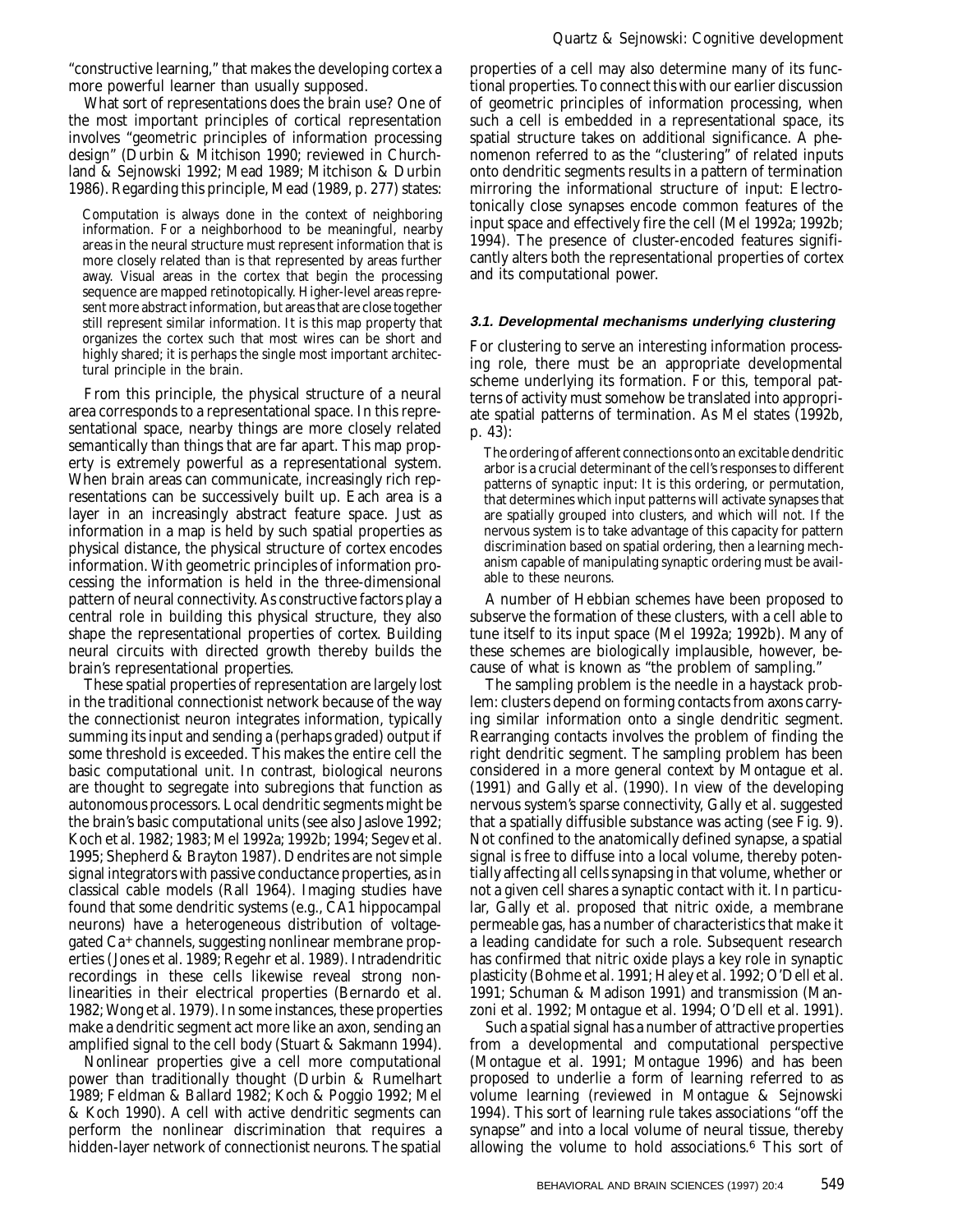"constructive learning," that makes the developing cortex a more powerful learner than usually supposed.

What sort of representations does the brain use? One of the most important principles of cortical representation involves "geometric principles of information processing design" (Durbin & Mitchison 1990; reviewed in Churchland & Sejnowski 1992; Mead 1989; Mitchison & Durbin 1986). Regarding this principle, Mead (1989, p. 277) states:

> Computation is always done in the context of neighboring information. For a neighborhood to be meaningful, nearby areas in the neural structure must represent information that is more closely related than is that represented by areas further away. Visual areas in the cortex that begin the processing sequence are mapped retinotopically. Higher-level areas represent more abstract information, but areas that are close together still represent similar information. It is this map property that organizes the cortex such that most wires can be short and highly shared; it is perhaps the single most important architectural principle in the brain.

From this principle, the physical structure of a neural area corresponds to a representational space. In this representational space, nearby things are more closely related semantically than things that are far apart. This map property is extremely powerful as a representational system. When brain areas can communicate, increasingly rich representations can be successively built up. Each area is a layer in an increasingly abstract feature space. Just as information in a map is held by such spatial properties as physical distance, the physical structure of cortex encodes information. With geometric principles of information processing the information is held in the three-dimensional pattern of neural connectivity. As constructive factors play a central role in building this physical structure, they also shape the representational properties of cortex. Building neural circuits with directed growth thereby builds the brain's representational properties.

These spatial properties of representation are largely lost in the traditional connectionist network because of the way the connectionist neuron integrates information, typically summing its input and sending a (perhaps graded) output if some threshold is exceeded. This makes the entire cell the basic computational unit. In contrast, biological neurons are thought to segregate into subregions that function as autonomous processors. Local dendritic segments might be the brain's basic computational units (see also Jaslove 1992; Koch et al. 1982; 1983; Mel 1992a; 1992b; 1994; Segev et al. 1995; Shepherd & Brayton 1987). Dendrites are not simple signal integrators with passive conductance properties, as in classical cable models (Rall 1964). Imaging studies have found that some dendritic systems (e.g., CA1 hippocampal neurons) have a heterogeneous distribution of voltage-gated $Ca^{+}$ channels, suggesting nonlinear membrane properties (Jones et al. 1989; Regehr et al. 1989). Intradendritic recordings in these cells likewise reveal strong nonlinearities in their electrical properties (Bernardo et al. 1982; Wong et al. 1979). In some instances, these properties make a dendritic segment act more like an axon, sending an amplified signal to the cell body (Stuart & Sakmann 1994).

Nonlinear properties give a cell more computational power than traditionally thought (Durbin & Rumelhart 1989; Feldman & Ballard 1982; Koch & Poggio 1992; Mel & Koch 1990). A cell with active dendritic segments can perform the nonlinear discrimination that requires a hidden-layer network of connectionist neurons. The spatial properties of a cell may also determine many of its functional properties. To connect this with our earlier discussion of geometric principles of information processing, when such a cell is embedded in a representational space, its spatial structure takes on additional significance. A phenomenon referred to as the "clustering" of related inputs onto dendritic segments results in a pattern of termination mirroring the informational structure of input: Electrotonically close synapses encode common features of the input space and effectively fire the cell (Mel 1992a; 1992b; 1994). The presence of cluster-encoded features significantly alters both the representational properties of cortex and its computational power.

### 3.1. Developmental mechanisms underlying clustering

For clustering to serve an interesting information processing role, there must be an appropriate developmental scheme underlying its formation. For this, temporal patterns of activity must somehow be translated into appropriate spatial patterns of termination. As Mel states (1992b, p. 43):

> The ordering of afferent connections onto an excitable dendritic arbor is a crucial determinant of the cell's responses to different patterns of synaptic input: It is this ordering, or permutation, that determines which input patterns will activate synapses that are spatially grouped into clusters, and which will not. If the nervous system is to take advantage of this capacity for pattern discrimination based on spatial ordering, then a learning mechanism capable of manipulating synaptic ordering must be available to these neurons.

A number of Hebbian schemes have been proposed to subserve the formation of these clusters, with a cell able to tune itself to its input space (Mel 1992a; 1992b). Many of these schemes are biologically implausible, however, because of what is known as "the problem of sampling."

The sampling problem is the needle in a haystack problem: clusters depend on forming contacts from axons carrying similar information onto a single dendritic segment. Rearranging contacts involves the problem of finding the right dendritic segment. The sampling problem has been considered in a more general context by Montague et al. (1991) and Gally et al. (1990). In view of the developing nervous system's sparse connectivity, Gally et al. suggested that a spatially diffusible substance was acting (see Fig. 9). Not confined to the anatomically defined synapse, a spatial signal is free to diffuse into a local volume, thereby potentially affecting all cells synapsing in that volume, whether or not a given cell shares a synaptic contact with it. In particular, Gally et al. proposed that nitric oxide, a membrane permeable gas, has a number of characteristics that make it a leading candidate for such a role. Subsequent research has confirmed that nitric oxide plays a key role in synaptic plasticity (Bohme et al. 1991; Haley et al. 1992; O'Dell et al. 1991; Schuman & Madison 1991) and transmission (Manzoni et al. 1992; Montague et al. 1994; O'Dell et al. 1991).

Such a spatial signal has a number of attractive properties from a developmental and computational perspective (Montague et al. 1991; Montague 1996) and has been proposed to underlie a form of learning referred to as volume learning (reviewed in Montague & Sejnowski 1994). This sort of learning rule takes associations "off the synapse" and into a local volume of neural tissue, thereby allowing the volume to hold associations.[6] This sort of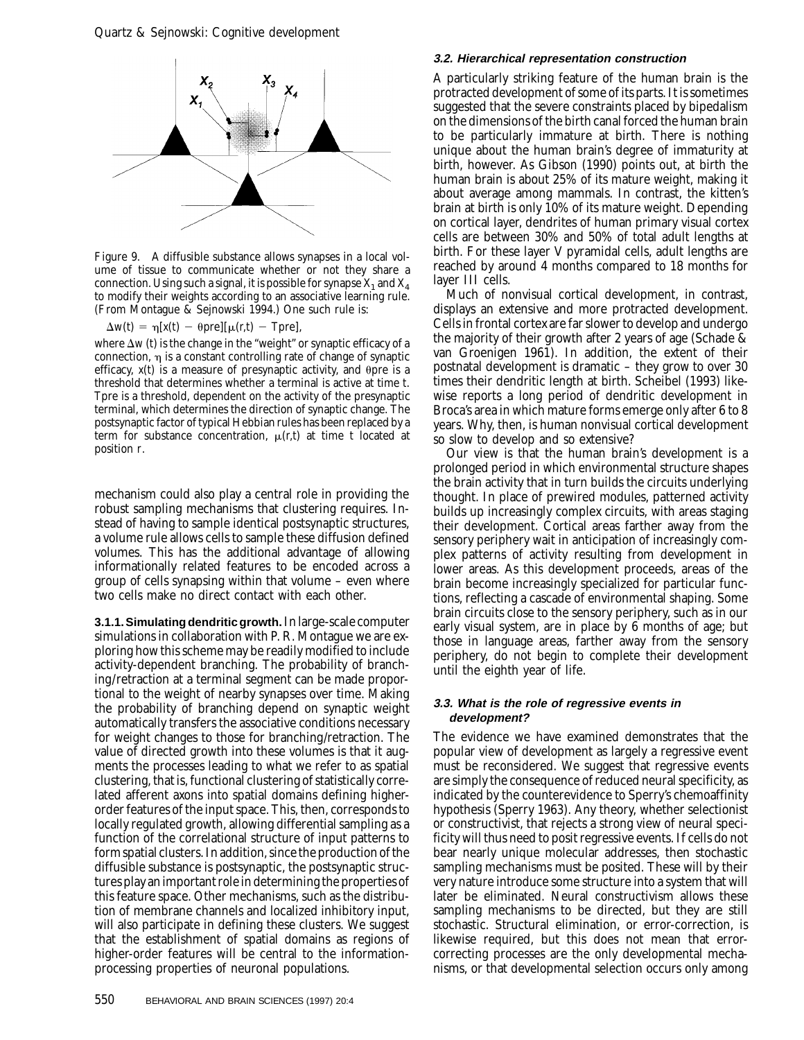Figure 9. A diffusible substance allows synapses in a local volume of tissue to communicate whether or not they share a connection. Using such a signal, it is possible for synapse $X_1$ and $X_4$ to modify their weights according to an associative learning rule. (From Montague & Sejnowski 1994.) One such rule is:

$$\Delta w(t) = \eta[x(t) - \theta pre][\mu(r,t) - Tpre],$$

where $\Delta w(t)$ is the change in the "weight" or synaptic efficacy of a connection, $\eta$ is a constant controlling rate of change of synaptic efficacy, $x(t)$ is a measure of presynaptic activity, and $\theta pre$ is a threshold that determines whether a terminal is active at time $t$. $Tpre$ is a threshold, dependent on the activity of the presynaptic terminal, which determines the direction of synaptic change. The postsynaptic factor of typical Hebbian rules has been replaced by a term for substance concentration, $\mu(r,t)$ at time $t$ located at position $r$.

mechanism could also play a central role in providing the robust sampling mechanisms that clustering requires. Instead of having to sample identical postsynaptic structures, a volume rule allows cells to sample these diffusion defined volumes. This has the additional advantage of allowing informationally related features to be encoded across a group of cells synapsing within that volume – even where two cells make no direct contact with each other.

**3.1.1. Simulating dendritic growth.** In large-scale computer simulations in collaboration with P. R. Montague we are exploring how this scheme may be readily modified to include activity-dependent branching. The probability of branching/retraction at a terminal segment can be made proportional to the weight of nearby synapses over time. Making the probability of branching depend on synaptic weight automatically transfers the associative conditions necessary for weight changes to those for branching/retraction. The value of directed growth into these volumes is that it augments the processes leading to what we refer to as spatial clustering, that is, functional clustering of statistically correlated afferent axons into spatial domains defining higher-order features of the input space. This, then, corresponds to locally regulated growth, allowing differential sampling as a function of the correlational structure of input patterns to form spatial clusters. In addition, since the production of the diffusible substance is postsynaptic, the postsynaptic structures play an important role in determining the properties of this feature space. Other mechanisms, such as the distribution of membrane channels and localized inhibitory input, will also participate in defining these clusters. We suggest that the establishment of spatial domains as regions of higher-order features will be central to the information-processing properties of neuronal populations.

### 3.2. Hierarchical representation construction

A particularly striking feature of the human brain is the protracted development of some of its parts. It is sometimes suggested that the severe constraints placed by bipedalism on the dimensions of the birth canal forced the human brain to be particularly immature at birth. There is nothing unique about the human brain's degree of immaturity at birth, however. As Gibson (1990) points out, at birth the human brain is about 25% of its mature weight, making it about average among mammals. In contrast, the kitten's brain at birth is only 10% of its mature weight. Depending on cortical layer, dendrites of human primary visual cortex cells are between 30% and 50% of total adult lengths at birth. For these layer V pyramidal cells, adult lengths are reached by around 4 months compared to 18 months for layer III cells.

Much of nonvisual cortical development, in contrast, displays an extensive and more protracted development. Cells in frontal cortex are far slower to develop and undergo the majority of their growth after 2 years of age (Schade & van Groenigen 1961). In addition, the extent of their postnatal development is dramatic – they grow to over 30 times their dendritic length at birth. Scheibel (1993) likewise reports a long period of dendritic development in Broca's area in which mature forms emerge only after 6 to 8 years. Why, then, is human nonvisual cortical development so slow to develop and so extensive?

Our view is that the human brain's development is a prolonged period in which environmental structure shapes the brain activity that in turn builds the circuits underlying thought. In place of prewired modules, patterned activity builds up increasingly complex circuits, with areas staging their development. Cortical areas farther away from the sensory periphery wait in anticipation of increasingly complex patterns of activity resulting from development in lower areas. As this development proceeds, areas of the brain become increasingly specialized for particular functions, reflecting a cascade of environmental shaping. Some brain circuits close to the sensory periphery, such as in our early visual system, are in place by 6 months of age; but those in language areas, farther away from the sensory periphery, do not begin to complete their development until the eighth year of life.

### 3.3. What is the role of regressive events in development?

The evidence we have examined demonstrates that the popular view of development as largely a regressive event must be reconsidered. We suggest that regressive events are simply the consequence of reduced neural specificity, as indicated by the counterevidence to Sperry's chemoaffinity hypothesis (Sperry 1963). Any theory, whether selectionist or constructivist, that rejects a strong view of neural specificity will thus need to posit regressive events. If cells do not bear nearly unique molecular addresses, then stochastic sampling mechanisms must be posited. These will by their very nature introduce some structure into a system that will later be eliminated. Neural constructivism allows these sampling mechanisms to be directed, but they are still stochastic. Structural elimination, or error-correction, is likewise required, but this does not mean that error-correcting processes are the only developmental mechanisms, or that developmental selection occurs only among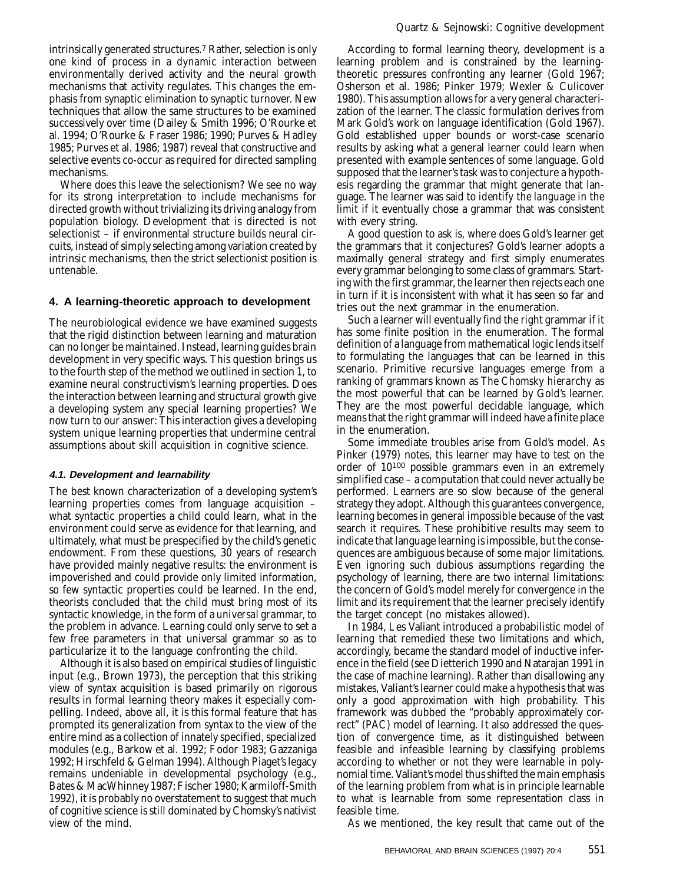intrinsically generated structures.[7] Rather, selection is only one kind of process in a *dynamic interaction* between environmentally derived activity and the neural growth mechanisms that activity regulates. This changes the emphasis from synaptic elimination to synaptic turnover. New techniques that allow the same structures to be examined successively over time (Dailey & Smith 1996; O'Rourke et al. 1994; O'Rourke & Fraser 1986; 1990; Purves & Hadley 1985; Purves et al. 1986; 1987) reveal that constructive and selective events co-occur as required for directed sampling mechanisms.

Where does this leave the selectionism? We see no way for its strong interpretation to include mechanisms for directed growth without trivializing its driving analogy from population biology. Development that is directed is not selectionist – if environmental structure builds neural circuits, instead of simply selecting among variation created by intrinsic mechanisms, then the strict selectionist position is untenable.

## 4. A learning-theoretic approach to development

The neurobiological evidence we have examined suggests that the rigid distinction between learning and maturation can no longer be maintained. Instead, learning guides brain development in very specific ways. This question brings us to the fourth step of the method we outlined in section 1, to examine neural constructivism's learning properties. Does the interaction between learning and structural growth give a developing system any special learning properties? We now turn to our answer: This interaction gives a developing system unique learning properties that undermine central assumptions about skill acquisition in cognitive science.

### 4.1. Development and learnability

The best known characterization of a developing system's learning properties comes from language acquisition – what syntactic properties a child could learn, what in the environment could serve as evidence for that learning, and ultimately, what must be prespecified by the child's genetic endowment. From these questions, 30 years of research have provided mainly negative results: the environment is impoverished and could provide only limited information, so few syntactic properties could be learned. In the end, theorists concluded that the child must bring most of its syntactic knowledge, in the form of a *universal grammar*, to the problem in advance. Learning could only serve to set a few free parameters in that universal grammar so as to particularize it to the language confronting the child.

Although it is also based on empirical studies of linguistic input (e.g., Brown 1973), the perception that this striking view of syntax acquisition is based primarily on rigorous results in formal learning theory makes it especially compelling. Indeed, above all, it is this formal feature that has prompted its generalization from syntax to the view of the entire mind as a collection of innately specified, specialized modules (e.g., Barkow et al. 1992; Fodor 1983; Gazzaniga 1992; Hirschfeld & Gelman 1994). Although Piaget's legacy remains undeniable in developmental psychology (e.g., Bates & MacWhinney 1987; Fischer 1980; Karmiloff-Smith 1992), it is probably no overstatement to suggest that much of cognitive science is still dominated by Chomsky's nativist view of the mind.

According to formal learning theory, development is a learning problem and is constrained by the learning-theoretic pressures confronting any learner (Gold 1967; Osherson et al. 1986; Pinker 1979; Wexler & Culicover 1980). This assumption allows for a very general characterization of the learner. The classic formulation derives from Mark Gold's work on language identification (Gold 1967). Gold established upper bounds or worst-case scenario results by asking what a general learner could learn when presented with example sentences of some language. Gold supposed that the learner's task was to conjecture a hypothesis regarding the grammar that might generate that language. The learner was said to *identify the language in the limit* if it eventually chose a grammar that was consistent with every string.

A good question to ask is, where does Gold's learner get the grammars that it conjectures? Gold's learner adopts a maximally general strategy and first simply enumerates every grammar belonging to some class of grammars. Starting with the first grammar, the learner then rejects each one in turn if it is inconsistent with what it has seen so far and tries out the next grammar in the enumeration.

Such a learner will eventually find the right grammar if it has some finite position in the enumeration. The formal definition of a language from mathematical logic lends itself to formulating the languages that can be learned in this scenario. Primitive recursive languages emerge from a ranking of grammars known as *The Chomsky hierarchy* as the most powerful that can be learned by Gold's learner. They are the most powerful decidable language, which means that the right grammar will indeed have a finite place in the enumeration.

Some immediate troubles arise from Gold's model. As Pinker (1979) notes, this learner may have to test on the order of $10^{100}$ possible grammars even in an extremely simplified case – a computation that could never actually be performed. Learners are so slow because of the general strategy they adopt. Although this guarantees convergence, learning becomes in general impossible because of the vast search it requires. These prohibitive results may seem to indicate that language learning is impossible, but the consequences are ambiguous because of some major limitations. Even ignoring such dubious assumptions regarding the psychology of learning, there are two internal limitations: the concern of Gold's model merely for convergence in the limit and its requirement that the learner precisely identify the target concept (no mistakes allowed).

In 1984, Les Valiant introduced a probabilistic model of learning that remedied these two limitations and which, accordingly, became the standard model of inductive inference in the field (see Dietterich 1990 and Natarajan 1991 in the case of machine learning). Rather than disallowing any mistakes, Valiant's learner could make a hypothesis that was only a good approximation with high probability. This framework was dubbed the "probably approximately correct" (PAC) model of learning. It also addressed the question of convergence time, as it distinguished between feasible and infeasible learning by classifying problems according to whether or not they were learnable in polynomial time. Valiant's model thus shifted the main emphasis of the learning problem from what is in principle learnable to what is learnable from some representation class in feasible time.

As we mentioned, the key result that came out of the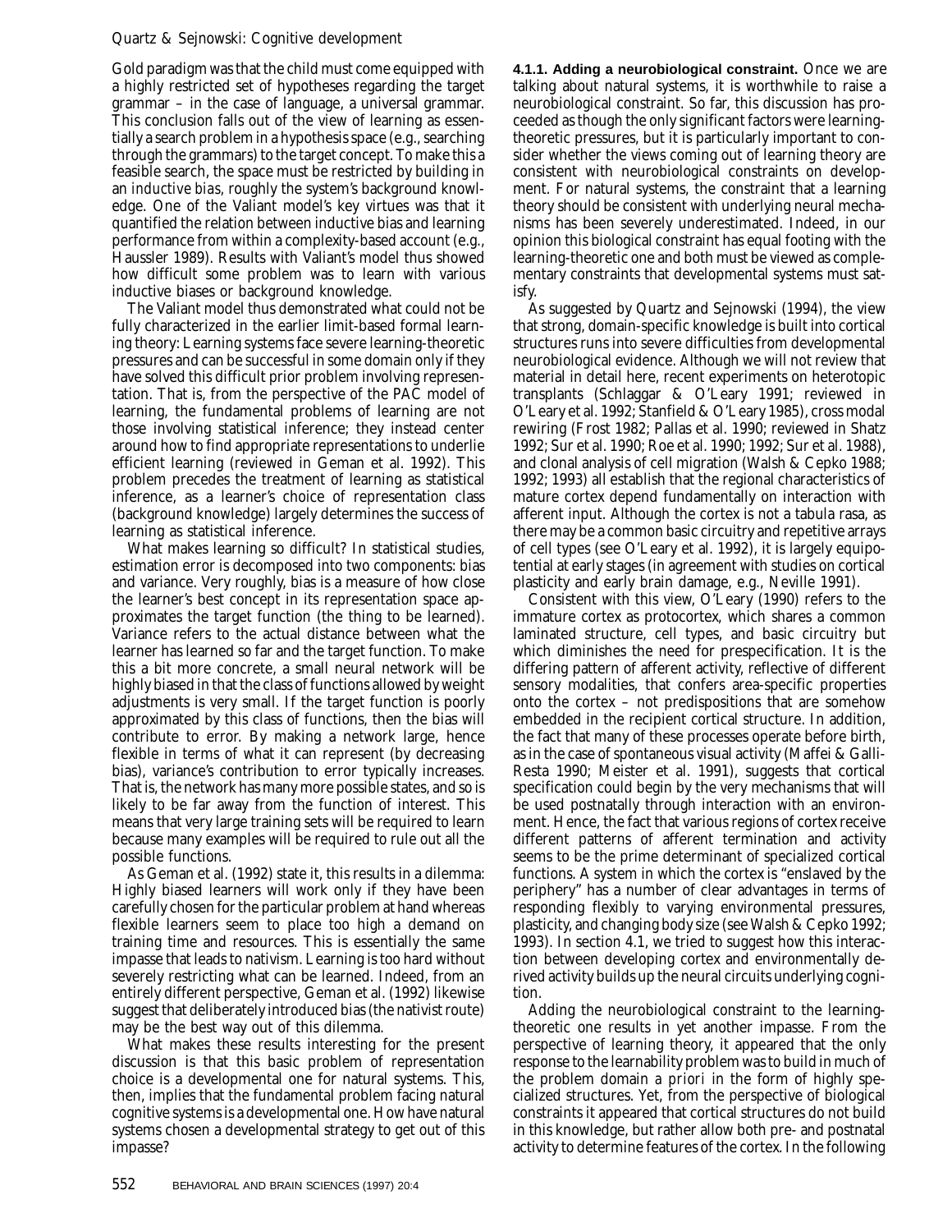Gold paradigm was that the child must come equipped with a highly restricted set of hypotheses regarding the target grammar – in the case of language, a universal grammar. This conclusion falls out of the view of learning as essentially a search problem in a hypothesis space (e.g., searching through the grammars) to the target concept. To make this a feasible search, the space must be restricted by building in an *inductive bias*, roughly the system's background knowledge. One of the Valiant model's key virtues was that it quantified the relation between inductive bias and learning performance from within a complexity-based account (e.g., Haussler 1989). Results with Valiant's model thus showed how difficult some problem was to learn with various inductive biases or background knowledge.

The Valiant model thus demonstrated what could not be fully characterized in the earlier limit-based formal learning theory: Learning systems face severe learning-theoretic pressures and can be successful in some domain only if they have solved this difficult prior problem involving representation. That is, from the perspective of the PAC model of learning, the fundamental problems of learning are not those involving statistical inference; they instead center around how to find appropriate representations to underlie efficient learning (reviewed in Geman et al. 1992). This problem precedes the treatment of learning as statistical inference, as a learner's choice of representation class (background knowledge) largely determines the success of learning as statistical inference.

What makes learning so difficult? In statistical studies, estimation error is decomposed into two components: bias and variance. Very roughly, bias is a measure of how close the learner's best concept in its representation space approximates the target function (the thing to be learned). Variance refers to the actual distance between what the learner has learned so far and the target function. To make this a bit more concrete, a small neural network will be highly biased in that the class of functions allowed by weight adjustments is very small. If the target function is poorly approximated by this class of functions, then the bias will contribute to error. By making a network large, hence flexible in terms of what it can represent (by decreasing bias), variance's contribution to error typically increases. That is, the network has many more possible states, and so is likely to be far away from the function of interest. This means that very large training sets will be required to learn because many examples will be required to rule out all the possible functions.

As Geman et al. (1992) state it, this results in a dilemma: Highly biased learners will work only if they have been carefully chosen for the particular problem at hand whereas flexible learners seem to place too high a demand on training time and resources. This is essentially the same impasse that leads to nativism. Learning is too hard without severely restricting what can be learned. Indeed, from an entirely different perspective, Geman et al. (1992) likewise suggest that deliberately introduced bias (the nativist route) may be the best way out of this dilemma.

What makes these results interesting for the present discussion is that this basic problem of representation choice is a developmental one for natural systems. This, then, implies that the fundamental problem facing natural cognitive systems is a developmental one. How have natural systems chosen a developmental strategy to get out of this impasse?

**4.1.1. Adding a neurobiological constraint.** Once we are talking about natural systems, it is worthwhile to raise a neurobiological constraint. So far, this discussion has proceeded as though the only significant factors were learning-theoretic pressures, but it is particularly important to consider whether the views coming out of learning theory are consistent with neurobiological constraints on development. For natural systems, the constraint that a learning theory should be consistent with underlying neural mechanisms has been severely underestimated. Indeed, in our opinion this biological constraint has equal footing with the learning-theoretic one and both must be viewed as complementary constraints that developmental systems must satisfy.

As suggested by Quartz and Sejnowski (1994), the view that strong, domain-specific knowledge is built into cortical structures runs into severe difficulties from developmental neurobiological evidence. Although we will not review that material in detail here, recent experiments on heterotopic transplants (Schlaggar & O'Leary 1991; reviewed in O'Leary et al. 1992; Stanfield & O'Leary 1985), cross modal rewiring (Frost 1982; Pallas et al. 1990; reviewed in Shatz 1992; Sur et al. 1990; Roe et al. 1990; 1992; Sur et al. 1988), and clonal analysis of cell migration (Walsh & Cepko 1988; 1992; 1993) all establish that the regional characteristics of mature cortex depend fundamentally on interaction with afferent input. Although the cortex is not a tabula rasa, as there may be a common basic circuitry and repetitive arrays of cell types (see O'Leary et al. 1992), it is largely equipotential at early stages (in agreement with studies on cortical plasticity and early brain damage, e.g., Neville 1991).

Consistent with this view, O'Leary (1990) refers to the immature cortex as protocortex, which shares a common laminated structure, cell types, and basic circuitry but which diminishes the need for prespecification. It is the differing pattern of afferent activity, reflective of different sensory modalities, that confers area-specific properties onto the cortex – not predispositions that are somehow embedded in the recipient cortical structure. In addition, the fact that many of these processes operate before birth, as in the case of spontaneous visual activity (Maffei & Galli-Resta 1990; Meister et al. 1991), suggests that cortical specification could begin by the very mechanisms that will be used postnatally through interaction with an environment. Hence, the fact that various regions of cortex receive different patterns of afferent termination and activity seems to be the prime determinant of specialized cortical functions. A system in which the cortex is "enslaved by the periphery" has a number of clear advantages in terms of responding flexibly to varying environmental pressures, plasticity, and changing body size (see Walsh & Cepko 1992; 1993). In section 4.1, we tried to suggest how this interaction between developing cortex and environmentally derived activity builds up the neural circuits underlying cognition.

Adding the neurobiological constraint to the learning-theoretic one results in yet another impasse. From the perspective of learning theory, it appeared that the only response to the learnability problem was to build in much of the problem domain *a priori* in the form of highly specialized structures. Yet, from the perspective of biological constraints it appeared that cortical structures do not build in this knowledge, but rather allow both pre- and postnatal activity to determine features of the cortex. In the following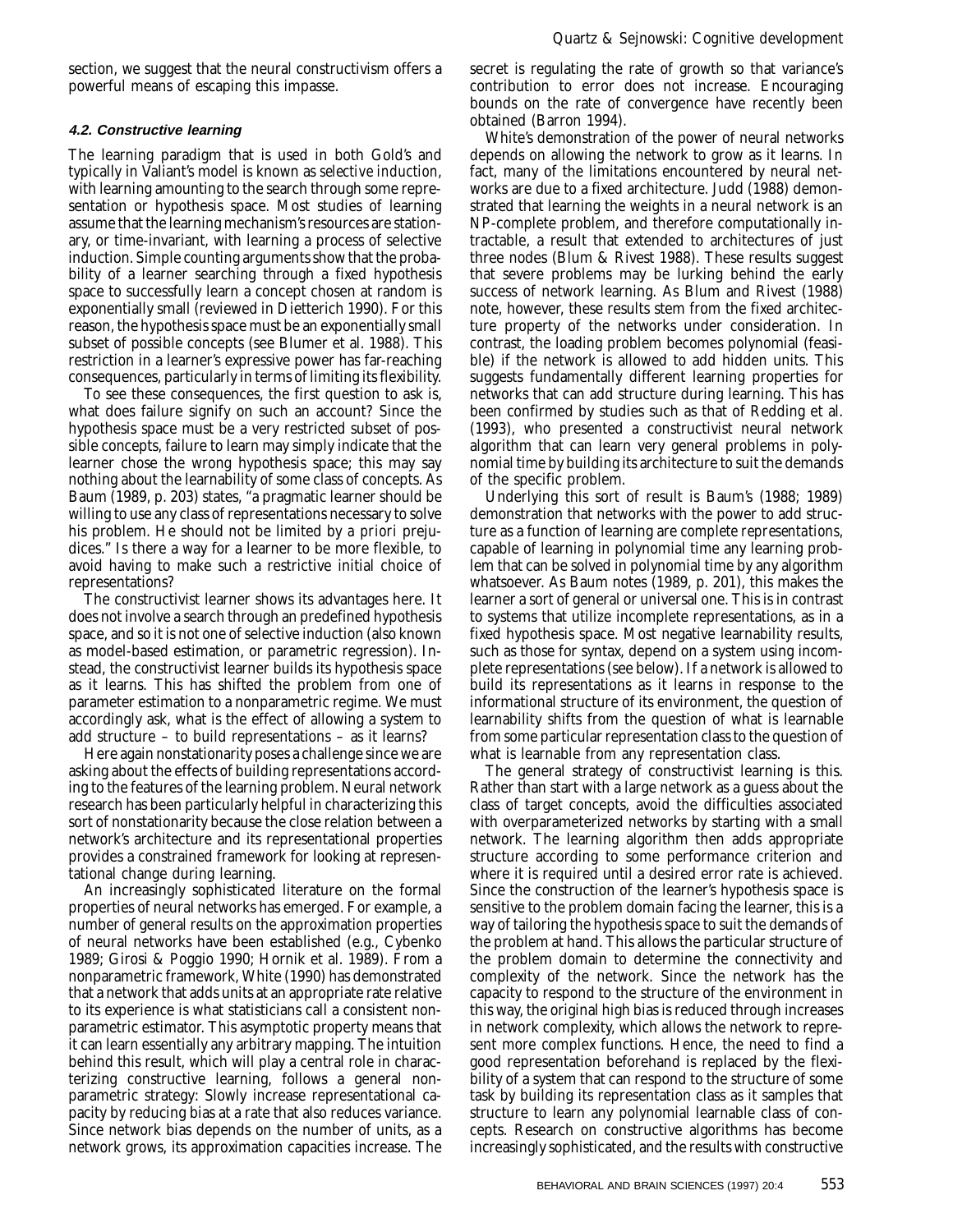section, we suggest that the neural constructivism offers a powerful means of escaping this impasse.

### 4.2. Constructive learning

The learning paradigm that is used in both Gold's and typically in Valiant's model is known as *selective induction*, with learning amounting to the search through some representation or hypothesis space. Most studies of learning assume that the learning mechanism's resources are stationary, or time-invariant, with learning a process of selective induction. Simple counting arguments show that the probability of a learner searching through a fixed hypothesis space to successfully learn a concept chosen at random is exponentially small (reviewed in Dietterich 1990). For this reason, the hypothesis space must be an exponentially small subset of possible concepts (see Blumer et al. 1988). This restriction in a learner's expressive power has far-reaching consequences, particularly in terms of limiting its flexibility.

To see these consequences, the first question to ask is, what does failure signify on such an account? Since the hypothesis space must be a very restricted subset of possible concepts, failure to learn may simply indicate that the learner chose the wrong hypothesis space; this may say nothing about the learnability of some class of concepts. As Baum (1989, p. 203) states, "a pragmatic learner should be willing to use any class of representations necessary to solve his problem. He should not be limited by *a priori* prejudices." Is there a way for a learner to be more flexible, to avoid having to make such a restrictive initial choice of representations?

The constructivist learner shows its advantages here. It does not involve a search through an predefined hypothesis space, and so it is not one of selective induction (also known as model-based estimation, or parametric regression). Instead, the constructivist learner builds its hypothesis space as it learns. This has shifted the problem from one of parameter estimation to a nonparametric regime. We must accordingly ask, what is the effect of allowing a system to add structure – to build representations – as it learns?

Here again nonstationarity poses a challenge since we are asking about the effects of building representations according to the features of the learning problem. Neural network research has been particularly helpful in characterizing this sort of nonstationarity because the close relation between a network's architecture and its representational properties provides a constrained framework for looking at representational change during learning.

An increasingly sophisticated literature on the formal properties of neural networks has emerged. For example, a number of general results on the approximation properties of neural networks have been established (e.g., Cybenko 1989; Girosi & Poggio 1990; Hornik et al. 1989). From a nonparametric framework, White (1990) has demonstrated that a network that adds units at an appropriate rate relative to its experience is what statisticians call a consistent nonparametric estimator. This asymptotic property means that it can learn essentially any arbitrary mapping. The intuition behind this result, which will play a central role in characterizing constructive learning, follows a general nonparametric strategy: Slowly increase representational capacity by reducing bias at a rate that also reduces variance. Since network bias depends on the number of units, as a network grows, its approximation capacities increase. The secret is regulating the rate of growth so that variance's contribution to error does not increase. Encouraging bounds on the rate of convergence have recently been obtained (Barron 1994).

White's demonstration of the power of neural networks depends on allowing the network to grow as it learns. In fact, many of the limitations encountered by neural networks are due to a fixed architecture. Judd (1988) demonstrated that learning the weights in a neural network is an NP-complete problem, and therefore computationally intractable, a result that extended to architectures of just three nodes (Blum & Rivest 1988). These results suggest that severe problems may be lurking behind the early success of network learning. As Blum and Rivest (1988) note, however, these results stem from the fixed architecture property of the networks under consideration. In contrast, the loading problem becomes polynomial (feasible) if the network is allowed to add hidden units. This suggests fundamentally different learning properties for networks that can add structure during learning. This has been confirmed by studies such as that of Redding et al. (1993), who presented a constructivist neural network algorithm that can learn very general problems in polynomial time by building its architecture to suit the demands of the specific problem.

Underlying this sort of result is Baum's (1988; 1989) demonstration that networks with the power to add structure as a function of learning are *complete representations*, capable of learning in polynomial time any learning problem that can be solved in polynomial time by any algorithm whatsoever. As Baum notes (1989, p. 201), this makes the learner a sort of general or universal one. This is in contrast to systems that utilize incomplete representations, as in a fixed hypothesis space. Most negative learnability results, such as those for syntax, depend on a system using incomplete representations (see below). If a network is allowed to build its representations as it learns in response to the informational structure of its environment, the question of learnability shifts from the question of what is learnable from some particular representation class to the question of what is learnable from any representation class.

The general strategy of constructivist learning is this. Rather than start with a large network as a guess about the class of target concepts, avoid the difficulties associated with overparameterized networks by starting with a small network. The learning algorithm then adds appropriate structure according to some performance criterion and where it is required until a desired error rate is achieved. Since the construction of the learner's hypothesis space is sensitive to the problem domain facing the learner, this is a way of tailoring the hypothesis space to suit the demands of the problem at hand. This allows the particular structure of the problem domain to determine the connectivity and complexity of the network. Since the network has the capacity to respond to the structure of the environment in this way, the original high bias is reduced through increases in network complexity, which allows the network to represent more complex functions. Hence, the need to find a good representation beforehand is replaced by the flexibility of a system that can respond to the structure of some task by building its representation class as it samples that structure to learn any polynomial learnable class of concepts. Research on constructive algorithms has become increasingly sophisticated, and the results with constructive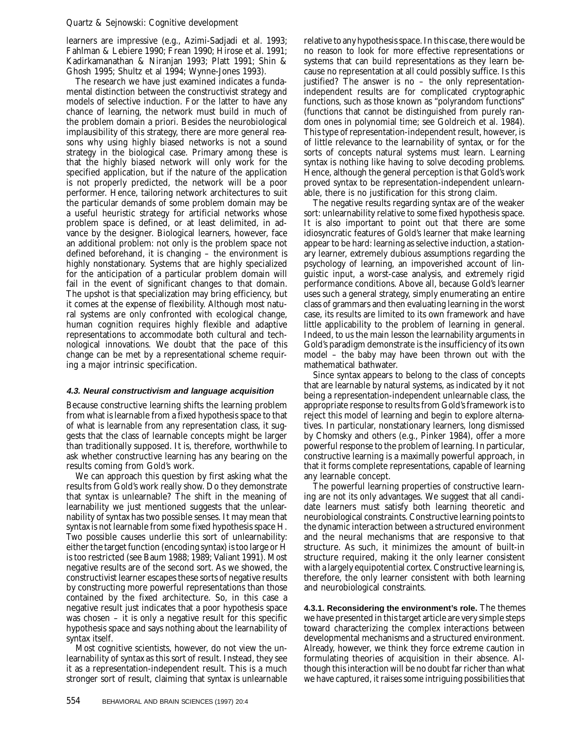learners are impressive (e.g., Azimi-Sadjadi et al. 1993; Fahlman & Lebiere 1990; Frean 1990; Hirose et al. 1991; Kadirkamanathan & Niranjan 1993; Platt 1991; Shin & Ghosh 1995; Shultz et al 1994; Wynne-Jones 1993).

The research we have just examined indicates a fundamental distinction between the constructivist strategy and models of selective induction. For the latter to have any chance of learning, the network must build in much of the problem domain a priori. Besides the neurobiological implausibility of this strategy, there are more general reasons why using highly biased networks is not a sound strategy in the biological case. Primary among these is that the highly biased network will only work for the specified application, but if the nature of the application is not properly predicted, the network will be a poor performer. Hence, tailoring network architectures to suit the particular demands of some problem domain may be a useful heuristic strategy for artificial networks whose problem space is defined, or at least delimited, in advance by the designer. Biological learners, however, face an additional problem: not only is the problem space not defined beforehand, it is changing – the environment is highly nonstationary. Systems that are highly specialized for the anticipation of a particular problem domain will fail in the event of significant changes to that domain. The upshot is that specialization may bring efficiency, but it comes at the expense of flexibility. Although most natural systems are only confronted with ecological change, human cognition requires highly flexible and adaptive representations to accommodate both cultural and technological innovations. We doubt that the pace of this change can be met by a representational scheme requiring a major intrinsic specification.

### 4.3. Neural constructivism and language acquisition

Because constructive learning shifts the learning problem from what is learnable from a fixed hypothesis space to that of what is learnable from any representation class, it suggests that the class of learnable concepts might be larger than traditionally supposed. It is, therefore, worthwhile to ask whether constructive learning has any bearing on the results coming from Gold's work.

We can approach this question by first asking what the results from Gold's work really show. Do they demonstrate that syntax is unlearnable? The shift in the meaning of learnability we just mentioned suggests that the unlearnability of syntax has two possible senses. It may mean that syntax is not learnable from some fixed hypothesis space H. Two possible causes underlie this sort of unlearnability: either the target function (encoding syntax) is too large or H is too restricted (see Baum 1988; 1989; Valiant 1991). Most negative results are of the second sort. As we showed, the constructivist learner escapes these sorts of negative results by constructing more powerful representations than those contained by the fixed architecture. So, in this case a negative result just indicates that a poor hypothesis space was chosen – it is only a negative result for this specific hypothesis space and says nothing about the learnability of syntax itself.

Most cognitive scientists, however, do not view the unlearnability of syntax as this sort of result. Instead, they see it as a representation-independent result. This is a much stronger sort of result, claiming that syntax is unlearnable relative to any hypothesis space. In this case, there would be no reason to look for more effective representations or systems that can build representations as they learn because no representation at all could possibly suffice. Is this justified? The answer is no – the only representation-independent results are for complicated cryptographic functions, such as those known as "polyrandom functions" (functions that cannot be distinguished from purely random ones in polynomial time; see Goldreich et al. 1984). This type of representation-independent result, however, is of little relevance to the learnability of syntax, or for the sorts of concepts natural systems must learn. Learning syntax is nothing like having to solve decoding problems. Hence, although the general perception is that Gold's work proved syntax to be representation-independent unlearnable, there is no justification for this strong claim.

The negative results regarding syntax are of the weaker sort: unlearnability relative to some fixed hypothesis space. It is also important to point out that there are some idiosyncratic features of Gold's learner that make learning appear to be hard: learning as selective induction, a stationary learner, extremely dubious assumptions regarding the psychology of learning, an impoverished account of linguistic input, a worst-case analysis, and extremely rigid performance conditions. Above all, because Gold's learner uses such a general strategy, simply enumerating an entire class of grammars and then evaluating learning in the worst case, its results are limited to its own framework and have little applicability to the problem of learning in general. Indeed, to us the main lesson the learnability arguments in Gold's paradigm demonstrate is the insufficiency of its own model – the baby may have been thrown out with the mathematical bathwater.

Since syntax appears to belong to the class of concepts that are learnable by natural systems, as indicated by it not being a representation-independent unlearnable class, the appropriate response to results from Gold's framework is to reject this model of learning and begin to explore alternatives. In particular, nonstationary learners, long dismissed by Chomsky and others (e.g., Pinker 1984), offer a more powerful response to the problem of learning. In particular, constructive learning is a maximally powerful approach, in that it forms complete representations, capable of learning any learnable concept.

The powerful learning properties of constructive learning are not its only advantages. We suggest that all candidate learners must satisfy both learning theoretic and neurobiological constraints. Constructive learning points to the dynamic interaction between a structured environment and the neural mechanisms that are responsive to that structure. As such, it minimizes the amount of built-in structure required, making it the only learner consistent with a largely equipotential cortex. Constructive learning is, therefore, the only learner consistent with both learning and neurobiological constraints.

**4.3.1. Reconsidering the environment's role.** The themes we have presented in this target article are very simple steps toward characterizing the complex interactions between developmental mechanisms and a structured environment. Already, however, we think they force extreme caution in formulating theories of acquisition in their absence. Although this interaction will be no doubt far richer than what we have captured, it raises some intriguing possibilities that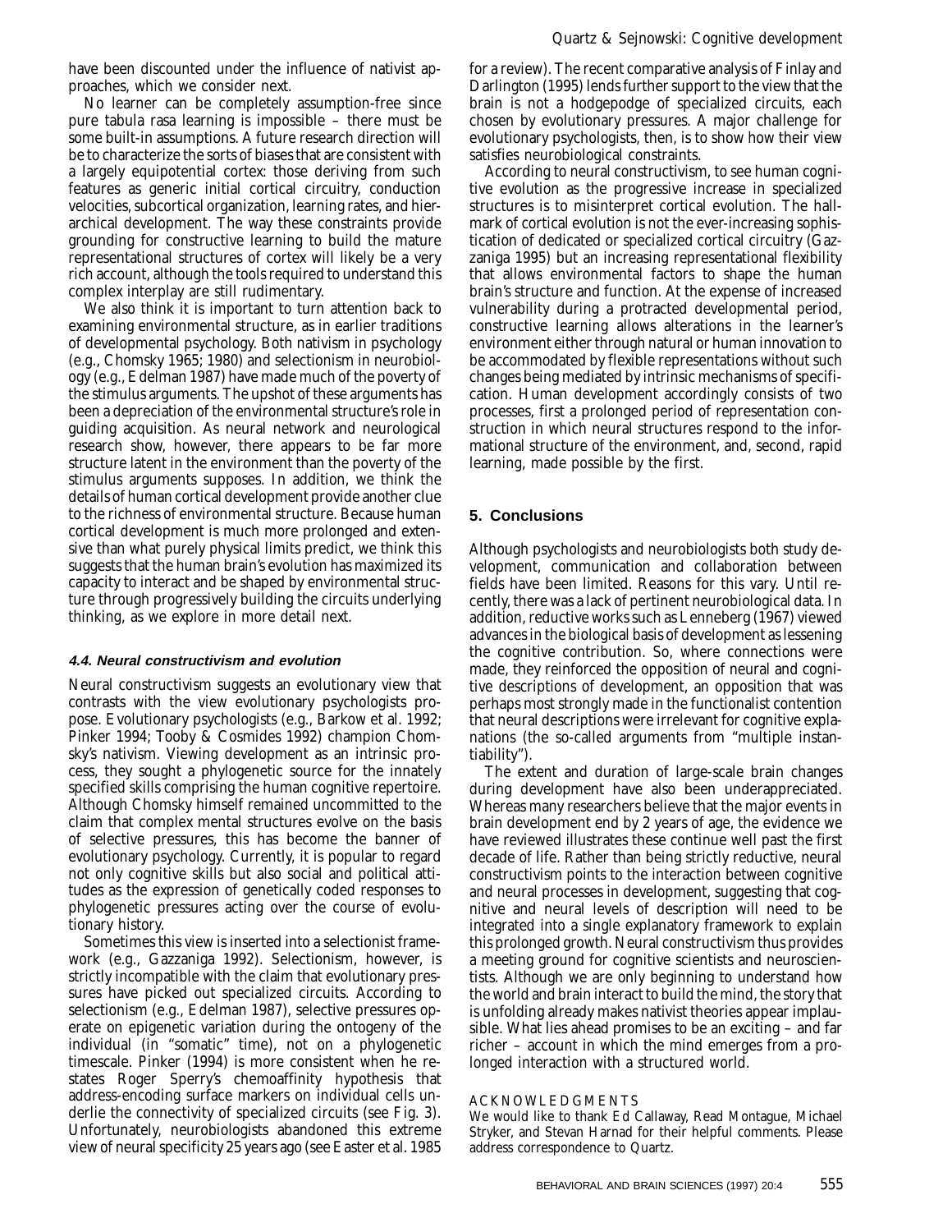have been discounted under the influence of nativist approaches, which we consider next.

No learner can be completely assumption-free since pure tabula rasa learning is impossible – there must be some built-in assumptions. A future research direction will be to characterize the sorts of biases that are consistent with a largely equipotential cortex: those deriving from such features as generic initial cortical circuitry, conduction velocities, subcortical organization, learning rates, and hierarchical development. The way these constraints provide grounding for constructive learning to build the mature representational structures of cortex will likely be a very rich account, although the tools required to understand this complex interplay are still rudimentary.

We also think it is important to turn attention back to examining environmental structure, as in earlier traditions of developmental psychology. Both nativism in psychology (e.g., Chomsky 1965; 1980) and selectionism in neurobiology (e.g., Edelman 1987) have made much of the poverty of the stimulus arguments. The upshot of these arguments has been a depreciation of the environmental structure's role in guiding acquisition. As neural network and neurological research show, however, there appears to be far more structure latent in the environment than the poverty of the stimulus arguments supposes. In addition, we think the details of human cortical development provide another clue to the richness of environmental structure. Because human cortical development is much more prolonged and extensive than what purely physical limits predict, we think this suggests that the human brain's evolution has maximized its capacity to interact and be shaped by environmental structure through progressively building the circuits underlying thinking, as we explore in more detail next.

### 4.4. Neural constructivism and evolution

Neural constructivism suggests an evolutionary view that contrasts with the view evolutionary psychologists propose. Evolutionary psychologists (e.g., Barkow et al. 1992; Pinker 1994; Tooby & Cosmides 1992) champion Chomsky's nativism. Viewing development as an intrinsic process, they sought a phylogenetic source for the innately specified skills comprising the human cognitive repertoire. Although Chomsky himself remained uncommitted to the claim that complex mental structures evolve on the basis of selective pressures, this has become the banner of evolutionary psychology. Currently, it is popular to regard not only cognitive skills but also social and political attitudes as the expression of genetically coded responses to phylogenetic pressures acting over the course of evolutionary history.

Sometimes this view is inserted into a selectionist framework (e.g., Gazzaniga 1992). Selectionism, however, is strictly incompatible with the claim that evolutionary pressures have picked out specialized circuits. According to selectionism (e.g., Edelman 1987), selective pressures operate on epigenetic variation during the ontogeny of the individual (in "somatic" time), not on a phylogenetic timescale. Pinker (1994) is more consistent when he restates Roger Sperry's chemoaffinity hypothesis that address-encoding surface markers on individual cells underlie the connectivity of specialized circuits (see Fig. 3). Unfortunately, neurobiologists abandoned this extreme view of neural specificity 25 years ago (see Easter et al. 1985 for a review). The recent comparative analysis of Finlay and Darlington (1995) lends further support to the view that the brain is not a hodgepodge of specialized circuits, each chosen by evolutionary pressures. A major challenge for evolutionary psychologists, then, is to show how their view satisfies neurobiological constraints.

According to neural constructivism, to see human cognitive evolution as the progressive increase in specialized structures is to misinterpret cortical evolution. The hallmark of cortical evolution is not the ever-increasing sophistication of dedicated or specialized cortical circuitry (Gazzaniga 1995) but an increasing representational flexibility that allows environmental factors to shape the human brain's structure and function. At the expense of increased vulnerability during a protracted developmental period, constructive learning allows alterations in the learner's environment either through natural or human innovation to be accommodated by flexible representations without such changes being mediated by intrinsic mechanisms of specification. Human development accordingly consists of two processes, first a prolonged period of representation construction in which neural structures respond to the informational structure of the environment, and, second, rapid learning, made possible by the first.

## 5. Conclusions

Although psychologists and neurobiologists both study development, communication and collaboration between fields have been limited. Reasons for this vary. Until recently, there was a lack of pertinent neurobiological data. In addition, reductive works such as Lenneberg (1967) viewed advances in the biological basis of development as lessening the cognitive contribution. So, where connections were made, they reinforced the opposition of neural and cognitive descriptions of development, an opposition that was perhaps most strongly made in the functionalist contention that neural descriptions were irrelevant for cognitive explanations (the so-called arguments from "multiple instantiability").

The extent and duration of large-scale brain changes during development have also been underappreciated. Whereas many researchers believe that the major events in brain development end by 2 years of age, the evidence we have reviewed illustrates these continue well past the first decade of life. Rather than being strictly reductive, neural constructivism points to the interaction between cognitive and neural processes in development, suggesting that cognitive and neural levels of description will need to be integrated into a single explanatory framework to explain this prolonged growth. Neural constructivism thus provides a meeting ground for cognitive scientists and neuroscientists. Although we are only beginning to understand how the world and brain interact to build the mind, the story that is unfolding already makes nativist theories appear implausible. What lies ahead promises to be an exciting – and far richer – account in which the mind emerges from a prolonged interaction with a structured world.

ACKNOWLEDGMENTS

We would like to thank Ed Callaway, Read Montague, Michael Stryker, and Stevan Harnad for their helpful comments. Please address correspondence to Quartz.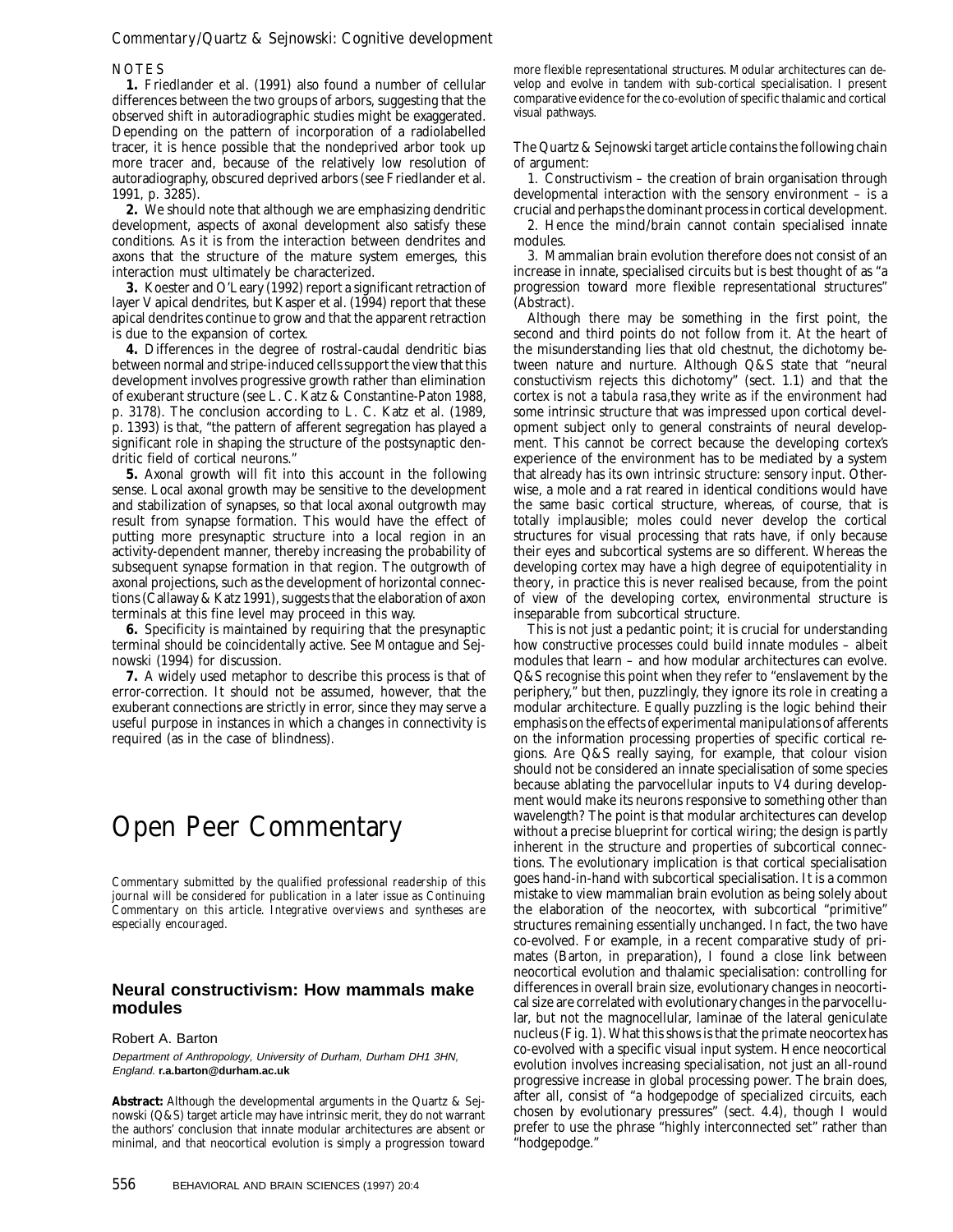## NOTES

**1.** Friedlander et al. (1991) also found a number of cellular differences between the two groups of arbors, suggesting that the observed shift in autoradiographic studies might be exaggerated. Depending on the pattern of incorporation of a radiolabelled tracer, it is hence possible that the nondeprived arbor took up more tracer and, because of the relatively low resolution of autoradiography, obscured deprived arbors (see Friedlander et al. 1991, p. 3285).

**2.** We should note that although we are emphasizing dendritic development, aspects of axonal development also satisfy these conditions. As it is from the interaction between dendrites and axons that the structure of the mature system emerges, this interaction must ultimately be characterized.

**3.** Koester and O'Leary (1992) report a significant retraction of layer V apical dendrites, but Kasper et al. (1994) report that these apical dendrites continue to grow and that the apparent retraction is due to the expansion of cortex.

**4.** Differences in the degree of rostral-caudal dendritic bias between normal and stripe-induced cells support the view that this development involves progressive growth rather than elimination of exuberant structure (see L. C. Katz & Constantine-Paton 1988, p. 3178). The conclusion according to L. C. Katz et al. (1989, p. 1393) is that, "the pattern of afferent segregation has played a significant role in shaping the structure of the postsynaptic dendritic field of cortical neurons."

**5.** Axonal growth will fit into this account in the following sense. Local axonal growth may be sensitive to the development and stabilization of synapses, so that local axonal outgrowth may result from synapse formation. This would have the effect of putting more presynaptic structure into a local region in an activity-dependent manner, thereby increasing the probability of subsequent synapse formation in that region. The outgrowth of axonal projections, such as the development of horizontal connections (Callaway & Katz 1991), suggests that the elaboration of axon terminals at this fine level may proceed in this way.

**6.** Specificity is maintained by requiring that the presynaptic terminal should be coincidentally active. See Montague and Sejnowski (1994) for discussion.

**7.** A widely used metaphor to describe this process is that of error-correction. It should not be assumed, however, that the exuberant connections are strictly in error, since they may serve a useful purpose in instances in which a changes in connectivity is required (as in the case of blindness).

# Open Peer Commentary

*Commentary submitted by the qualified professional readership of this journal will be considered for publication in a later issue as Continuing Commentary on this article. Integrative overviews and syntheses are especially encouraged.*

## Neural constructivism: How mammals make modules

Robert A. Barton

*Department of Anthropology, University of Durham, Durham DH1 3HN, England.* **r.a.barton@durham.ac.uk**

**Abstract:** Although the developmental arguments in the Quartz & Sejnowski (Q&S) target article may have intrinsic merit, they do not warrant the authors' conclusion that innate modular architectures are absent or minimal, and that neocortical evolution is simply a progression toward more flexible representational structures. Modular architectures can develop and evolve in tandem with sub-cortical specialisation. I present comparative evidence for the co-evolution of specific thalamic and cortical visual pathways.

The Quartz & Sejnowski target article contains the following chain of argument:

1. Constructivism – the creation of brain organisation through developmental interaction with the sensory environment – is a crucial and perhaps the dominant process in cortical development.

2. Hence the mind/brain cannot contain specialised innate modules.

3. Mammalian brain evolution therefore does not consist of an increase in innate, specialised circuits but is best thought of as "a progression toward more flexible representational structures" (Abstract).

Although there may be something in the first point, the second and third points do not follow from it. At the heart of the misunderstanding lies that old chestnut, the dichotomy between nature and nurture. Although Q&S state that "neural constuctivism rejects this dichotomy" (sect. 1.1) and that the cortex is not a *tabula rasa*, they write as if the environment had some intrinsic structure that was impressed upon cortical development subject only to general constraints of neural development. This cannot be correct because the developing cortex's experience of the environment has to be mediated by a system that already has its own intrinsic structure: sensory input. Otherwise, a mole and a rat reared in identical conditions would have the same basic cortical structure, whereas, of course, that is totally implausible; moles could never develop the cortical structures for visual processing that rats have, if only because their eyes and subcortical systems are so different. Whereas the developing cortex may have a high degree of equipotentiality *in theory*, in practice this is never realised because, from the point of view of the developing cortex, environmental structure is inseparable from subcortical structure.

This is not just a pedantic point; it is crucial for understanding how constructive processes could build innate modules – albeit modules that learn – and how modular architectures can evolve. Q&S recognise this point when they refer to "enslavement by the periphery," but then, puzzlingly, they ignore its role in creating a modular architecture. Equally puzzling is the logic behind their emphasis on the effects of experimental manipulations of afferents on the information processing properties of specific cortical regions. Are Q&S really saying, for example, that colour vision should not be considered an innate specialisation of some species because ablating the parvocellular inputs to V4 during development would make its neurons responsive to something other than wavelength? The point is that modular architectures can develop without a precise blueprint for cortical wiring; the design is partly inherent in the structure and properties of subcortical connections. The evolutionary implication is that cortical specialisation goes hand-in-hand with subcortical specialisation. It is a common mistake to view mammalian brain evolution as being solely about the elaboration of the neocortex, with subcortical "primitive" structures remaining essentially unchanged. In fact, the two have co-evolved. For example, in a recent comparative study of primates (Barton, in preparation), I found a close link between neocortical evolution and thalamic specialisation: controlling for differences in overall brain size, evolutionary changes in neocortical size are correlated with evolutionary changes in the parvocellular, but not the magnocellular, laminae of the lateral geniculate nucleus (Fig. 1). What this shows is that the primate neocortex has co-evolved with a specific visual input system. Hence neocortical evolution involves increasing specialisation, not just an all-round progressive increase in global processing power. The brain does, after all, consist of "a hodgepodge of specialized circuits, each chosen by evolutionary pressures" (sect. 4.4), though I would prefer to use the phrase "highly interconnected set" rather than "hodgepodge."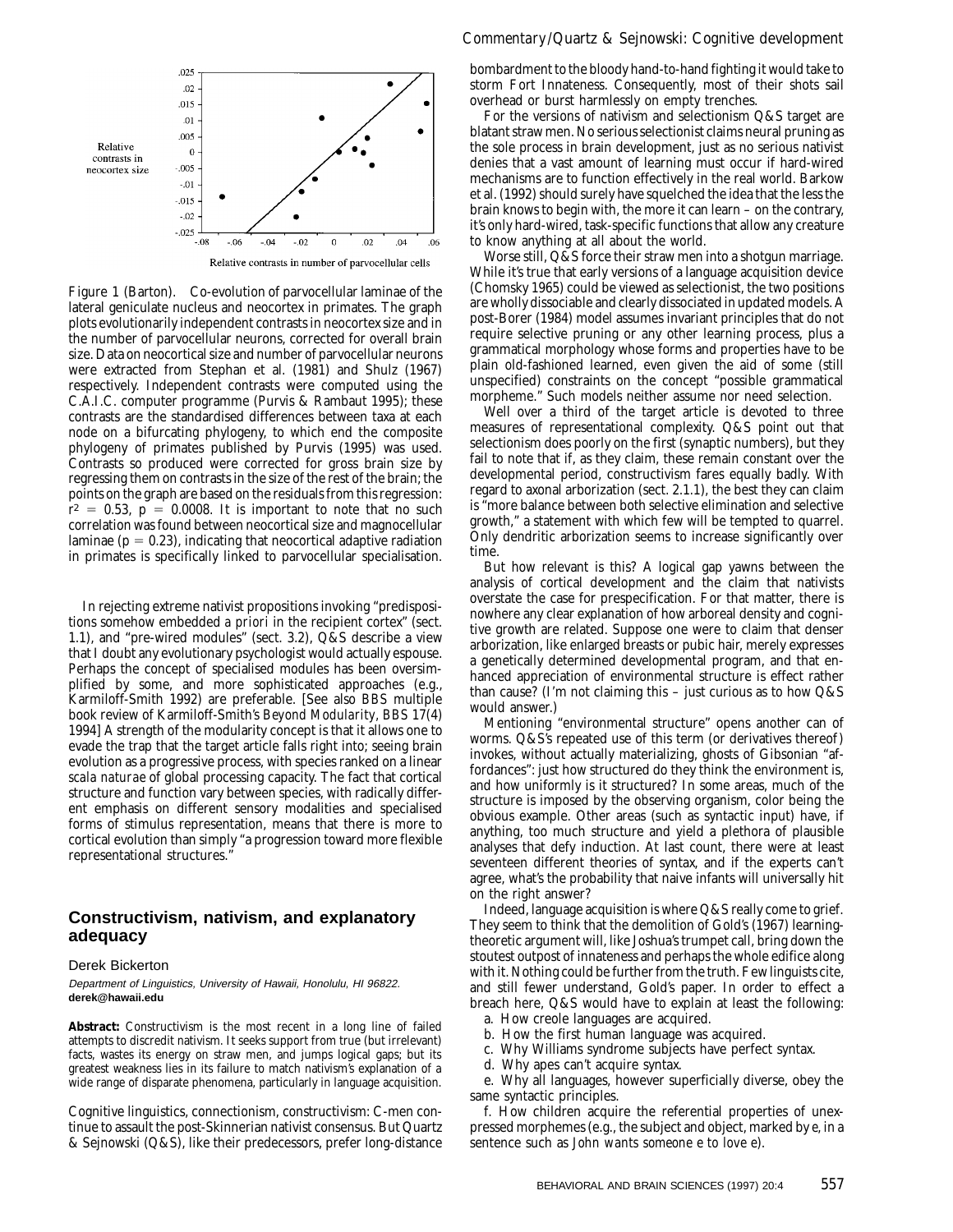Figure 1 (Barton). Co-evolution of parvocellular laminae of the lateral geniculate nucleus and neocortex in primates. The graph plots evolutionarily independent contrasts in neocortex size and in the number of parvocellular neurons, corrected for overall brain size. Data on neocortical size and number of parvocellular neurons were extracted from Stephan et al. (1981) and Shulz (1967) respectively. Independent contrasts were computed using the C.A.I.C. computer programme (Purvis & Rambaut 1995); these contrasts are the standardised differences between taxa at each node on a bifurcating phylogeny, to which end the composite phylogeny of primates published by Purvis (1995) was used. Contrasts so produced were corrected for gross brain size by regressing them on contrasts in the size of the rest of the brain; the points on the graph are based on the residuals from this regression: $r^2 = 0.53$, $p = 0.0008$. It is important to note that no such correlation was found between neocortical size and magnocellular laminae ($p = 0.23$), indicating that neocortical adaptive radiation in primates is specifically linked to parvocellular specialisation.

In rejecting extreme nativist propositions invoking "predispositions somehow embedded *a priori* in the recipient cortex" (sect. 1.1), and "pre-wired modules" (sect. 3.2), Q&S describe a view that I doubt any evolutionary psychologist would actually espouse. Perhaps the concept of specialised modules has been oversimplified by some, and more sophisticated approaches (e.g., Karmiloff-Smith 1992) are preferable. [See also BBS multiple book review of Karmiloff-Smith's *Beyond Modularity*, BBS 17(4) 1994] A strength of the modularity concept is that it allows one to evade the trap that the target article falls right into; seeing brain evolution as a progressive process, with species ranked on a linear *scala naturae* of global processing capacity. The fact that cortical structure and function vary between species, with radically different emphasis on different sensory modalities and specialised forms of stimulus representation, means that there is more to cortical evolution than simply "a progression toward more flexible representational structures."

## Constructivism, nativism, and explanatory adequacy

Derek Bickerton

*Department of Linguistics, University of Hawaii, Honolulu, HI 96822.*
**derek@hawaii.edu**

**Abstract:** Constructivism is the most recent in a long line of failed attempts to discredit nativism. It seeks support from true (but irrelevant) facts, wastes its energy on straw men, and jumps logical gaps; but its greatest weakness lies in its failure to match nativism's explanation of a wide range of disparate phenomena, particularly in language acquisition.

Cognitive linguistics, connectionism, constructivism: C-men continue to assault the post-Skinnerian nativist consensus. But Quartz & Sejnowski (Q&S), like their predecessors, prefer long-distance bombardment to the bloody hand-to-hand fighting it would take to storm Fort Innateness. Consequently, most of their shots sail overhead or burst harmlessly on empty trenches.

For the versions of nativism and selectionism Q&S target are blatant straw men. No serious selectionist claims neural pruning as the sole process in brain development, just as no serious nativist denies that a vast amount of learning must occur if hard-wired mechanisms are to function effectively in the real world. Barkow et al. (1992) should surely have squelched the idea that the less the brain knows to begin with, the more it can learn – on the contrary, it's only hard-wired, task-specific functions that allow any creature to know anything at all about the world.

Worse still, Q&S force their straw men into a shotgun marriage. While it's true that early versions of a language acquisition device (Chomsky 1965) could be viewed as selectionist, the two positions are wholly dissociable and clearly dissociated in updated models. A post-Borer (1984) model assumes invariant principles that do not require selective pruning or any other learning process, plus a grammatical morphology whose forms and properties have to be plain old-fashioned learned, even given the aid of some (still unspecified) constraints on the concept "possible grammatical morpheme." Such models neither assume nor need selection.

Well over a third of the target article is devoted to three measures of representational complexity. Q&S point out that selectionism does poorly on the first (synaptic numbers), but they fail to note that if, as they claim, these remain constant over the developmental period, constructivism fares equally badly. With regard to axonal arborization (sect. 2.1.1), the best they can claim is "more balance between both selective elimination and selective growth," a statement with which few will be tempted to quarrel. Only dendritic arborization seems to increase significantly over time.

But how relevant is this? A logical gap yawns between the analysis of cortical development and the claim that nativists overstate the case for prespecification. For that matter, there is nowhere any clear explanation of how arboreal density and cognitive growth are related. Suppose one were to claim that denser arborization, like enlarged breasts or pubic hair, merely expresses a genetically determined developmental program, and that enhanced appreciation of environmental structure is effect rather than cause? (I'm not claiming this – just curious as to how Q&S would answer.)

Mentioning "environmental structure" opens another can of worms. Q&S's repeated use of this term (or derivatives thereof) invokes, without actually materializing, ghosts of Gibsonian "affordances": just how structured do they think the environment is, and how uniformly is it structured? In some areas, much of the structure is imposed by the observing organism, color being the obvious example. Other areas (such as syntactic input) have, if anything, too much structure and yield a plethora of plausible analyses that defy induction. At last count, there were at least seventeen different theories of syntax, and if the experts can't agree, what's the probability that naive infants will universally hit on the right answer?

Indeed, language acquisition is where Q&S really come to grief. They seem to think that the demolition of Gold's (1967) learning-theoretic argument will, like Joshua's trumpet call, bring down the stoutest outpost of innateness and perhaps the whole edifice along with it. Nothing could be further from the truth. Few linguists cite, and still fewer understand, Gold's paper. In order to effect a breach here, Q&S would have to explain at least the following:

a. How creole languages are acquired.

b. How the first human language was acquired.

c. Why Williams syndrome subjects have perfect syntax.

d. Why apes can't acquire syntax.

e. Why all languages, however superficially diverse, obey the same syntactic principles.

f. How children acquire the referential properties of unexpressed morphemes (e.g., the subject and object, marked by *e*, in a sentence such as *John wants someone e to love e*).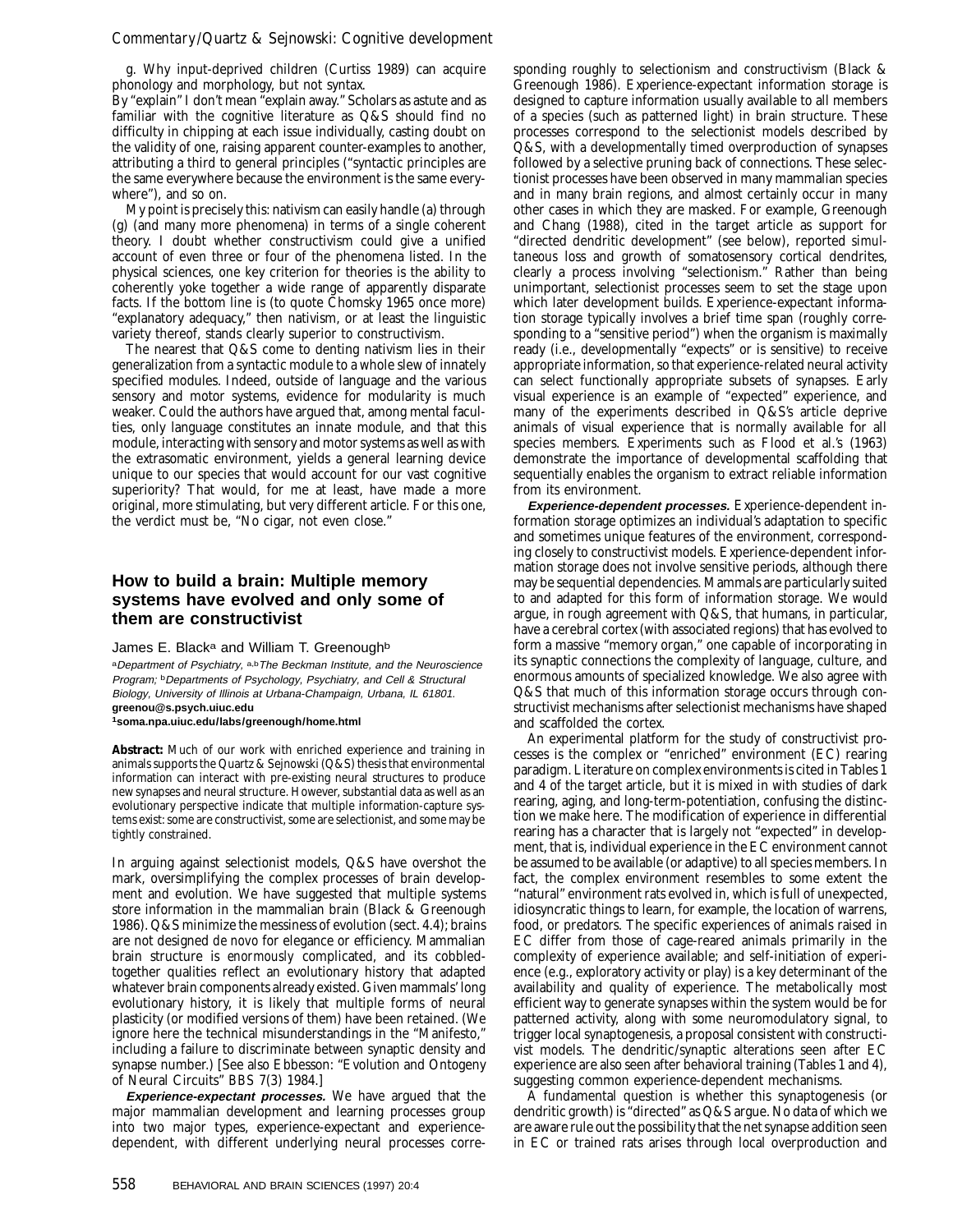g. Why input-deprived children (Curtiss 1989) can acquire phonology and morphology, but not syntax.

By "explain" I don't mean "explain away." Scholars as astute and as familiar with the cognitive literature as Q&S should find no difficulty in chipping at each issue individually, casting doubt on the validity of one, raising apparent counter-examples to another, attributing a third to general principles ("syntactic principles are the same everywhere because the environment is the same everywhere"), and so on.

My point is precisely this: nativism can easily handle (a) through (g) (and many more phenomena) in terms of a single coherent theory. I doubt whether constructivism could give a unified account of even three or four of the phenomena listed. In the physical sciences, one key criterion for theories is the ability to coherently yoke together a wide range of apparently disparate facts. If the bottom line is (to quote Chomsky 1965 once more) "explanatory adequacy," then nativism, or at least the linguistic variety thereof, stands clearly superior to constructivism.

The nearest that Q&S come to denting nativism lies in their generalization from a syntactic module to a whole slew of innately specified modules. Indeed, outside of language and the various sensory and motor systems, evidence for modularity is much weaker. Could the authors have argued that, among mental faculties, only language constitutes an innate module, and that this module, interacting with sensory and motor systems as well as with the extrasomatic environment, yields a general learning device unique to our species that would account for our vast cognitive superiority? That would, for me at least, have made a more original, more stimulating, but very different article. For this one, the verdict must be, "No cigar, not even close."

## How to build a brain: Multiple memory systems have evolved and only some of them are constructivist

James E. Black[a] and William T. Greenough[b]

[a]Department of Psychiatry, [a,b]The Beckman Institute, and the Neuroscience Program; [b]Departments of Psychology, Psychiatry, and Cell & Structural Biology, University of Illinois at Urbana-Champaign, Urbana, IL 61801.
**greenou@s.psych.uiuc.edu**
**[1]soma.npa.uiuc.edu/labs/greenough/home.html**

**Abstract:** Much of our work with enriched experience and training in animals supports the Quartz & Sejnowski (Q&S) thesis that environmental information can interact with pre-existing neural structures to produce new synapses and neural structure. However, substantial data as well as an evolutionary perspective indicate that multiple information-capture systems exist: some are constructivist, some are selectionist, and some may be tightly constrained.

In arguing against selectionist models, Q&S have overshot the mark, oversimplifying the complex processes of brain development and evolution. We have suggested that multiple systems store information in the mammalian brain (Black & Greenough 1986). Q&S minimize the messiness of evolution (sect. 4.4); brains are not designed *de novo* for elegance or efficiency. Mammalian brain structure is enormously complicated, and its cobbled-together qualities reflect an evolutionary history that adapted whatever brain components already existed. Given mammals' long evolutionary history, it is likely that multiple forms of neural plasticity (or modified versions of them) have been retained. (We ignore here the technical misunderstandings in the "Manifesto," including a failure to discriminate between synaptic density and synapse number.) [See also Ebbesson: "Evolution and Ontogeny of Neural Circuits" *BBS* 7(3) 1984.]

***Experience-expectant processes.*** We have argued that the major mammalian development and learning processes group into two major types, experience-expectant and experience-dependent, with different underlying neural processes corresponding roughly to selectionism and constructivism (Black & Greenough 1986). Experience-expectant information storage is designed to capture information usually available to all members of a species (such as patterned light) in brain structure. These processes correspond to the selectionist models described by Q&S, with a developmentally timed overproduction of synapses followed by a selective pruning back of connections. These selectionist processes have been observed in many mammalian species and in many brain regions, and almost certainly occur in many other cases in which they are masked. For example, Greenough and Chang (1988), cited in the target article as support for "directed dendritic development" (see below), reported *simultaneous* loss and growth of somatosensory cortical dendrites, clearly a process involving "selectionism." Rather than being unimportant, selectionist processes seem to set the stage upon which later development builds. Experience-expectant information storage typically involves a brief time span (roughly corresponding to a "sensitive period") when the organism is maximally ready (i.e., developmentally "expects" or is sensitive) to receive appropriate information, so that experience-related neural activity can select functionally appropriate subsets of synapses. Early visual experience is an example of "expected" experience, and many of the experiments described in Q&S's article deprive animals of visual experience that is normally available for all species members. Experiments such as Flood et al.'s (1963) demonstrate the importance of developmental scaffolding that sequentially enables the organism to extract reliable information from its environment.

***Experience-dependent processes.*** Experience-dependent information storage optimizes an individual's adaptation to specific and sometimes unique features of the environment, corresponding closely to constructivist models. Experience-dependent information storage does not involve sensitive periods, although there may be sequential dependencies. Mammals are particularly suited to and adapted for this form of information storage. We would argue, in rough agreement with Q&S, that humans, in particular, have a cerebral cortex (with associated regions) that has evolved to form a massive "memory organ," one capable of incorporating in its synaptic connections the complexity of language, culture, and enormous amounts of specialized knowledge. We also agree with Q&S that much of this information storage occurs through constructivist mechanisms after selectionist mechanisms have shaped and scaffolded the cortex.

An experimental platform for the study of constructivist processes is the complex or "enriched" environment (EC) rearing paradigm. Literature on complex environments is cited in Tables 1 and 4 of the target article, but it is mixed in with studies of dark rearing, aging, and long-term-potentiation, confusing the distinction we make here. The modification of experience in differential rearing has a character that is largely not "expected" in development, that is, individual experience in the EC environment cannot be assumed to be available (or adaptive) to all species members. In fact, the complex environment resembles to some extent the "natural" environment rats evolved in, which is full of unexpected, idiosyncratic things to learn, for example, the location of warrens, food, or predators. The specific experiences of animals raised in EC differ from those of cage-reared animals primarily in the complexity of experience available; and self-initiation of experience (e.g., exploratory activity or play) is a key determinant of the availability and quality of experience. The metabolically most efficient way to generate synapses within the system would be for patterned activity, along with some neuromodulatory signal, to trigger local synaptogenesis, a proposal consistent with constructivist models. The dendritic/synaptic alterations seen after EC experience are also seen after behavioral training (Tables 1 and 4), suggesting common experience-dependent mechanisms.

A fundamental question is whether this synaptogenesis (or dendritic growth) is "directed" as Q&S argue. No data of which we are aware rule out the possibility that the net synapse addition seen in EC or trained rats arises through local overproduction and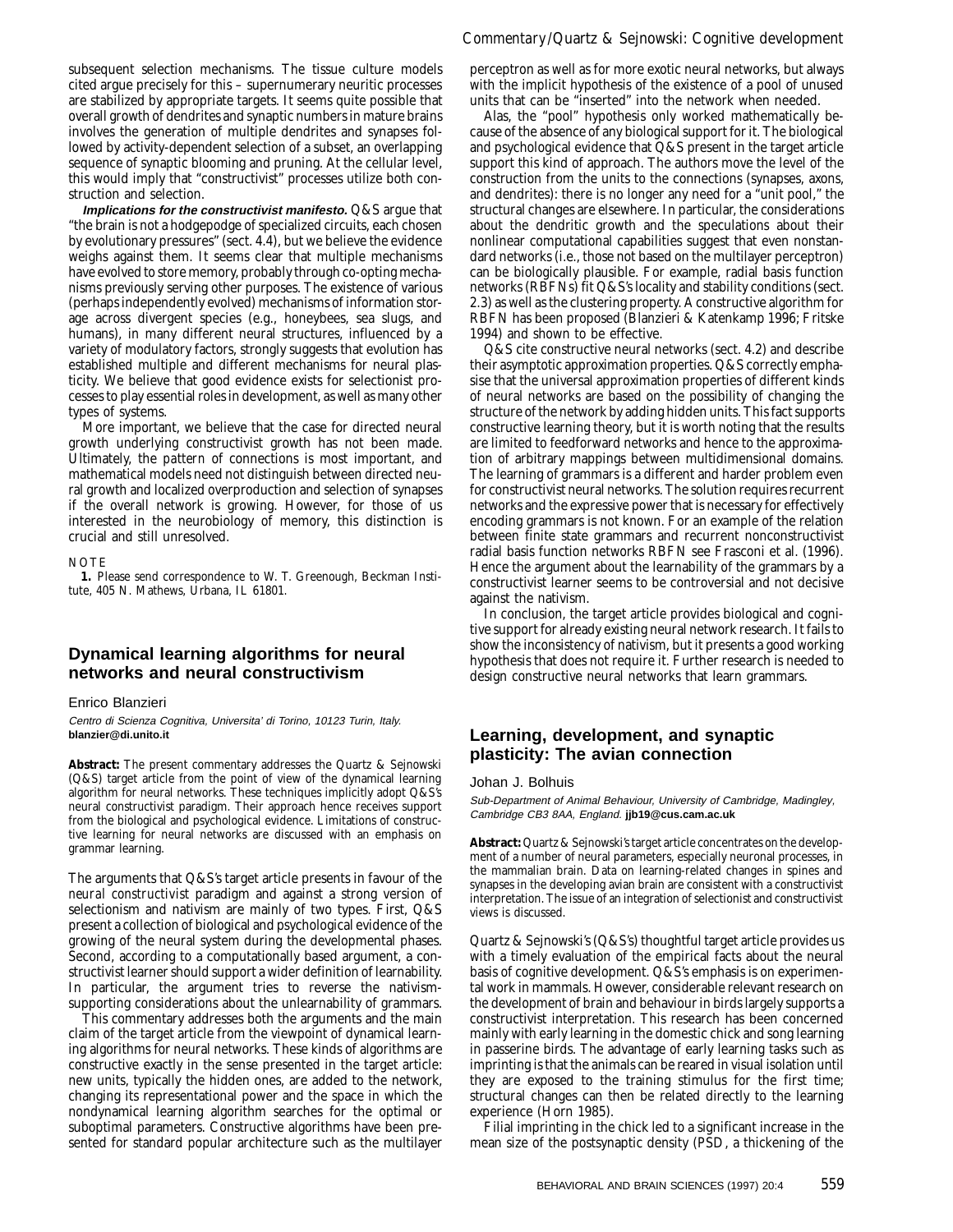subsequent selection mechanisms. The tissue culture models cited argue precisely for this – supernumerary neuritic processes are stabilized by appropriate targets. It seems quite possible that overall growth of dendrites and synaptic numbers in mature brains involves the generation of multiple dendrites and synapses followed by activity-dependent selection of a subset, an overlapping sequence of synaptic blooming and pruning. At the cellular level, this would imply that "constructivist" processes utilize both construction and selection.

***Implications for the constructivist manifesto.*** Q&S argue that "the brain is not a hodgepodge of specialized circuits, each chosen by evolutionary pressures" (sect. 4.4), but we believe the evidence weighs against them. It seems clear that multiple mechanisms have evolved to store memory, probably through co-opting mechanisms previously serving other purposes. The existence of various (perhaps independently evolved) mechanisms of information storage across divergent species (e.g., honeybees, sea slugs, and humans), in many different neural structures, influenced by a variety of modulatory factors, strongly suggests that evolution has established multiple and different mechanisms for neural plasticity. We believe that good evidence exists for selectionist processes to play essential roles in development, as well as many other types of systems.

More important, we believe that the case for directed neural growth underlying constructivist growth has not been made. Ultimately, the pattern of connections is most important, and mathematical models need not distinguish between directed neural growth and localized overproduction and selection of synapses if the overall network is growing. However, for those of us interested in the neurobiology of memory, this distinction is crucial and still unresolved.

NOTE

**1.** Please send correspondence to W. T. Greenough, Beckman Institute, 405 N. Mathews, Urbana, IL 61801.

## Dynamical learning algorithms for neural networks and neural constructivism

Enrico Blanzieri

*Centro di Scienza Cognitiva, Universita' di Torino, 10123 Turin, Italy.* **blanzier@di.unito.it**

**Abstract:** The present commentary addresses the Quartz & Sejnowski (Q&S) target article from the point of view of the dynamical learning algorithm for neural networks. These techniques implicitly adopt Q&S's neural constructivist paradigm. Their approach hence receives support from the biological and psychological evidence. Limitations of constructive learning for neural networks are discussed with an emphasis on grammar learning.

The arguments that Q&S's target article presents in favour of the neural constructivist paradigm and against a strong version of selectionism and nativism are mainly of two types. First, Q&S present a collection of biological and psychological evidence of the growing of the neural system during the developmental phases. Second, according to a computationally based argument, a constructivist learner should support a wider definition of learnability. In particular, the argument tries to reverse the nativism-supporting considerations about the unlearnability of grammars.

This commentary addresses both the arguments and the main claim of the target article from the viewpoint of dynamical learning algorithms for neural networks. These kinds of algorithms are constructive exactly in the sense presented in the target article: new units, typically the hidden ones, are added to the network, changing its representational power and the space in which the nondynamical learning algorithm searches for the optimal or suboptimal parameters. Constructive algorithms have been presented for standard popular architecture such as the multilayer perceptron as well as for more exotic neural networks, but always with the implicit hypothesis of the existence of a pool of unused units that can be "inserted" into the network when needed.

Alas, the "pool" hypothesis only worked mathematically because of the absence of any biological support for it. The biological and psychological evidence that Q&S present in the target article support this kind of approach. The authors move the level of the construction from the units to the connections (synapses, axons, and dendrites): there is no longer any need for a "unit pool," the structural changes are elsewhere. In particular, the considerations about the dendritic growth and the speculations about their nonlinear computational capabilities suggest that even nonstandard networks (i.e., those not based on the multilayer perceptron) can be biologically plausible. For example, radial basis function networks (RBFNs) fit Q&S's locality and stability conditions (sect. 2.3) as well as the clustering property. A constructive algorithm for RBFN has been proposed (Blanzieri & Katenkamp 1996; Fritske 1994) and shown to be effective.

Q&S cite constructive neural networks (sect. 4.2) and describe their asymptotic approximation properties. Q&S correctly emphasise that the universal approximation properties of different kinds of neural networks are based on the possibility of changing the structure of the network by adding hidden units. This fact supports constructive learning theory, but it is worth noting that the results are limited to feedforward networks and hence to the approximation of arbitrary mappings between multidimensional domains. The learning of grammars is a different and harder problem even for constructivist neural networks. The solution requires recurrent networks and the expressive power that is necessary for effectively encoding grammars is not known. For an example of the relation between finite state grammars and recurrent nonconstructivist radial basis function networks RBFN see Frasconi et al. (1996). Hence the argument about the learnability of the grammars by a constructivist learner seems to be controversial and not decisive against the nativism.

In conclusion, the target article provides biological and cognitive support for already existing neural network research. It fails to show the inconsistency of nativism, but it presents a good working hypothesis that does not require it. Further research is needed to design constructive neural networks that learn grammars.

## Learning, development, and synaptic plasticity: The avian connection

Johan J. Bolhuis

*Sub-Department of Animal Behaviour, University of Cambridge, Madingley, Cambridge CB3 8AA, England.* **jjb19@cus.cam.ac.uk**

**Abstract:** Quartz & Sejnowski's target article concentrates on the development of a number of neural parameters, especially neuronal processes, in the mammalian brain. Data on learning-related changes in spines and synapses in the developing avian brain are consistent with a constructivist interpretation. The issue of an integration of selectionist and constructivist views is discussed.

Quartz & Sejnowski's (Q&S's) thoughtful target article provides us with a timely evaluation of the empirical facts about the neural basis of cognitive development. Q&S's emphasis is on experimental work in mammals. However, considerable relevant research on the development of brain and behaviour in birds largely supports a constructivist interpretation. This research has been concerned mainly with early learning in the domestic chick and song learning in passerine birds. The advantage of early learning tasks such as imprinting is that the animals can be reared in visual isolation until they are exposed to the training stimulus for the first time; structural changes can then be related directly to the learning experience (Horn 1985).

Filial imprinting in the chick led to a significant increase in the mean size of the postsynaptic density (PSD, a thickening of the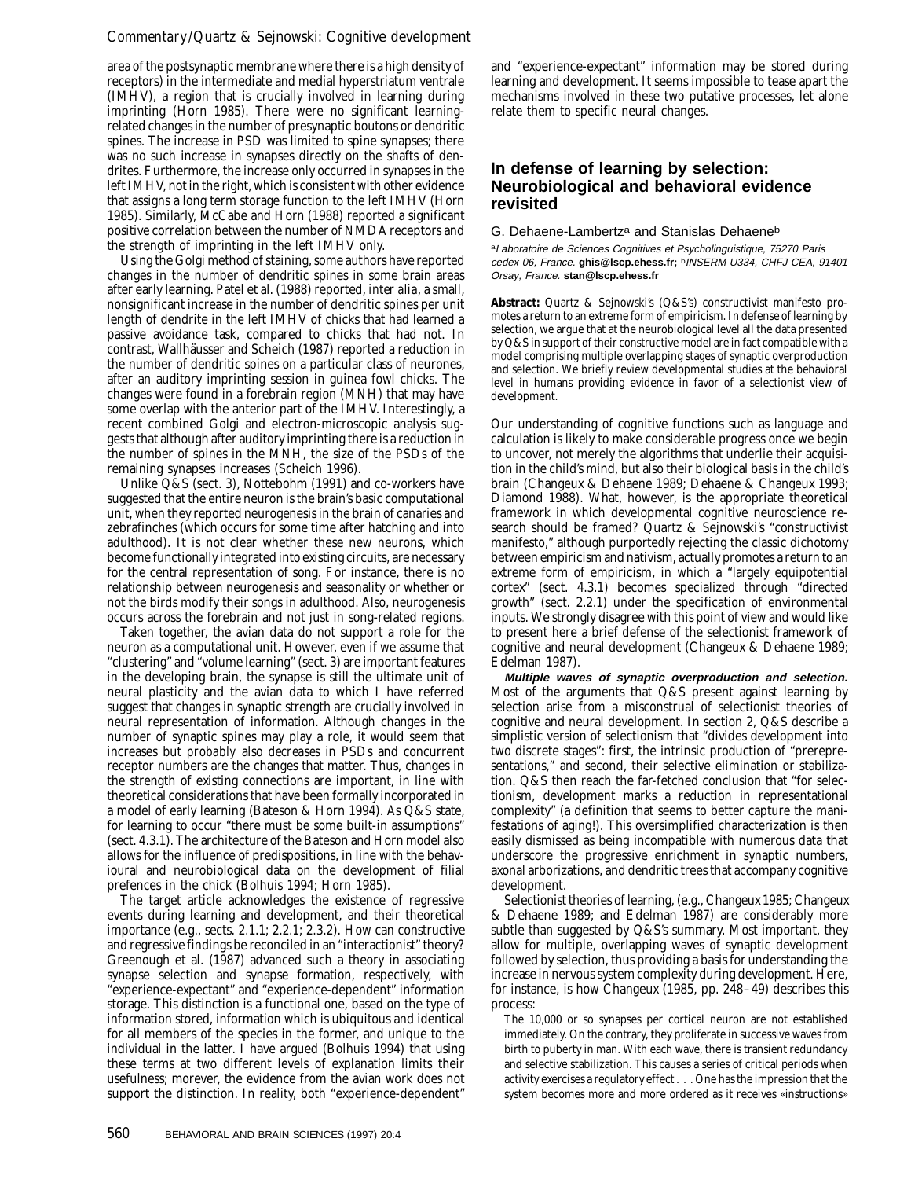area of the postsynaptic membrane where there is a high density of receptors) in the intermediate and medial hyperstriatum ventrale (IMHV), a region that is crucially involved in learning during imprinting (Horn 1985). There were no significant learning-related changes in the number of presynaptic boutons or dendritic spines. The increase in PSD was limited to spine synapses; there was no such increase in synapses directly on the shafts of dendrites. Furthermore, the increase only occurred in synapses in the left IMHV, not in the right, which is consistent with other evidence that assigns a long term storage function to the left IMHV (Horn 1985). Similarly, McCabe and Horn (1988) reported a significant positive correlation between the number of NMDA receptors and the strength of imprinting in the left IMHV only.

Using the Golgi method of staining, some authors have reported changes in the number of dendritic spines in some brain areas after early learning. Patel et al. (1988) reported, *inter alia*, a small, nonsignificant increase in the number of dendritic spines per unit length of dendrite in the left IMHV of chicks that had learned a passive avoidance task, compared to chicks that had not. In contrast, Wallhäusser and Scheich (1987) reported a *reduction* in the number of dendritic spines on a particular class of neurones, after an auditory imprinting session in guinea fowl chicks. The changes were found in a forebrain region (MNH) that may have some overlap with the anterior part of the IMHV. Interestingly, a recent combined Golgi and electron-microscopic analysis suggests that although after auditory imprinting there is a reduction in the number of spines in the MNH, the size of the PSDs of the remaining synapses increases (Scheich 1996).

Unlike Q&S (sect. 3), Nottebohm (1991) and co-workers have suggested that the entire neuron is the brain's basic computational unit, when they reported neurogenesis in the brain of canaries and zebrafinches (which occurs for some time after hatching and into adulthood). It is not clear whether these new neurons, which become functionally integrated into existing circuits, are necessary for the central representation of song. For instance, there is no relationship between neurogenesis and seasonality or whether or not the birds modify their songs in adulthood. Also, neurogenesis occurs across the forebrain and not just in song-related regions.

Taken together, the avian data do not support a role for the neuron as a computational unit. However, even if we assume that "clustering" and "volume learning" (sect. 3) are important features in the developing brain, the synapse is still the ultimate unit of neural plasticity and the avian data to which I have referred suggest that changes in synaptic strength are crucially involved in neural representation of information. Although changes in the number of synaptic spines may play a role, it would seem that increases but probably also decreases in PSDs and concurrent receptor numbers are the changes that matter. Thus, changes in the strength of existing connections are important, in line with theoretical considerations that have been formally incorporated in a model of early learning (Bateson & Horn 1994). As Q&S state, for learning to occur "there must be some built-in assumptions" (sect. 4.3.1). The architecture of the Bateson and Horn model also allows for the influence of predispositions, in line with the behavioural and neurobiological data on the development of filial prefences in the chick (Bolhuis 1994; Horn 1985).

The target article acknowledges the existence of regressive events during learning and development, and their theoretical importance (e.g., sects. 2.1.1; 2.2.1; 2.3.2). How can constructive and regressive findings be reconciled in an "interactionist" theory? Greenough et al. (1987) advanced such a theory in associating synapse selection and synapse formation, respectively, with "experience-expectant" and "experience-dependent" information storage. This distinction is a functional one, based on the type of information stored, information which is ubiquitous and identical for all members of the species in the former, and unique to the individual in the latter. I have argued (Bolhuis 1994) that using these terms at two different levels of explanation limits their usefulness; morever, the evidence from the avian work does not support the distinction. In reality, both "experience-dependent" and "experience-expectant" information may be stored during learning and development. It seems impossible to tease apart the mechanisms involved in these two putative processes, let alone relate them to specific neural changes.

## In defense of learning by selection: Neurobiological and behavioral evidence revisited

G. Dehaene-Lambertz[a] and Stanislas Dehaene[b]

[a]*Laboratoire de Sciences Cognitives et Psycholinguistique, 75270 Paris cedex 06, France.* **ghis@lscp.ehess.fr;** [b]*INSERM U334, CHFJ CEA, 91401 Orsay, France.* **stan@lscp.ehess.fr**

**Abstract:** Quartz & Sejnowski's (Q&S's) constructivist manifesto promotes a return to an extreme form of empiricism. In defense of learning by selection, we argue that at the neurobiological level all the data presented by Q&S in support of their constructive model are in fact compatible with a model comprising multiple overlapping stages of synaptic overproduction and selection. We briefly review developmental studies at the behavioral level in humans providing evidence in favor of a selectionist view of development.

Our understanding of cognitive functions such as language and calculation is likely to make considerable progress once we begin to uncover, not merely the algorithms that underlie their acquisition in the child's mind, but also their biological basis in the child's brain (Changeux & Dehaene 1989; Dehaene & Changeux 1993; Diamond 1988). What, however, is the appropriate theoretical framework in which developmental cognitive neuroscience research should be framed? Quartz & Sejnowski's "constructivist manifesto," although purportedly rejecting the classic dichotomy between empiricism and nativism, actually promotes a return to an extreme form of empiricism, in which a "largely equipotential cortex" (sect. 4.3.1) becomes specialized through "directed growth" (sect. 2.2.1) under the specification of environmental inputs. We strongly disagree with this point of view and would like to present here a brief defense of the selectionist framework of cognitive and neural development (Changeux & Dehaene 1989; Edelman 1987).

**Multiple waves of synaptic overproduction and selection.** Most of the arguments that Q&S present against learning by selection arise from a misconstrual of selectionist theories of cognitive and neural development. In section 2, Q&S describe a simplistic version of selectionism that "divides development into two discrete stages": first, the intrinsic production of "prerepresentations," and second, their selective elimination or stabilization. Q&S then reach the far-fetched conclusion that "for selectionism, development marks a reduction in representational complexity" (a definition that seems to better capture the manifestations of aging!). This oversimplified characterization is then easily dismissed as being incompatible with numerous data that underscore the progressive enrichment in synaptic numbers, axonal arborizations, and dendritic trees that accompany cognitive development.

Selectionist theories of learning, (e.g., Changeux 1985; Changeux & Dehaene 1989; and Edelman 1987) are considerably more subtle than suggested by Q&S's summary. Most important, they allow for multiple, overlapping waves of synaptic development followed by selection, thus providing a basis for understanding the increase in nervous system complexity during development. Here, for instance, is how Changeux (1985, pp. 248–49) describes this process:

> The 10,000 or so synapses per cortical neuron are not established immediately. On the contrary, they proliferate in successive waves from birth to puberty in man. With each wave, there is transient redundancy and selective stabilization. This causes a series of critical periods when activity exercises a regulatory effect . . . One has the impression that the system becomes more and more ordered as it receives «instructions»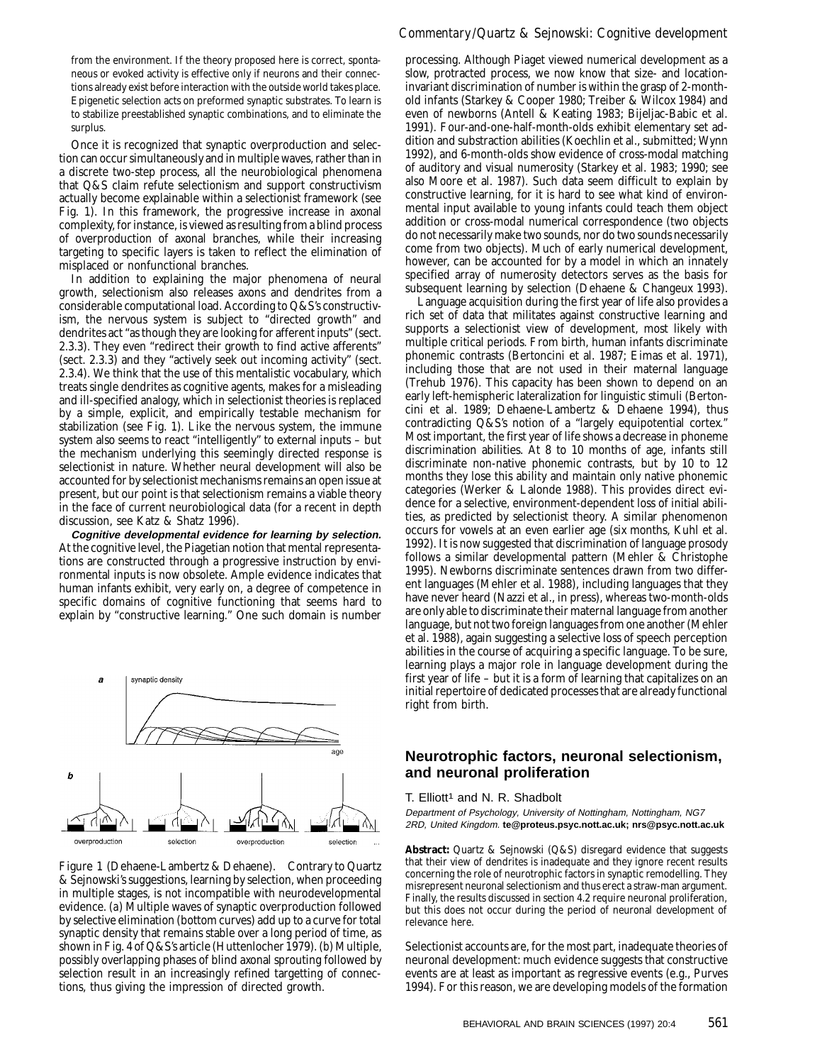from the environment. If the theory proposed here is correct, spontaneous or evoked activity is effective only if neurons and their connections already exist before interaction with the outside world takes place. Epigenetic selection acts on preformed synaptic substrates. To learn is to stabilize preestablished synaptic combinations, and to eliminate the surplus.

Once it is recognized that synaptic overproduction and selection can occur simultaneously and in multiple waves, rather than in a discrete two-step process, all the neurobiological phenomena that Q&S claim refute selectionism and support constructivism actually become explainable within a selectionist framework (see Fig. 1). In this framework, the progressive increase in axonal complexity, for instance, is viewed as resulting from a blind process of overproduction of axonal branches, while their increasing targeting to specific layers is taken to reflect the elimination of misplaced or nonfunctional branches.

In addition to explaining the major phenomena of neural growth, selectionism also releases axons and dendrites from a considerable computational load. According to Q&S's constructivism, the nervous system is subject to "directed growth" and dendrites act "as though they are looking for afferent inputs" (sect. 2.3.3). They even "redirect their growth to find active afferents" (sect. 2.3.3) and they "actively seek out incoming activity" (sect. 2.3.4). We think that the use of this mentalistic vocabulary, which treats single dendrites as cognitive agents, makes for a misleading and ill-specified analogy, which in selectionist theories is replaced by a simple, explicit, and empirically testable mechanism for stabilization (see Fig. 1). Like the nervous system, the immune system also seems to react "intelligently" to external inputs – but the mechanism underlying this seemingly directed response is selectionist in nature. Whether neural development will also be accounted for by selectionist mechanisms remains an open issue at present, but our point is that selectionism remains a viable theory in the face of current neurobiological data (for a recent in depth discussion, see Katz & Shatz 1996).

**Cognitive developmental evidence for learning by selection.** At the cognitive level, the Piagetian notion that mental representations are constructed through a progressive instruction by environmental inputs is now obsolete. Ample evidence indicates that human infants exhibit, very early on, a degree of competence in specific domains of cognitive functioning that seems hard to explain by "constructive learning." One such domain is number processing. Although Piaget viewed numerical development as a slow, protracted process, we now know that size- and location-invariant discrimination of number is within the grasp of 2-month-old infants (Starkey & Cooper 1980; Treiber & Wilcox 1984) and even of newborns (Antell & Keating 1983; Bijeljac-Babic et al. 1991). Four-and-one-half-month-olds exhibit elementary set addition and substraction abilities (Koechlin et al., submitted; Wynn 1992), and 6-month-olds show evidence of cross-modal matching of auditory and visual numerosity (Starkey et al. 1983; 1990; see also Moore et al. 1987). Such data seem difficult to explain by constructive learning, for it is hard to see what kind of environmental input available to young infants could teach them object addition or cross-modal numerical correspondence (two objects do not necessarily make two sounds, nor do two sounds necessarily come from two objects). Much of early numerical development, however, can be accounted for by a model in which an innately specified array of numerosity detectors serves as the basis for subsequent learning by selection (Dehaene & Changeux 1993).

Language acquisition during the first year of life also provides a rich set of data that militates against constructive learning and supports a selectionist view of development, most likely with multiple critical periods. From birth, human infants discriminate phonemic contrasts (Bertoncini et al. 1987; Eimas et al. 1971), including those that are not used in their maternal language (Trehub 1976). This capacity has been shown to depend on an early left-hemispheric lateralization for linguistic stimuli (Bertoncini et al. 1989; Dehaene-Lambertz & Dehaene 1994), thus contradicting Q&S's notion of a "largely equipotential cortex." Most important, the first year of life shows a decrease in phoneme discrimination abilities. At 8 to 10 months of age, infants still discriminate non-native phonemic contrasts, but by 10 to 12 months they lose this ability and maintain only native phonemic categories (Werker & Lalonde 1988). This provides direct evidence for a selective, environment-dependent loss of initial abilities, as predicted by selectionist theory. A similar phenomenon occurs for vowels at an even earlier age (six months, Kuhl et al. 1992). It is now suggested that discrimination of language prosody follows a similar developmental pattern (Mehler & Christophe 1995). Newborns discriminate sentences drawn from two different languages (Mehler et al. 1988), including languages that they have never heard (Nazzi et al., in press), whereas two-month-olds are only able to discriminate their maternal language from another language, but not two foreign languages from one another (Mehler et al. 1988), again suggesting a selective loss of speech perception abilities in the course of acquiring a specific language. To be sure, learning plays a major role in language development during the first year of life – but it is a form of learning that capitalizes on an initial repertoire of dedicated processes that are already functional right from birth.

Figure 1 (Dehaene-Lambertz & Dehaene). Contrary to Quartz & Sejnowski's suggestions, learning by selection, when proceeding in multiple stages, is not incompatible with neurodevelopmental evidence. (a) Multiple waves of synaptic overproduction followed by selective elimination (bottom curves) add up to a curve for total synaptic density that remains stable over a long period of time, as shown in Fig. 4 of Q&S's article (Huttenlocher 1979). (b) Multiple, possibly overlapping phases of blind axonal sprouting followed by selection result in an increasingly refined targetting of connections, thus giving the impression of directed growth.

## Neurotrophic factors, neuronal selectionism, and neuronal proliferation

T. Elliott[1] and N. R. Shadbolt

*Department of Psychology, University of Nottingham, Nottingham, NG7 2RD, United Kingdom.* **te@proteus.psyc.nott.ac.uk; nrs@psyc.nott.ac.uk**

**Abstract:** Quartz & Sejnowski (Q&S) disregard evidence that suggests that their view of dendrites is inadequate and they ignore recent results concerning the role of neurotrophic factors in synaptic remodelling. They misrepresent neuronal selectionism and thus erect a straw-man argument. Finally, the results discussed in section 4.2 require neuronal proliferation, but this does not occur during the period of neuronal development of relevance here.

Selectionist accounts are, for the most part, inadequate theories of neuronal development: much evidence suggests that constructive events are at least as important as regressive events (e.g., Purves 1994). For this reason, we are developing models of the formation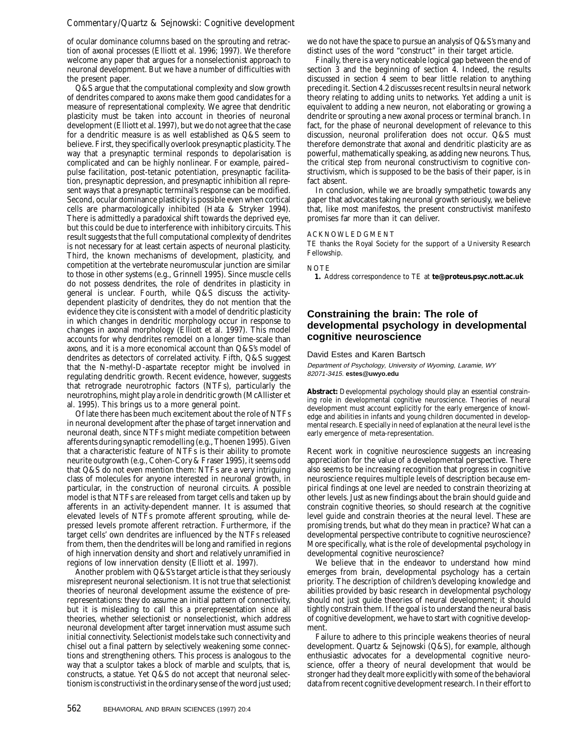of ocular dominance columns based on the sprouting and retraction of axonal processes (Elliott et al. 1996; 1997). We therefore welcome any paper that argues for a nonselectionist approach to neuronal development. But we have a number of difficulties with the present paper.

Q&S argue that the computational complexity and slow growth of dendrites compared to axons make them good candidates for a measure of representational complexity. We agree that dendritic plasticity must be taken into account in theories of neuronal development (Elliott et al. 1997), but we do not agree that the case for a dendritic measure is as well established as Q&S seem to believe. First, they specifically overlook presynaptic plasticity. The way that a presynaptic terminal responds to depolarisation is complicated and can be highly nonlinear. For example, paired–pulse facilitation, post-tetanic potentiation, presynaptic facilitation, presynaptic depression, and presynaptic inhibition all represent ways that a presynaptic terminal's response can be modified. Second, ocular dominance plasticity is possible even when cortical cells are pharmacologically inhibited (Hata & Stryker 1994). There is admittedly a paradoxical shift towards the deprived eye, but this could be due to interference with inhibitory circuits. This result suggests that the full computational complexity of dendrites is not necessary for at least certain aspects of neuronal plasticity. Third, the known mechanisms of development, plasticity, and competition at the vertebrate neuromuscular junction are similar to those in other systems (e.g., Grinnell 1995). Since muscle cells do not possess dendrites, the role of dendrites in plasticity in general is unclear. Fourth, while Q&S discuss the activity-dependent plasticity of dendrites, they do not mention that the evidence they cite is consistent with a model of dendritic plasticity in which changes in dendritic morphology occur in response to changes in axonal morphology (Elliott et al. 1997). This model accounts for why dendrites remodel on a longer time-scale than axons, and it is a more economical account than Q&S's model of dendrites as detectors of correlated activity. Fifth, Q&S suggest that the N-methyl-D-aspartate receptor might be involved in regulating dendritic growth. Recent evidence, however, suggests that retrograde neurotrophic factors (NTFs), particularly the neurotrophins, might play a role in dendritic growth (McAllister et al. 1995). This brings us to a more general point.

Of late there has been much excitement about the role of NTFs in neuronal development after the phase of target innervation and neuronal death, since NTFs might mediate competition between afferents during synaptic remodelling (e.g., Thoenen 1995). Given that a characteristic feature of NTFs is their ability to promote neurite outgrowth (e.g., Cohen-Cory & Fraser 1995), it seems odd that Q&S do not even mention them: NTFs are a very intriguing class of molecules for anyone interested in neuronal growth, in particular, in the construction of neuronal circuits. A possible model is that NTFs are released from target cells and taken up by afferents in an activity-dependent manner. It is assumed that elevated levels of NTFs promote afferent sprouting, while depressed levels promote afferent retraction. Furthermore, if the target cells' own dendrites are influenced by the NTFs released from them, then the dendrites will be long and ramified in regions of high innervation density and short and relatively unramified in regions of low innervation density (Elliott et al. 1997).

Another problem with Q&S's target article is that they seriously misrepresent neuronal selectionism. It is not true that selectionist theories of neuronal development assume the existence of prerepresentations: they do assume an initial pattern of connectivity, but it is misleading to call this a prerepresentation since all theories, whether selectionist or nonselectionist, which address neuronal development after target innervation must assume such initial connectivity. Selectionist models take such connectivity and chisel out a final pattern by selectively weakening some connections and strengthening others. This process is analogous to the way that a sculptor takes a block of marble and sculpts, that is, constructs, a statue. Yet Q&S do not accept that neuronal selectionism is constructivist in the ordinary sense of the word just used; we do not have the space to pursue an analysis of Q&S's many and distinct uses of the word "construct" in their target article.

Finally, there is a very noticeable logical gap between the end of section 3 and the beginning of section 4. Indeed, the results discussed in section 4 seem to bear little relation to anything preceding it. Section 4.2 discusses recent results in neural network theory relating to adding units to networks. Yet adding a unit is equivalent to adding a new neuron, not elaborating or growing a dendrite or sprouting a new axonal process or terminal branch. In fact, for the phase of neuronal development of relevance to this discussion, neuronal proliferation does not occur. Q&S must therefore demonstrate that axonal and dendritic plasticity are as powerful, mathematically speaking, as adding new neurons. Thus, the critical step from neuronal constructivism to cognitive constructivism, which is supposed to be the basis of their paper, is in fact absent.

In conclusion, while we are broadly sympathetic towards any paper that advocates taking neuronal growth seriously, we believe that, like most manifestos, the present constructivist manifesto promises far more than it can deliver.

ACKNOWLEDGMENT

TE thanks the Royal Society for the support of a University Research Fellowship.

NOTE

1. Address correspondence to TE at **te@proteus.psyc.nott.ac.uk**

## Constraining the brain: The role of developmental psychology in developmental cognitive neuroscience

David Estes and Karen Bartsch

*Department of Psychology, University of Wyoming, Laramie, WY 82071-3415.* **estes@uwyo.edu**

**Abstract:** Developmental psychology should play an essential constraining role in developmental cognitive neuroscience. Theories of neural development must account explicitly for the early emergence of knowledge and abilities in infants and young children documented in developmental research. Especially in need of explanation at the neural level is the early emergence of meta-representation.

Recent work in cognitive neuroscience suggests an increasing appreciation for the value of a developmental perspective. There also seems to be increasing recognition that progress in cognitive neuroscience requires multiple levels of description because empirical findings at one level are needed to constrain theorizing at other levels. Just as new findings about the brain should guide and constrain cognitive theories, so should research at the cognitive level guide and constrain theories at the neural level. These are promising trends, but what do they mean in practice? What can a developmental perspective contribute to cognitive neuroscience? More specifically, what is the role of developmental psychology in developmental cognitive neuroscience?

We believe that in the endeavor to understand how mind emerges from brain, developmental psychology has a certain priority. The description of children's developing knowledge and abilities provided by basic research in developmental psychology should not just guide theories of neural development; it should tightly constrain them. If the goal is to understand the neural basis of cognitive development, we have to start with cognitive development.

Failure to adhere to this principle weakens theories of neural development. Quartz & Sejnowski (Q&S), for example, although enthusiastic advocates for a developmental cognitive neuroscience, offer a theory of neural development that would be stronger had they dealt more explicitly with some of the behavioral data from recent cognitive development research. In their effort to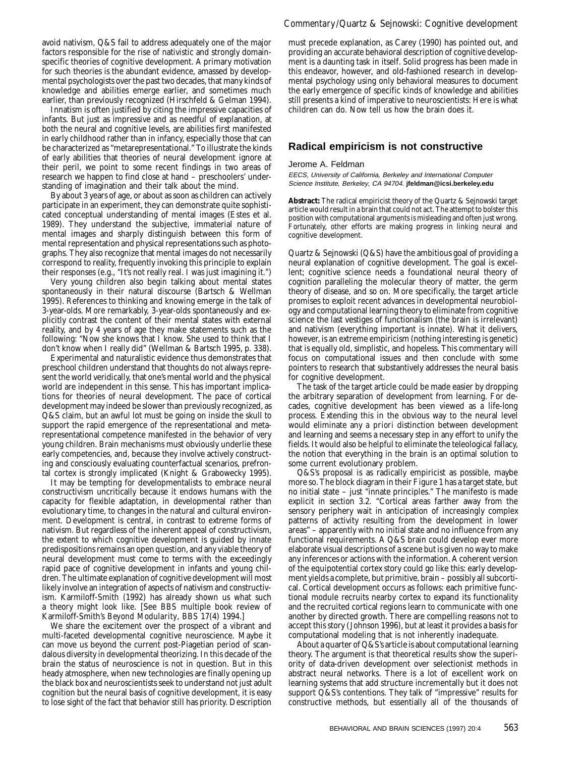avoid nativism, Q&S fail to address adequately one of the major factors responsible for the rise of nativistic and strongly domain-specific theories of cognitive development. A primary motivation for such theories is the abundant evidence, amassed by developmental psychologists over the past two decades, that many kinds of knowledge and abilities emerge earlier, and sometimes much earlier, than previously recognized (Hirschfeld & Gelman 1994).

Innatism is often justified by citing the impressive capacities of infants. But just as impressive and as needful of explanation, at both the neural and cognitive levels, are abilities first manifested in early childhood rather than in infancy, especially those that can be characterized as "metarepresentational." To illustrate the kinds of early abilities that theories of neural development ignore at their peril, we point to some recent findings in two areas of research we happen to find close at hand – preschoolers' understanding of imagination and their talk about the mind.

By about 3 years of age, or about as soon as children can actively participate in an experiment, they can demonstrate quite sophisticated conceptual understanding of mental images (Estes et al. 1989). They understand the subjective, immaterial nature of mental images and sharply distinguish between this form of mental representation and physical representations such as photographs. They also recognize that mental images do not necessarily correspond to reality, frequently invoking this principle to explain their responses (e.g., "It's not really real. I was just imagining it.")

Very young children also begin talking about mental states spontaneously in their natural discourse (Bartsch & Wellman 1995). References to thinking and knowing emerge in the talk of 3-year-olds. More remarkably, 3-year-olds spontaneously and explicitly contrast the content of their mental states with external reality, and by 4 years of age they make statements such as the following: "Now she knows that I know. She used to think that I don't know when I really did" (Wellman & Bartsch 1995, p. 338).

Experimental and naturalistic evidence thus demonstrates that preschool children understand that thoughts do not always represent the world veridically, that one's mental world and the physical world are independent in this sense. This has important implications for theories of neural development. The pace of cortical development may indeed be slower than previously recognized, as Q&S claim, but an awful lot must be going on inside the skull to support the rapid emergence of the representational and metarepresentational competence manifested in the behavior of very young children. Brain mechanisms must obviously underlie these early competencies, and, because they involve actively constructing and consciously evaluating counterfactual scenarios, prefrontal cortex is strongly implicated (Knight & Grabowecky 1995).

It may be tempting for developmentalists to embrace neural constructivism uncritically because it endows humans with the capacity for flexible adaptation, in developmental rather than evolutionary time, to changes in the natural and cultural environment. Development is central, in contrast to extreme forms of nativism. But regardless of the inherent appeal of constructivism, the extent to which cognitive development is guided by innate predispositions remains an open question, and any viable theory of neural development must come to terms with the exceedingly rapid pace of cognitive development in infants and young children. The ultimate explanation of cognitive development will most likely involve an integration of aspects of nativism and constructivism. Karmiloff-Smith (1992) has already shown us what such a theory might look like. [See BBS multiple book review of Karmiloff-Smith's *Beyond Modularity*, BBS 17(4) 1994.]

We share the excitement over the prospect of a vibrant and multi-faceted developmental cognitive neuroscience. Maybe it can move us beyond the current post-Piagetian period of scandalous diversity in developmental theorizing. In this decade of the brain the status of neuroscience is not in question. But in this heady atmosphere, when new technologies are finally opening up the black box and neuroscientists seek to understand not just adult cognition but the neural basis of cognitive development, it is easy to lose sight of the fact that behavior still has priority. Description must precede explanation, as Carey (1990) has pointed out, and providing an accurate behavioral description of cognitive development is a daunting task in itself. Solid progress has been made in this endeavor, however, and old-fashioned research in developmental psychology using only behavioral measures to document the early emergence of specific kinds of knowledge and abilities still presents a kind of imperative to neuroscientists: Here is what children can do. Now tell us how the brain does it.

## Radical empiricism is not constructive

Jerome A. Feldman

*EECS, University of California, Berkeley and International Computer Science Institute, Berkeley, CA 94704.* **jfeldman@icsi.berkeley.edu**

**Abstract:** The radical empiricist theory of the Quartz & Sejnowski target article would result in a brain that could not act. The attempt to bolster this position with computational arguments is misleading and often just wrong. Fortunately, other efforts are making progress in linking neural and cognitive development.

Quartz & Sejnowski (Q&S) have the ambitious goal of providing a neural explanation of cognitive development. The goal is excellent; cognitive science needs a foundational neural theory of cognition paralleling the molecular theory of matter, the germ theory of disease, and so on. More specifically, the target article promises to exploit recent advances in developmental neurobiology and computational learning theory to eliminate from cognitive science the last vestiges of functionalism (the brain is irrelevant) and nativism (everything important is innate). What it delivers, however, is an extreme empiricism (nothing interesting is genetic) that is equally old, simplistic, and hopeless. This commentary will focus on computational issues and then conclude with some pointers to research that substantively addresses the neural basis for cognitive development.

The task of the target article could be made easier by dropping the arbitrary separation of development from learning. For decades, cognitive development has been viewed as a life-long process. Extending this in the obvious way to the neural level would eliminate any *a priori* distinction between development and learning and seems a necessary step in any effort to unify the fields. It would also be helpful to eliminate the teleological fallacy, the notion that everything in the brain is an optimal solution to some current evolutionary problem.

Q&S's proposal is as radically empiricist as possible, maybe more so. The block diagram in their Figure 1 has a target state, but no initial state – just "innate principles." The manifesto is made explicit in section 3.2. "Cortical areas farther away from the sensory periphery wait in anticipation of increasingly complex patterns of activity resulting from the development in lower areas" – apparently with no initial state and no influence from any functional requirements. A Q&S brain could develop ever more elaborate visual descriptions of a scene but is given no way to make any inferences or actions with the information. A coherent version of the equipotential cortex story could go like this: early development yields a complete, but primitive, brain – possibly all subcortical. Cortical development occurs as follows: each primitive functional module recruits nearby cortex to expand its functionality and the recruited cortical regions learn to communicate with one another by directed growth. There are compelling reasons not to accept this story (Johnson 1996), but at least it provides a basis for computational modeling that is not inherently inadequate.

About a quarter of Q&S's article is about computational learning theory. The argument is that theoretical results show the superiority of data-driven development over selectionist methods in abstract neural networks. There is a lot of excellent work on learning systems that add structure incrementally but it does not support Q&S's contentions. They talk of "impressive" results for constructive methods, but essentially all of the thousands of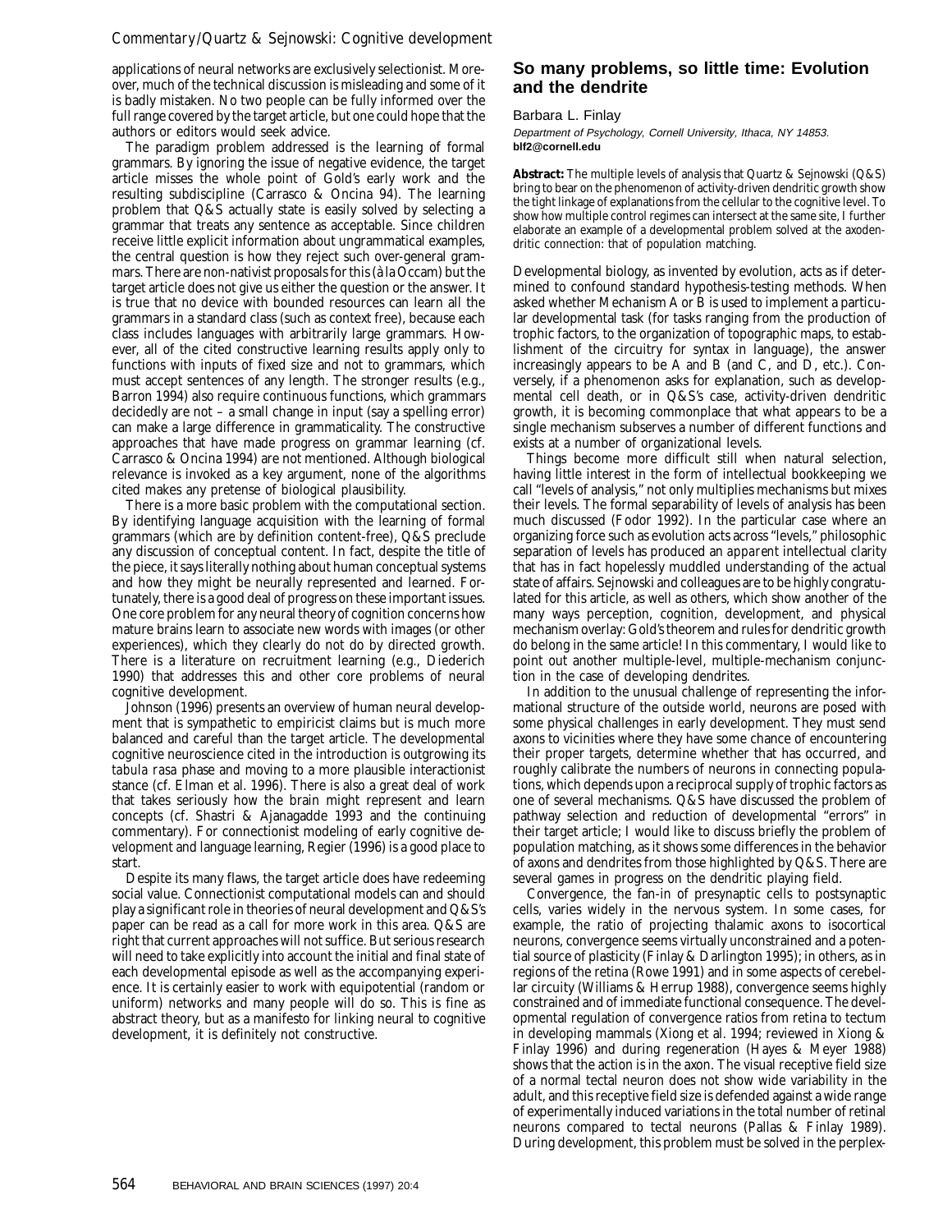applications of neural networks are exclusively selectionist. Moreover, much of the technical discussion is misleading and some of it is badly mistaken. No two people can be fully informed over the full range covered by the target article, but one could hope that the authors or editors would seek advice.

The paradigm problem addressed is the learning of formal grammars. By ignoring the issue of negative evidence, the target article misses the whole point of Gold's early work and the resulting subdiscipline (Carrasco & Oncina 94). The learning problem that Q&S actually state is easily solved by selecting a grammar that treats any sentence as acceptable. Since children receive little explicit information about ungrammatical examples, the central question is how they reject such over-general grammars. There are non-nativist proposals for this (à la Occam) but the target article does not give us either the question or the answer. It is true that no device with bounded resources can learn all the grammars in a standard class (such as context free), because each class includes languages with arbitrarily large grammars. However, all of the cited constructive learning results apply only to functions with inputs of fixed size and not to grammars, which must accept sentences of any length. The stronger results (e.g., Barron 1994) also require continuous functions, which grammars decidedly are not – a small change in input (say a spelling error) can make a large difference in grammaticality. The constructive approaches that have made progress on grammar learning (cf. Carrasco & Oncina 1994) are not mentioned. Although biological relevance is invoked as a key argument, none of the algorithms cited makes any pretense of biological plausibility.

There is a more basic problem with the computational section. By identifying language acquisition with the learning of formal grammars (which are by definition content-free), Q&S preclude any discussion of conceptual content. In fact, despite the title of the piece, it says literally nothing about human conceptual systems and how they might be neurally represented and learned. Fortunately, there is a good deal of progress on these important issues. One core problem for any neural theory of cognition concerns how mature brains learn to associate new words with images (or other experiences), which they clearly do not do by directed growth. There is a literature on recruitment learning (e.g., Diederich 1990) that addresses this and other core problems of neural cognitive development.

Johnson (1996) presents an overview of human neural development that is sympathetic to empiricist claims but is much more balanced and careful than the target article. The developmental cognitive neuroscience cited in the introduction is outgrowing its *tabula rasa* phase and moving to a more plausible interactionist stance (cf. Elman et al. 1996). There is also a great deal of work that takes seriously how the brain might represent and learn concepts (cf. Shastri & Ajanagadde 1993 and the continuing commentary). For connectionist modeling of early cognitive development and language learning, Regier (1996) is a good place to start.

Despite its many flaws, the target article does have redeeming social value. Connectionist computational models can and should play a significant role in theories of neural development and Q&S's paper can be read as a call for more work in this area. Q&S are right that current approaches will not suffice. But serious research will need to take explicitly into account the initial and final state of each developmental episode as well as the accompanying experience. It is certainly easier to work with equipotential (random or uniform) networks and many people will do so. This is fine as abstract theory, but as a manifesto for linking neural to cognitive development, it is definitely not constructive.

## So many problems, so little time: Evolution and the dendrite

Barbara L. Finlay

*Department of Psychology, Cornell University, Ithaca, NY 14853.*
**blf2@cornell.edu**

**Abstract:** The multiple levels of analysis that Quartz & Sejnowski (Q&S) bring to bear on the phenomenon of activity-driven dendritic growth show the tight linkage of explanations from the cellular to the cognitive level. To show how multiple control regimes can intersect at the same site, I further elaborate an example of a developmental problem solved at the axodendritic connection: that of population matching.

Developmental biology, as invented by evolution, acts as if determined to confound standard hypothesis-testing methods. When asked whether Mechanism A or B is used to implement a particular developmental task (for tasks ranging from the production of trophic factors, to the organization of topographic maps, to establishment of the circuitry for syntax in language), the answer increasingly appears to be A and B (and C, and D, etc.). Conversely, if a phenomenon asks for explanation, such as developmental cell death, or in Q&S's case, activity-driven dendritic growth, it is becoming commonplace that what appears to be a single mechanism subserves a number of different functions and exists at a number of organizational levels.

Things become more difficult still when natural selection, having little interest in the form of intellectual bookkeeping we call "levels of analysis," not only multiplies mechanisms but mixes their levels. The formal separability of levels of analysis has been much discussed (Fodor 1992). In the particular case where an organizing force such as evolution acts across "levels," philosophic separation of levels has produced an *apparent* intellectual clarity that has in fact hopelessly muddled understanding of the actual state of affairs. Sejnowski and colleagues are to be highly congratulated for this article, as well as others, which show another of the many ways perception, cognition, development, and physical mechanism overlay: Gold's theorem and rules for dendritic growth do belong in the same article! In this commentary, I would like to point out another multiple-level, multiple-mechanism conjunction in the case of developing dendrites.

In addition to the unusual challenge of representing the informational structure of the outside world, neurons are posed with some physical challenges in early development. They must send axons to vicinities where they have some chance of encountering their proper targets, determine whether that has occurred, and roughly calibrate the numbers of neurons in connecting populations, which depends upon a reciprocal supply of trophic factors as one of several mechanisms. Q&S have discussed the problem of pathway selection and reduction of developmental "errors" in their target article; I would like to discuss briefly the problem of population matching, as it shows some differences in the behavior of axons and dendrites from those highlighted by Q&S. There are several games in progress on the dendritic playing field.

Convergence, the fan-in of presynaptic cells to postsynaptic cells, varies widely in the nervous system. In some cases, for example, the ratio of projecting thalamic axons to isocortical neurons, convergence seems virtually unconstrained and a potential source of plasticity (Finlay & Darlington 1995); in others, as in regions of the retina (Rowe 1991) and in some aspects of cerebellar circuitry (Williams & Herrup 1988), convergence seems highly constrained and of immediate functional consequence. The developmental regulation of convergence ratios from retina to tectum in developing mammals (Xiong et al. 1994; reviewed in Xiong & Finlay 1996) and during regeneration (Hayes & Meyer 1988) shows that the action is in the axon. The visual receptive field size of a normal tectal neuron does not show wide variability in the adult, and this receptive field size is defended against a wide range of experimentally induced variations in the total number of retinal neurons compared to tectal neurons (Pallas & Finlay 1989). During development, this problem must be solved in the perplex-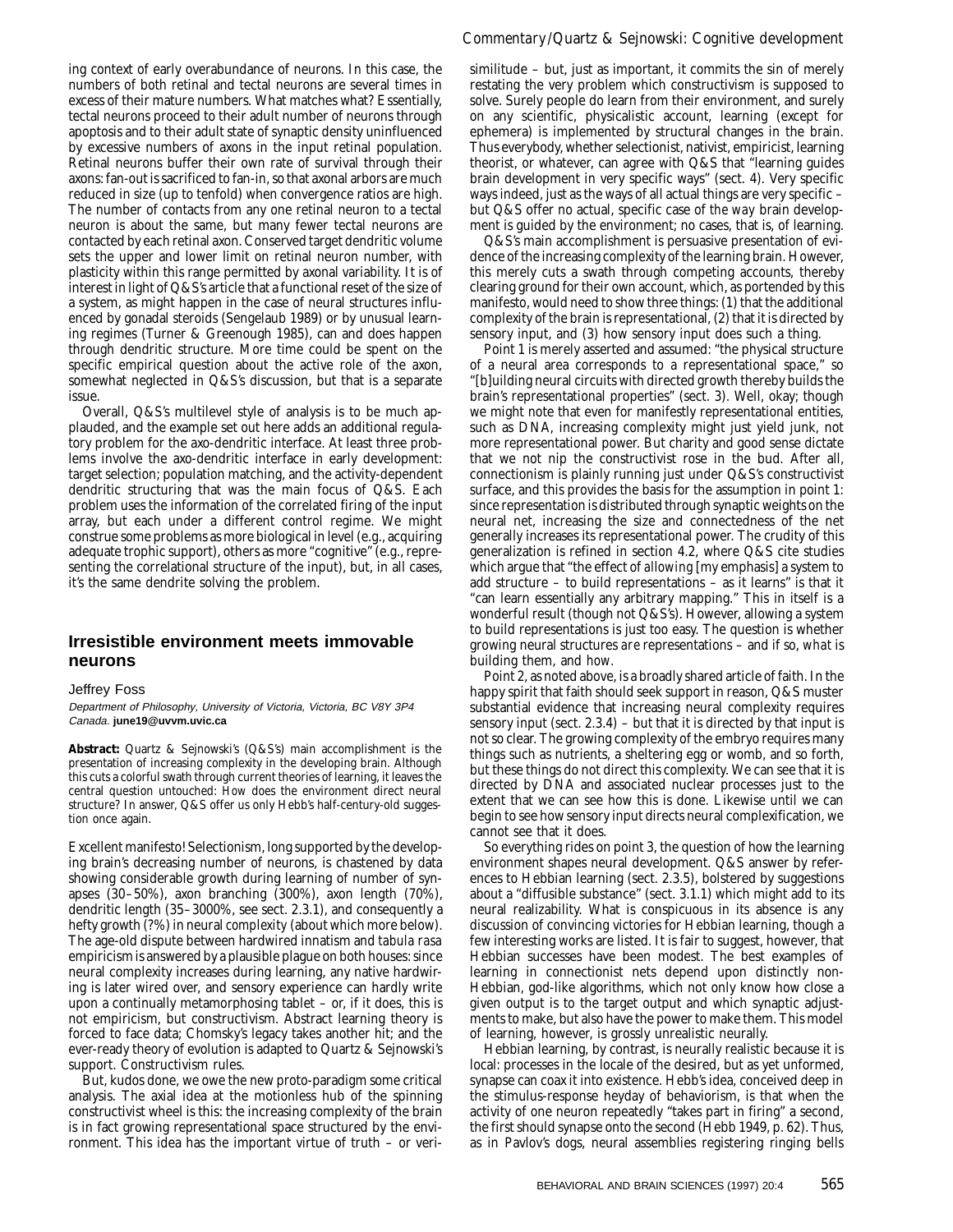ing context of early overabundance of neurons. In this case, the numbers of both retinal and tectal neurons are several times in excess of their mature numbers. What matches what? Essentially, tectal neurons proceed to their adult number of neurons through apoptosis and to their adult state of synaptic density uninfluenced by excessive numbers of axons in the input retinal population. Retinal neurons buffer their own rate of survival through their axons: fan-out is sacrificed to fan-in, so that axonal arbors are much reduced in size (up to tenfold) when convergence ratios are high. The number of contacts from any one retinal neuron to a tectal neuron is about the same, but many fewer tectal neurons are contacted by each retinal axon. Conserved target dendritic volume sets the upper and lower limit on retinal neuron number, with plasticity within this range permitted by axonal variability. It is of interest in light of Q&S's article that a functional reset of the size of a system, as might happen in the case of neural structures influenced by gonadal steroids (Sengelaub 1989) or by unusual learning regimes (Turner & Greenough 1985), can and does happen through dendritic structure. More time could be spent on the specific empirical question about the active role of the axon, somewhat neglected in Q&S's discussion, but that is a separate issue.

Overall, Q&S's multilevel style of analysis is to be much applauded, and the example set out here adds an additional regulatory problem for the axo-dendritic interface. At least three problems involve the axo-dendritic interface in early development: target selection; population matching, and the activity-dependent dendritic structuring that was the main focus of Q&S. Each problem uses the information of the correlated firing of the input array, but each under a different control regime. We might construe some problems as more biological in level (e.g., acquiring adequate trophic support), others as more "cognitive" (e.g., representing the correlational structure of the input), but, in all cases, it's the same dendrite solving the problem.

## Irresistible environment meets immovable neurons

Jeffrey Foss

*Department of Philosophy, University of Victoria, Victoria, BC V8Y 3P4 Canada.* **june19@uvvm.uvic.ca**

**Abstract:** Quartz & Sejnowski's (Q&S's) main accomplishment is the presentation of increasing complexity in the developing brain. Although this cuts a colorful swath through current theories of learning, it leaves the central question untouched: How does the environment direct neural structure? In answer, Q&S offer us only Hebb's half-century-old suggestion once again.

Excellent manifesto! Selectionism, long supported by the developing brain's decreasing number of neurons, is chastened by data showing considerable growth during learning of number of synapses (30–50%), axon branching (300%), axon length (70%), dendritic length (35–3000%, see sect. 2.3.1), and consequently a hefty growth (?%) in neural complexity (about which more below). The age-old dispute between hardwired innatism and *tabula rasa* empiricism is answered by a plausible plague on both houses: since neural complexity increases during learning, any native hardwiring is later wired over, and sensory experience can hardly write upon a continually metamorphosing tablet – or, if it does, this is not empiricism, but constructivism. Abstract learning theory is forced to face data; Chomsky's legacy takes another hit; and the ever-ready theory of evolution is adapted to Quartz & Sejnowski's support. Constructivism rules.

But, kudos done, we owe the new proto-paradigm some critical analysis. The axial idea at the motionless hub of the spinning constructivist wheel is this: the increasing complexity of the brain is in fact growing representational space structured by the environment. This idea has the important virtue of truth – or verisimilitude – but, just as important, it commits the sin of merely restating the very problem which constructivism is supposed to solve. Surely people do learn from their environment, and surely on any scientific, physicalistic account, learning (except for ephemera) is implemented by structural changes in the brain. Thus everybody, whether selectionist, nativist, empiricist, learning theorist, or whatever, can agree with Q&S that "learning guides brain development in very specific ways" (sect. 4). Very specific ways indeed, just as the ways of all actual things are very specific – but Q&S offer no actual, specific case of *the way* brain development is guided by the environment; no cases, that is, of learning.

Q&S's main accomplishment is persuasive presentation of evidence of the increasing complexity of the learning brain. However, this merely cuts a swath through competing accounts, thereby clearing ground for their own account, which, as portended by this manifesto, would need to show three things: (1) that the additional complexity of the brain is representational, (2) that it is directed by sensory input, and (3) how sensory input does such a thing.

Point 1 is merely asserted and assumed: "the physical structure of a neural area corresponds to a representational space," so "[b]uilding neural circuits with directed growth thereby builds the brain's representational properties" (sect. 3). Well, okay; though we might note that even for manifestly representational entities, such as DNA, increasing complexity might just yield junk, not more representational power. But charity and good sense dictate that we not nip the constructivist rose in the bud. After all, connectionism is plainly running just under Q&S's constructivist surface, and this provides the basis for the assumption in point 1: since representation is distributed through synaptic weights on the neural net, increasing the size and connectedness of the net generally increases its representational power. The crudity of this generalization is refined in section 4.2, where Q&S cite studies which argue that "the effect of *allowing* [my emphasis] a system to add structure – to build representations – as it learns" is that it "can learn essentially any arbitrary mapping." This in itself is a wonderful result (though not Q&S's). However, allowing a system to build representations is just too easy. The question is whether growing neural structures *are* representations – and if so, *what* is building them, and *how*.

Point 2, as noted above, is a broadly shared article of faith. In the happy spirit that faith should seek support in reason, Q&S muster substantial evidence that increasing neural complexity requires sensory input (sect. 2.3.4) – but that it is directed by that input is not so clear. The growing complexity of the embryo requires many things such as nutrients, a sheltering egg or womb, and so forth, but these things do not direct this complexity. We can see that it is directed by DNA and associated nuclear processes just to the extent that we can see how this is done. Likewise until we can begin to see how sensory input directs neural complexification, we cannot see that it does.

So everything rides on point 3, the question of how the learning environment shapes neural development. Q&S answer by references to Hebbian learning (sect. 2.3.5), bolstered by suggestions about a "diffusible substance" (sect. 3.1.1) which might add to its neural realizability. What is conspicuous in its absence is any discussion of convincing victories for Hebbian learning, though a few interesting works are listed. It is fair to suggest, however, that Hebbian successes have been modest. The best examples of learning in connectionist nets depend upon distinctly non-Hebbian, god-like algorithms, which not only know how close a given output is to the target output and which synaptic adjustments to make, but also have the power to make them. This model of learning, however, is grossly unrealistic neurally.

Hebbian learning, by contrast, is neurally realistic because it is local: processes in the locale of the desired, but as yet unformed, synapse can coax it into existence. Hebb's idea, conceived deep in the stimulus-response heyday of behaviorism, is that when the activity of one neuron repeatedly "takes part in firing" a second, the first should synapse onto the second (Hebb 1949, p. 62). Thus, as in Pavlov's dogs, neural assemblies registering ringing bells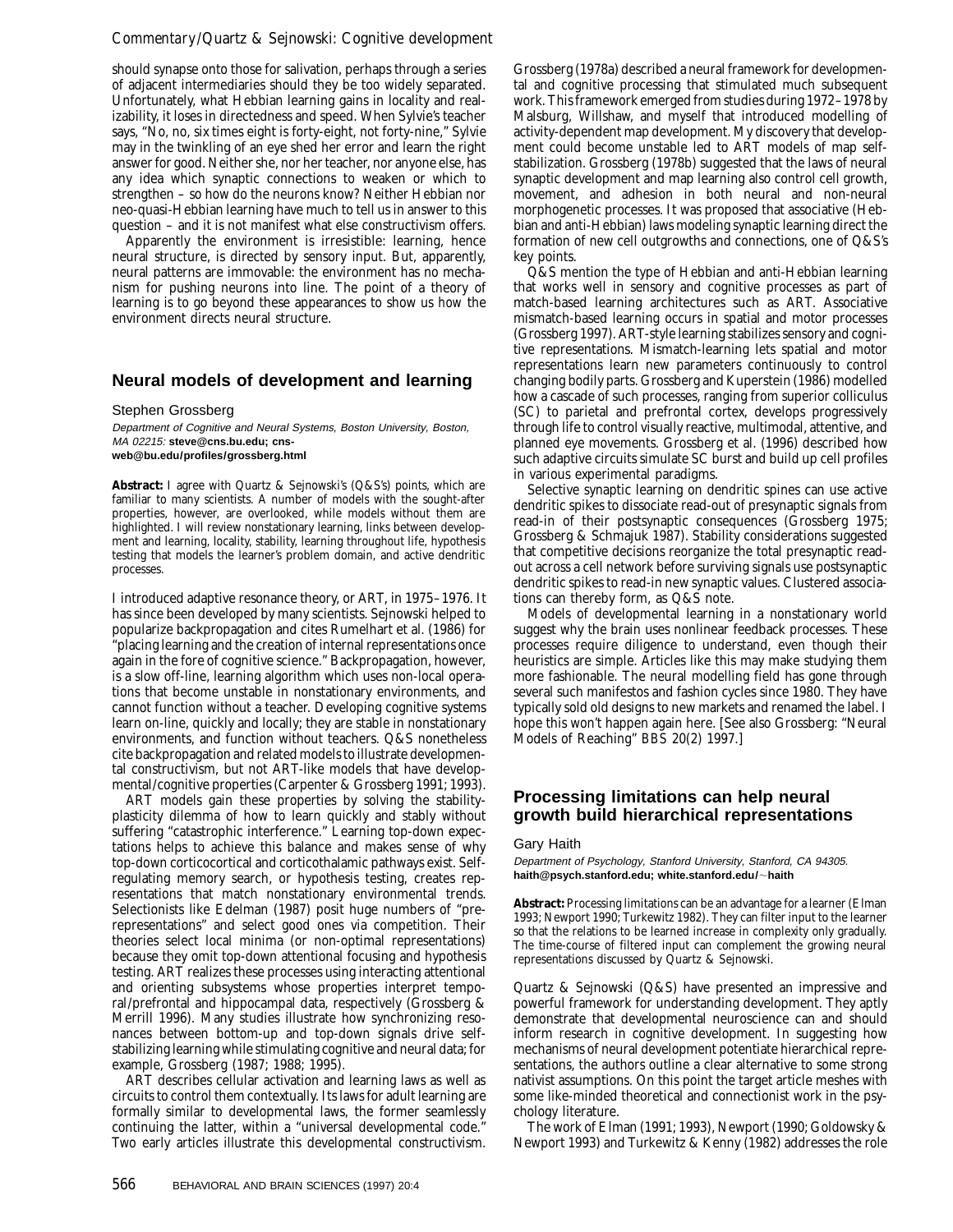should synapse onto those for salivation, perhaps through a series of adjacent intermediaries should they be too widely separated. Unfortunately, what Hebbian learning gains in locality and realizability, it loses in directedness and speed. When Sylvie's teacher says, "No, no, six times eight is forty-eight, not forty-nine," Sylvie may in the twinkling of an eye shed her error and learn the right answer for good. Neither she, nor her teacher, nor anyone else, has any idea which synaptic connections to weaken or which to strengthen – so how do the neurons know? Neither Hebbian nor neo-quasi-Hebbian learning have much to tell us in answer to this question – and it is not manifest what else constructivism offers.

Apparently the environment is irresistible: learning, hence neural structure, is directed by sensory input. But, apparently, neural patterns are immovable: the environment has no mechanism for pushing neurons into line. The point of a theory of learning is to go beyond these appearances to show us how the environment directs neural structure.

## Neural models of development and learning

Stephen Grossberg

*Department of Cognitive and Neural Systems, Boston University, Boston, MA 02215:* **steve@cns.bu.edu; cns-web@bu.edu/profiles/grossberg.html**

**Abstract:** I agree with Quartz & Sejnowski's (Q&S's) points, which are familiar to many scientists. A number of models with the sought-after properties, however, are overlooked, while models without them are highlighted. I will review nonstationary learning, links between development and learning, locality, stability, learning throughout life, hypothesis testing that models the learner's problem domain, and active dendritic processes.

I introduced adaptive resonance theory, or ART, in 1975–1976. It has since been developed by many scientists. Sejnowski helped to popularize backpropagation and cites Rumelhart et al. (1986) for "placing learning and the creation of internal representations once again in the fore of cognitive science." Backpropagation, however, is a slow off-line, learning algorithm which uses non-local operations that become unstable in nonstationary environments, and cannot function without a teacher. Developing cognitive systems learn on-line, quickly and locally; they are stable in nonstationary environments, and function without teachers. Q&S nonetheless cite backpropagation and related models to illustrate developmental constructivism, but not ART-like models that have developmental/cognitive properties (Carpenter & Grossberg 1991; 1993).

ART models gain these properties by solving the stability-plasticity dilemma of how to learn quickly and stably without suffering "catastrophic interference." Learning top-down expectations helps to achieve this balance and makes sense of why top-down corticocortical and corticothalamic pathways exist. Self-regulating memory search, or hypothesis testing, creates representations that match nonstationary environmental trends. Selectionists like Edelman (1987) posit huge numbers of "pre-representations" and select good ones via competition. Their theories select local minima (or non-optimal representations) because they omit top-down attentional focusing and hypothesis testing. ART realizes these processes using interacting attentional and orienting subsystems whose properties interpret temporal/prefrontal and hippocampal data, respectively (Grossberg & Merrill 1996). Many studies illustrate how synchronizing resonances between bottom-up and top-down signals drive self-stabilizing learning while stimulating cognitive and neural data; for example, Grossberg (1987; 1988; 1995).

ART describes cellular activation and learning laws as well as circuits to control them contextually. Its laws for adult learning are formally similar to developmental laws, the former seamlessly continuing the latter, within a "universal developmental code." Two early articles illustrate this developmental constructivism. Grossberg (1978a) described a neural framework for developmental and cognitive processing that stimulated much subsequent work. This framework emerged from studies during 1972–1978 by Malsburg, Willshaw, and myself that introduced modelling of activity-dependent map development. My discovery that development could become unstable led to ART models of map self-stabilization. Grossberg (1978b) suggested that the laws of neural synaptic development and map learning also control cell growth, movement, and adhesion in both neural and non-neural morphogenetic processes. It was proposed that associative (Hebbian and anti-Hebbian) laws modeling synaptic learning direct the formation of new cell outgrowths and connections, one of Q&S's key points.

Q&S mention the type of Hebbian and anti-Hebbian learning that works well in sensory and cognitive processes as part of match-based learning architectures such as ART. Associative mismatch-based learning occurs in spatial and motor processes (Grossberg 1997). ART-style learning stabilizes sensory and cognitive representations. Mismatch-learning lets spatial and motor representations learn new parameters continuously to control changing bodily parts. Grossberg and Kuperstein (1986) modelled how a cascade of such processes, ranging from superior colliculus (SC) to parietal and prefrontal cortex, develops progressively through life to control visually reactive, multimodal, attentive, and planned eye movements. Grossberg et al. (1996) described how such adaptive circuits simulate SC burst and build up cell profiles in various experimental paradigms.

Selective synaptic learning on dendritic spines can use active dendritic spikes to dissociate read-out of presynaptic signals from read-in of their postsynaptic consequences (Grossberg 1975; Grossberg & Schmajuk 1987). Stability considerations suggested that competitive decisions reorganize the total presynaptic read-out across a cell network before surviving signals use postsynaptic dendritic spikes to read-in new synaptic values. Clustered associations can thereby form, as Q&S note.

Models of developmental learning in a nonstationary world suggest why the brain uses nonlinear feedback processes. These processes require diligence to understand, even though their heuristics are simple. Articles like this may make studying them more fashionable. The neural modelling field has gone through several such manifestos and fashion cycles since 1980. They have typically sold old designs to new markets and renamed the label. I hope this won't happen again here. [See also Grossberg: "Neural Models of Reaching" *BBS* 20(2) 1997.]

## Processing limitations can help neural growth build hierarchical representations

Gary Haith

*Department of Psychology, Stanford University, Stanford, CA 94305.* **haith@psych.stanford.edu; white.stanford.edu/~haith**

**Abstract:** Processing limitations can be an advantage for a learner (Elman 1993; Newport 1990; Turkewitz 1982). They can filter input to the learner so that the relations to be learned increase in complexity only gradually. The time-course of filtered input can complement the growing neural representations discussed by Quartz & Sejnowski.

Quartz & Sejnowski (Q&S) have presented an impressive and powerful framework for understanding development. They aptly demonstrate that developmental neuroscience can and should inform research in cognitive development. In suggesting how mechanisms of neural development potentiate hierarchical representations, the authors outline a clear alternative to some strong nativist assumptions. On this point the target article meshes with some like-minded theoretical and connectionist work in the psychology literature.

The work of Elman (1991; 1993), Newport (1990; Goldowsky & Newport 1993) and Turkewitz & Kenny (1982) addresses the role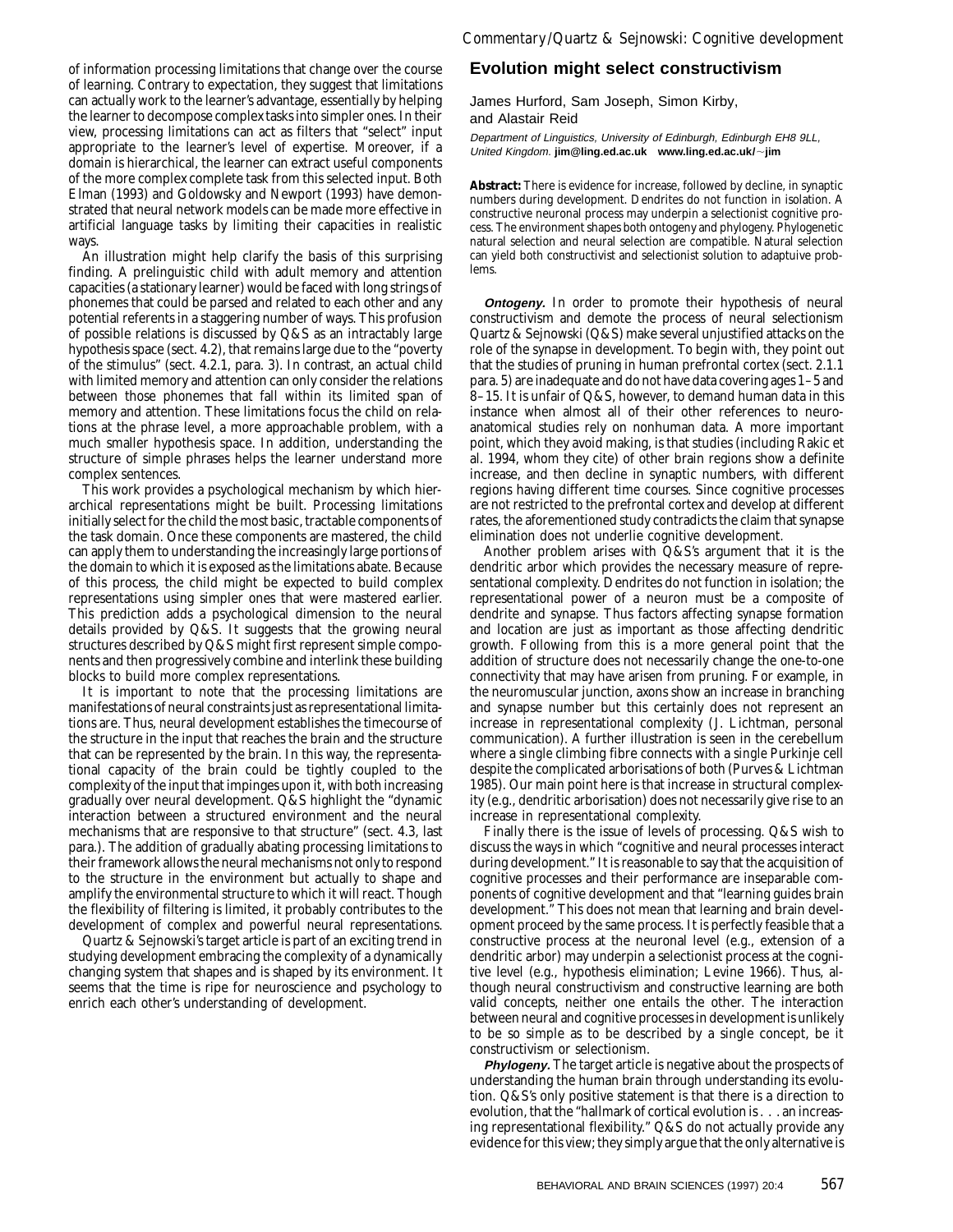of information processing limitations that change over the course of learning. Contrary to expectation, they suggest that limitations can actually work to the learner's advantage, essentially by helping the learner to decompose complex tasks into simpler ones. In their view, processing limitations can act as filters that "select" input appropriate to the learner's level of expertise. Moreover, if a domain is hierarchical, the learner can extract useful components of the more complex complete task from this selected input. Both Elman (1993) and Goldowsky and Newport (1993) have demonstrated that neural network models can be made more effective in artificial language tasks by limiting their capacities in realistic ways.

An illustration might help clarify the basis of this surprising finding. A prelinguistic child with adult memory and attention capacities (a stationary learner) would be faced with long strings of phonemes that could be parsed and related to each other and any potential referents in a staggering number of ways. This profusion of possible relations is discussed by Q&S as an intractably large hypothesis space (sect. 4.2), that remains large due to the "poverty of the stimulus" (sect. 4.2.1, para. 3). In contrast, an actual child with limited memory and attention can only consider the relations between those phonemes that fall within its limited span of memory and attention. These limitations focus the child on relations at the phrase level, a more approachable problem, with a much smaller hypothesis space. In addition, understanding the structure of simple phrases helps the learner understand more complex sentences.

This work provides a psychological mechanism by which hierarchical representations might be built. Processing limitations initially select for the child the most basic, tractable components of the task domain. Once these components are mastered, the child can apply them to understanding the increasingly large portions of the domain to which it is exposed as the limitations abate. Because of this process, the child might be expected to build complex representations using simpler ones that were mastered earlier. This prediction adds a psychological dimension to the neural details provided by Q&S. It suggests that the growing neural structures described by Q&S might first represent simple components and then progressively combine and interlink these building blocks to build more complex representations.

It is important to note that the processing limitations are manifestations of neural constraints just as representational limitations are. Thus, neural development establishes the timecourse of the structure in the input that reaches the brain and the structure that can be represented by the brain. In this way, the representational capacity of the brain could be tightly coupled to the complexity of the input that impinges upon it, with both increasing gradually over neural development. Q&S highlight the "dynamic interaction between a structured environment and the neural mechanisms that are responsive to that structure" (sect. 4.3, last para.). The addition of gradually abating processing limitations to their framework allows the neural mechanisms not only to respond to the structure in the environment but actually to shape and amplify the environmental structure to which it will react. Though the flexibility of filtering is limited, it probably contributes to the development of complex and powerful neural representations.

Quartz & Sejnowski's target article is part of an exciting trend in studying development embracing the complexity of a dynamically changing system that shapes and is shaped by its environment. It seems that the time is ripe for neuroscience and psychology to enrich each other's understanding of development.

## Evolution might select constructivism

James Hurford, Sam Joseph, Simon Kirby, and Alastair Reid

*Department of Linguistics, University of Edinburgh, Edinburgh EH8 9LL, United Kingdom.* **jim@ling.ed.ac.uk www.ling.ed.ac.uk/~jim**

**Abstract:** There is evidence for increase, followed by decline, in synaptic numbers during development. Dendrites do not function in isolation. A constructive neuronal process may underpin a selectionist cognitive process. The environment shapes both ontogeny and phylogeny. Phylogenetic natural selection and neural selection are compatible. Natural selection can yield both constructivist and selectionist solution to adaptuive problems.

***Ontogeny.*** In order to promote their hypothesis of neural constructivism and demote the process of neural selectionism Quartz & Sejnowski (Q&S) make several unjustified attacks on the role of the synapse in development. To begin with, they point out that the studies of pruning in human prefrontal cortex (sect. 2.1.1 para. 5) are inadequate and do not have data covering ages 1–5 and 8–15. It is unfair of Q&S, however, to demand human data in this instance when almost all of their other references to neuroanatomical studies rely on nonhuman data. A more important point, which they avoid making, is that studies (including Rakic et al. 1994, whom they cite) of other brain regions show a definite increase, and then decline in synaptic numbers, with different regions having different time courses. Since cognitive processes are not restricted to the prefrontal cortex and develop at different rates, the aforementioned study contradicts the claim that synapse elimination does not underlie cognitive development.

Another problem arises with Q&S's argument that it is the dendritic arbor which provides the necessary measure of representational complexity. Dendrites do not function in isolation; the representational power of a neuron must be a composite of dendrite and synapse. Thus factors affecting synapse formation and location are just as important as those affecting dendritic growth. Following from this is a more general point that the addition of structure does not necessarily change the one-to-one connectivity that may have arisen from pruning. For example, in the neuromuscular junction, axons show an increase in branching and synapse number but this certainly does not represent an increase in representational complexity (J. Lichtman, personal communication). A further illustration is seen in the cerebellum where a single climbing fibre connects with a single Purkinje cell despite the complicated arborisations of both (Purves & Lichtman 1985). Our main point here is that increase in structural complexity (e.g., dendritic arborisation) does not necessarily give rise to an increase in representational complexity.

Finally there is the issue of levels of processing. Q&S wish to discuss the ways in which "cognitive and neural processes interact during development." It is reasonable to say that the acquisition of cognitive processes and their performance are inseparable components of cognitive development and that "learning guides brain development." This does not mean that learning and brain development proceed by the same process. It is perfectly feasible that a constructive process at the neuronal level (e.g., extension of a dendritic arbor) may underpin a selectionist process at the cognitive level (e.g., hypothesis elimination; Levine 1966). Thus, although neural constructivism and constructive learning are both valid concepts, neither one entails the other. The interaction between neural and cognitive processes in development is unlikely to be so simple as to be described by a single concept, be it constructivism or selectionism.

***Phylogeny.*** The target article is negative about the prospects of understanding the human brain through understanding its evolution. Q&S's only positive statement is that there is a direction to evolution, that the "hallmark of cortical evolution is . . . an increasing representational flexibility." Q&S do not actually provide any evidence for this view; they simply argue that the only alternative is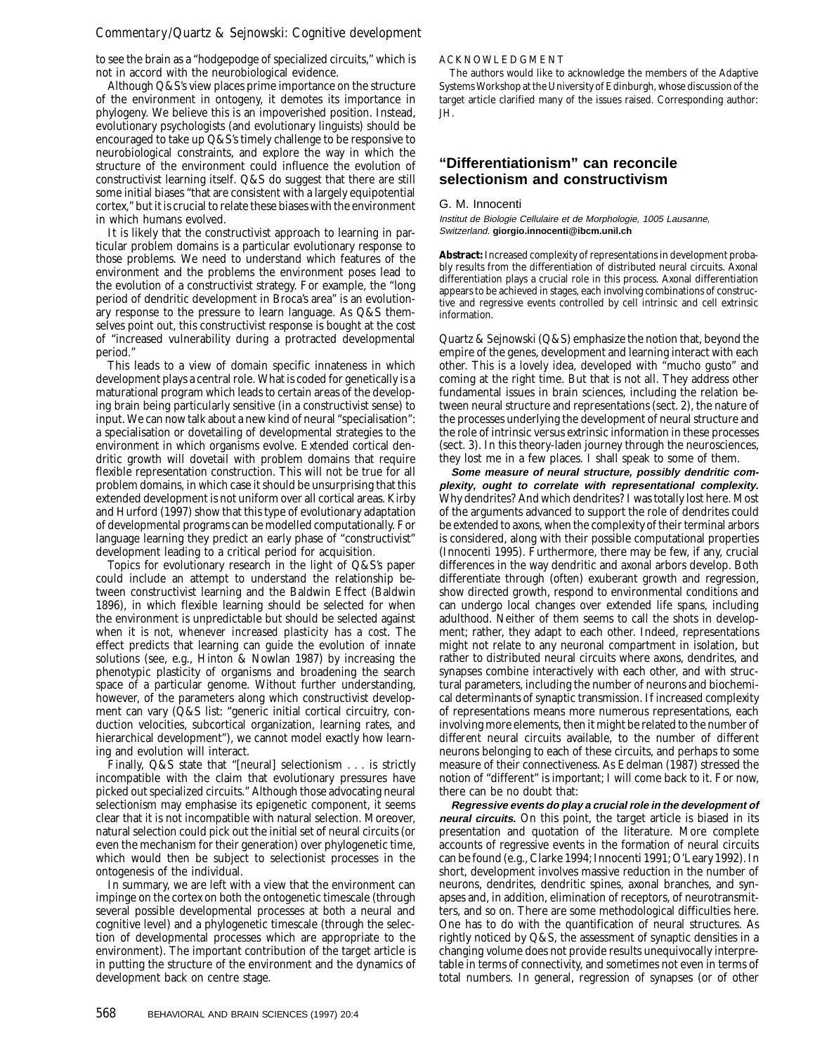to see the brain as a "hodgepodge of specialized circuits," which is not in accord with the neurobiological evidence.

Although Q&S's view places prime importance on the structure of the environment in ontogeny, it demotes its importance in phylogeny. We believe this is an impoverished position. Instead, evolutionary psychologists (and evolutionary linguists) should be encouraged to take up Q&S's timely challenge to be responsive to neurobiological constraints, and explore the way in which the structure of the environment could influence the evolution of constructivist learning itself. Q&S do suggest that there are still some initial biases "that are consistent with a largely equipotential cortex," but it is crucial to relate these biases with the environment in which humans evolved.

It is likely that the constructivist approach to learning in particular problem domains is a particular evolutionary response to those problems. We need to understand which features of the environment and the problems the environment poses lead to the evolution of a constructivist strategy. For example, the "long period of dendritic development in Broca's area" is an evolutionary response to the pressure to learn language. As Q&S themselves point out, this constructivist response is bought at the cost of "increased vulnerability during a protracted developmental period."

This leads to a view of domain specific innateness in which development plays a central role. What is coded for genetically is a maturational program which leads to certain areas of the developing brain being particularly sensitive (in a constructivist sense) to input. We can now talk about a new kind of neural "specialisation": a specialisation or dovetailing of developmental strategies to the environment in which organisms evolve. Extended cortical dendritic growth will dovetail with problem domains that require flexible representation construction. This will not be true for all problem domains, in which case it should be unsurprising that this extended development is not uniform over all cortical areas. Kirby and Hurford (1997) show that this type of evolutionary adaptation of developmental programs can be modelled computationally. For language learning they predict an early phase of "constructivist" development leading to a critical period for acquisition.

Topics for evolutionary research in the light of Q&S's paper could include an attempt to understand the relationship between constructivist learning and the Baldwin Effect (Baldwin 1896), in which flexible learning should be selected for when the environment is unpredictable but should be selected against when it is not, *whenever increased plasticity has a cost*. The effect predicts that learning can guide the evolution of innate solutions (see, e.g., Hinton & Nowlan 1987) by increasing the phenotypic plasticity of organisms and broadening the search space of a particular genome. Without further understanding, however, of the parameters along which constructivist development can vary (Q&S list: "generic initial cortical circuitry, conduction velocities, subcortical organization, learning rates, and hierarchical development"), we cannot model exactly how learning and evolution will interact.

Finally, Q&S state that "[neural] selectionism . . . is strictly incompatible with the claim that evolutionary pressures have picked out specialized circuits." Although those advocating neural selectionism may emphasise its epigenetic component, it seems clear that it is not incompatible with natural selection. Moreover, natural selection could pick out the initial set of neural circuits (or even the mechanism for their generation) over phylogenetic time, which would then be subject to selectionist processes in the ontogenesis of the individual.

In summary, we are left with a view that the environment can impinge on the cortex on both the ontogenetic timescale (through several possible developmental processes at both a neural and cognitive level) and a phylogenetic timescale (through the selection of developmental processes which are appropriate to the environment). The important contribution of the target article is in putting the structure of the environment and the dynamics of development back on centre stage.

ACKNOWLEDGMENT

The authors would like to acknowledge the members of the Adaptive Systems Workshop at the University of Edinburgh, whose discussion of the target article clarified many of the issues raised. Corresponding author: JH.

## "Differentiationism" can reconcile selectionism and constructivism

G. M. Innocenti

*Institut de Biologie Cellulaire et de Morphologie, 1005 Lausanne, Switzerland.* **giorgio.innocenti@ibcm.unil.ch**

**Abstract:** Increased complexity of representations in development probably results from the differentiation of distributed neural circuits. Axonal differentiation plays a crucial role in this process. Axonal differentiation appears to be achieved in stages, each involving combinations of constructive and regressive events controlled by cell intrinsic and cell extrinsic information.

Quartz & Sejnowski (Q&S) emphasize the notion that, beyond the empire of the genes, development and learning interact with each other. This is a lovely idea, developed with "mucho gusto" and coming at the right time. But that is not all. They address other fundamental issues in brain sciences, including the relation between neural structure and representations (sect. 2), the nature of the processes underlying the development of neural structure and the role of intrinsic versus extrinsic information in these processes (sect. 3). In this theory-laden journey through the neurosciences, they lost me in a few places. I shall speak to some of them.

**Some measure of neural structure, possibly dendritic complexity, ought to correlate with representational complexity.** Why dendrites? And which dendrites? I was totally lost here. Most of the arguments advanced to support the role of dendrites could be extended to axons, when the complexity of their terminal arbors is considered, along with their possible computational properties (Innocenti 1995). Furthermore, there may be few, if any, crucial differences in the way dendritic and axonal arbors develop. Both differentiate through (often) exuberant growth and regression, show directed growth, respond to environmental conditions and can undergo local changes over extended life spans, including adulthood. Neither of them seems to call the shots in development; rather, they adapt to each other. Indeed, representations might not relate to any neuronal compartment in isolation, but rather to distributed neural circuits where axons, dendrites, and synapses combine interactively with each other, and with structural parameters, including the number of neurons and biochemical determinants of synaptic transmission. If increased complexity of representations means more numerous representations, each involving more elements, then it might be related to the number of different neural circuits available, to the number of different neurons belonging to each of these circuits, and perhaps to some measure of their connectiveness. As Edelman (1987) stressed the notion of "different" is important; I will come back to it. For now, there can be no doubt that:

**Regressive events do play a crucial role in the development of neural circuits.** On this point, the target article is biased in its presentation and quotation of the literature. More complete accounts of regressive events in the formation of neural circuits can be found (e.g., Clarke 1994; Innocenti 1991; O'Leary 1992). In short, development involves massive reduction in the number of neurons, dendrites, dendritic spines, axonal branches, and synapses and, in addition, elimination of receptors, of neurotransmitters, and so on. There are some methodological difficulties here. One has to do with the quantification of neural structures. As rightly noticed by Q&S, the assessment of synaptic densities in a changing volume does not provide results unequivocally interpretable in terms of connectivity, and sometimes not even in terms of total numbers. In general, regression of synapses (or of other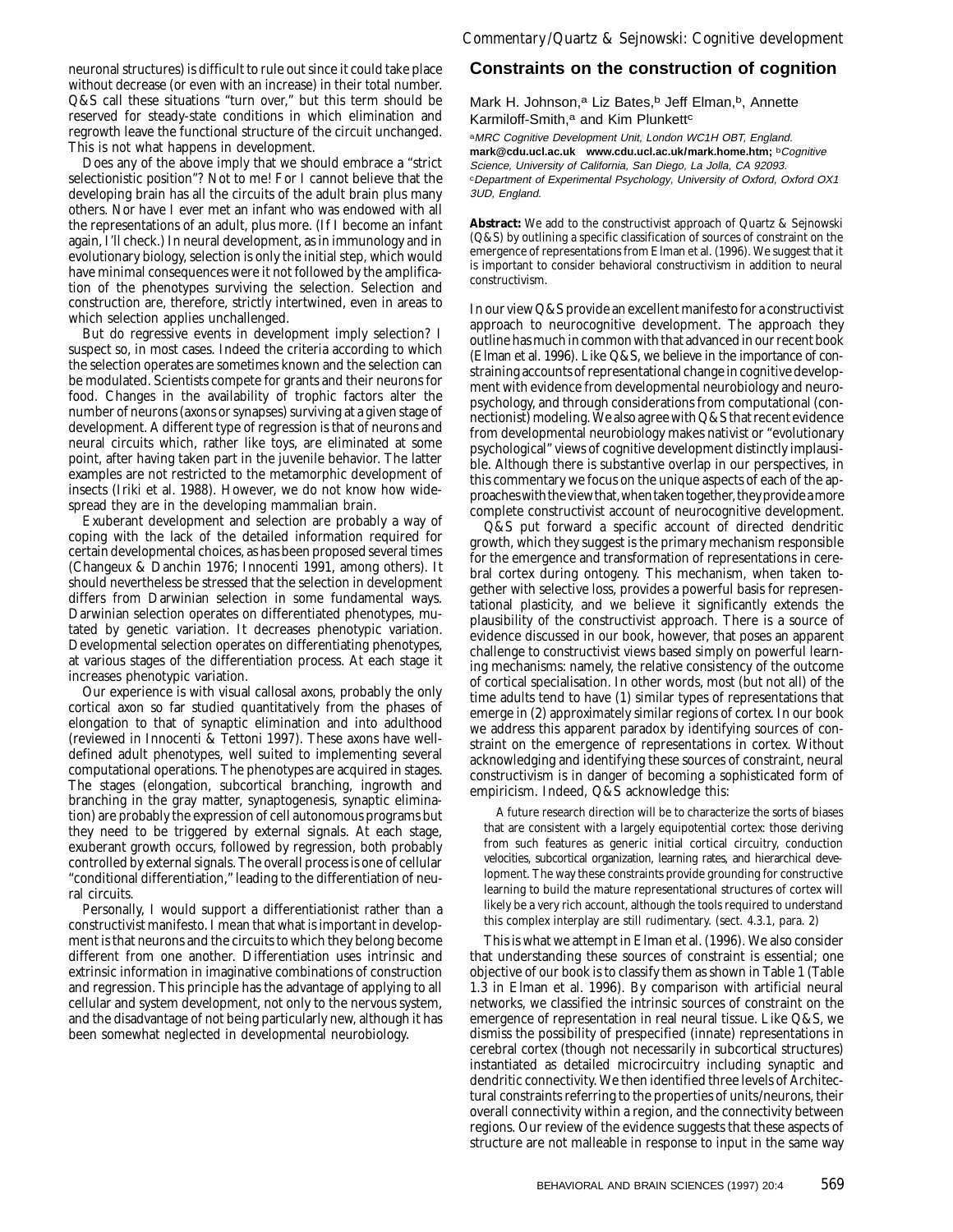neuronal structures) is difficult to rule out since it could take place without decrease (or even with an increase) in their total number. Q&S call these situations "turn over," but this term should be reserved for steady-state conditions in which elimination and regrowth leave the functional structure of the circuit unchanged. This is not what happens in development.

Does any of the above imply that we should embrace a "strict selectionistic position"? Not to me! For I cannot believe that the developing brain has all the circuits of the adult brain plus many others. Nor have I ever met an infant who was endowed with all the representations of an adult, plus more. (If I become an infant again, I'll check.) In neural development, as in immunology and in evolutionary biology, selection is only the initial step, which would have minimal consequences were it not followed by the amplification of the phenotypes surviving the selection. Selection and construction are, therefore, strictly intertwined, even in areas to which selection applies unchallenged.

But do regressive events in development imply selection? I suspect so, in most cases. Indeed the criteria according to which the selection operates are sometimes known and the selection can be modulated. Scientists compete for grants and their neurons for food. Changes in the availability of trophic factors alter the number of neurons (axons or synapses) surviving at a given stage of development. A different type of regression is that of neurons and neural circuits which, rather like toys, are eliminated at some point, after having taken part in the juvenile behavior. The latter examples are not restricted to the metamorphic development of insects (Iriki et al. 1988). However, we do not know how widespread they are in the developing mammalian brain.

Exuberant development and selection are probably a way of coping with the lack of the detailed information required for certain developmental choices, as has been proposed several times (Changeux & Danchin 1976; Innocenti 1991, among others). It should nevertheless be stressed that the selection in development differs from Darwinian selection in some fundamental ways. Darwinian selection operates on differentiated phenotypes, mutated by genetic variation. It decreases phenotypic variation. Developmental selection operates on differentiating phenotypes, at various stages of the differentiation process. At each stage it increases phenotypic variation.

Our experience is with visual callosal axons, probably the only cortical axon so far studied quantitatively from the phases of elongation to that of synaptic elimination and into adulthood (reviewed in Innocenti & Tettoni 1997). These axons have well-defined adult phenotypes, well suited to implementing several computational operations. The phenotypes are acquired in stages. The stages (elongation, subcortical branching, ingrowth and branching in the gray matter, synaptogenesis, synaptic elimination) are probably the expression of cell autonomous programs but they need to be triggered by external signals. At each stage, exuberant growth occurs, followed by regression, both probably controlled by external signals. The overall process is one of cellular "conditional differentiation," leading to the differentiation of neural circuits.

Personally, I would support a differentiationist rather than a constructivist manifesto. I mean that what is important in development is that neurons and the circuits to which they belong become different from one another. Differentiation uses intrinsic and extrinsic information in imaginative combinations of construction and regression. This principle has the advantage of applying to all cellular and system development, not only to the nervous system, and the disadvantage of not being particularly new, although it has been somewhat neglected in developmental neurobiology.

## Constraints on the construction of cognition

Mark H. Johnson,[a] Liz Bates,[b] Jeff Elman,[b], Annette Karmiloff-Smith,[a] and Kim Plunkett[c]

[a]*MRC Cognitive Development Unit, London WC1H OBT, England.* **mark@cdu.ucl.ac.uk www.cdu.ucl.ac.uk/mark.home.htm;** [b]*Cognitive Science, University of California, San Diego, La Jolla, CA 92093.* [c]*Department of Experimental Psychology, University of Oxford, Oxford OX1 3UD, England.*

**Abstract:** We add to the constructivist approach of Quartz & Sejnowski (Q&S) by outlining a specific classification of sources of constraint on the emergence of representations from Elman et al. (1996). We suggest that it is important to consider behavioral constructivism in addition to neural constructivism.

In our view Q&S provide an excellent manifesto for a constructivist approach to neurocognitive development. The approach they outline has much in common with that advanced in our recent book (Elman et al. 1996). Like Q&S, we believe in the importance of constraining accounts of representational change in cognitive development with evidence from developmental neurobiology and neuropsychology, and through considerations from computational (connectionist) modeling. We also agree with Q&S that recent evidence from developmental neurobiology makes nativist or "evolutionary psychological" views of cognitive development distinctly implausible. Although there is substantive overlap in our perspectives, in this commentary we focus on the unique aspects of each of the approaches with the view that, when taken together, they provide a more complete constructivist account of neurocognitive development.

Q&S put forward a specific account of directed dendritic growth, which they suggest is the primary mechanism responsible for the emergence and transformation of representations in cerebral cortex during ontogeny. This mechanism, when taken together with selective loss, provides a powerful basis for representational plasticity, and we believe it significantly extends the plausibility of the constructivist approach. There is a source of evidence discussed in our book, however, that poses an apparent challenge to constructivist views based simply on powerful learning mechanisms: namely, the relative consistency of the outcome of cortical specialisation. In other words, most (but not all) of the time adults tend to have (1) similar types of representations that emerge in (2) approximately similar regions of cortex. In our book we address this apparent paradox by identifying sources of constraint on the emergence of representations in cortex. Without acknowledging and identifying these sources of constraint, neural constructivism is in danger of becoming a sophisticated form of empiricism. Indeed, Q&S acknowledge this:

> A future research direction will be to characterize the sorts of biases that are consistent with a largely equipotential cortex: those deriving from such features as generic initial cortical circuitry, conduction velocities, subcortical organization, learning rates, and hierarchical development. The way these constraints provide grounding for constructive learning to build the mature representational structures of cortex will likely be a very rich account, although the tools required to understand this complex interplay are still rudimentary. (sect. 4.3.1, para. 2)

This is what we attempt in Elman et al. (1996). We also consider that understanding these sources of constraint is essential; one objective of our book is to classify them as shown in Table 1 (Table 1.3 in Elman et al. 1996). By comparison with artificial neural networks, we classified the intrinsic sources of constraint on the emergence of representation in real neural tissue. Like Q&S, we dismiss the possibility of prespecified (innate) representations in cerebral cortex (though not necessarily in subcortical structures) instantiated as detailed microcircuitry including synaptic and dendritic connectivity. We then identified three levels of Architectural constraints referring to the properties of units/neurons, their overall connectivity within a region, and the connectivity between regions. Our review of the evidence suggests that these aspects of structure are not malleable in response to input in the same way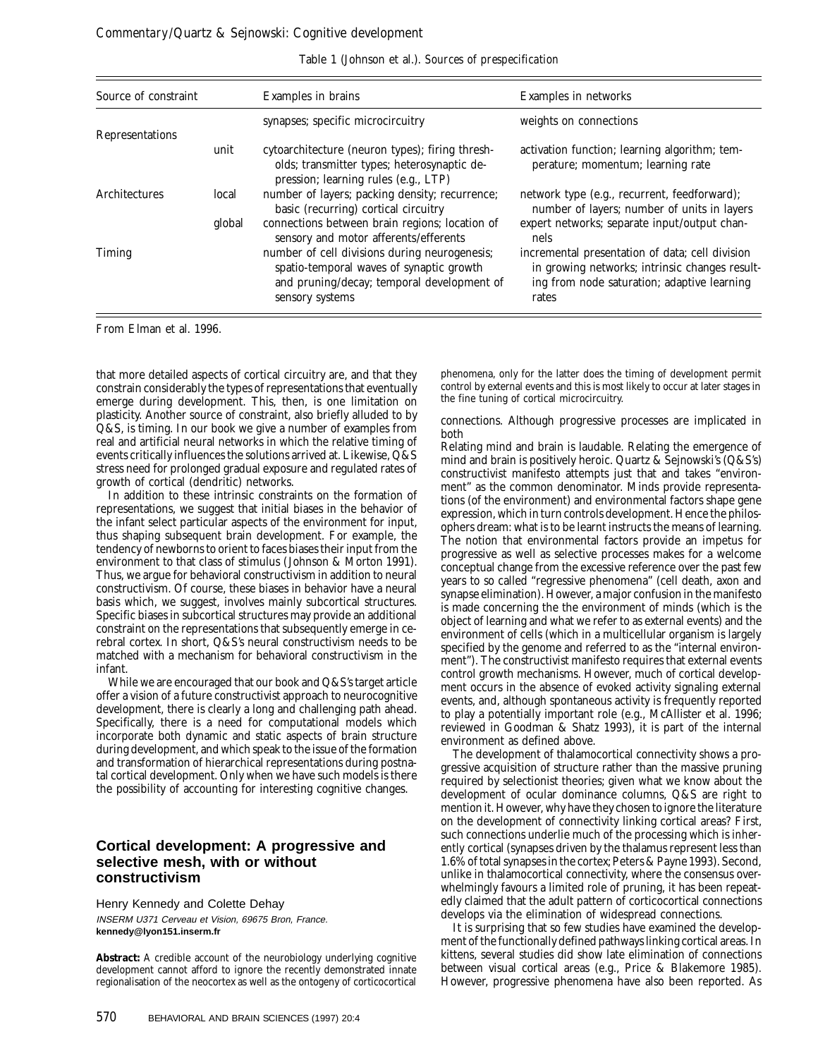Table 1 (Johnson et al.). *Sources of prespecification*

| Source of constraint | | Examples in brains | Examples in networks |
|---|---|---|---|
| Representations | | synapses; specific microcircuitry | weights on connections |
| | unit | cytoarchitecture (neuron types); firing thresholds; transmitter types; heterosynaptic depression; learning rules (e.g., LTP) | activation function; learning algorithm; temperature; momentum; learning rate |
| Architectures | local | number of layers; packing density; recurrence; basic (recurring) cortical circuitry | network type (e.g., recurrent, feedforward); number of layers; number of units in layers |
| | global | connections between brain regions; location of sensory and motor afferents/efferents | expert networks; separate input/output channels |
| Timing | | number of cell divisions during neurogenesis; spatio-temporal waves of synaptic growth and pruning/decay; temporal development of sensory systems | incremental presentation of data; cell division in growing networks; intrinsic changes resulting from node saturation; adaptive learning rates |

From Elman et al. 1996.

that more detailed aspects of cortical circuitry are, and that they constrain considerably the types of representations that eventually emerge during development. This, then, is one limitation on plasticity. Another source of constraint, also briefly alluded to by Q&S, is timing. In our book we give a number of examples from real and artificial neural networks in which the relative timing of events critically influences the solutions arrived at. Likewise, Q&S stress need for prolonged gradual exposure and regulated rates of growth of cortical (dendritic) networks.

In addition to these intrinsic constraints on the formation of representations, we suggest that initial biases in the behavior of the infant select particular aspects of the environment for input, thus shaping subsequent brain development. For example, the tendency of newborns to orient to faces biases their input from the environment to that class of stimulus (Johnson & Morton 1991). Thus, we argue for behavioral constructivism in addition to neural constructivism. Of course, these biases in behavior have a neural basis which, we suggest, involves mainly subcortical structures. Specific biases in subcortical structures may provide an additional constraint on the representations that subsequently emerge in cerebral cortex. In short, Q&S's neural constructivism needs to be matched with a mechanism for behavioral constructivism in the infant.

While we are encouraged that our book and Q&S's target article offer a vision of a future constructivist approach to neurocognitive development, there is clearly a long and challenging path ahead. Specifically, there is a need for computational models which incorporate both dynamic and static aspects of brain structure during development, and which speak to the issue of the formation and transformation of hierarchical representations during postnatal cortical development. Only when we have such models is there the possibility of accounting for interesting cognitive changes.

## Cortical development: A progressive and selective mesh, with or without constructivism

Henry Kennedy and Colette Dehay

*INSERM U371 Cerveau et Vision, 69675 Bron, France.*
**kennedy@lyon151.inserm.fr**

**Abstract:** A credible account of the neurobiology underlying cognitive development cannot afford to ignore the recently demonstrated innate regionalisation of the neocortex as well as the ontogeny of corticocortical connections. Although progressive processes are implicated in both phenomena, only for the latter does the timing of development permit control by external events and this is most likely to occur at later stages in the fine tuning of cortical microcircuitry.

Relating mind and brain is laudable. Relating the emergence of mind and brain is positively heroic. Quartz & Sejnowski's (Q&S's) constructivist manifesto attempts just that and takes "environment" as the common denominator. Minds provide representations (of the environment) and environmental factors shape gene expression, which in turn controls development. Hence the philosophers dream: what is to be learnt instructs the means of learning. The notion that environmental factors provide an impetus for progressive as well as selective processes makes for a welcome conceptual change from the excessive reference over the past few years to so called "regressive phenomena" (cell death, axon and synapse elimination). However, a major confusion in the manifesto is made concerning the environment of minds (which is the object of learning and what we refer to as external events) and the environment of cells (which in a multicellular organism is largely specified by the genome and referred to as the "internal environment"). The constructivist manifesto requires that external events control growth mechanisms. However, much of cortical development occurs in the absence of evoked activity signaling external events, and, although spontaneous activity is frequently reported to play a potentially important role (e.g., McAllister et al. 1996; reviewed in Goodman & Shatz 1993), it is part of the internal environment as defined above.

The development of thalamocortical connectivity shows a progressive acquisition of structure rather than the massive pruning required by selectionist theories; given what we know about the development of ocular dominance columns, Q&S are right to mention it. However, why have they chosen to ignore the literature on the development of connectivity linking cortical areas? First, such connections underlie much of the processing which is inherently cortical (synapses driven by the thalamus represent less than 1.6% of total synapses in the cortex; Peters & Payne 1993). Second, unlike in thalamocortical connectivity, where the consensus overwhelmingly favours a limited role of pruning, it has been repeatedly claimed that the adult pattern of corticocortical connections develops via the elimination of widespread connections.

It is surprising that so few studies have examined the development of the functionally defined pathways linking cortical areas. In kittens, several studies did show late elimination of connections between visual cortical areas (e.g., Price & Blakemore 1985). However, progressive phenomena have also been reported. As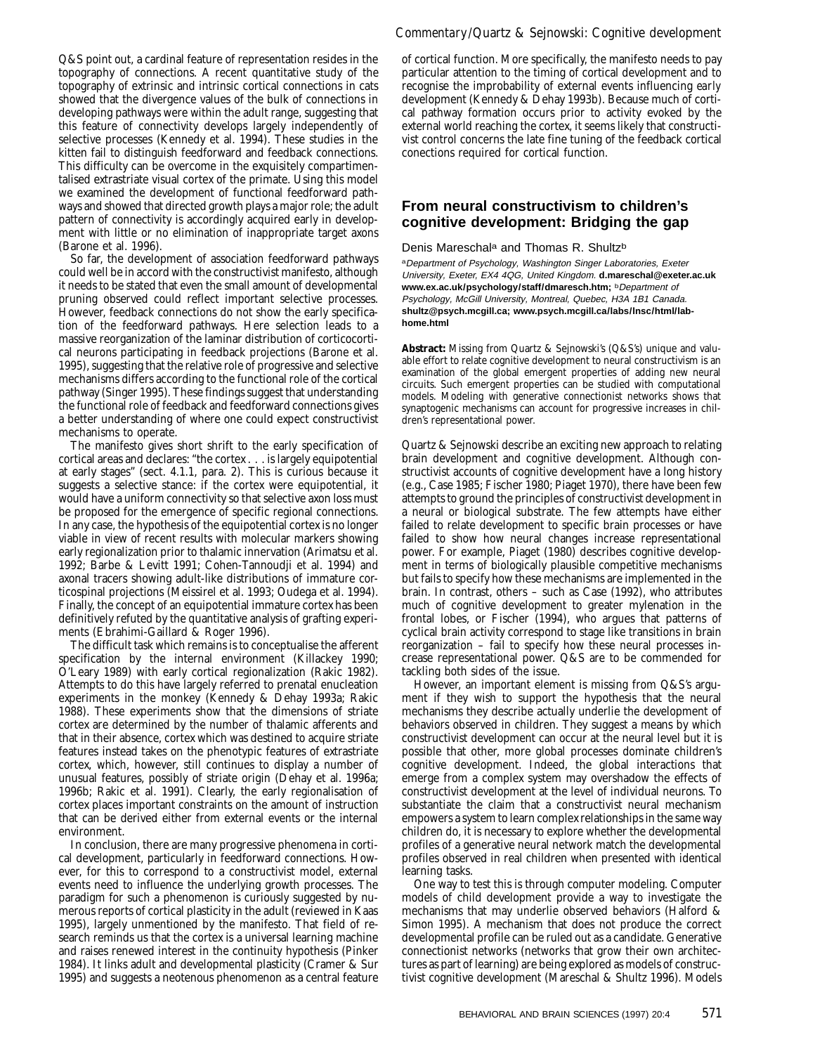Q&S point out, a cardinal feature of representation resides in the topography of connections. A recent quantitative study of the topography of extrinsic and intrinsic cortical connections in cats showed that the divergence values of the bulk of connections in developing pathways were within the adult range, suggesting that this feature of connectivity develops largely independently of selective processes (Kennedy et al. 1994). These studies in the kitten fail to distinguish feedforward and feedback connections. This difficulty can be overcome in the exquisitely compartimentalised extrastriate visual cortex of the primate. Using this model we examined the development of functional feedforward pathways and showed that directed growth plays a major role; the adult pattern of connectivity is accordingly acquired early in development with little or no elimination of inappropriate target axons (Barone et al. 1996).

So far, the development of association feedforward pathways could well be in accord with the constructivist manifesto, although it needs to be stated that even the small amount of developmental pruning observed could reflect important selective processes. However, feedback connections do not show the early specification of the feedforward pathways. Here selection leads to a massive reorganization of the laminar distribution of corticocortical neurons participating in feedback projections (Barone et al. 1995), suggesting that the relative role of progressive and selective mechanisms differs according to the functional role of the cortical pathway (Singer 1995). These findings suggest that understanding the functional role of feedback and feedforward connections gives a better understanding of where one could expect constructivist mechanisms to operate.

The manifesto gives short shrift to the early specification of cortical areas and declares: "the cortex . . . is largely equipotential at early stages" (sect. 4.1.1, para. 2). This is curious because it suggests a selective stance: if the cortex were equipotential, it would have a uniform connectivity so that selective axon loss must be proposed for the emergence of specific regional connections. In any case, the hypothesis of the equipotential cortex is no longer viable in view of recent results with molecular markers showing early regionalization prior to thalamic innervation (Arimatsu et al. 1992; Barbe & Levitt 1991; Cohen-Tannoudji et al. 1994) and axonal tracers showing adult-like distributions of immature corticospinal projections (Meissirel et al. 1993; Oudega et al. 1994). Finally, the concept of an equipotential immature cortex has been definitively refuted by the quantitative analysis of grafting experiments (Ebrahimi-Gaillard & Roger 1996).

The difficult task which remains is to conceptualise the afferent specification by the internal environment (Killackey 1990; O'Leary 1989) with early cortical regionalization (Rakic 1982). Attempts to do this have largely referred to prenatal enucleation experiments in the monkey (Kennedy & Dehay 1993a; Rakic 1988). These experiments show that the dimensions of striate cortex are determined by the number of thalamic afferents and that in their absence, cortex which was destined to acquire striate features instead takes on the phenotypic features of extrastriate cortex, which, however, still continues to display a number of unusual features, possibly of striate origin (Dehay et al. 1996a; 1996b; Rakic et al. 1991). Clearly, the early regionalisation of cortex places important constraints on the amount of instruction that can be derived either from external events or the internal environment.

In conclusion, there are many progressive phenomena in cortical development, particularly in feedforward connections. However, for this to correspond to a constructivist model, external events need to influence the underlying growth processes. The paradigm for such a phenomenon is curiously suggested by numerous reports of cortical plasticity in the adult (reviewed in Kaas 1995), largely unmentioned by the manifesto. That field of research reminds us that the cortex is a universal learning machine and raises renewed interest in the continuity hypothesis (Pinker 1984). It links adult and developmental plasticity (Cramer & Sur 1995) and suggests a neotenous phenomenon as a central feature of cortical function. More specifically, the manifesto needs to pay particular attention to the timing of cortical development and to recognise the improbability of external events influencing early development (Kennedy & Dehay 1993b). Because much of cortical pathway formation occurs prior to activity evoked by the external world reaching the cortex, it seems likely that constructivist control concerns the late fine tuning of the feedback cortical conections required for cortical function.

## From neural constructivism to children's cognitive development: Bridging the gap

Denis Mareschal[a] and Thomas R. Shultz[b]

[a]*Department of Psychology, Washington Singer Laboratories, Exeter University, Exeter, EX4 4QG, United Kingdom.* **d.mareschal@exeter.ac.uk www.ex.ac.uk/psychology/staff/dmaresch.htm;** [b]*Department of Psychology, McGill University, Montreal, Quebec, H3A 1B1 Canada.* **shultz@psych.mcgill.ca; www.psych.mcgill.ca/labs/lnsc/html/lab-home.html**

**Abstract:** Missing from Quartz & Sejnowski's (Q&S's) unique and valuable effort to relate cognitive development to neural constructivism is an examination of the global emergent properties of adding new neural circuits. Such emergent properties can be studied with computational models. Modeling with generative connectionist networks shows that synaptogenic mechanisms can account for progressive increases in children's representational power.

Quartz & Sejnowski describe an exciting new approach to relating brain development and cognitive development. Although constructivist accounts of cognitive development have a long history (e.g., Case 1985; Fischer 1980; Piaget 1970), there have been few attempts to ground the principles of constructivist development in a neural or biological substrate. The few attempts have either failed to relate development to specific brain processes or have failed to show how neural changes increase representational power. For example, Piaget (1980) describes cognitive development in terms of biologically plausible competitive mechanisms but fails to specify how these mechanisms are implemented in the brain. In contrast, others – such as Case (1992), who attributes much of cognitive development to greater mylenation in the frontal lobes, or Fischer (1994), who argues that patterns of cyclical brain activity correspond to stage like transitions in brain reorganization – fail to specify how these neural processes increase representational power. Q&S are to be commended for tackling both sides of the issue.

However, an important element is missing from Q&S's argument if they wish to support the hypothesis that the neural mechanisms they describe actually underlie the development of behaviors observed in children. They suggest a means by which constructivist development can occur at the neural level but it is possible that other, more global processes dominate children's cognitive development. Indeed, the global interactions that emerge from a complex system may overshadow the effects of constructivist development at the level of individual neurons. To substantiate the claim that a constructivist neural mechanism empowers a system to learn complex relationships in the same way children do, it is necessary to explore whether the developmental profiles of a generative neural network match the developmental profiles observed in real children when presented with identical learning tasks.

One way to test this is through computer modeling. Computer models of child development provide a way to investigate the mechanisms that may underlie observed behaviors (Halford & Simon 1995). A mechanism that does not produce the correct developmental profile can be ruled out as a candidate. Generative connectionist networks (networks that grow their own architectures as part of learning) are being explored as models of constructivist cognitive development (Mareschal & Shultz 1996). Models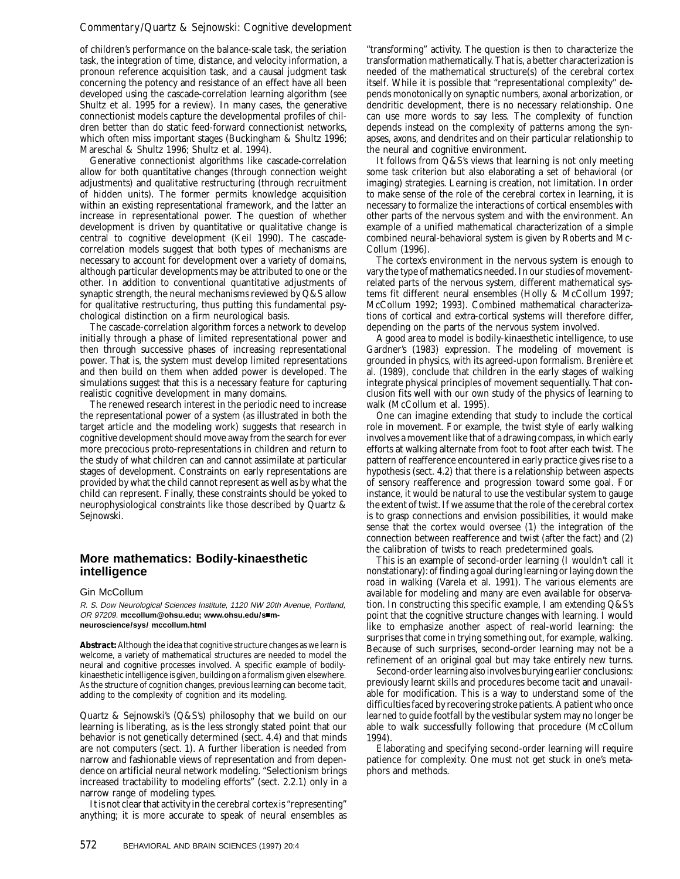of children's performance on the balance-scale task, the seriation task, the integration of time, distance, and velocity information, a pronoun reference acquisition task, and a causal judgment task concerning the potency and resistance of an effect have all been developed using the cascade-correlation learning algorithm (see Shultz et al. 1995 for a review). In many cases, the generative connectionist models capture the developmental profiles of children better than do static feed-forward connectionist networks, which often miss important stages (Buckingham & Shultz 1996; Mareschal & Shultz 1996; Shultz et al. 1994).

Generative connectionist algorithms like cascade-correlation allow for both quantitative changes (through connection weight adjustments) and qualitative restructuring (through recruitment of hidden units). The former permits knowledge acquisition within an existing representational framework, and the latter an increase in representational power. The question of whether development is driven by quantitative or qualitative change is central to cognitive development (Keil 1990). The cascade-correlation models suggest that both types of mechanisms are necessary to account for development over a variety of domains, although particular developments may be attributed to one or the other. In addition to conventional quantitative adjustments of synaptic strength, the neural mechanisms reviewed by Q&S allow for qualitative restructuring, thus putting this fundamental psychological distinction on a firm neurological basis.

The cascade-correlation algorithm forces a network to develop initially through a phase of limited representational power and then through successive phases of increasing representational power. That is, the system must develop limited representations and then build on them when added power is developed. The simulations suggest that this is a necessary feature for capturing realistic cognitive development in many domains.

The renewed research interest in the periodic need to increase the representational power of a system (as illustrated in both the target article and the modeling work) suggests that research in cognitive development should move away from the search for ever more precocious proto-representations in children and return to the study of what children can and cannot assimilate at particular stages of development. Constraints on early representations are provided by what the child cannot represent as well as by what the child can represent. Finally, these constraints should be yoked to neurophysiological constraints like those described by Quartz & Sejnowski.

## More mathematics: Bodily-kinaesthetic intelligence

Gin McCollum

*R. S. Dow Neurological Sciences Institute, 1120 NW 20th Avenue, Portland, OR 97209.* **mccollum@ohsu.edu; www.ohsu.edu/som-neuroscience/sys/ mccollum.html**

**Abstract:** Although the idea that cognitive structure changes as we learn is welcome, a variety of mathematical structures are needed to model the neural and cognitive processes involved. A specific example of bodily-kinaesthetic intelligence is given, building on a formalism given elsewhere. As the structure of cognition changes, previous learning can become tacit, adding to the complexity of cognition and its modeling.

Quartz & Sejnowski's (Q&S's) philosophy that we build on our learning is liberating, as is the less strongly stated point that our behavior is not genetically determined (sect. 4.4) and that minds are not computers (sect. 1). A further liberation is needed from narrow and fashionable views of representation and from dependence on artificial neural network modeling. "Selectionism brings increased tractability to modeling efforts" (sect. 2.2.1) only in a narrow range of modeling types.

It is not clear that activity in the cerebral cortex is "representing" anything; it is more accurate to speak of neural ensembles as "transforming" activity. The question is then to characterize the transformation mathematically. That is, a better characterization is needed of the mathematical structure(s) of the cerebral cortex itself. While it is possible that "representational complexity" depends monotonically on synaptic numbers, axonal arborization, or dendritic development, there is no necessary relationship. One can use more words to say less. The complexity of function depends instead on the complexity of patterns among the synapses, axons, and dendrites and on their particular relationship to the neural and cognitive environment.

It follows from Q&S's views that learning is not only meeting some task criterion but also elaborating a set of behavioral (or imaging) strategies. Learning is creation, not limitation. In order to make sense of the role of the cerebral cortex in learning, it is necessary to formalize the interactions of cortical ensembles with other parts of the nervous system and with the environment. An example of a unified mathematical characterization of a simple combined neural-behavioral system is given by Roberts and McCollum (1996).

The cortex's environment in the nervous system is enough to vary the type of mathematics needed. In our studies of movement-related parts of the nervous system, different mathematical systems fit different neural ensembles (Holly & McCollum 1997; McCollum 1992; 1993). Combined mathematical characterizations of cortical and extra-cortical systems will therefore differ, depending on the parts of the nervous system involved.

A good area to model is bodily-kinaesthetic intelligence, to use Gardner's (1983) expression. The modeling of movement is grounded in physics, with its agreed-upon formalism. Brenière et al. (1989), conclude that children in the early stages of walking integrate physical principles of movement sequentially. That conclusion fits well with our own study of the physics of learning to walk (McCollum et al. 1995).

One can imagine extending that study to include the cortical role in movement. For example, the twist style of early walking involves a movement like that of a drawing compass, in which early efforts at walking alternate from foot to foot after each twist. The pattern of reafference encountered in early practice gives rise to a hypothesis (sect. 4.2) that there is a relationship between aspects of sensory reafference and progression toward some goal. For instance, it would be natural to use the vestibular system to gauge the extent of twist. If we assume that the role of the cerebral cortex is to grasp connections and envision possibilities, it would make sense that the cortex would oversee (1) the integration of the connection between reafference and twist (after the fact) and (2) the calibration of twists to reach predetermined goals.

This is an example of second-order learning (I wouldn't call it nonstationary): of finding a goal during learning or laying down the road in walking (Varela et al. 1991). The various elements are available for modeling and many are even available for observation. In constructing this specific example, I am extending Q&S's point that the cognitive structure changes with learning. I would like to emphasize another aspect of real-world learning: the surprises that come in trying something out, for example, walking. Because of such surprises, second-order learning may not be a refinement of an original goal but may take entirely new turns.

Second-order learning also involves burying earlier conclusions: previously learnt skills and procedures become tacit and unavailable for modification. This is a way to understand some of the difficulties faced by recovering stroke patients. A patient who once learned to guide footfall by the vestibular system may no longer be able to walk successfully following that procedure (McCollum 1994).

Elaborating and specifying second-order learning will require patience for complexity. One must not get stuck in one's metaphors and methods.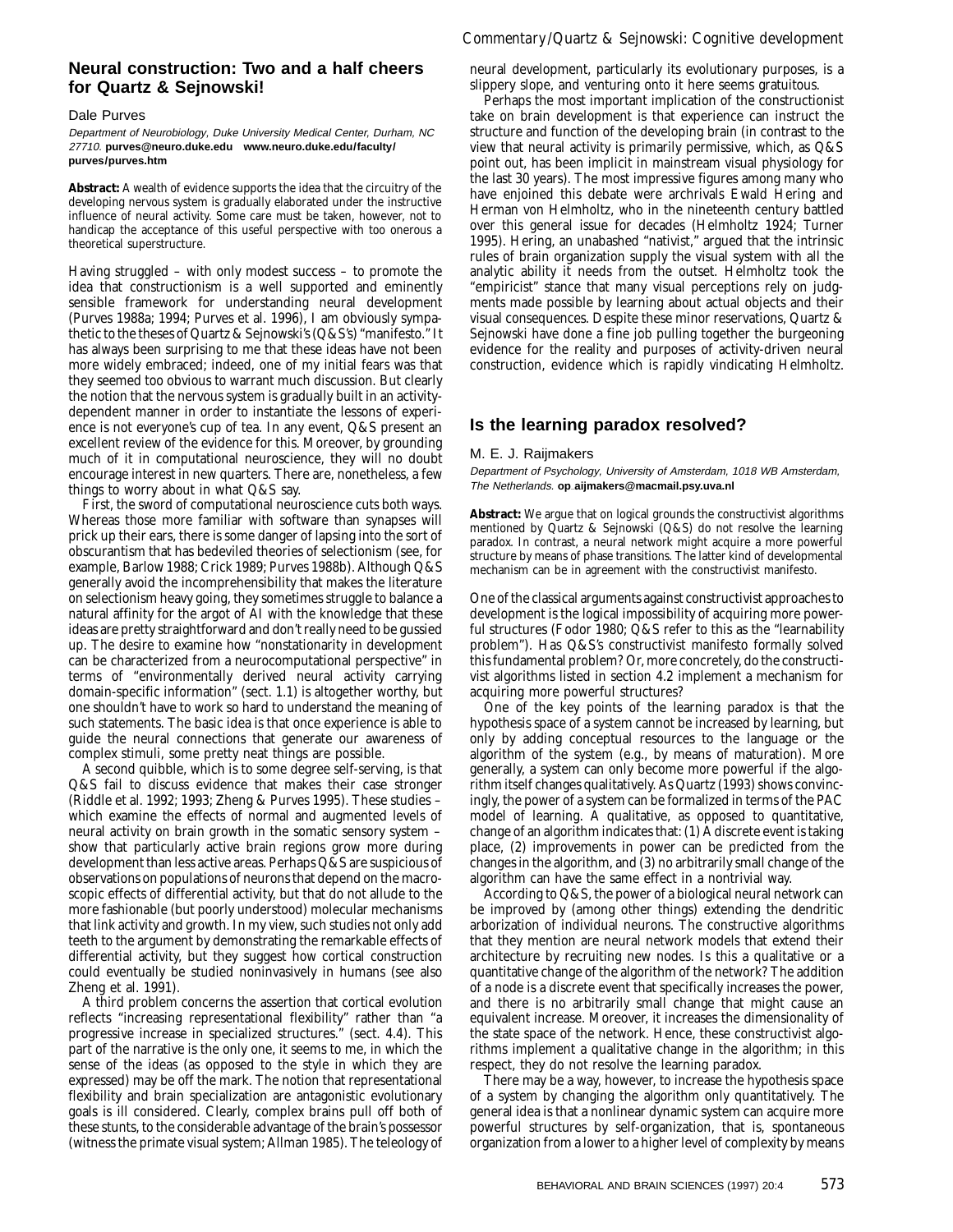## Neural construction: Two and a half cheers for Quartz & Sejnowski!

Dale Purves

*Department of Neurobiology, Duke University Medical Center, Durham, NC 27710.* **purves@neuro.duke.edu www.neuro.duke.edu/faculty/purves/purves.htm**

**Abstract:** A wealth of evidence supports the idea that the circuitry of the developing nervous system is gradually elaborated under the instructive influence of neural activity. Some care must be taken, however, not to handicap the acceptance of this useful perspective with too onerous a theoretical superstructure.

Having struggled – with only modest success – to promote the idea that constructionism is a well supported and eminently sensible framework for understanding neural development (Purves 1988a; 1994; Purves et al. 1996), I am obviously sympathetic to the theses of Quartz & Sejnowski's (Q&S's) "manifesto." It has always been surprising to me that these ideas have not been more widely embraced; indeed, one of my initial fears was that they seemed too obvious to warrant much discussion. But clearly the notion that the nervous system is gradually built in an activity-dependent manner in order to instantiate the lessons of experience is not everyone's cup of tea. In any event, Q&S present an excellent review of the evidence for this. Moreover, by grounding much of it in computational neuroscience, they will no doubt encourage interest in new quarters. There are, nonetheless, a few things to worry about in what Q&S say.

First, the sword of computational neuroscience cuts both ways. Whereas those more familiar with software than synapses will prick up their ears, there is some danger of lapsing into the sort of obscurantism that has bedeviled theories of selectionism (see, for example, Barlow 1988; Crick 1989; Purves 1988b). Although Q&S generally avoid the incomprehensibility that makes the literature on selectionism heavy going, they sometimes struggle to balance a natural affinity for the argot of AI with the knowledge that these ideas are pretty straightforward and don't really need to be gussied up. The desire to examine how "nonstationarity in development can be characterized from a neurocomputational perspective" in terms of "environmentally derived neural activity carrying domain-specific information" (sect. 1.1) is altogether worthy, but one shouldn't have to work so hard to understand the meaning of such statements. The basic idea is that once experience is able to guide the neural connections that generate our awareness of complex stimuli, some pretty neat things are possible.

A second quibble, which is to some degree self-serving, is that Q&S fail to discuss evidence that makes their case stronger (Riddle et al. 1992; 1993; Zheng & Purves 1995). These studies – which examine the effects of normal and augmented levels of neural activity on brain growth in the somatic sensory system – show that particularly active brain regions grow more during development than less active areas. Perhaps Q&S are suspicious of observations on populations of neurons that depend on the macroscopic effects of differential activity, but that do not allude to the more fashionable (but poorly understood) molecular mechanisms that link activity and growth. In my view, such studies not only add teeth to the argument by demonstrating the remarkable effects of differential activity, but they suggest how cortical construction could eventually be studied noninvasively in humans (see also Zheng et al. 1991).

A third problem concerns the assertion that cortical evolution reflects "increasing representational flexibility" rather than "a progressive increase in specialized structures." (sect. 4.4). This part of the narrative is the only one, it seems to me, in which the sense of the ideas (as opposed to the style in which they are expressed) may be off the mark. The notion that representational flexibility and brain specialization are antagonistic evolutionary goals is ill considered. Clearly, complex brains pull off both of these stunts, to the considerable advantage of the brain's possessor (witness the primate visual system; Allman 1985). The teleology of neural development, particularly its evolutionary purposes, is a slippery slope, and venturing onto it here seems gratuitous.

Perhaps the most important implication of the constructionist take on brain development is that experience can instruct the structure and function of the developing brain (in contrast to the view that neural activity is primarily permissive, which, as Q&S point out, has been implicit in mainstream visual physiology for the last 30 years). The most impressive figures among many who have enjoined this debate were archrivals Ewald Hering and Herman von Helmholtz, who in the nineteenth century battled over this general issue for decades (Helmholtz 1924; Turner 1995). Hering, an unabashed "nativist," argued that the intrinsic rules of brain organization supply the visual system with all the analytic ability it needs from the outset. Helmholtz took the "empiricist" stance that many visual perceptions rely on judgments made possible by learning about actual objects and their visual consequences. Despite these minor reservations, Quartz & Sejnowski have done a fine job pulling together the burgeoning evidence for the reality and purposes of activity-driven neural construction, evidence which is rapidly vindicating Helmholtz.

## Is the learning paradox resolved?

M. E. J. Raijmakers

*Department of Psychology, University of Amsterdam, 1018 WB Amsterdam, The Netherlands.* **op_aijmakers@macmail.psy.uva.nl**

**Abstract:** We argue that on logical grounds the constructivist algorithms mentioned by Quartz & Sejnowski (Q&S) do not resolve the learning paradox. In contrast, a neural network might acquire a more powerful structure by means of phase transitions. The latter kind of developmental mechanism can be in agreement with the constructivist manifesto.

One of the classical arguments against constructivist approaches to development is the logical impossibility of acquiring more powerful structures (Fodor 1980; Q&S refer to this as the "learnability problem"). Has Q&S's constructivist manifesto formally solved this fundamental problem? Or, more concretely, do the constructivist algorithms listed in section 4.2 implement a mechanism for acquiring more powerful structures?

One of the key points of the learning paradox is that the hypothesis space of a system cannot be increased by learning, but only by adding conceptual resources to the language or the algorithm of the system (e.g., by means of maturation). More generally, a system can only become more powerful if the algorithm itself changes qualitatively. As Quartz (1993) shows convincingly, the power of a system can be formalized in terms of the PAC model of learning. A qualitative, as opposed to quantitative, change of an algorithm indicates that: (1) A discrete event is taking place, (2) improvements in power can be predicted from the changes in the algorithm, and (3) no arbitrarily small change of the algorithm can have the same effect in a nontrivial way.

According to Q&S, the power of a biological neural network can be improved by (among other things) extending the dendritic arborization of individual neurons. The constructive algorithms that they mention are neural network models that extend their architecture by recruiting new nodes. Is this a qualitative or a quantitative change of the algorithm of the network? The addition of a node is a discrete event that specifically increases the power, and there is no arbitrarily small change that might cause an equivalent increase. Moreover, it increases the dimensionality of the state space of the network. Hence, these constructivist algorithms implement a qualitative change in the algorithm; in this respect, they do not resolve the learning paradox.

There may be a way, however, to increase the hypothesis space of a system by changing the algorithm only quantitatively. The general idea is that a nonlinear dynamic system can acquire more powerful structures by self-organization, that is, spontaneous organization from a lower to a higher level of complexity by means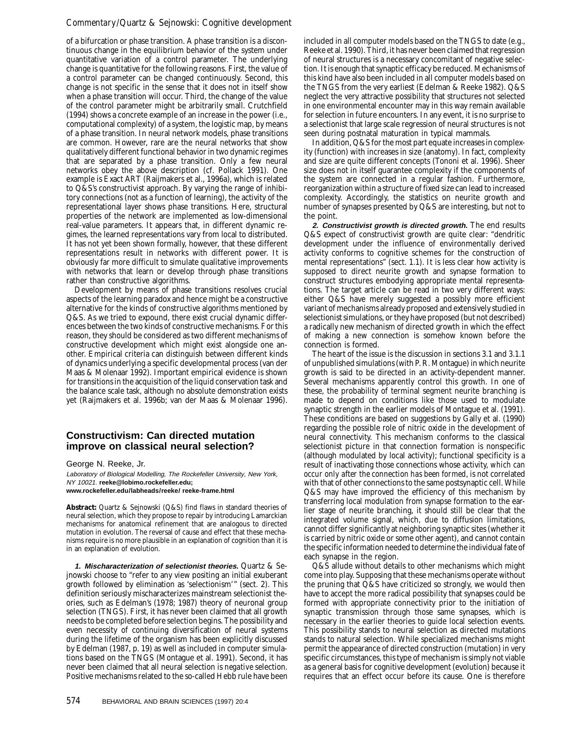of a bifurcation or phase transition. A phase transition is a discontinuous change in the equilibrium behavior of the system under quantitative variation of a control parameter. The underlying change is quantitative for the following reasons. First, the value of a control parameter can be changed continuously. Second, this change is not specific in the sense that it does not in itself show when a phase transition will occur. Third, the change of the value of the control parameter might be arbitrarily small. Crutchfield (1994) shows a concrete example of an increase in the power (i.e., computational complexity) of a system, the logistic map, by means of a phase transition. In neural network models, phase transitions are common. However, rare are the neural networks that show qualitatively different functional behavior in two dynamic regimes that are separated by a phase transition. Only a few neural networks obey the above description (cf. Pollack 1991). One example is Exact ART (Raijmakers et al., 1996a), which is related to Q&S's constructivist approach. By varying the range of inhibitory connections (not as a function of learning), the activity of the representational layer shows phase transitions. Here, structural properties of the network are implemented as low-dimensional real-value parameters. It appears that, in different dynamic regimes, the learned representations vary from local to distributed. It has not yet been shown formally, however, that these different representations result in networks with different power. It is obviously far more difficult to simulate qualitative improvements with networks that learn or develop through phase transitions rather than constructive algorithms.

Development by means of phase transitions resolves crucial aspects of the learning paradox and hence might be a constructive alternative for the kinds of constructive algorithms mentioned by Q&S. As we tried to expound, there exist crucial dynamic differences between the two kinds of constructive mechanisms. For this reason, they should be considered as two different mechanisms of constructive development which might exist alongside one another. Empirical criteria can distinguish between different kinds of dynamics underlying a specific developmental process (van der Maas & Molenaar 1992). Important empirical evidence is shown for transitions in the acquisition of the liquid conservation task and the balance scale task, although no absolute demonstration exists yet (Raijmakers et al. 1996b; van der Maas & Molenaar 1996).

## Constructivism: Can directed mutation improve on classical neural selection?

George N. Reeke, Jr.

*Laboratory of Biological Modelling, The Rockefeller University, New York, NY 10021.* **reeke@lobimo.rockefeller.edu; www.rockefeller.edu/labheads/reeke/ reeke-frame.html**

**Abstract:** Quartz & Sejnowski (Q&S) find flaws in standard theories of neural selection, which they propose to repair by introducing Lamarckian mechanisms for anatomical refinement that are analogous to directed mutation in evolution. The reversal of cause and effect that these mechanisms require is no more plausible in an explanation of cognition than it is in an explanation of evolution.

***1. Mischaracterization of selectionist theories.*** Quartz & Sejnowski choose to "refer to any view positing an initial exuberant growth followed by elimination as 'selectionism'" (sect. 2). This definition seriously mischaracterizes mainstream selectionist theories, such as Edelman's (1978; 1987) theory of neuronal group selection (TNGS). First, it has never been claimed that all growth needs to be completed before selection begins. The possibility and even necessity of continuing diversification of neural systems during the lifetime of the organism has been explicitly discussed by Edelman (1987, p. 19) as well as included in computer simulations based on the TNGS (Montague et al. 1991). Second, it has never been claimed that all neural selection is *negative* selection. Positive mechanisms related to the so-called Hebb rule have been included in all computer models based on the TNGS to date (e.g., Reeke et al. 1990). Third, it has never been claimed that regression of neural structures is a necessary concomitant of negative selection. It is enough that synaptic efficacy be reduced. Mechanisms of this kind have also been included in all computer models based on the TNGS from the very earliest (Edelman & Reeke 1982). Q&S neglect the very attractive possibility that structures not selected in one environmental encounter may in this way remain available for selection in future encounters. In any event, it is no surprise to a selectionist that large scale regression of neural structures is not seen during postnatal maturation in typical mammals.

In addition, Q&S for the most part equate increases in complexity (function) with increases in size (anatomy). In fact, complexity and size are quite different concepts (Tononi et al. 1996). Sheer size does not in itself guarantee complexity if the components of the system are connected in a regular fashion. Furthermore, reorganization within a structure of fixed size can lead to increased complexity. Accordingly, the statistics on neurite growth and number of synapses presented by Q&S are interesting, but not to the point.

***2. Constructivist growth is directed growth.*** The end results Q&S expect of constructivist growth are quite clear: "dendritic development under the influence of environmentally derived activity conforms to cognitive schemes for the construction of mental representations" (sect. 1.1). It is less clear how activity is supposed to direct neurite growth and synapse formation to construct structures embodying appropriate mental representations. The target article can be read in two very different ways: either Q&S have merely suggested a possibly more efficient variant of mechanisms already proposed and extensively studied in selectionist simulations, or they have proposed (but not described) a radically new mechanism of directed growth in which the effect of making a new connection is somehow known before the connection is formed.

The heart of the issue is the discussion in sections 3.1 and 3.1.1 of unpublished simulations (with P. R. Montague) in which neurite growth is said to be directed in an activity-dependent manner. Several mechanisms apparently control this growth. In one of these, the probability of terminal segment neurite branching is made to depend on conditions like those used to modulate synaptic strength in the earlier models of Montague et al. (1991). These conditions are based on suggestions by Gally et al. (1990) regarding the possible role of nitric oxide in the development of neural connectivity. This mechanism conforms to the classical selectionist picture in that connection formation is nonspecific (although modulated by local activity); functional specificity is a result of inactivating those connections whose activity, *which can occur only after the connection has been formed*, is not correlated with that of other connections to the same postsynaptic cell. While Q&S may have improved the efficiency of this mechanism by transferring local modulation from synapse formation to the earlier stage of neurite branching, it should still be clear that the integrated volume signal, which, due to diffusion limitations, cannot differ significantly at neighboring synaptic sites (whether it is carried by nitric oxide or some other agent), and cannot contain the specific information needed to determine the individual fate of each synapse in the region.

Q&S allude without details to other mechanisms which might come into play. Supposing that these mechanisms operate without the pruning that Q&S have criticized so strongly, we would then have to accept the more radical possibility that synapses could be formed with appropriate connectivity prior to the initiation of synaptic transmission through those same synapses, which is necessary in the earlier theories to guide local selection events. This possibility stands to neural selection as directed mutations stands to natural selection. While specialized mechanisms might permit the appearance of directed construction (mutation) in very specific circumstances, this type of mechanism is simply not viable as a general basis for cognitive development (evolution) because it requires that an effect occur before its cause. One is therefore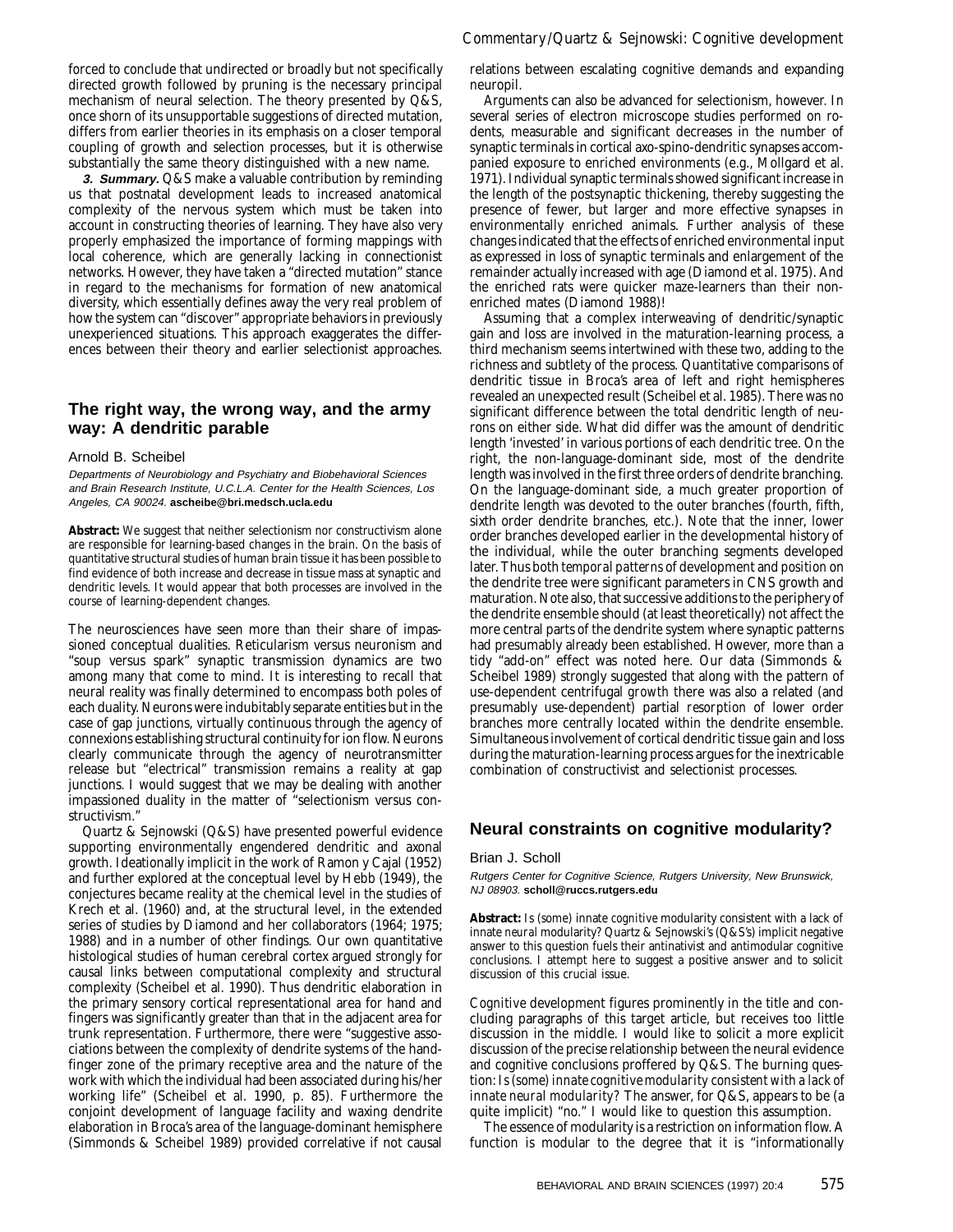forced to conclude that undirected or broadly but not specifically directed growth followed by pruning is the necessary principal mechanism of neural selection. The theory presented by Q&S, once shorn of its unsupportable suggestions of directed mutation, differs from earlier theories in its emphasis on a closer temporal coupling of growth and selection processes, but it is otherwise substantially the same theory distinguished with a new name.

**3. Summary.** Q&S make a valuable contribution by reminding us that postnatal development leads to increased anatomical complexity of the nervous system which must be taken into account in constructing theories of learning. They have also very properly emphasized the importance of forming mappings with local coherence, which are generally lacking in connectionist networks. However, they have taken a "directed mutation" stance in regard to the mechanisms for formation of new anatomical diversity, which essentially defines away the very real problem of how the system can "discover" appropriate behaviors in previously unexperienced situations. This approach exaggerates the differences between their theory and earlier selectionist approaches.

## The right way, the wrong way, and the army way: A dendritic parable

Arnold B. Scheibel

*Departments of Neurobiology and Psychiatry and Biobehavioral Sciences and Brain Research Institute, U.C.L.A. Center for the Health Sciences, Los Angeles, CA 90024.* **ascheibe@bri.medsch.ucla.edu**

**Abstract:** We suggest that neither selectionism nor constructivism alone are responsible for learning-based changes in the brain. On the basis of quantitative structural studies of human brain tissue it has been possible to find evidence of both increase and decrease in tissue mass at synaptic and dendritic levels. It would appear that both processes are involved in the course of learning-dependent changes.

The neurosciences have seen more than their share of impassioned conceptual dualities. Reticularism versus neuronism and "soup versus spark" synaptic transmission dynamics are two among many that come to mind. It is interesting to recall that neural reality was finally determined to encompass both poles of each duality. Neurons were indubitably separate entities but in the case of gap junctions, virtually continuous through the agency of connexions establishing structural continuity for ion flow. Neurons clearly communicate through the agency of neurotransmitter release but "electrical" transmission remains a reality at gap junctions. I would suggest that we may be dealing with another impassioned duality in the matter of "selectionism versus constructivism."

Quartz & Sejnowski (Q&S) have presented powerful evidence supporting environmentally engendered dendritic and axonal growth. Ideationally implicit in the work of Ramon y Cajal (1952) and further explored at the conceptual level by Hebb (1949), the conjectures became reality at the chemical level in the studies of Krech et al. (1960) and, at the structural level, in the extended series of studies by Diamond and her collaborators (1964; 1975; 1988) and in a number of other findings. Our own quantitative histological studies of human cerebral cortex argued strongly for causal links between computational complexity and structural complexity (Scheibel et al. 1990). Thus dendritic elaboration in the primary sensory cortical representational area for hand and fingers was significantly greater than that in the adjacent area for trunk representation. Furthermore, there were "suggestive associations between the complexity of dendrite systems of the hand-finger zone of the primary receptive area and the nature of the work with which the individual had been associated during his/her working life" (Scheibel et al. 1990, p. 85). Furthermore the conjoint development of language facility and waxing dendrite elaboration in Broca's area of the language-dominant hemisphere (Simmonds & Scheibel 1989) provided correlative if not causal relations between escalating cognitive demands and expanding neuropil.

Arguments can also be advanced for selectionism, however. In several series of electron microscope studies performed on rodents, measurable and significant decreases in the number of synaptic terminals in cortical axo-spino-dendritic synapses accompanied exposure to enriched environments (e.g., Mollgard et al. 1971). Individual synaptic terminals showed significant increase in the length of the postsynaptic thickening, thereby suggesting the presence of fewer, but larger and more effective synapses in environmentally enriched animals. Further analysis of these changes indicated that the effects of enriched environmental input as expressed in loss of synaptic terminals and enlargement of the remainder actually increased with age (Diamond et al. 1975). And the enriched rats were quicker maze-learners than their non-enriched mates (Diamond 1988)!

Assuming that a complex interweaving of dendritic/synaptic gain and loss are involved in the maturation-learning process, a third mechanism seems intertwined with these two, adding to the richness and subtlety of the process. Quantitative comparisons of dendritic tissue in Broca's area of left and right hemispheres revealed an unexpected result (Scheibel et al. 1985). There was no significant difference between the total dendritic length of neurons on either side. What did differ was the amount of dendritic length 'invested' in various portions of each dendritic tree. On the right, the non-language-dominant side, most of the dendrite length was involved in the first three orders of dendrite branching. On the language-dominant side, a much greater proportion of dendrite length was devoted to the outer branches (fourth, fifth, sixth order dendrite branches, etc.). Note that the inner, lower order branches developed earlier in the developmental history of the individual, while the outer branching segments developed later. Thus both *temporal patterns* of development and *position* on the dendrite tree were significant parameters in CNS growth and maturation. Note also, that successive additions to the periphery of the dendrite ensemble should (at least theoretically) not affect the more central parts of the dendrite system where synaptic patterns had presumably already been established. However, more than a tidy "add-on" effect was noted here. Our data (Simmonds & Scheibel 1989) strongly suggested that along with the pattern of use-dependent centrifugal *growth* there was also a related (and presumably use-dependent) partial *resorption* of lower order branches more centrally located within the dendrite ensemble. Simultaneous involvement of cortical dendritic tissue gain and loss during the maturation-learning process argues for the inextricable combination of constructivist and selectionist processes.

## Neural constraints on cognitive modularity?

Brian J. Scholl

*Rutgers Center for Cognitive Science, Rutgers University, New Brunswick, NJ 08903.* **scholl@ruccs.rutgers.edu**

**Abstract:** Is (some) innate *cognitive* modularity consistent with a lack of innate *neural* modularity? Quartz & Sejnowski's (Q&S's) implicit negative answer to this question fuels their antinativist and antimodular cognitive conclusions. I attempt here to suggest a positive answer and to solicit discussion of this crucial issue.

*Cognitive* development figures prominently in the title and concluding paragraphs of this target article, but receives too little discussion in the middle. I would like to solicit a more explicit discussion of the precise relationship between the neural evidence and cognitive conclusions proffered by Q&S. The burning question: *Is (some) innate cognitive modularity consistent with a lack of innate neural modularity?* The answer, for Q&S, appears to be (a quite implicit) "no." I would like to question this assumption.

The essence of modularity is a restriction on information flow. A function is modular to the degree that it is "informationally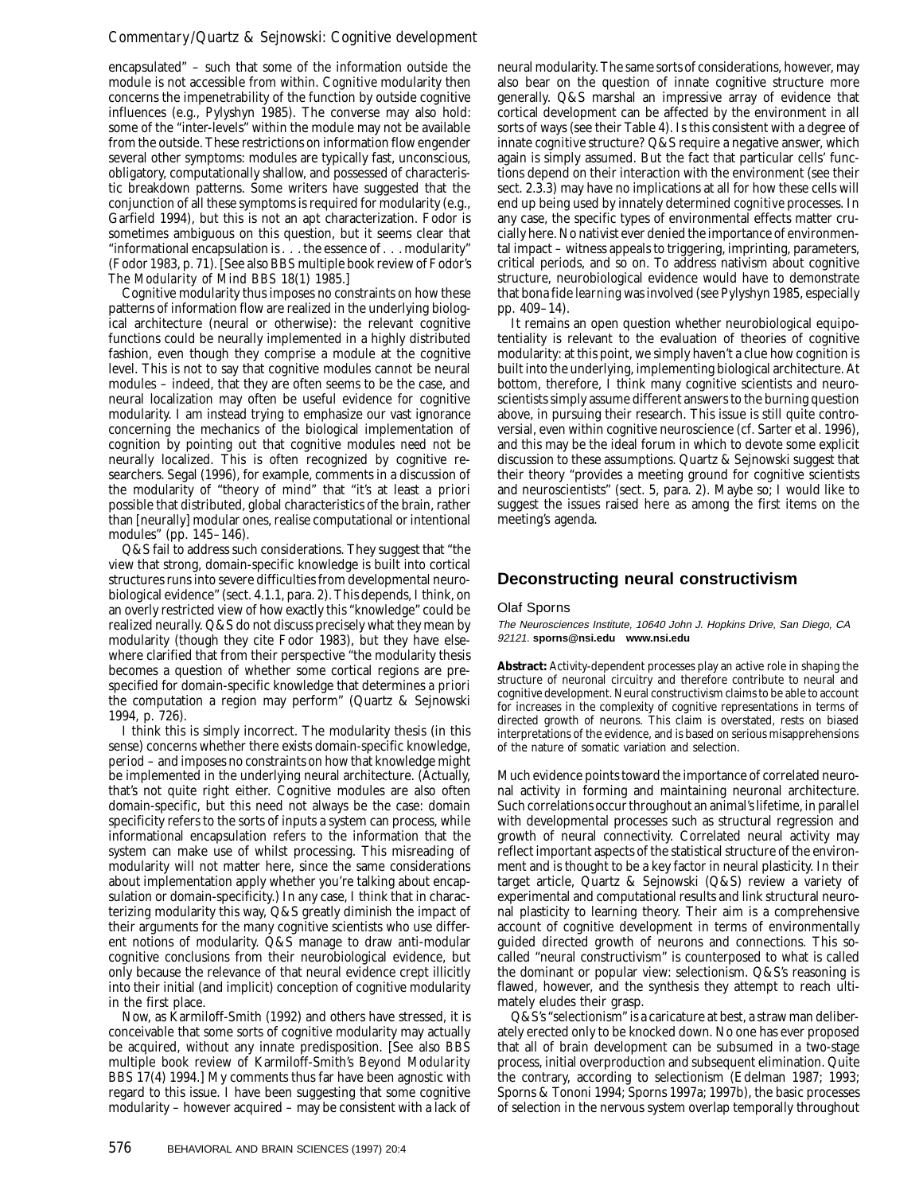encapsulated" – such that some of the information outside the module is not accessible from within. *Cognitive* modularity then concerns the impenetrability of the function by outside cognitive influences (e.g., Pylyshyn 1985). The converse may also hold: some of the "inter-levels" within the module may not be available from the outside. These restrictions on information flow engender several other symptoms: modules are typically fast, unconscious, obligatory, computationally shallow, and possessed of characteristic breakdown patterns. Some writers have suggested that the conjunction of all these symptoms is required for modularity (e.g., Garfield 1994), but this is not an apt characterization. Fodor is sometimes ambiguous on this question, but it seems clear that "informational encapsulation is . . . the essence of . . . modularity" (Fodor 1983, p. 71). [See also BBS multiple book review of Fodor's *The Modularity of Mind* BBS 18(1) 1985.]

Cognitive modularity thus imposes no constraints on how these patterns of information flow are realized in the underlying biological architecture (neural or otherwise): the relevant cognitive functions could be neurally implemented in a highly distributed fashion, even though they comprise a module at the cognitive level. This is not to say that cognitive modules *cannot* be neural modules – indeed, that they are often seems to be the case, and neural localization may often be useful evidence *for* cognitive modularity. I am instead trying to emphasize our vast ignorance concerning the mechanics of the biological implementation of cognition by pointing out that cognitive modules *need not* be neurally localized. This is often recognized by cognitive researchers. Segal (1996), for example, comments in a discussion of the modularity of "theory of mind" that "it's at least *a priori* possible that distributed, global characteristics of the brain, rather than [neurally] modular ones, realise computational or intentional modules" (pp. 145–146).

Q&S fail to address such considerations. They suggest that "the view that strong, domain-specific knowledge is built into cortical structures runs into severe difficulties from developmental neurobiological evidence" (sect. 4.1.1, para. 2). This depends, I think, on an overly restricted view of how exactly this "knowledge" could be realized neurally. Q&S do not discuss precisely what they mean by modularity (though they cite Fodor 1983), but they have elsewhere clarified that from their perspective "the modularity thesis becomes a question of whether some cortical regions are prespecified for domain-specific knowledge that determines *a priori* the computation a region may perform" (Quartz & Sejnowski 1994, p. 726).

I think this is simply incorrect. The modularity thesis (in this sense) concerns whether there exists domain-specific knowledge, *period* – and imposes no constraints on how that knowledge might be implemented in the underlying neural architecture. (Actually, that's not quite right either. Cognitive modules are also often domain-specific, but this need not always be the case: domain specificity refers to the sorts of inputs a system can process, while informational encapsulation refers to the information that the system can make use of whilst processing. This misreading of modularity will not matter here, since the same considerations about implementation apply whether you're talking about encapsulation or domain-specificity.) In any case, I think that in characterizing modularity this way, Q&S greatly diminish the impact of their arguments for the many cognitive scientists who use different notions of modularity. Q&S manage to draw anti-modular cognitive conclusions from their neurobiological evidence, but only because the relevance of that neural evidence crept illicitly into their initial (and implicit) conception of cognitive modularity in the first place.

Now, as Karmiloff-Smith (1992) and others have stressed, it is conceivable that some sorts of cognitive modularity may actually be acquired, without any innate predisposition. [See also BBS multiple book review of Karmiloff-Smith's *Beyond Modularity* BBS 17(4) 1994.] My comments thus far have been agnostic with regard to this issue. I have been suggesting that some cognitive modularity – however acquired – may be consistent with a lack of neural modularity. The same sorts of considerations, however, may also bear on the question of innate cognitive structure more generally. Q&S marshal an impressive array of evidence that cortical development can be affected by the environment in all sorts of ways (see their Table 4). Is this consistent with a degree of innate *cognitive* structure? Q&S require a negative answer, which again is simply assumed. But the fact that particular cells' functions depend on their interaction with the environment (see their sect. 2.3.3) may have no implications at all for how these cells will end up being used by innately determined *cognitive* processes. In any case, the specific types of environmental effects matter crucially here. No nativist ever denied the importance of environmental impact – witness appeals to triggering, imprinting, parameters, critical periods, and so on. To address nativism about cognitive structure, neurobiological evidence would have to demonstrate that bona fide *learning* was involved (see Pylyshyn 1985, especially pp. 409–14).

It remains an open question whether neurobiological equipotentiality is relevant to the evaluation of theories of cognitive modularity: at this point, we simply haven't a clue how cognition is built into the underlying, implementing biological architecture. At bottom, therefore, I think many cognitive scientists and neuroscientists simply assume different answers to the burning question above, in pursuing their research. This issue is still quite controversial, even within cognitive neuroscience (cf. Sarter et al. 1996), and this may be the ideal forum in which to devote some explicit discussion to these assumptions. Quartz & Sejnowski suggest that their theory "provides a meeting ground for cognitive scientists and neuroscientists" (sect. 5, para. 2). Maybe so; I would like to suggest the issues raised here as among the first items on the meeting's agenda.

## Deconstructing neural constructivism

Olaf Sporns

*The Neurosciences Institute, 10640 John J. Hopkins Drive, San Diego, CA 92121.* **sporns@nsi.edu www.nsi.edu**

**Abstract:** Activity-dependent processes play an active role in shaping the structure of neuronal circuitry and therefore contribute to neural and cognitive development. Neural constructivism claims to be able to account for increases in the complexity of cognitive representations in terms of directed growth of neurons. This claim is overstated, rests on biased interpretations of the evidence, and is based on serious misapprehensions of the nature of somatic variation and selection.

Much evidence points toward the importance of correlated neuronal activity in forming and maintaining neuronal architecture. Such correlations occur throughout an animal's lifetime, in parallel with developmental processes such as structural regression and growth of neural connectivity. Correlated neural activity may reflect important aspects of the statistical structure of the environment and is thought to be a key factor in neural plasticity. In their target article, Quartz & Sejnowski (Q&S) review a variety of experimental and computational results and link structural neuronal plasticity to learning theory. Their aim is a comprehensive account of cognitive development in terms of environmentally guided directed growth of neurons and connections. This so-called "neural constructivism" is counterposed to what is called the dominant or popular view: selectionism. Q&S's reasoning is flawed, however, and the synthesis they attempt to reach ultimately eludes their grasp.

Q&S's "selectionism" is a caricature at best, a straw man deliberately erected only to be knocked down. No one has ever proposed that all of brain development can be subsumed in a two-stage process, initial overproduction and subsequent elimination. Quite the contrary, according to selectionism (Edelman 1987; 1993; Sporns & Tononi 1994; Sporns 1997a; 1997b), the basic processes of selection in the nervous system overlap temporally throughout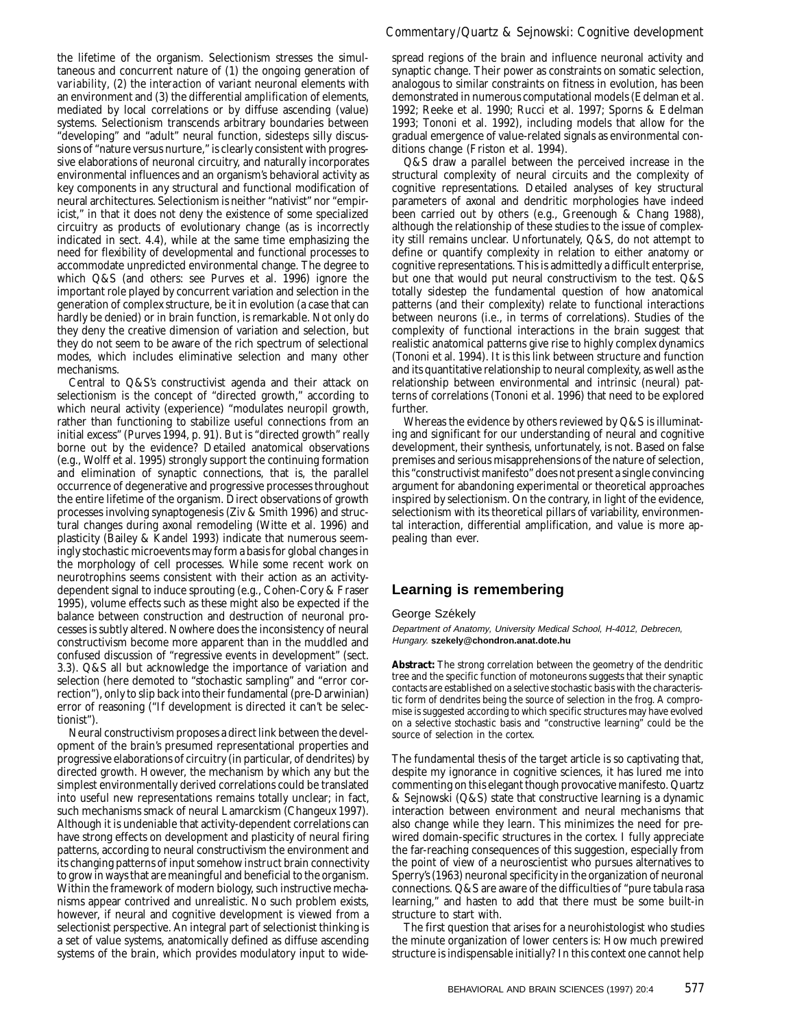the lifetime of the organism. Selectionism stresses the simultaneous and concurrent nature of (1) the ongoing generation of *variability*, (2) the *interaction* of variant neuronal elements with an environment and (3) the differential *amplification* of elements, mediated by local correlations or by diffuse ascending (value) systems. Selectionism transcends arbitrary boundaries between "developing" and "adult" neural function, sidesteps silly discussions of "nature versus nurture," is clearly consistent with progressive elaborations of neuronal circuitry, and naturally incorporates environmental influences and an organism's behavioral activity as key components in any structural and functional modification of neural architectures. Selectionism is neither "nativist" nor "empiricist," in that it does not deny the existence of some specialized circuitry as products of evolutionary change (as is incorrectly indicated in sect. 4.4), while at the same time emphasizing the need for flexibility of developmental and functional processes to accommodate unpredicted environmental change. The degree to which Q&S (and others: see Purves et al. 1996) ignore the important role played by concurrent variation and selection in the generation of complex structure, be it in evolution (a case that can hardly be denied) or in brain function, is remarkable. Not only do they deny the creative dimension of variation and selection, but they do not seem to be aware of the rich spectrum of selectional modes, which includes eliminative selection and many other mechanisms.

Central to Q&S's constructivist agenda and their attack on selectionism is the concept of "directed growth," according to which neural activity (experience) "modulates neuropil growth, rather than functioning to stabilize useful connections from an initial excess" (Purves 1994, p. 91). But is "directed growth" really borne out by the evidence? Detailed anatomical observations (e.g., Wolff et al. 1995) strongly support the continuing formation and elimination of synaptic connections, that is, the parallel occurrence of degenerative and progressive processes throughout the entire lifetime of the organism. Direct observations of growth processes involving synaptogenesis (Ziv & Smith 1996) and structural changes during axonal remodeling (Witte et al. 1996) and plasticity (Bailey & Kandel 1993) indicate that numerous seemingly stochastic microevents may form a basis for global changes in the morphology of cell processes. While some recent work on neurotrophins seems consistent with their action as an activity-dependent signal to induce sprouting (e.g., Cohen-Cory & Fraser 1995), volume effects such as these might also be expected if the balance between construction and destruction of neuronal processes is subtly altered. Nowhere does the inconsistency of neural constructivism become more apparent than in the muddled and confused discussion of "regressive events in development" (sect. 3.3). Q&S all but acknowledge the importance of variation and selection (here demoted to "stochastic sampling" and "error correction"), only to slip back into their fundamental (pre-Darwinian) error of reasoning ("If development is directed it can't be selectionist").

Neural constructivism proposes a direct link between the development of the brain's presumed representational properties and progressive elaborations of circuitry (in particular, of dendrites) by directed growth. However, the mechanism by which any but the simplest environmentally derived correlations could be translated into useful new representations remains totally unclear; in fact, such mechanisms smack of neural Lamarckism (Changeux 1997). Although it is undeniable that activity-dependent correlations can have strong effects on development and plasticity of neural firing patterns, according to neural constructivism the environment and its changing patterns of input somehow *instruct* brain connectivity to grow in ways that are meaningful and beneficial to the organism. Within the framework of modern biology, such instructive mechanisms appear contrived and unrealistic. No such problem exists, however, if neural and cognitive development is viewed from a selectionist perspective. An integral part of selectionist thinking is a set of value systems, anatomically defined as diffuse ascending systems of the brain, which provides modulatory input to widespread regions of the brain and influence neuronal activity and synaptic change. Their power as constraints on somatic selection, analogous to similar constraints on fitness in evolution, has been demonstrated in numerous computational models (Edelman et al. 1992; Reeke et al. 1990; Rucci et al. 1997; Sporns & Edelman 1993; Tononi et al. 1992), including models that allow for the gradual emergence of value-related signals as environmental conditions change (Friston et al. 1994).

Q&S draw a parallel between the perceived increase in the structural complexity of neural circuits and the complexity of cognitive representations. Detailed analyses of key structural parameters of axonal and dendritic morphologies have indeed been carried out by others (e.g., Greenough & Chang 1988), although the relationship of these studies to the issue of complexity still remains unclear. Unfortunately, Q&S, do not attempt to define or quantify complexity in relation to either anatomy or cognitive representations. This is admittedly a difficult enterprise, but one that would put neural constructivism to the test. Q&S totally sidestep the fundamental question of how anatomical patterns (and their complexity) relate to functional interactions between neurons (i.e., in terms of correlations). Studies of the complexity of functional interactions in the brain suggest that realistic anatomical patterns give rise to highly complex dynamics (Tononi et al. 1994). It is this link between structure and function and its quantitative relationship to neural complexity, as well as the relationship between environmental and intrinsic (neural) patterns of correlations (Tononi et al. 1996) that need to be explored further.

Whereas the evidence by others reviewed by Q&S is illuminating and significant for our understanding of neural and cognitive development, their synthesis, unfortunately, is not. Based on false premises and serious misapprehensions of the nature of selection, this "constructivist manifesto" does not present a single convincing argument for abandoning experimental or theoretical approaches inspired by selectionism. On the contrary, in light of the evidence, selectionism with its theoretical pillars of variability, environmental interaction, differential amplification, and value is more appealing than ever.

## Learning is remembering

George Székely

*Department of Anatomy, University Medical School, H-4012, Debrecen, Hungary.* **szekely@chondron.anat.dote.hu**

**Abstract:** The strong correlation between the geometry of the dendritic tree and the specific function of motoneurons suggests that their synaptic contacts are established on a selective stochastic basis with the characteristic form of dendrites being the source of selection in the frog. A compromise is suggested according to which specific structures may have evolved on a selective stochastic basis and "constructive learning" could be the source of selection in the cortex.

The fundamental thesis of the target article is so captivating that, despite my ignorance in cognitive sciences, it has lured me into commenting on this elegant though provocative manifesto. Quartz & Sejnowski (Q&S) state that constructive learning is a dynamic interaction between environment and neural mechanisms that also change while they learn. This minimizes the need for prewired domain-specific structures in the cortex. I fully appreciate the far-reaching consequences of this suggestion, especially from the point of view of a neuroscientist who pursues alternatives to Sperry's (1963) neuronal specificity in the organization of neuronal connections. Q&S are aware of the difficulties of "pure tabula rasa learning," and hasten to add that there must be some built-in structure to start with.

The first question that arises for a neurohistologist who studies the minute organization of lower centers is: How much prewired structure is indispensable initially? In this context one cannot help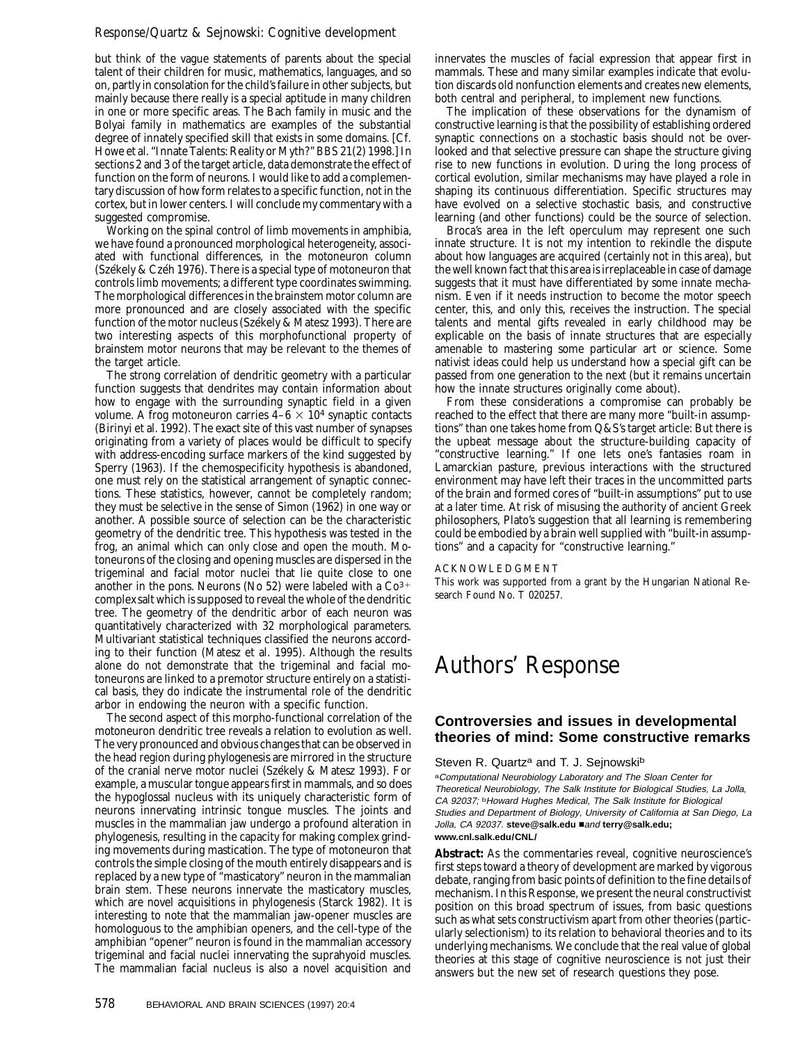but think of the vague statements of parents about the special talent of their children for music, mathematics, languages, and so on, partly in consolation for the child's failure in other subjects, but mainly because there really is a special aptitude in many children in one or more specific areas. The Bach family in music and the Bolyai family in mathematics are examples of the substantial degree of innately specified skill that exists in some domains. [Cf. Howe et al. "Innate Talents: Reality or Myth?" BBS 21(2) 1998.] In sections 2 and 3 of the target article, data demonstrate the effect of function on the form of neurons. I would like to add a complementary discussion of how form relates to a specific function, not in the cortex, but in lower centers. I will conclude my commentary with a suggested compromise.

Working on the spinal control of limb movements in amphibia, we have found a pronounced morphological heterogeneity, associated with functional differences, in the motoneuron column (Székely & Czéh 1976). There is a special type of motoneuron that controls limb movements; a different type coordinates swimming. The morphological differences in the brainstem motor column are more pronounced and are closely associated with the specific function of the motor nucleus (Székely & Matesz 1993). There are two interesting aspects of this morphofunctional property of brainstem motor neurons that may be relevant to the themes of the target article.

The strong correlation of dendritic geometry with a particular function suggests that dendrites may contain information about how to engage with the surrounding synaptic field in a given volume. A frog motoneuron carries $4–6 \times 10^4$ synaptic contacts (Birinyi et al. 1992). The exact site of this vast number of synapses originating from a variety of places would be difficult to specify with address-encoding surface markers of the kind suggested by Sperry (1963). If the chemospecificity hypothesis is abandoned, one must rely on the statistical arrangement of synaptic connections. These statistics, however, cannot be completely random; they must be selective in the sense of Simon (1962) in one way or another. A possible source of selection can be the characteristic geometry of the dendritic tree. This hypothesis was tested in the frog, an animal which can only close and open the mouth. Motoneurons of the closing and opening muscles are dispersed in the trigeminal and facial motor nuclei that lie quite close to one another in the pons. Neurons (No 52) were labeled with a $Co^{3+}$ complex salt which is supposed to reveal the whole of the dendritic tree. The geometry of the dendritic arbor of each neuron was quantitatively characterized with 32 morphological parameters. Multivariant statistical techniques classified the neurons according to their function (Matesz et al. 1995). Although the results alone do not demonstrate that the trigeminal and facial motoneurons are linked to a premotor structure entirely on a statistical basis, they do indicate the instrumental role of the dendritic arbor in endowing the neuron with a specific function.

The second aspect of this morpho-functional correlation of the motoneuron dendritic tree reveals a relation to evolution as well. The very pronounced and obvious changes that can be observed in the head region during phylogenesis are mirrored in the structure of the cranial nerve motor nuclei (Székely & Matesz 1993). For example, a muscular tongue appears first in mammals, and so does the hypoglossal nucleus with its uniquely characteristic form of neurons innervating intrinsic tongue muscles. The joints and muscles in the mammalian jaw undergo a profound alteration in phylogenesis, resulting in the capacity for making complex grinding movements during mastication. The type of motoneuron that controls the simple closing of the mouth entirely disappears and is replaced by a new type of "masticatory" neuron in the mammalian brain stem. These neurons innervate the masticatory muscles, which are novel acquisitions in phylogenesis (Starck 1982). It is interesting to note that the mammalian jaw-opener muscles are homologuous to the amphibian openers, and the cell-type of the amphibian "opener" neuron is found in the mammalian accessory trigeminal and facial nuclei innervating the suprahyoid muscles. The mammalian facial nucleus is also a novel acquisition and innervates the muscles of facial expression that appear first in mammals. These and many similar examples indicate that evolution discards old nonfunction elements and creates new elements, both central and peripheral, to implement new functions.

The implication of these observations for the dynamism of constructive learning is that the possibility of establishing ordered synaptic connections on a stochastic basis should not be overlooked and that selective pressure can shape the structure giving rise to new functions in evolution. During the long process of cortical evolution, similar mechanisms may have played a role in shaping its continuous differentiation. Specific structures may have evolved on a selective stochastic basis, and constructive learning (and other functions) could be the source of selection.

Broca's area in the left operculum may represent one such innate structure. It is not my intention to rekindle the dispute about how languages are acquired (certainly not in this area), but the well known fact that this area is irreplaceable in case of damage suggests that it must have differentiated by some innate mechanism. Even if it needs instruction to become the motor speech center, this, and only this, receives the instruction. The special talents and mental gifts revealed in early childhood may be explicable on the basis of innate structures that are especially amenable to mastering some particular art or science. Some nativist ideas could help us understand how a special gift can be passed from one generation to the next (but it remains uncertain how the innate structures originally come about).

From these considerations a compromise can probably be reached to the effect that there are many more "built-in assumptions" than one takes home from Q&S's target article: But there is the upbeat message about the structure-building capacity of "constructive learning." If one lets one's fantasies roam in Lamarckian pasture, previous interactions with the structured environment may have left their traces in the uncommitted parts of the brain and formed cores of "built-in assumptions" put to use at a later time. At risk of misusing the authority of ancient Greek philosophers, Plato's suggestion that all learning is remembering could be embodied by a brain well supplied with "built-in assumptions" and a capacity for "constructive learning."

#### ACKNOWLEDGMENT

This work was supported from a grant by the Hungarian National Research Found No. T 020257.

# Authors' Response

## Controversies and issues in developmental theories of mind: Some constructive remarks

Steven R. Quartz[a] and T. J. Sejnowski[b]

[a]*Computational Neurobiology Laboratory and The Sloan Center for Theoretical Neurobiology, The Salk Institute for Biological Studies, La Jolla, CA 92037;* [b]*Howard Hughes Medical, The Salk Institute for Biological Studies and Department of Biology, University of California at San Diego, La Jolla, CA 92037.* **steve@salk.edu** *and* **terry@salk.edu; www.cnl.salk.edu/CNL/**

**Abstract:** As the commentaries reveal, cognitive neuroscience's first steps toward a theory of development are marked by vigorous debate, ranging from basic points of definition to the fine details of mechanism. In this Response, we present the neural constructivist position on this broad spectrum of issues, from basic questions such as what sets constructivism apart from other theories (particularly selectionism) to its relation to behavioral theories and to its underlying mechanisms. We conclude that the real value of global theories at this stage of cognitive neuroscience is not just their answers but the new set of research questions they pose.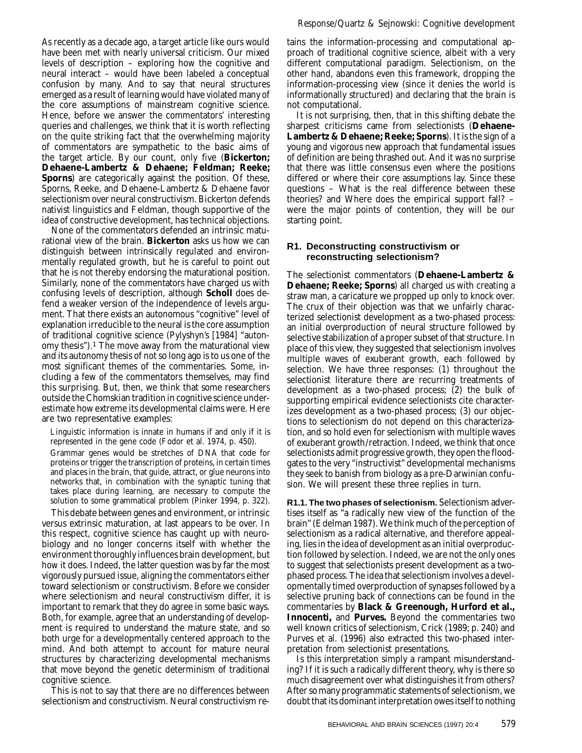As recently as a decade ago, a target article like ours would have been met with nearly universal criticism. Our mixed levels of description – exploring how the cognitive and neural interact – would have been labeled a conceptual confusion by many. And to say that neural structures emerged as a result of learning would have violated many of the core assumptions of mainstream cognitive science. Hence, before we answer the commentators' interesting queries and challenges, we think that it is worth reflecting on the quite striking fact that the overwhelming majority of commentators are sympathetic to the basic aims of the target article. By our count, only five (**Bickerton; Dehaene-Lambertz & Dehaene; Feldman; Reeke; Sporns**) are categorically against the position. Of these, Sporns, Reeke, and Dehaene-Lambertz & Dehaene favor selectionism over neural constructivism. Bickerton defends nativist linguistics and Feldman, though supportive of the idea of constructive development, has technical objections.

None of the commentators defended an intrinsic maturational view of the brain. **Bickerton** asks us how we can distinguish between intrinsically regulated and environmentally regulated growth, but he is careful to point out that he is not thereby endorsing the maturational position. Similarly, none of the commentators have charged us with confusing levels of description, although **Scholl** does defend a weaker version of the independence of levels argument. That there exists an autonomous "cognitive" level of explanation irreducible to the neural is the core assumption of traditional cognitive science (Pylyshyn's [1984] "autonomy thesis").[1] The move away from the maturational view and its autonomy thesis of not so long ago is to us one of the most significant themes of the commentaries. Some, including a few of the commentators themselves, may find this surprising. But, then, we think that some researchers outside the Chomskian tradition in cognitive science underestimate how extreme its developmental claims were. Here are two representative examples:

> Linguistic information is innate in humans if and only if it is represented in the gene code (Fodor et al. 1974, p. 450).
>
> Grammar genes would be stretches of DNA that code for proteins or trigger the transcription of proteins, in certain times and places in the brain, that guide, attract, or glue neurons into networks that, in combination with the synaptic tuning that takes place during learning, are necessary to compute the solution to some grammatical problem (Pinker 1994, p. 322).

This debate between genes and environment, or intrinsic versus extrinsic maturation, at last appears to be over. In this respect, cognitive science has caught up with neurobiology and no longer concerns itself with *whether* the environment thoroughly influences brain development, but *how* it does. Indeed, the latter question was by far the most vigorously pursued issue, aligning the commentators either toward selectionism or constructivism. Before we consider where selectionism and neural constructivism differ, it is important to remark that they do agree in some basic ways. Both, for example, agree that an understanding of development is required to understand the mature state, and so both urge for a developmentally centered approach to the mind. And both attempt to account for mature neural structures by characterizing developmental mechanisms that move beyond the genetic determinism of traditional cognitive science.

This is not to say that there are no differences between selectionism and constructivism. Neural constructivism retains the information-processing and computational approach of traditional cognitive science, albeit with a very different computational paradigm. Selectionism, on the other hand, abandons even this framework, dropping the information-processing view (since it denies the world is informationally structured) and declaring that the brain is not computational.

It is not surprising, then, that in this shifting debate the sharpest criticisms came from selectionists (**Dehaene-Lambertz & Dehaene; Reeke; Sporns**). It is the sign of a young and vigorous new approach that fundamental issues of definition are being thrashed out. And it was no surprise that there was little consensus even where the positions differed or where their core assumptions lay. Since these questions – What is the real difference between these theories? and Where does the empirical support fall? – were the major points of contention, they will be our starting point.

## R1. Deconstructing constructivism or reconstructing selectionism?

The selectionist commentators (**Dehaene-Lambertz & Dehaene; Reeke; Sporns**) all charged us with creating a straw man, a caricature we propped up only to knock over. The crux of their objection was that we unfairly characterized selectionist development as a two-phased process: an initial overproduction of neural structure followed by selective stabilization of a proper subset of that structure. In place of this view, they suggested that selectionism involves multiple waves of exuberant growth, each followed by selection. We have three responses: (1) throughout the selectionist literature there are recurring treatments of development as a two-phased process; (2) the bulk of supporting empirical evidence selectionists cite characterizes development as a two-phased process; (3) our objections to selectionism do not depend on this characterization, and so hold even for selectionism with multiple waves of exuberant growth/retraction. Indeed, we think that once selectionists admit progressive growth, they open the floodgates to the very "instructivist" developmental mechanisms they seek to banish from biology as a pre-Darwinian confusion. We will present these three replies in turn.

**R1.1. The two phases of selectionism.** Selectionism advertises itself as "a radically new view of the function of the brain" (Edelman 1987). We think much of the perception of selectionism as a radical alternative, and therefore appealing, lies in the idea of development as an initial overproduction followed by selection. Indeed, we are not the only ones to suggest that selectionists present development as a two-phased process. The idea that selectionism involves a developmentally timed overproduction of synapses followed by a selective pruning back of connections can be found in the commentaries by **Black & Greenough, Hurford et al., Innocenti,** and **Purves.** Beyond the commentaries two well known critics of selectionism, Crick (1989; p. 240) and Purves et al. (1996) also extracted this two-phased interpretation from selectionist presentations.

Is this interpretation simply a rampant misunderstanding? If it is such a radically different theory, why is there so much disagreement over what distinguishes it from others? After so many programmatic statements of selectionism, we doubt that its dominant interpretation owes itself to nothing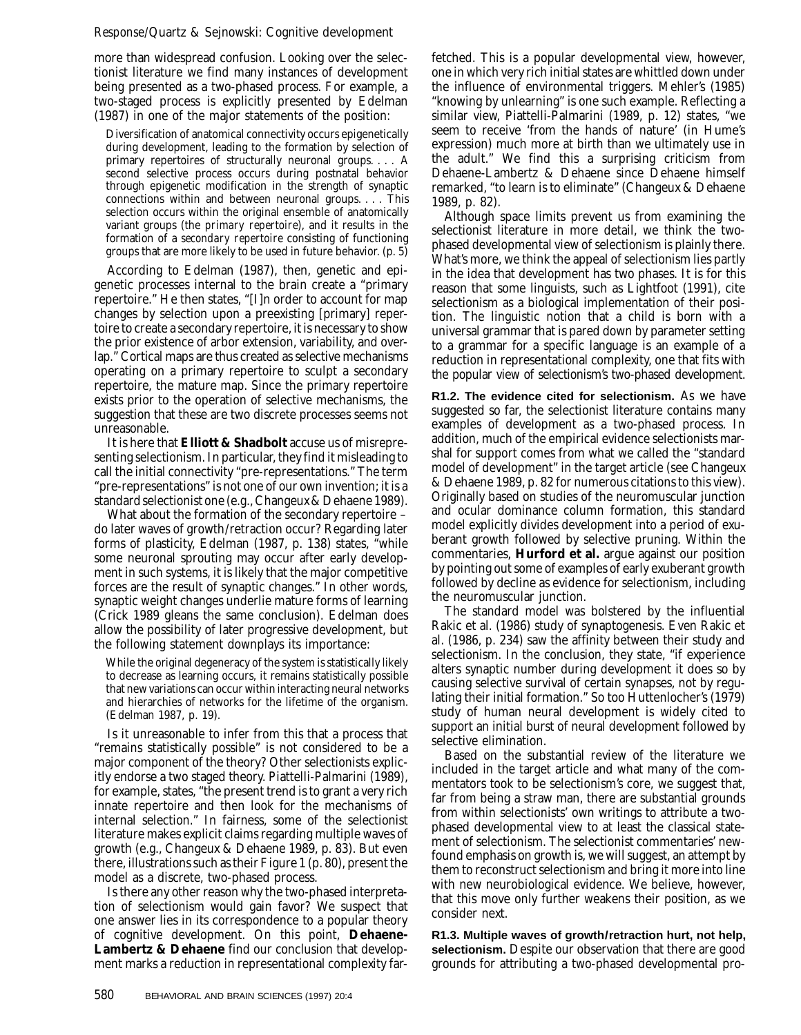more than widespread confusion. Looking over the selectionist literature we find many instances of development being presented as a two-phased process. For example, a two-staged process is explicitly presented by Edelman (1987) in one of the major statements of the position:

> Diversification of anatomical connectivity occurs epigenetically during development, leading to the formation by selection of primary repertoires of structurally neuronal groups. . . . A second selective process occurs during postnatal behavior through epigenetic modification in the strength of synaptic connections within and between neuronal groups. . . . This selection occurs within the original ensemble of anatomically variant groups (the *primary repertoire*), and it results in the formation of a *secondary repertoire* consisting of functioning groups that are more likely to be used in future behavior. (p. 5)

According to Edelman (1987), then, genetic and epigenetic processes internal to the brain create a "primary repertoire." He then states, "[I]n order to account for map changes by selection upon a preexisting [primary] repertoire to create a secondary repertoire, it is necessary to show the prior existence of arbor extension, variability, and overlap." Cortical maps are thus created as selective mechanisms operating on a primary repertoire to sculpt a secondary repertoire, the mature map. Since the primary repertoire exists prior to the operation of selective mechanisms, the suggestion that these are two discrete processes seems not unreasonable.

It is here that **Elliott & Shadbolt** accuse us of misrepresenting selectionism. In particular, they find it misleading to call the initial connectivity "pre-representations." The term "pre-representations" is not one of our own invention; it is a standard selectionist one (e.g., Changeux & Dehaene 1989).

What about the formation of the secondary repertoire – do later waves of growth/retraction occur? Regarding later forms of plasticity, Edelman (1987, p. 138) states, "while some neuronal sprouting may occur after early development in such systems, it is likely that the major competitive forces are the result of synaptic changes." In other words, synaptic weight changes underlie mature forms of learning (Crick 1989 gleans the same conclusion). Edelman does allow the possibility of later progressive development, but the following statement downplays its importance:

> While the original degeneracy of the system is statistically likely to decrease as learning occurs, it remains statistically possible that new variations can occur within interacting neural networks and hierarchies of networks for the lifetime of the organism. (Edelman 1987, p. 19).

Is it unreasonable to infer from this that a process that "remains statistically possible" is not considered to be a major component of the theory? Other selectionists explicitly endorse a two staged theory. Piattelli-Palmarini (1989), for example, states, "the present trend is to grant a very rich innate repertoire and then look for the mechanisms of internal selection." In fairness, some of the selectionist literature makes explicit claims regarding multiple waves of growth (e.g., Changeux & Dehaene 1989, p. 83). But even there, illustrations such as their Figure 1 (p. 80), present the model as a discrete, two-phased process.

Is there any other reason why the two-phased interpretation of selectionism would gain favor? We suspect that one answer lies in its correspondence to a popular theory of cognitive development. On this point, **Dehaene-Lambertz & Dehaene** find our conclusion that development marks a reduction in representational complexity far-fetched. This is a popular developmental view, however, one in which very rich initial states are whittled down under the influence of environmental triggers. Mehler's (1985) "knowing by unlearning" is one such example. Reflecting a similar view, Piattelli-Palmarini (1989, p. 12) states, "we seem to receive 'from the hands of nature' (in Hume's expression) much more at birth than we ultimately use in the adult." We find this a surprising criticism from Dehaene-Lambertz & Dehaene since Dehaene himself remarked, "to learn is to eliminate" (Changeux & Dehaene 1989, p. 82).

Although space limits prevent us from examining the selectionist literature in more detail, we think the two-phased developmental view of selectionism is plainly there. What's more, we think the appeal of selectionism lies partly in the idea that development has two phases. It is for this reason that some linguists, such as Lightfoot (1991), cite selectionism as a biological implementation of their position. The linguistic notion that a child is born with a universal grammar that is pared down by parameter setting to a grammar for a specific language is an example of a reduction in representational complexity, one that fits with the popular view of selectionism's two-phased development.

**R1.2. The evidence cited for selectionism.** As we have suggested so far, the selectionist literature contains many examples of development as a two-phased process. In addition, much of the empirical evidence selectionists marshal for support comes from what we called the "standard model of development" in the target article (see Changeux & Dehaene 1989, p. 82 for numerous citations to this view). Originally based on studies of the neuromuscular junction and ocular dominance column formation, this standard model explicitly divides development into a period of exuberant growth followed by selective pruning. Within the commentaries, **Hurford et al.** argue against our position by pointing out some of examples of early exuberant growth followed by decline as evidence for selectionism, including the neuromuscular junction.

The standard model was bolstered by the influential Rakic et al. (1986) study of synaptogenesis. Even Rakic et al. (1986, p. 234) saw the affinity between their study and selectionism. In the conclusion, they state, "if experience alters synaptic number during development it does so by causing selective survival of certain synapses, not by regulating their initial formation." So too Huttenlocher's (1979) study of human neural development is widely cited to support an initial burst of neural development followed by selective elimination.

Based on the substantial review of the literature we included in the target article and what many of the commentators took to be selectionism's core, we suggest that, far from being a straw man, there are substantial grounds from within selectionists' own writings to attribute a two-phased developmental view to at least the classical statement of selectionism. The selectionist commentaries' new-found emphasis on growth is, we will suggest, an attempt by them to reconstruct selectionism and bring it more into line with new neurobiological evidence. We believe, however, that this move only further weakens their position, as we consider next.

**R1.3. Multiple waves of growth/retraction hurt, not help, selectionism.** Despite our observation that there are good grounds for attributing a two-phased developmental pro-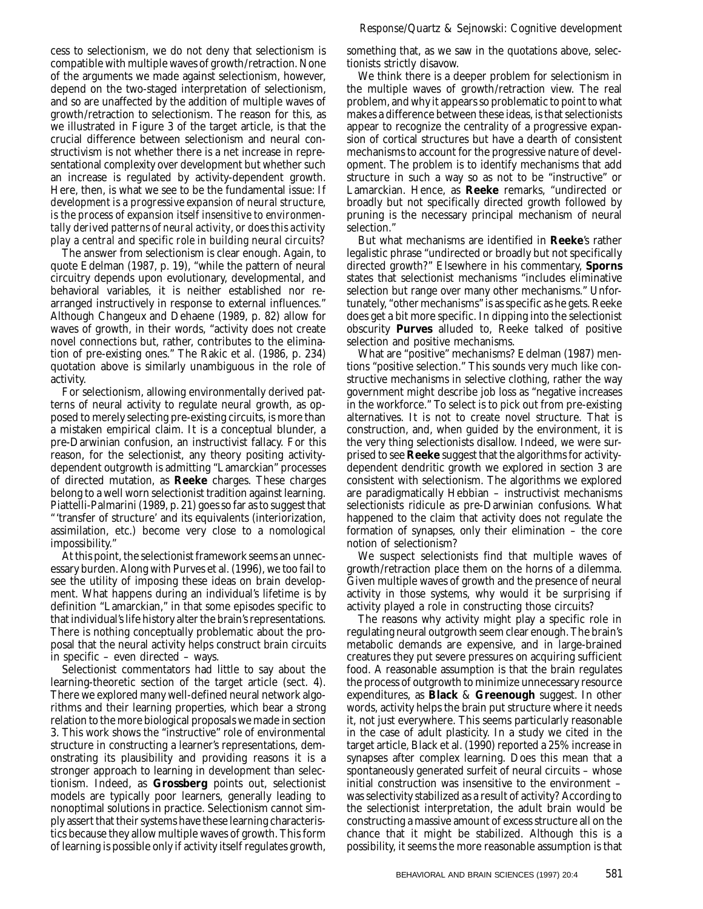cess to selectionism, we do not deny that selectionism is compatible with multiple waves of growth/retraction. None of the arguments we made against selectionism, however, depend on the two-staged interpretation of selectionism, and so are unaffected by the addition of multiple waves of growth/retraction to selectionism. The reason for this, as we illustrated in Figure 3 of the target article, is that the crucial difference between selectionism and neural constructivism is not whether there is a net increase in representational complexity over development but whether such an increase is regulated by activity-dependent growth. Here, then, is what we see to be the fundamental issue: *If development is a progressive expansion of neural structure, is the process of expansion itself insensitive to environmentally derived patterns of neural activity, or does this activity play a central and specific role in building neural circuits?*

The answer from selectionism is clear enough. Again, to quote Edelman (1987, p. 19), "while the pattern of neural circuitry depends upon evolutionary, developmental, and behavioral variables, it is neither established nor rearranged instructively in response to external influences." Although Changeux and Dehaene (1989, p. 82) allow for waves of growth, in their words, "activity does not create novel connections but, rather, contributes to the elimination of pre-existing ones." The Rakic et al. (1986, p. 234) quotation above is similarly unambiguous in the role of activity.

For selectionism, allowing environmentally derived patterns of neural activity to regulate neural growth, as opposed to merely selecting pre-existing circuits, is more than a mistaken empirical claim. It is a conceptual blunder, a pre-Darwinian confusion, an instructivist fallacy. For this reason, for the selectionist, any theory positing activity-dependent outgrowth is admitting "Lamarckian" processes of directed mutation, as **Reeke** charges. These charges belong to a well worn selectionist tradition against learning. Piattelli-Palmarini (1989, p. 21) goes so far as to suggest that "'transfer of structure' and its equivalents (interiorization, assimilation, etc.) become very close to a *nomological* impossibility."

At this point, the selectionist framework seems an unnecessary burden. Along with Purves et al. (1996), we too fail to see the utility of imposing these ideas on brain development. What happens during an individual's lifetime is by definition "Lamarckian," in that some episodes specific to that individual's life history alter the brain's representations. There is nothing conceptually problematic about the proposal that the neural activity helps construct brain circuits in specific – even directed – ways.

Selectionist commentators had little to say about the learning-theoretic section of the target article (sect. 4). There we explored many well-defined neural network algorithms and their learning properties, which bear a strong relation to the more biological proposals we made in section 3. This work shows the "instructive" role of environmental structure in constructing a learner's representations, demonstrating its plausibility and providing reasons it is a stronger approach to learning in development than selectionism. Indeed, as **Grossberg** points out, selectionist models are typically poor learners, generally leading to nonoptimal solutions in practice. Selectionism cannot simply assert that their systems have these learning characteristics because they allow multiple waves of growth. This form of learning is possible only if activity itself regulates growth, something that, as we saw in the quotations above, selectionists strictly disavow.

We think there is a deeper problem for selectionism in the multiple waves of growth/retraction view. The real problem, and why it appears so problematic to point to what makes a difference between these ideas, is that selectionists appear to recognize the centrality of a progressive expansion of cortical structures but have a dearth of consistent mechanisms to account for the progressive nature of development. The problem is to identify mechanisms that add structure in such a way so as not to be "instructive" or Lamarckian. Hence, as **Reeke** remarks, "undirected or broadly but not specifically directed growth followed by pruning is the necessary principal mechanism of neural selection."

But what mechanisms are identified in **Reeke**'s rather legalistic phrase "undirected or broadly but not specifically directed growth?" Elsewhere in his commentary, **Sporns** states that selectionist mechanisms "includes eliminative selection but range over many other mechanisms." Unfortunately, "other mechanisms" is as specific as he gets. Reeke does get a bit more specific. In dipping into the selectionist obscurity **Purves** alluded to, Reeke talked of positive selection and positive mechanisms.

What are "positive" mechanisms? Edelman (1987) mentions "positive selection." This sounds very much like constructive mechanisms in selective clothing, rather the way government might describe job loss as "negative increases in the workforce." To select is to pick out from pre-existing alternatives. It is not to create novel structure. That is construction, and, when guided by the environment, it is the very thing selectionists disallow. Indeed, we were surprised to see **Reeke** suggest that the algorithms for activity-dependent dendritic growth we explored in section 3 are consistent with selectionism. The algorithms we explored are paradigmatically Hebbian – instructivist mechanisms selectionists ridicule as pre-Darwinian confusions. What happened to the claim that activity does not regulate the formation of synapses, only their elimination – the core notion of selectionism?

We suspect selectionists find that multiple waves of growth/retraction place them on the horns of a dilemma. Given multiple waves of growth and the presence of neural activity in those systems, why would it be surprising if activity played a role in constructing those circuits?

The reasons why activity might play a specific role in regulating neural outgrowth seem clear enough. The brain's metabolic demands are expensive, and in large-brained creatures they put severe pressures on acquiring sufficient food. A reasonable assumption is that the brain regulates the process of outgrowth to minimize unnecessary resource expenditures, as **Black** & **Greenough** suggest. In other words, activity helps the brain put structure where it needs it, not just everywhere. This seems particularly reasonable in the case of adult plasticity. In a study we cited in the target article, Black et al. (1990) reported a 25% increase in synapses after complex learning. Does this mean that a spontaneously generated surfeit of neural circuits – whose initial construction was insensitive to the environment – was selectivity stabilized as a result of activity? According to the selectionist interpretation, the adult brain would be constructing a massive amount of excess structure all on the chance that it might be stabilized. Although this is a possibility, it seems the more reasonable assumption is that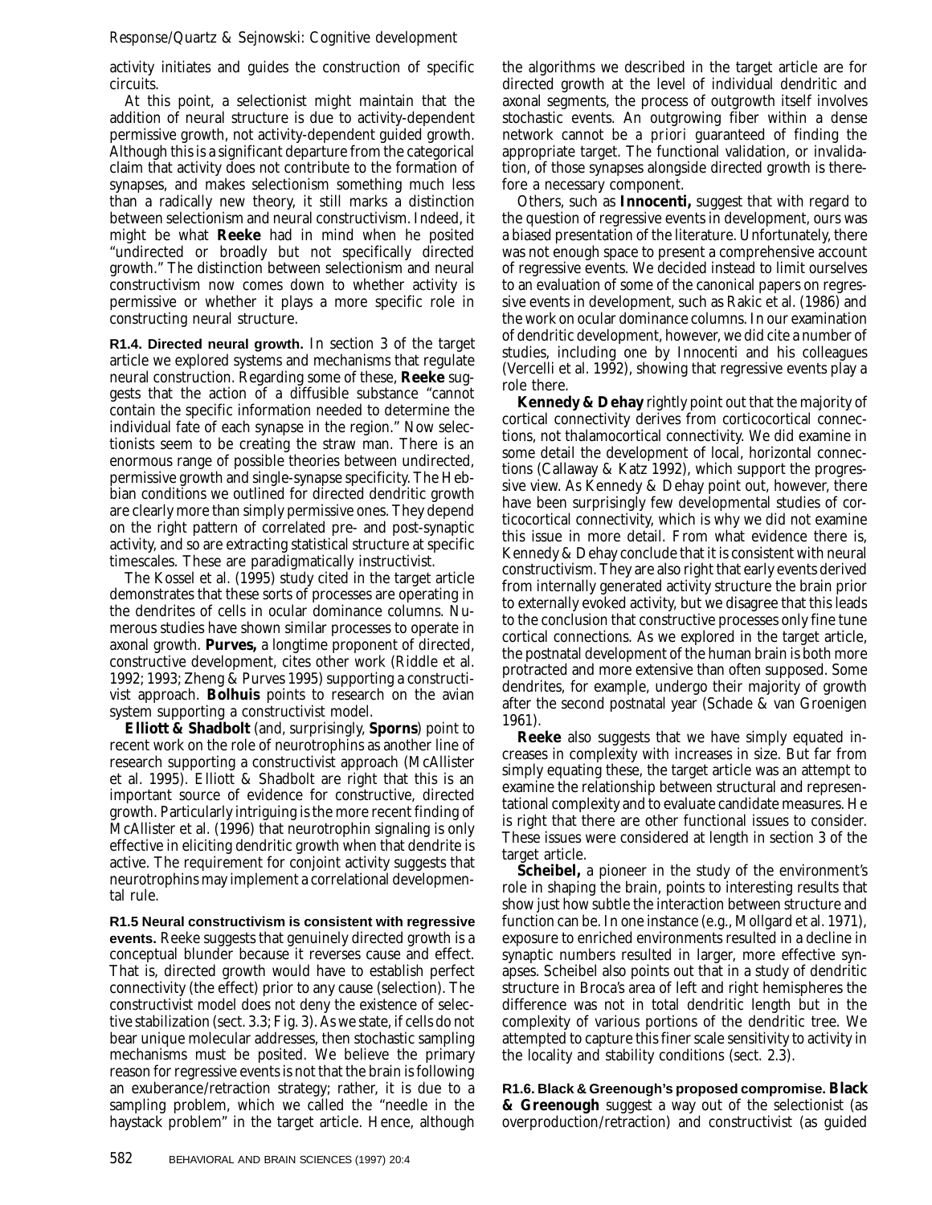activity initiates and guides the construction of specific circuits.

At this point, a selectionist might maintain that the addition of neural structure is due to activity-dependent permissive growth, not activity-dependent guided growth. Although this is a significant departure from the categorical claim that activity does not contribute to the formation of synapses, and makes selectionism something much less than a radically new theory, it still marks a distinction between selectionism and neural constructivism. Indeed, it might be what **Reeke** had in mind when he posited "undirected or broadly but not specifically directed growth." The distinction between selectionism and neural constructivism now comes down to whether activity is permissive or whether it plays a more specific role in constructing neural structure.

**R1.4. Directed neural growth.** In section 3 of the target article we explored systems and mechanisms that regulate neural construction. Regarding some of these, **Reeke** suggests that the action of a diffusible substance "cannot contain the specific information needed to determine the individual fate of each synapse in the region." Now selectionists seem to be creating the straw man. There is an enormous range of possible theories between undirected, permissive growth and single-synapse specificity. The Hebbian conditions we outlined for directed dendritic growth are clearly more than simply permissive ones. They depend on the right pattern of correlated pre- and post-synaptic activity, and so are extracting statistical structure at specific timescales. These are paradigmatically instructivist.

The Kossel et al. (1995) study cited in the target article demonstrates that these sorts of processes are operating in the dendrites of cells in ocular dominance columns. Numerous studies have shown similar processes to operate in axonal growth. **Purves,** a longtime proponent of directed, constructive development, cites other work (Riddle et al. 1992; 1993; Zheng & Purves 1995) supporting a constructivist approach. **Bolhuis** points to research on the avian system supporting a constructivist model.

**Elliott & Shadbolt** (and, surprisingly, **Sporns**) point to recent work on the role of neurotrophins as another line of research supporting a constructivist approach (McAllister et al. 1995). Elliott & Shadbolt are right that this is an important source of evidence for constructive, directed growth. Particularly intriguing is the more recent finding of McAllister et al. (1996) that neurotrophin signaling is only effective in eliciting dendritic growth when that dendrite is active. The requirement for conjoint activity suggests that neurotrophins may implement a correlational developmental rule.

**R1.5 Neural constructivism is consistent with regressive events.** Reeke suggests that genuinely directed growth is a conceptual blunder because it reverses cause and effect. That is, directed growth would have to establish perfect connectivity (the effect) prior to any cause (selection). The constructivist model does not deny the existence of selective stabilization (sect. 3.3; Fig. 3). As we state, if cells do not bear unique molecular addresses, then stochastic sampling mechanisms must be posited. We believe the primary reason for regressive events is not that the brain is following an exuberance/retraction strategy; rather, it is due to a sampling problem, which we called the "needle in the haystack problem" in the target article. Hence, although the algorithms we described in the target article are for directed growth at the level of individual dendritic and axonal segments, the process of outgrowth itself involves stochastic events. An outgrowing fiber within a dense network cannot be *a priori* guaranteed of finding the appropriate target. The functional validation, or invalidation, of those synapses alongside directed growth is therefore a necessary component.

Others, such as **Innocenti,** suggest that with regard to the question of regressive events in development, ours was a biased presentation of the literature. Unfortunately, there was not enough space to present a comprehensive account of regressive events. We decided instead to limit ourselves to an evaluation of some of the canonical papers on regressive events in development, such as Rakic et al. (1986) and the work on ocular dominance columns. In our examination of dendritic development, however, we did cite a number of studies, including one by Innocenti and his colleagues (Vercelli et al. 1992), showing that regressive events play a role there.

**Kennedy & Dehay** rightly point out that the majority of cortical connectivity derives from corticocortical connections, not thalamocortical connectivity. We did examine in some detail the development of local, horizontal connections (Callaway & Katz 1992), which support the progressive view. As Kennedy & Dehay point out, however, there have been surprisingly few developmental studies of corticocortical connectivity, which is why we did not examine this issue in more detail. From what evidence there is, Kennedy & Dehay conclude that it is consistent with neural constructivism. They are also right that early events derived from internally generated activity structure the brain prior to externally evoked activity, but we disagree that this leads to the conclusion that constructive processes only fine tune cortical connections. As we explored in the target article, the postnatal development of the human brain is both more protracted and more extensive than often supposed. Some dendrites, for example, undergo their majority of growth after the second postnatal year (Schade & van Groenigen 1961).

**Reeke** also suggests that we have simply equated increases in complexity with increases in size. But far from simply equating these, the target article was an attempt to examine the relationship between structural and representational complexity and to evaluate candidate measures. He is right that there are other functional issues to consider. These issues were considered at length in section 3 of the target article.

**Scheibel,** a pioneer in the study of the environment's role in shaping the brain, points to interesting results that show just how subtle the interaction between structure and function can be. In one instance (e.g., Mollgard et al. 1971), exposure to enriched environments resulted in a decline in synaptic numbers resulted in larger, more effective synapses. Scheibel also points out that in a study of dendritic structure in Broca's area of left and right hemispheres the difference was not in total dendritic length but in the complexity of various portions of the dendritic tree. We attempted to capture this finer scale sensitivity to activity in the locality and stability conditions (sect. 2.3).

**R1.6. Black & Greenough's proposed compromise. Black & Greenough** suggest a way out of the selectionist (as overproduction/retraction) and constructivist (as guided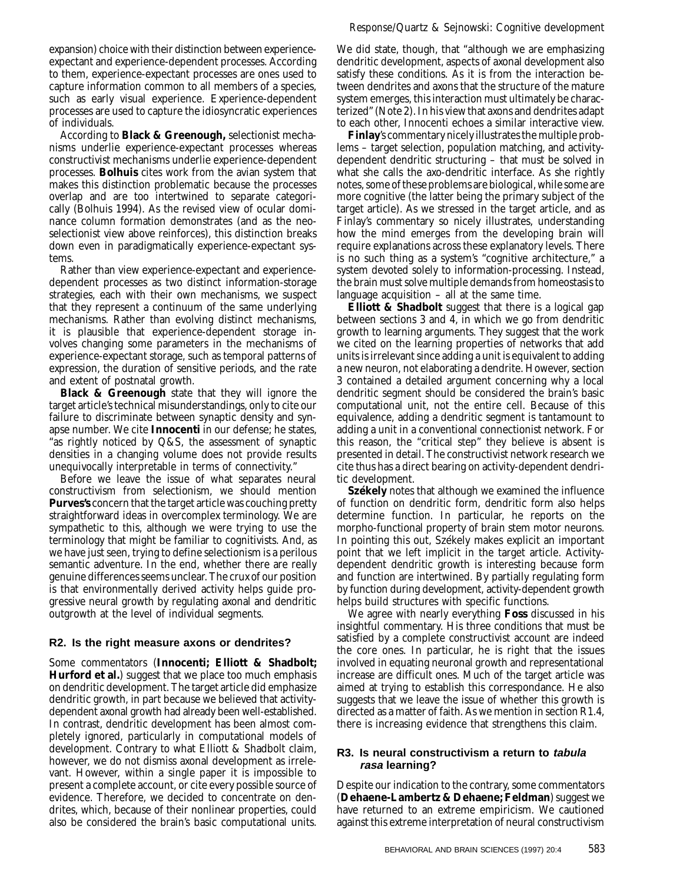expansion) choice with their distinction between experience-expectant and experience-dependent processes. According to them, experience-expectant processes are ones used to capture information common to all members of a species, such as early visual experience. Experience-dependent processes are used to capture the idiosyncratic experiences of individuals.

According to **Black & Greenough,** selectionist mechanisms underlie experience-expectant processes whereas constructivist mechanisms underlie experience-dependent processes. **Bolhuis** cites work from the avian system that makes this distinction problematic because the processes overlap and are too intertwined to separate categorically (Bolhuis 1994). As the revised view of ocular dominance column formation demonstrates (and as the neo-selectionist view above reinforces), this distinction breaks down even in paradigmatically experience-expectant systems.

Rather than view experience-expectant and experience-dependent processes as two distinct information-storage strategies, each with their own mechanisms, we suspect that they represent a continuum of the same underlying mechanisms. Rather than evolving distinct mechanisms, it is plausible that experience-dependent storage involves changing some parameters in the mechanisms of experience-expectant storage, such as temporal patterns of expression, the duration of sensitive periods, and the rate and extent of postnatal growth.

**Black & Greenough** state that they will ignore the target article's technical misunderstandings, only to cite our failure to discriminate between synaptic density and synapse number. We cite **Innocenti** in our defense; he states, "as rightly noticed by Q&S, the assessment of synaptic densities in a changing volume does not provide results unequivocally interpretable in terms of connectivity."

Before we leave the issue of what separates neural constructivism from selectionism, we should mention **Purves's** concern that the target article was couching pretty straightforward ideas in overcomplex terminology. We are sympathetic to this, although we were trying to use the terminology that might be familiar to cognitivists. And, as we have just seen, trying to define selectionism is a perilous semantic adventure. In the end, whether there are really genuine differences seems unclear. The crux of our position is that environmentally derived activity helps guide progressive neural growth by regulating axonal and dendritic outgrowth at the level of individual segments.

## R2. Is the right measure axons or dendrites?

Some commentators (**Innocenti; Elliott & Shadbolt; Hurford et al.**) suggest that we place too much emphasis on dendritic development. The target article did emphasize dendritic growth, in part because we believed that activity-dependent axonal growth had already been well-established. In contrast, dendritic development has been almost completely ignored, particularly in computational models of development. Contrary to what Elliott & Shadbolt claim, however, we do not dismiss axonal development as irrelevant. However, within a single paper it is impossible to present a complete account, or cite every possible source of evidence. Therefore, we decided to concentrate on dendrites, which, because of their nonlinear properties, could also be considered the brain's basic computational units. We did state, though, that "although we are emphasizing dendritic development, aspects of axonal development also satisfy these conditions. As it is from the interaction between dendrites and axons that the structure of the mature system emerges, this interaction must ultimately be characterized" (Note 2). In his view that axons and dendrites adapt to each other, Innocenti echoes a similar interactive view.

**Finlay**'s commentary nicely illustrates the multiple problems – target selection, population matching, and activity-dependent dendritic structuring – that must be solved in what she calls the axo-dendritic interface. As she rightly notes, some of these problems are biological, while some are more cognitive (the latter being the primary subject of the target article). As we stressed in the target article, and as Finlay's commentary so nicely illustrates, understanding how the mind emerges from the developing brain will require explanations across these explanatory levels. There is no such thing as a system's "cognitive architecture," a system devoted solely to information-processing. Instead, the brain must solve multiple demands from homeostasis to language acquisition – all at the same time.

**Elliott & Shadbolt** suggest that there is a logical gap between sections 3 and 4, in which we go from dendritic growth to learning arguments. They suggest that the work we cited on the learning properties of networks that add units is irrelevant since adding a unit is equivalent to adding a new neuron, not elaborating a dendrite. However, section 3 contained a detailed argument concerning why a local dendritic segment should be considered the brain's basic computational unit, not the entire cell. Because of this equivalence, adding a dendritic segment is tantamount to adding a unit in a conventional connectionist network. For this reason, the "critical step" they believe is absent is presented in detail. The constructivist network research we cite thus has a direct bearing on activity-dependent dendritic development.

**Székely** notes that although we examined the influence of function on dendritic form, dendritic form also helps determine function. In particular, he reports on the morpho-functional property of brain stem motor neurons. In pointing this out, Székely makes explicit an important point that we left implicit in the target article. Activity-dependent dendritic growth is interesting because form and function are intertwined. By partially regulating form by function during development, activity-dependent growth helps build structures with specific functions.

We agree with nearly everything **Foss** discussed in his insightful commentary. His three conditions that must be satisfied by a complete constructivist account are indeed the core ones. In particular, he is right that the issues involved in equating neuronal growth and representational increase are difficult ones. Much of the target article was aimed at trying to establish this correspondance. He also suggests that we leave the issue of whether this growth is directed as a matter of faith. As we mention in section R1.4, there is increasing evidence that strengthens this claim.

## R3. Is neural constructivism a return to *tabula rasa* learning?

Despite our indication to the contrary, some commentators (**Dehaene-Lambertz & Dehaene; Feldman**) suggest we have returned to an extreme empiricism. We cautioned against this extreme interpretation of neural constructivism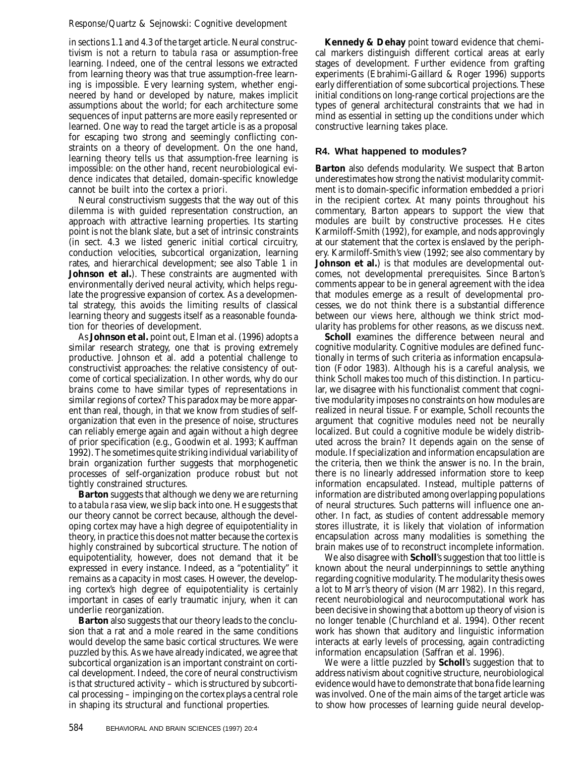in sections 1.1 and 4.3 of the target article. Neural constructivism is not a return to *tabula rasa* or assumption-free learning. Indeed, one of the central lessons we extracted from learning theory was that true assumption-free learning is impossible. Every learning system, whether engineered by hand or developed by nature, makes implicit assumptions about the world; for each architecture some sequences of input patterns are more easily represented or learned. One way to read the target article is as a proposal for escaping two strong and seemingly conflicting constraints on a theory of development. On the one hand, learning theory tells us that assumption-free learning is impossible: on the other hand, recent neurobiological evidence indicates that detailed, domain-specific knowledge cannot be built into the cortex *a priori*.

Neural constructivism suggests that the way out of this dilemma is with guided representation construction, an approach with attractive learning properties. Its starting point is not the blank slate, but a set of intrinsic constraints (in sect. 4.3 we listed generic initial cortical circuitry, conduction velocities, subcortical organization, learning rates, and hierarchical development; see also Table 1 in **Johnson et al.**). These constraints are augmented with environmentally derived neural activity, which helps regulate the progressive expansion of cortex. As a developmental strategy, this avoids the limiting results of classical learning theory and suggests itself as a reasonable foundation for theories of development.

As **Johnson et al.** point out, Elman et al. (1996) adopts a similar research strategy, one that is proving extremely productive. Johnson et al. add a potential challenge to constructivist approaches: the relative consistency of outcome of cortical specialization. In other words, why do our brains come to have similar types of representations in similar regions of cortex? This paradox may be more apparent than real, though, in that we know from studies of self-organization that even in the presence of noise, structures can reliably emerge again and again without a high degree of prior specification (e.g., Goodwin et al. 1993; Kauffman 1992). The sometimes quite striking individual variability of brain organization further suggests that morphogenetic processes of self-organization produce robust but not tightly constrained structures.

**Barton** suggests that although we deny we are returning to a *tabula rasa* view, we slip back into one. He suggests that our theory cannot be correct because, although the developing cortex may have a high degree of equipotentiality in theory, in practice this does not matter because the cortex is highly constrained by subcortical structure. The notion of equipotentiality, however, does not demand that it be expressed in every instance. Indeed, as a "potentiality" it remains as a capacity in most cases. However, the developing cortex's high degree of equipotentiality is certainly important in cases of early traumatic injury, when it can underlie reorganization.

**Barton** also suggests that our theory leads to the conclusion that a rat and a mole reared in the same conditions would develop the same basic cortical structures. We were puzzled by this. As we have already indicated, we agree that subcortical organization is an important constraint on cortical development. Indeed, the core of neural constructivism is that structured activity – which is structured by subcortical processing – impinging on the cortex plays a central role in shaping its structural and functional properties.

**Kennedy & Dehay** point toward evidence that chemical markers distinguish different cortical areas at early stages of development. Further evidence from grafting experiments (Ebrahimi-Gaillard & Roger 1996) supports early differentiation of some subcortical projections. These initial conditions on long-range cortical projections are the types of general architectural constraints that we had in mind as essential in setting up the conditions under which constructive learning takes place.

## R4. What happened to modules?

**Barton** also defends modularity. We suspect that Barton underestimates how strong the nativist modularity commitment is to domain-specific information embedded *a priori* in the recipient cortex. At many points throughout his commentary, Barton appears to support the view that modules are built by constructive processes. He cites Karmiloff-Smith (1992), for example, and nods approvingly at our statement that the cortex is enslaved by the periphery. Karmiloff-Smith's view (1992; see also commentary by **Johnson et al.**) is that modules are developmental outcomes, not developmental prerequisites. Since Barton's comments appear to be in general agreement with the idea that modules emerge as a result of developmental processes, we do not think there is a substantial difference between our views here, although we think strict modularity has problems for other reasons, as we discuss next.

**Scholl** examines the difference between neural and cognitive modularity. Cognitive modules are defined functionally in terms of such criteria as information encapsulation (Fodor 1983). Although his is a careful analysis, we think Scholl makes too much of this distinction. In particular, we disagree with his functionalist comment that cognitive modularity imposes no constraints on how modules are realized in neural tissue. For example, Scholl recounts the argument that cognitive modules need not be neurally localized. But could a cognitive module be widely distributed across the brain? It depends again on the sense of module. If specialization and information encapsulation are the criteria, then we think the answer is no. In the brain, there is no linearly addressed information store to keep information encapsulated. Instead, multiple patterns of information are distributed among overlapping populations of neural structures. Such patterns will influence one another. In fact, as studies of content addressable memory stores illustrate, it is likely that violation of information encapsulation across many modalities is something the brain makes use of to reconstruct incomplete information.

We also disagree with **Scholl**'s suggestion that too little is known about the neural underpinnings to settle anything regarding cognitive modularity. The modularity thesis owes a lot to Marr's theory of vision (Marr 1982). In this regard, recent neurobiological and neurocomputational work has been decisive in showing that a bottom up theory of vision is no longer tenable (Churchland et al. 1994). Other recent work has shown that auditory and linguistic information interacts at early levels of processing, again contradicting information encapsulation (Saffran et al. 1996).

We were a little puzzled by **Scholl**'s suggestion that to address nativism about cognitive structure, neurobiological evidence would have to demonstrate that bona fide learning was involved. One of the main aims of the target article was to show how processes of learning guide neural develop-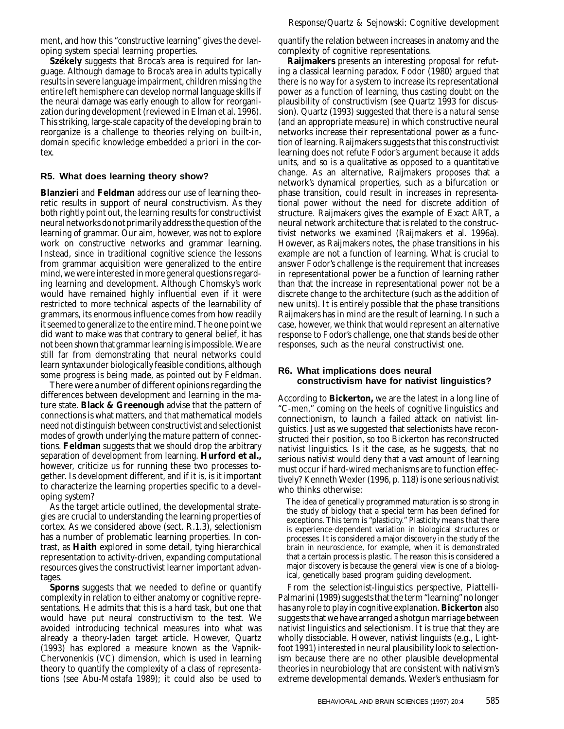ment, and how this "constructive learning" gives the developing system special learning properties.

**Székely** suggests that Broca's area is required for language. Although damage to Broca's area in adults typically results in severe language impairment, children missing the entire left hemisphere can develop normal language skills if the neural damage was early enough to allow for reorganization during development (reviewed in Elman et al. 1996). This striking, large-scale capacity of the developing brain to reorganize is a challenge to theories relying on built-in, domain specific knowledge embedded *a priori* in the cortex.

### R5. What does learning theory show?

**Blanzieri** and **Feldman** address our use of learning theoretic results in support of neural constructivism. As they both rightly point out, the learning results for constructivist neural networks do not primarily address the question of the learning of grammar. Our aim, however, was not to explore work on constructive networks and grammar learning. Instead, since in traditional cognitive science the lessons from grammar acquisition were generalized to the entire mind, we were interested in more general questions regarding learning and development. Although Chomsky's work would have remained highly influential even if it were restricted to more technical aspects of the learnability of grammars, its enormous influence comes from how readily it seemed to generalize to the entire mind. The one point we did want to make was that contrary to general belief, it has not been shown that grammar learning is impossible. We are still far from demonstrating that neural networks could learn syntax under biologically feasible conditions, although some progress is being made, as pointed out by Feldman.

There were a number of different opinions regarding the differences between development and learning in the mature state. **Black & Greenough** advise that the pattern of connections is what matters, and that mathematical models need not distinguish between constructivist and selectionist modes of growth underlying the mature pattern of connections. **Feldman** suggests that we should drop the arbitrary separation of development from learning. **Hurford et al.,** however, criticize us for running these two processes together. Is development different, and if it is, is it important to characterize the learning properties specific to a developing system?

As the target article outlined, the developmental strategies are crucial to understanding the learning properties of cortex. As we considered above (sect. R.1.3), selectionism has a number of problematic learning properties. In contrast, as **Haith** explored in some detail, tying hierarchical representation to activity-driven, expanding computational resources gives the constructivist learner important advantages.

**Sporns** suggests that we needed to define or quantify complexity in relation to either anatomy or cognitive representations. He admits that this is a hard task, but one that would have put neural constructivism to the test. We avoided introducing technical measures into what was already a theory-laden target article. However, Quartz (1993) has explored a measure known as the Vapnik-Chervonenkis (VC) dimension, which is used in learning theory to quantify the complexity of a class of representations (see Abu-Mostafa 1989); it could also be used to quantify the relation between increases in anatomy and the complexity of cognitive representations.

**Raijmakers** presents an interesting proposal for refuting a classical learning paradox. Fodor (1980) argued that there is no way for a system to increase its representational power as a function of learning, thus casting doubt on the plausibility of constructivism (see Quartz 1993 for discussion). Quartz (1993) suggested that there is a natural sense (and an appropriate measure) in which constructive neural networks increase their representational power as a function of learning. Raijmakers suggests that this constructivist learning does not refute Fodor's argument because it adds units, and so is a qualitative as opposed to a quantitative change. As an alternative, Raijmakers proposes that a network's dynamical properties, such as a bifurcation or phase transition, could result in increases in representational power without the need for discrete addition of structure. Raijmakers gives the example of Exact ART, a neural network architecture that is related to the constructivist networks we examined (Raijmakers et al. 1996a). However, as Raijmakers notes, the phase transitions in his example are not a function of learning. What is crucial to answer Fodor's challenge is the requirement that increases in representational power be a function of learning rather than that the increase in representational power not be a discrete change to the architecture (such as the addition of new units). It is entirely possible that the phase transitions Raijmakers has in mind are the result of learning. In such a case, however, we think that would represent an alternative response to Fodor's challenge, one that stands beside other responses, such as the neural constructivist one.

### R6. What implications does neural constructivism have for nativist linguistics?

According to **Bickerton,** we are the latest in a long line of "C-men," coming on the heels of cognitive linguistics and connectionism, to launch a failed attack on nativist linguistics. Just as we suggested that selectionists have reconstructed their position, so too Bickerton has reconstructed nativist linguistics. Is it the case, as he suggests, that no serious nativist would deny that a vast amount of learning must occur if hard-wired mechanisms are to function effectively? Kenneth Wexler (1996, p. 118) is one serious nativist who thinks otherwise:

> The idea of genetically programmed maturation is so strong in the study of biology that a special term has been defined for exceptions. This term is "plasticity." Plasticity means that there is experience-dependent variation in biological structures or processes. It is considered a major discovery in the study of the brain in neuroscience, for example, when it is demonstrated that a certain process is plastic. The reason this is considered a major discovery is because the general view is one of a biological, genetically based program guiding development.

From the selectionist-linguistics perspective, Piattelli-Palmarini (1989) suggests that the term "learning" no longer has any role to play in cognitive explanation. **Bickerton** also suggests that we have arranged a shotgun marriage between nativist linguistics and selectionism. It is true that they are wholly dissociable. However, nativist linguists (e.g., Lightfoot 1991) interested in neural plausibility look to selectionism because there are no other plausible developmental theories in neurobiology that are consistent with nativism's extreme developmental demands. Wexler's enthusiasm for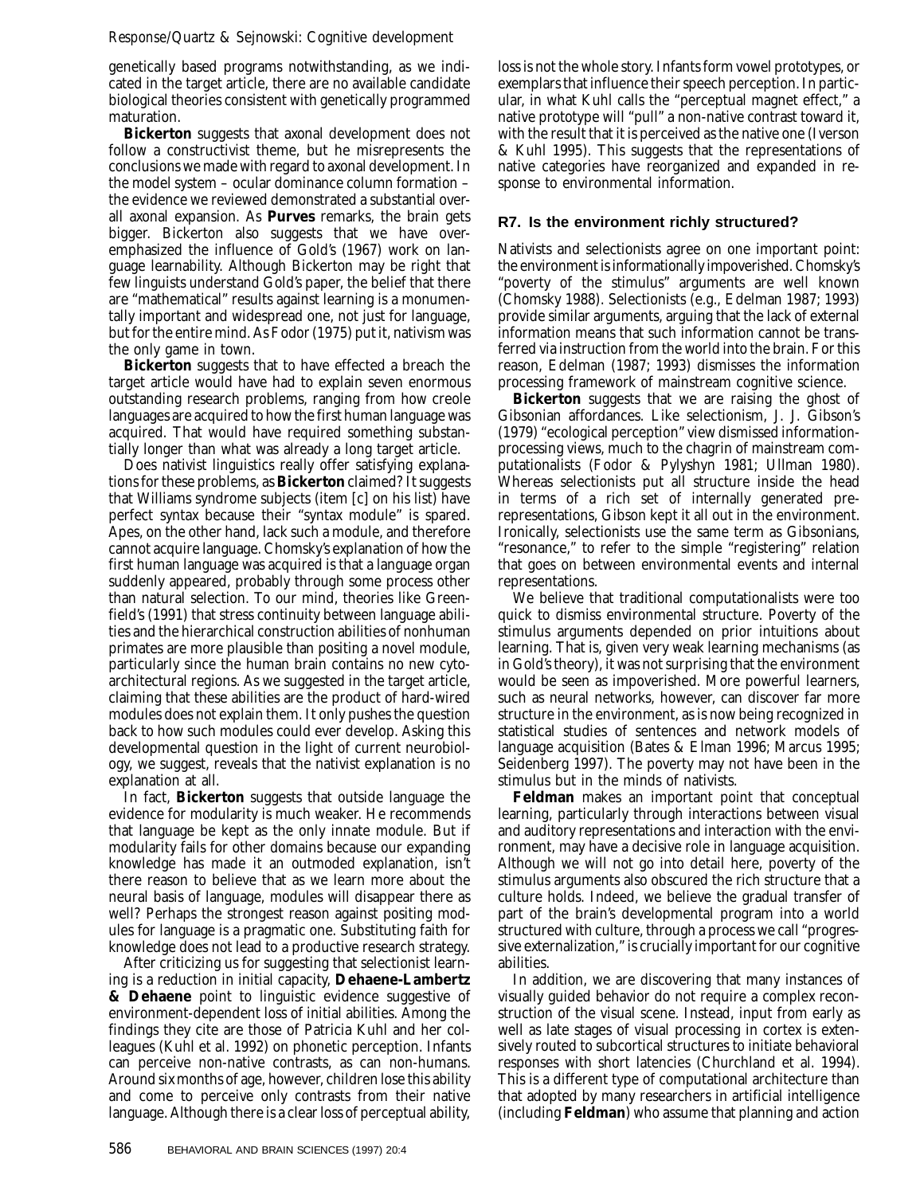genetically based programs notwithstanding, as we indicated in the target article, there are no available candidate biological theories consistent with genetically programmed maturation.

**Bickerton** suggests that axonal development does not follow a constructivist theme, but he misrepresents the conclusions we made with regard to axonal development. In the model system – ocular dominance column formation – the evidence we reviewed demonstrated a substantial overall axonal expansion. As **Purves** remarks, the brain gets bigger. Bickerton also suggests that we have overemphasized the influence of Gold's (1967) work on language learnability. Although Bickerton may be right that few linguists understand Gold's paper, the belief that there are "mathematical" results against learning is a monumentally important and widespread one, not just for language, but for the entire mind. As Fodor (1975) put it, nativism was the only game in town.

**Bickerton** suggests that to have effected a breach the target article would have had to explain seven enormous outstanding research problems, ranging from how creole languages are acquired to how the first human language was acquired. That would have required something substantially longer than what was already a long target article.

Does nativist linguistics really offer satisfying explanations for these problems, as **Bickerton** claimed? It suggests that Williams syndrome subjects (item [c] on his list) have perfect syntax because their "syntax module" is spared. Apes, on the other hand, lack such a module, and therefore cannot acquire language. Chomsky's explanation of how the first human language was acquired is that a language organ suddenly appeared, probably through some process other than natural selection. To our mind, theories like Greenfield's (1991) that stress continuity between language abilities and the hierarchical construction abilities of nonhuman primates are more plausible than positing a novel module, particularly since the human brain contains no new cytoarchitectural regions. As we suggested in the target article, claiming that these abilities are the product of hard-wired modules does not explain them. It only pushes the question back to how such modules could ever develop. Asking this developmental question in the light of current neurobiology, we suggest, reveals that the nativist explanation is no explanation at all.

In fact, **Bickerton** suggests that outside language the evidence for modularity is much weaker. He recommends that language be kept as the only innate module. But if modularity fails for other domains because our expanding knowledge has made it an outmoded explanation, isn't there reason to believe that as we learn more about the neural basis of language, modules will disappear there as well? Perhaps the strongest reason against positing modules for language is a pragmatic one. Substituting faith for knowledge does not lead to a productive research strategy.

After criticizing us for suggesting that selectionist learning is a reduction in initial capacity, **Dehaene-Lambertz & Dehaene** point to linguistic evidence suggestive of environment-dependent loss of initial abilities. Among the findings they cite are those of Patricia Kuhl and her colleagues (Kuhl et al. 1992) on phonetic perception. Infants can perceive non-native contrasts, as can non-humans. Around six months of age, however, children lose this ability and come to perceive only contrasts from their native language. Although there is a clear loss of perceptual ability, loss is not the whole story. Infants form vowel prototypes, or exemplars that influence their speech perception. In particular, in what Kuhl calls the "perceptual magnet effect," a native prototype will "pull" a non-native contrast toward it, with the result that it is perceived as the native one (Iverson & Kuhl 1995). This suggests that the representations of native categories have reorganized and expanded in response to environmental information.

## R7. Is the environment richly structured?

Nativists and selectionists agree on one important point: the environment is informationally impoverished. Chomsky's "poverty of the stimulus" arguments are well known (Chomsky 1988). Selectionists (e.g., Edelman 1987; 1993) provide similar arguments, arguing that the lack of external information means that such information cannot be transferred via instruction from the world into the brain. For this reason, Edelman (1987; 1993) dismisses the information processing framework of mainstream cognitive science.

**Bickerton** suggests that we are raising the ghost of Gibsonian affordances. Like selectionism, J. J. Gibson's (1979) "ecological perception" view dismissed information-processing views, much to the chagrin of mainstream computationalists (Fodor & Pylyshyn 1981; Ullman 1980). Whereas selectionists put all structure inside the head in terms of a rich set of internally generated prerepresentations, Gibson kept it all out in the environment. Ironically, selectionists use the same term as Gibsonians, "resonance," to refer to the simple "registering" relation that goes on between environmental events and internal representations.

We believe that traditional computationalists were too quick to dismiss environmental structure. Poverty of the stimulus arguments depended on prior intuitions about learning. That is, given very weak learning mechanisms (as in Gold's theory), it was not surprising that the environment would be seen as impoverished. More powerful learners, such as neural networks, however, can discover far more structure in the environment, as is now being recognized in statistical studies of sentences and network models of language acquisition (Bates & Elman 1996; Marcus 1995; Seidenberg 1997). The poverty may not have been in the stimulus but in the minds of nativists.

**Feldman** makes an important point that conceptual learning, particularly through interactions between visual and auditory representations and interaction with the environment, may have a decisive role in language acquisition. Although we will not go into detail here, poverty of the stimulus arguments also obscured the rich structure that a culture holds. Indeed, we believe the gradual transfer of part of the brain's developmental program into a world structured with culture, through a process we call "progressive externalization," is crucially important for our cognitive abilities.

In addition, we are discovering that many instances of visually guided behavior do not require a complex reconstruction of the visual scene. Instead, input from early as well as late stages of visual processing in cortex is extensively routed to subcortical structures to initiate behavioral responses with short latencies (Churchland et al. 1994). This is a different type of computational architecture than that adopted by many researchers in artificial intelligence (including **Feldman**) who assume that planning and action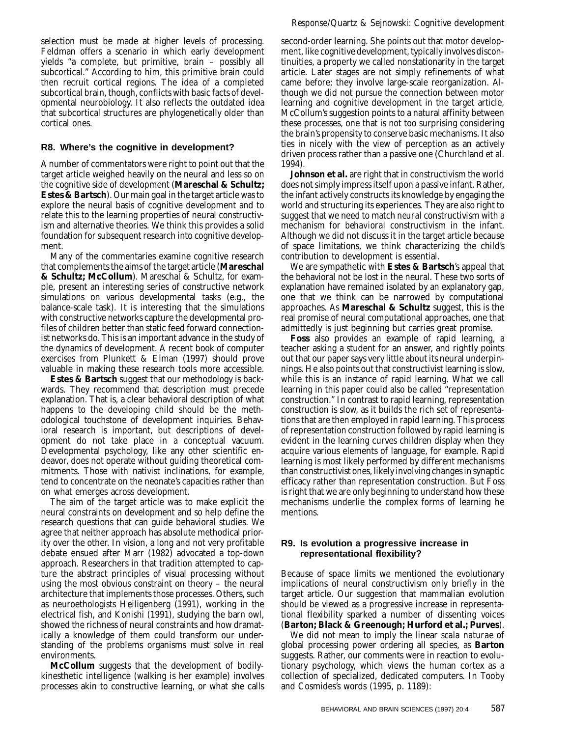selection must be made at higher levels of processing. Feldman offers a scenario in which early development yields "a complete, but primitive, brain – possibly all subcortical." According to him, this primitive brain could then recruit cortical regions. The idea of a completed subcortical brain, though, conflicts with basic facts of developmental neurobiology. It also reflects the outdated idea that subcortical structures are phylogenetically older than cortical ones.

## R8. Where's the cognitive in development?

A number of commentators were right to point out that the target article weighed heavily on the neural and less so on the cognitive side of development (**Mareschal & Schultz; Estes & Bartsch**). Our main goal in the target article was to explore the neural basis of cognitive development and to relate this to the learning properties of neural constructivism and alternative theories. We think this provides a solid foundation for subsequent research into cognitive development.

Many of the commentaries examine cognitive research that complements the aims of the target article (**Mareschal & Schultz; McCollum**). Mareschal & Schultz, for example, present an interesting series of constructive network simulations on various developmental tasks (e.g., the balance-scale task). It is interesting that the simulations with constructive networks capture the developmental profiles of children better than static feed forward connectionist networks do. This is an important advance in the study of the dynamics of development. A recent book of computer exercises from Plunkett & Elman (1997) should prove valuable in making these research tools more accessible.

**Estes & Bartsch** suggest that our methodology is backwards. They recommend that description must precede explanation. That is, a clear behavioral description of what happens to the developing child should be the methodological touchstone of development inquiries. Behavioral research is important, but descriptions of development do not take place in a conceptual vacuum. Developmental psychology, like any other scientific endeavor, does not operate without guiding theoretical commitments. Those with nativist inclinations, for example, tend to concentrate on the neonate's capacities rather than on what emerges across development.

The aim of the target article was to make explicit the neural constraints on development and so help define the research questions that can guide behavioral studies. We agree that neither approach has absolute methodical priority over the other. In vision, a long and not very profitable debate ensued after Marr (1982) advocated a top-down approach. Researchers in that tradition attempted to capture the abstract principles of visual processing without using the most obvious constraint on theory – the neural architecture that implements those processes. Others, such as neuroethologists Heiligenberg (1991), working in the electrical fish, and Konishi (1991), studying the barn owl, showed the richness of neural constraints and how dramatically a knowledge of them could transform our understanding of the problems organisms must solve in real environments.

**McCollum** suggests that the development of bodily-kinesthetic intelligence (walking is her example) involves processes akin to constructive learning, or what she calls second-order learning. She points out that motor development, like cognitive development, typically involves discontinuities, a property we called nonstationarity in the target article. Later stages are not simply refinements of what came before; they involve large-scale reorganization. Although we did not pursue the connection between motor learning and cognitive development in the target article, McCollum's suggestion points to a natural affinity between these processes, one that is not too surprising considering the brain's propensity to conserve basic mechanisms. It also ties in nicely with the view of perception as an actively driven process rather than a passive one (Churchland et al. 1994).

**Johnson et al.** are right that in constructivism the world does not simply impress itself upon a passive infant. Rather, the infant actively constructs its knowledge by engaging the world and structuring its experiences. They are also right to suggest that we need to match *neural* constructivism with a mechanism for *behavioral* constructivism in the infant. Although we did not discuss it in the target article because of space limitations, we think characterizing the child's contribution to development is essential.

We are sympathetic with **Estes & Bartsch**'s appeal that the behavioral not be lost in the neural. These two sorts of explanation have remained isolated by an explanatory gap, one that we think can be narrowed by computational approaches. As **Mareschal & Schultz** suggest, this is the real promise of neural computational approaches, one that admittedly is just beginning but carries great promise.

**Foss** also provides an example of rapid learning, a teacher asking a student for an answer, and rightly points out that our paper says very little about its neural underpinnings. He also points out that constructivist learning is slow, while this is an instance of rapid learning. What we call learning in this paper could also be called "representation construction." In contrast to rapid learning, representation construction is slow, as it builds the rich set of representations that are then employed in rapid learning. This process of representation construction followed by rapid learning is evident in the learning curves children display when they acquire various elements of language, for example. Rapid learning is most likely performed by different mechanisms than constructivist ones, likely involving changes in synaptic efficacy rather than representation construction. But Foss is right that we are only beginning to understand how these mechanisms underlie the complex forms of learning he mentions.

## R9. Is evolution a progressive increase in representational flexibility?

Because of space limits we mentioned the evolutionary implications of neural constructivism only briefly in the target article. Our suggestion that mammalian evolution should be viewed as a progressive increase in representational flexibility sparked a number of dissenting voices (**Barton; Black & Greenough; Hurford et al.; Purves**).

We did not mean to imply the linear *scala naturae* of global processing power ordering all species, as **Barton** suggests. Rather, our comments were in reaction to evolutionary psychology, which views the human cortex as a collection of specialized, dedicated computers. In Tooby and Cosmides's words (1995, p. 1189):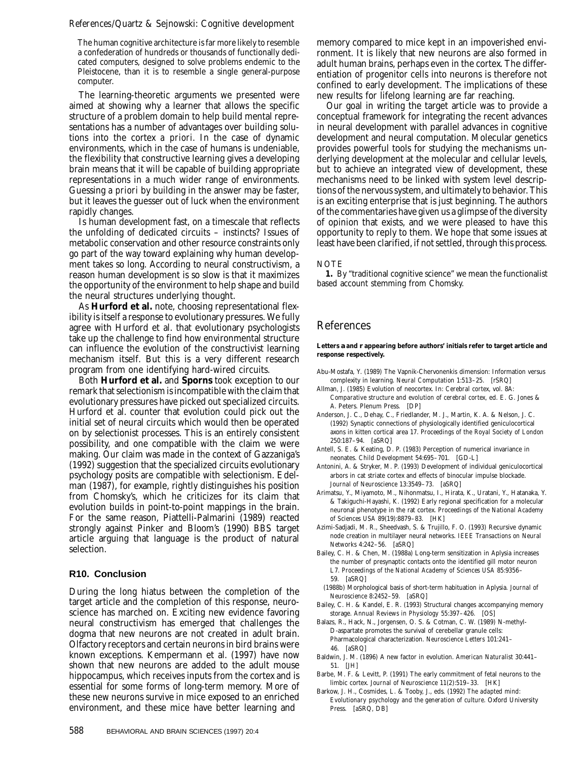> The human cognitive architecture is far more likely to resemble a confederation of hundreds or thousands of functionally dedicated computers, designed to solve problems endemic to the Pleistocene, than it is to resemble a single general-purpose computer.

The learning-theoretic arguments we presented were aimed at showing why a learner that allows the specific structure of a problem domain to help build mental representations has a number of advantages over building solutions into the cortex *a priori*. In the case of dynamic environments, which in the case of humans is undeniable, the flexibility that constructive learning gives a developing brain means that it will be capable of building appropriate representations in a much wider range of environments. Guessing *a priori* by building in the answer may be faster, but it leaves the guesser out of luck when the environment rapidly changes.

Is human development fast, on a timescale that reflects the unfolding of dedicated circuits – instincts? Issues of metabolic conservation and other resource constraints only go part of the way toward explaining why human development takes so long. According to neural constructivism, a reason human development is so slow is that it maximizes the opportunity of the environment to help shape and build the neural structures underlying thought.

As **Hurford et al.** note, choosing representational flexibility is itself a response to evolutionary pressures. We fully agree with Hurford et al. that evolutionary psychologists take up the challenge to find how environmental structure can influence the evolution of the constructivist learning mechanism itself. But this is a very different research program from one identifying hard-wired circuits.

Both **Hurford et al.** and **Sporns** took exception to our remark that selectionism is incompatible with the claim that evolutionary pressures have picked out specialized circuits. Hurford et al. counter that evolution could pick out the initial set of neural circuits which would then be operated on by selectionist processes. This is an entirely consistent possibility, and one compatible with the claim we were making. Our claim was made in the context of Gazzaniga's (1992) suggestion that the specialized circuits evolutionary psychology posits are compatible with selectionism. Edelman (1987), for example, rightly distinguishes his position from Chomsky's, which he criticizes for its claim that evolution builds in point-to-point mappings in the brain. For the same reason, Piattelli-Palmarini (1989) reacted strongly against Pinker and Bloom's (1990) *BBS* target article arguing that language is the product of natural selection.

## R10. Conclusion

During the long hiatus between the completion of the target article and the completion of this response, neuroscience has marched on. Exciting new evidence favoring neural constructivism has emerged that challenges the dogma that new neurons are not created in adult brain. Olfactory receptors and certain neurons in bird brains were known exceptions. Kempermann et al. (1997) have now shown that new neurons are added to the adult mouse hippocampus, which receives inputs from the cortex and is essential for some forms of long-term memory. More of these new neurons survive in mice exposed to an enriched environment, and these mice have better learning and memory compared to mice kept in an impoverished environment. It is likely that new neurons are also formed in adult human brains, perhaps even in the cortex. The differentiation of progenitor cells into neurons is therefore not confined to early development. The implications of these new results for lifelong learning are far reaching.

Our goal in writing the target article was to provide a conceptual framework for integrating the recent advances in neural development with parallel advances in cognitive development and neural computation. Molecular genetics provides powerful tools for studying the mechanisms underlying development at the molecular and cellular levels, but to achieve an integrated view of development, these mechanisms need to be linked with system level descriptions of the nervous system, and ultimately to behavior. This is an exciting enterprise that is just beginning. The authors of the commentaries have given us a glimpse of the diversity of opinion that exists, and we were pleased to have this opportunity to reply to them. We hope that some issues at least have been clarified, if not settled, through this process.

NOTE

**1.** By "traditional cognitive science" we mean the functionalist based account stemming from Chomsky.

# References

**Letters a and r appearing before authors' initials refer to target article and response respectively.**

Abu-Mostafa, Y. (1989) The Vapnik-Chervonenkis dimension: Information versus complexity in learning. *Neural Computation* 1:513–25. [rSRQ]

Allman, J. (1985) Evolution of neocortex. In: *Cerebral cortex, vol. 8A: Comparative structure and evolution of cerebral cortex*, ed. E. G. Jones & A. Peters. Plenum Press. [DP]

Anderson, J. C., Dehay, C., Friedlander, M. J., Martin, K. A. & Nelson, J. C. (1992) Synaptic connections of physiologically identified geniculocortical axons in kitten cortical area 17. *Proceedings of the Royal Society of London* 250:187–94. [aSRQ]

Antell, S. E. & Keating, D. P. (1983) Perception of numerical invariance in neonates. *Child Development* 54:695–701. [GD-L]

Antonini, A. & Stryker, M. P. (1993) Development of individual geniculocortical arbors in cat striate cortex and effects of binocular impulse blockade. *Journal of Neuroscience* 13:3549–73. [aSRQ]

Arimatsu, Y., Miyamoto, M., Nihonmatsu, I., Hirata, K., Uratani, Y., Hatanaka, Y. & Takiguchi-Hayashi, K. (1992) Early regional specification for a molecular neuronal phenotype in the rat cortex. *Proceedings of the National Academy of Sciences USA* 89(19):8879–83. [HK]

Azimi-Sadjadi, M. R., Sheedvash, S. & Trujillo, F. O. (1993) Recursive dynamic node creation in multilayer neural networks. *IEEE Transactions on Neural Networks* 4:242–56. [aSRQ]

Bailey, C. H. & Chen, M. (1988a) Long-term sensitization in Aplysia increases the number of presynaptic contacts onto the identified gill motor neuron L7. *Proceedings of the National Academy of Sciences USA* 85:9356–59. [aSRQ]

(1988b) Morphological basis of short-term habituation in Aplysia. *Journal of Neuroscience* 8:2452–59. [aSRQ]

Bailey, C. H. & Kandel, E. R. (1993) Structural changes accompanying memory storage. *Annual Reviews in Physiology* 55:397–426. [OS]

Balazs, R., Hack, N., Jorgensen, O. S. & Cotman, C. W. (1989) N-methyl-D-aspartate promotes the survival of cerebellar granule cells: Pharmacological characterization. *Neuroscience Letters* 101:241–46. [aSRQ]

Baldwin, J. M. (1896) A new factor in evolution. *American Naturalist* 30:441–51. [JH]

Barbe, M. F. & Levitt, P. (1991) The early commitment of fetal neurons to the limbic cortex. *Journal of Neuroscience* 11(2):519–33. [HK]

Barkow, J. H., Cosmides, L. & Tooby, J., eds. (1992) *The adapted mind: Evolutionary psychology and the generation of culture*. Oxford University Press. [aSRQ, DB]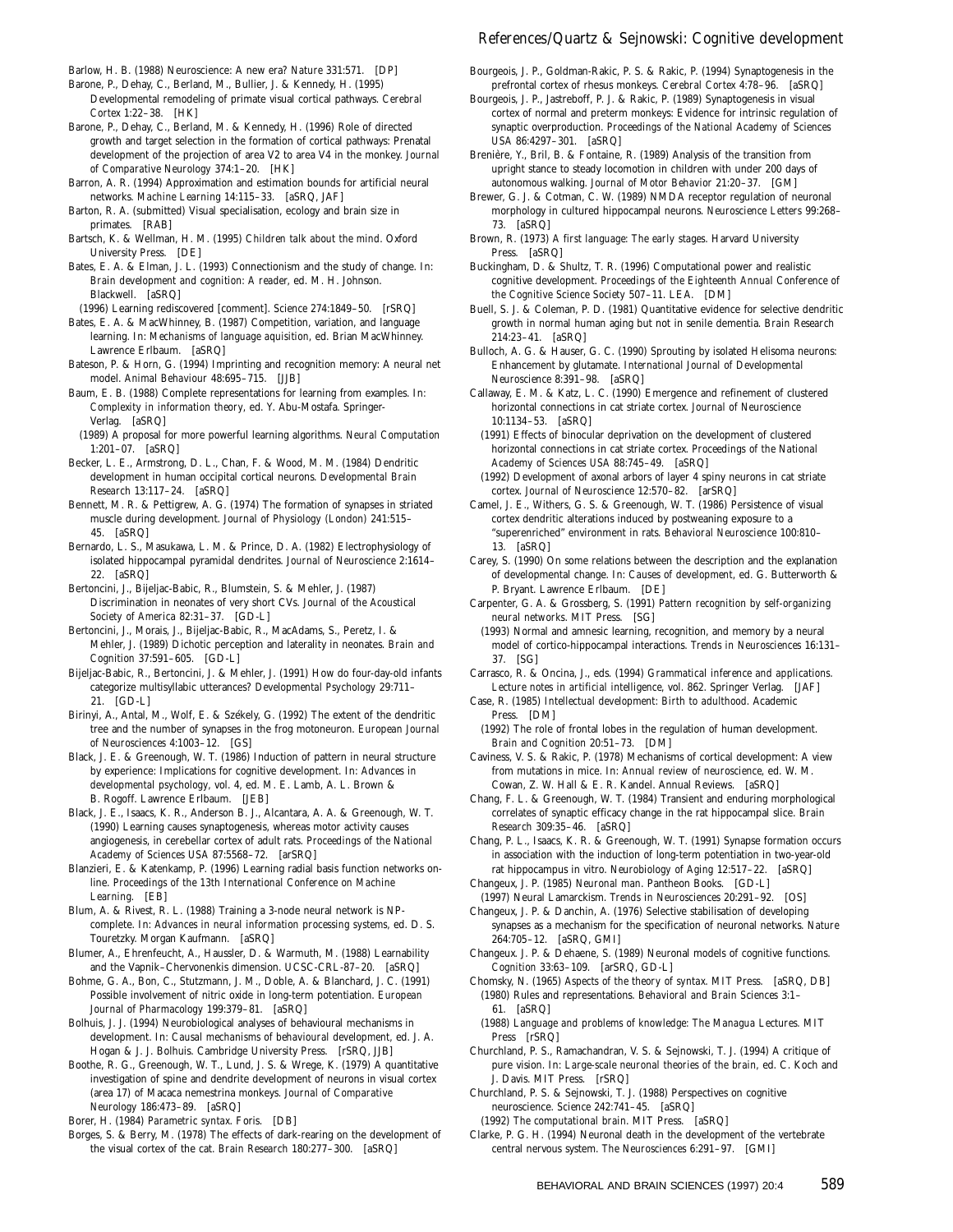Barlow, H. B. (1988) Neuroscience: A new era? *Nature* 331:571. [DP]

Barone, P., Dehay, C., Berland, M., Bullier, J. & Kennedy, H. (1995) Developmental remodeling of primate visual cortical pathways. *Cerebral Cortex* 1:22–38. [HK]

Barone, P., Dehay, C., Berland, M. & Kennedy, H. (1996) Role of directed growth and target selection in the formation of cortical pathways: Prenatal development of the projection of area V2 to area V4 in the monkey. *Journal of Comparative Neurology* 374:1–20. [HK]

Barron, A. R. (1994) Approximation and estimation bounds for artificial neural networks. *Machine Learning* 14:115–33. [aSRQ, JAF]

Barton, R. A. (submitted) Visual specialisation, ecology and brain size in primates. [RAB]

Bartsch, K. & Wellman, H. M. (1995) *Children talk about the mind.* Oxford University Press. [DE]

Bates, E. A. & Elman, J. L. (1993) Connectionism and the study of change. In: *Brain development and cognition: A reader,* ed. M. H. Johnson. Blackwell. [aSRQ]

(1996) Learning rediscovered [comment]. *Science* 274:1849–50. [rSRQ]

Bates, E. A. & MacWhinney, B. (1987) Competition, variation, and language learning. In: *Mechanisms of language aquisition,* ed. Brian MacWhinney. Lawrence Erlbaum. [aSRQ]

Bateson, P. & Horn, G. (1994) Imprinting and recognition memory: A neural net model. *Animal Behaviour* 48:695–715. [JJB]

Baum, E. B. (1988) Complete representations for learning from examples. In: *Complexity in information theory,* ed. Y. Abu-Mostafa. Springer-Verlag. [aSRQ]

(1989) A proposal for more powerful learning algorithms. *Neural Computation* 1:201–07. [aSRQ]

Becker, L. E., Armstrong, D. L., Chan, F. & Wood, M. M. (1984) Dendritic development in human occipital cortical neurons. *Developmental Brain Research* 13:117–24. [aSRQ]

Bennett, M. R. & Pettigrew, A. G. (1974) The formation of synapses in striated muscle during development. *Journal of Physiology (London)* 241:515–45. [aSRQ]

Bernardo, L. S., Masukawa, L. M. & Prince, D. A. (1982) Electrophysiology of isolated hippocampal pyramidal dendrites. *Journal of Neuroscience* 2:1614–22. [aSRQ]

Bertoncini, J., Bijeljac-Babic, R., Blumstein, S. & Mehler, J. (1987) Discrimination in neonates of very short CVs. *Journal of the Acoustical Society of America* 82:31–37. [GD-L]

Bertoncini, J., Morais, J., Bijeljac-Babic, R., MacAdams, S., Peretz, I. & Mehler, J. (1989) Dichotic perception and laterality in neonates. *Brain and Cognition* 37:591–605. [GD-L]

Bijeljac-Babic, R., Bertoncini, J. & Mehler, J. (1991) How do four-day-old infants categorize multisyllabic utterances? *Developmental Psychology* 29:711–21. [GD-L]

Birinyi, A., Antal, M., Wolf, E. & Székely, G. (1992) The extent of the dendritic tree and the number of synapses in the frog motoneuron. *European Journal of Neurosciences* 4:1003–12. [GS]

Black, J. E. & Greenough, W. T. (1986) Induction of pattern in neural structure by experience: Implications for cognitive development. In: *Advances in developmental psychology,* vol. 4, ed. M. E. Lamb, A. L. Brown & B. Rogoff. Lawrence Erlbaum. [JEB]

Black, J. E., Isaacs, K. R., Anderson B. J., Alcantara, A. A. & Greenough, W. T. (1990) Learning causes synaptogenesis, whereas motor activity causes angiogenesis, in cerebellar cortex of adult rats. *Proceedings of the National Academy of Sciences USA* 87:5568–72. [arSRQ]

Blanzieri, E. & Katenkamp, P. (1996) Learning radial basis function networks on-line. *Proceedings of the 13th International Conference on Machine Learning.* [EB]

Blum, A. & Rivest, R. L. (1988) Training a 3-node neural network is NP-complete. In: *Advances in neural information processing systems,* ed. D. S. Touretzky. Morgan Kaufmann. [aSRQ]

Blumer, A., Ehrenfeucht, A., Haussler, D. & Warmuth, M. (1988) Learnability and the Vapnik–Chervonenkis dimension. UCSC-CRL-87–20. [aSRQ]

Bohme, G. A., Bon, C., Stutzmann, J. M., Doble, A. & Blanchard, J. C. (1991) Possible involvement of nitric oxide in long-term potentiation. *European Journal of Pharmacology* 199:379–81. [aSRQ]

Bolhuis, J. J. (1994) Neurobiological analyses of behavioural mechanisms in development. In: *Causal mechanisms of behavioural development,* ed. J. A. Hogan & J. J. Bolhuis. Cambridge University Press. [rSRQ, JJB]

Boothe, R. G., Greenough, W. T., Lund, J. S. & Wrege, K. (1979) A quantitative investigation of spine and dendrite development of neurons in visual cortex (area 17) of Macaca nemestrina monkeys. *Journal of Comparative Neurology* 186:473–89. [aSRQ]

Borer, H. (1984) *Parametric syntax.* Foris. [DB]

Borges, S. & Berry, M. (1978) The effects of dark-rearing on the development of the visual cortex of the cat. *Brain Research* 180:277–300. [aSRQ]

Bourgeois, J. P., Goldman-Rakic, P. S. & Rakic, P. (1994) Synaptogenesis in the prefrontal cortex of rhesus monkeys. *Cerebral Cortex* 4:78–96. [aSRQ]

Bourgeois, J. P., Jastreboff, P. J. & Rakic, P. (1989) Synaptogenesis in visual cortex of normal and preterm monkeys: Evidence for intrinsic regulation of synaptic overproduction. *Proceedings of the National Academy of Sciences USA* 86:4297–301. [aSRQ]

Brenière, Y., Bril, B. & Fontaine, R. (1989) Analysis of the transition from upright stance to steady locomotion in children with under 200 days of autonomous walking. *Journal of Motor Behavior* 21:20–37. [GM]

Brewer, G. J. & Cotman, C. W. (1989) NMDA receptor regulation of neuronal morphology in cultured hippocampal neurons. *Neuroscience Letters* 99:268–73. [aSRQ]

Brown, R. (1973) *A first language: The early stages.* Harvard University Press. [aSRQ]

Buckingham, D. & Shultz, T. R. (1996) Computational power and realistic cognitive development. *Proceedings of the Eighteenth Annual Conference of the Cognitive Science Society* 507–11. LEA. [DM]

Buell, S. J. & Coleman, P. D. (1981) Quantitative evidence for selective dendritic growth in normal human aging but not in senile dementia. *Brain Research* 214:23–41. [aSRQ]

Bulloch, A. G. & Hauser, G. C. (1990) Sprouting by isolated Helisoma neurons: Enhancement by glutamate. *International Journal of Developmental Neuroscience* 8:391–98. [aSRQ]

Callaway, E. M. & Katz, L. C. (1990) Emergence and refinement of clustered horizontal connections in cat striate cortex. *Journal of Neuroscience* 10:1134–53. [aSRQ]

(1991) Effects of binocular deprivation on the development of clustered horizontal connections in cat striate cortex. *Proceedings of the National Academy of Sciences USA* 88:745–49. [aSRQ]

(1992) Development of axonal arbors of layer 4 spiny neurons in cat striate cortex. *Journal of Neuroscience* 12:570–82. [arSRQ]

Camel, J. E., Withers, G. S. & Greenough, W. T. (1986) Persistence of visual cortex dendritic alterations induced by postweaning exposure to a "superenriched" environment in rats. *Behavioral Neuroscience* 100:810–13. [aSRQ]

Carey, S. (1990) On some relations between the description and the explanation of developmental change. In: *Causes of development,* ed. G. Butterworth & P. Bryant. Lawrence Erlbaum. [DE]

Carpenter, G. A. & Grossberg, S. (1991) *Pattern recognition by self-organizing neural networks.* MIT Press. [SG]

(1993) Normal and amnesic learning, recognition, and memory by a neural model of cortico-hippocampal interactions. *Trends in Neurosciences* 16:131–37. [SG]

Carrasco, R. & Oncina, J., eds. (1994) *Grammatical inference and applications. Lecture notes in artificial intelligence,* vol. 862. Springer Verlag. [JAF]

Case, R. (1985) *Intellectual development: Birth to adulthood.* Academic Press. [DM]

(1992) The role of frontal lobes in the regulation of human development. *Brain and Cognition* 20:51–73. [DM]

Caviness, V. S. & Rakic, P. (1978) Mechanisms of cortical development: A view from mutations in mice. In: *Annual review of neuroscience,* ed. W. M. Cowan, Z. W. Hall & E. R. Kandel. Annual Reviews. [aSRQ]

Chang, F. L. & Greenough, W. T. (1984) Transient and enduring morphological correlates of synaptic efficacy change in the rat hippocampal slice. *Brain Research* 309:35–46. [aSRQ]

Chang, P. L., Isaacs, K. R. & Greenough, W. T. (1991) Synapse formation occurs in association with the induction of long-term potentiation in two-year-old rat hippocampus in vitro. *Neurobiology of Aging* 12:517–22. [aSRQ]

Changeux, J. P. (1985) *Neuronal man.* Pantheon Books. [GD-L]

(1997) Neural Lamarckism. *Trends in Neurosciences* 20:291–92. [OS]

Changeux, J. P. & Danchin, A. (1976) Selective stabilisation of developing synapses as a mechanism for the specification of neuronal networks. *Nature* 264:705–12. [aSRQ, GMI]

Changeux. J. P. & Dehaene, S. (1989) Neuronal models of cognitive functions. *Cognition* 33:63–109. [arSRQ, GD-L]

Chomsky, N. (1965) *Aspects of the theory of syntax.* MIT Press. [aSRQ, DB]

(1980) Rules and representations. *Behavioral and Brain Sciences* 3:1–61. [aSRQ]

(1988) *Language and problems of knowledge: The Managua Lectures.* MIT Press [rSRQ]

Churchland, P. S., Ramachandran, V. S. & Sejnowski, T. J. (1994) A critique of pure vision. In: *Large-scale neuronal theories of the brain,* ed. C. Koch and J. Davis. MIT Press. [rSRQ]

Churchland, P. S. & Sejnowski, T. J. (1988) Perspectives on cognitive neuroscience. *Science* 242:741–45. [aSRQ]

(1992) *The computational brain.* MIT Press. [aSRQ]

Clarke, P. G. H. (1994) Neuronal death in the development of the vertebrate central nervous system. *The Neurosciences* 6:291–97. [GMI]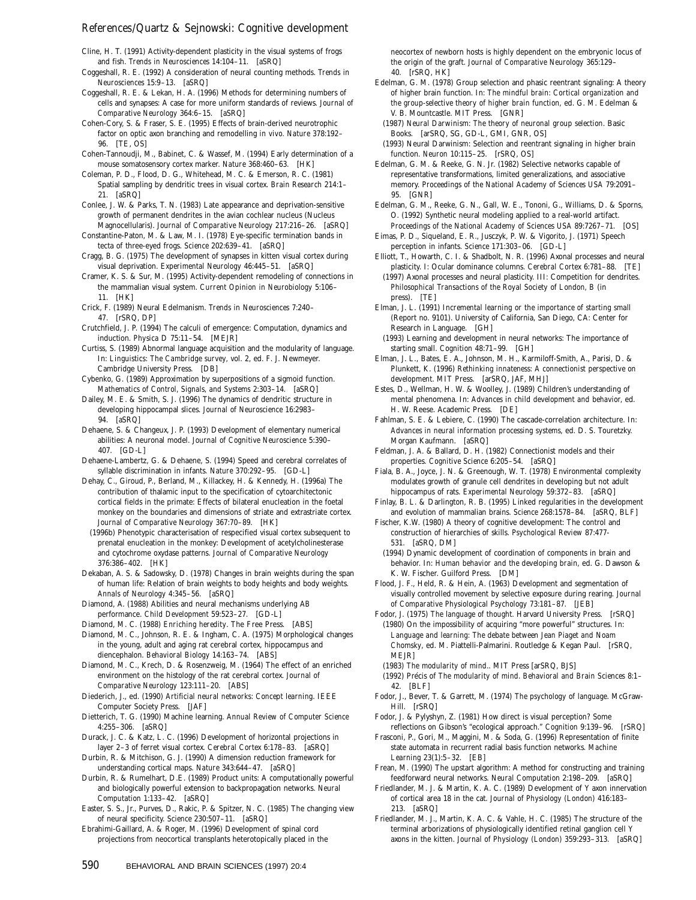Cline, H. T. (1991) Activity-dependent plasticity in the visual systems of frogs and fish. *Trends in Neurosciences* 14:104–11. [aSRQ]

Coggeshall, R. E. (1992) A consideration of neural counting methods. *Trends in Neurosciences* 15:9–13. [aSRQ]

Coggeshall, R. E. & Lekan, H. A. (1996) Methods for determining numbers of cells and synapses: A case for more uniform standards of reviews. *Journal of Comparative Neurology* 364:6–15. [aSRQ]

Cohen-Cory, S. & Fraser, S. E. (1995) Effects of brain-derived neurotrophic factor on optic axon branching and remodelling in vivo. *Nature* 378:192–96. [TE, OS]

Cohen-Tannoudji, M., Babinet, C. & Wassef, M. (1994) Early determination of a mouse somatosensory cortex marker. *Nature* 368:460–63. [HK]

Coleman, P. D., Flood, D. G., Whitehead, M. C. & Emerson, R. C. (1981) Spatial sampling by dendritic trees in visual cortex. *Brain Research* 214:1–21. [aSRQ]

Conlee, J. W. & Parks, T. N. (1983) Late appearance and deprivation-sensitive growth of permanent dendrites in the avian cochlear nucleus (Nucleus Magnocellularis). *Journal of Comparative Neurology* 217:216–26. [aSRQ]

Constantine-Paton, M. & Law, M. I. (1978) Eye-specific termination bands in tecta of three-eyed frogs. *Science* 202:639–41. [aSRQ]

Cragg, B. G. (1975) The development of synapses in kitten visual cortex during visual deprivation. *Experimental Neurology* 46:445–51. [aSRQ]

Cramer, K. S. & Sur, M. (1995) Activity-dependent remodeling of connections in the mammalian visual system. *Current Opinion in Neurobiology* 5:106–11. [HK]

Crick, F. (1989) Neural Edelmanism. *Trends in Neurosciences* 7:240–47. [rSRQ, DP]

Crutchfield, J. P. (1994) The calculi of emergence: Computation, dynamics and induction. *Physica D* 75:11–54. [MEJR]

Curtiss, S. (1989) Abnormal language acquisition and the modularity of language. In: *Linguistics: The Cambridge survey, vol. 2*, ed. F. J. Newmeyer. Cambridge University Press. [DB]

Cybenko, G. (1989) Approximation by superpositions of a sigmoid function. *Mathematics of Control, Signals, and Systems* 2:303–14. [aSRQ]

Dailey, M. E. & Smith, S. J. (1996) The dynamics of dendritic structure in developing hippocampal slices. *Journal of Neuroscience* 16:2983–94. [aSRQ]

Dehaene, S. & Changeux, J. P. (1993) Development of elementary numerical abilities: A neuronal model. *Journal of Cognitive Neuroscience* 5:390–407. [GD-L]

Dehaene-Lambertz, G. & Dehaene, S. (1994) Speed and cerebral correlates of syllable discrimination in infants. *Nature* 370:292–95. [GD-L]

Dehay, C., Giroud, P., Berland, M., Killackey, H. & Kennedy, H. (1996a) The contribution of thalamic input to the specification of cytoarchitectonic cortical fields in the primate: Effects of bilateral enucleation in the foetal monkey on the boundaries and dimensions of striate and extrastriate cortex. *Journal of Comparative Neurology* 367:70–89. [HK]

(1996b) Phenotypic characterisation of respecified visual cortex subsequent to prenatal enucleation in the monkey: Development of acetylcholinesterase and cytochrome oxydase patterns. *Journal of Comparative Neurology* 376:386–402. [HK]

Dekaban, A. S. & Sadowsky, D. (1978) Changes in brain weights during the span of human life: Relation of brain weights to body heights and body weights. *Annals of Neurology* 4:345–56. [aSRQ]

Diamond, A. (1988) Abilities and neural mechanisms underlying AB performance. *Child Development* 59:523–27. [GD-L]

Diamond, M. C. (1988) *Enriching heredity*. The Free Press. [ABS]

Diamond, M. C., Johnson, R. E. & Ingham, C. A. (1975) Morphological changes in the young, adult and aging rat cerebral cortex, hippocampus and diencephalon. *Behavioral Biology* 14:163–74. [ABS]

Diamond, M. C., Krech, D. & Rosenzweig, M. (1964) The effect of an enriched environment on the histology of the rat cerebral cortex. *Journal of Comparative Neurology* 123:111–20. [ABS]

Diederich, J., ed. (1990) *Artificial neural networks: Concept learning*. IEEE Computer Society Press. [JAF]

Dietterich, T. G. (1990) Machine learning. *Annual Review of Computer Science* 4:255–306. [aSRQ]

Durack, J. C. & Katz, L. C. (1996) Development of horizontal projections in layer 2–3 of ferret visual cortex. *Cerebral Cortex* 6:178–83. [aSRQ]

Durbin, R. & Mitchison, G. J. (1990) A dimension reduction framework for understanding cortical maps. *Nature* 343:644–47. [aSRQ]

Durbin, R. & Rumelhart, D.E. (1989) Product units: A computationally powerful and biologically powerful extension to backpropagation networks. *Neural Computation* 1:133–42. [aSRQ]

Easter, S. S., Jr., Purves, D., Rakic, P. & Spitzer, N. C. (1985) The changing view of neural specificity. *Science* 230:507–11. [aSRQ]

Ebrahimi-Gaillard, A. & Roger, M. (1996) Development of spinal cord projections from neocortical transplants heterotopically placed in the neocortex of newborn hosts is highly dependent on the embryonic locus of the origin of the graft. *Journal of Comparative Neurology* 365:129–40. [rSRQ, HK]

Edelman, G. M. (1978) Group selection and phasic reentrant signaling: A theory of higher brain function. In: *The mindful brain: Cortical organization and the group-selective theory of higher brain function*, ed. G. M. Edelman & V. B. Mountcastle. MIT Press. [GNR]

(1987) *Neural Darwinism: The theory of neuronal group selection*. Basic Books. [arSRQ, SG, GD-L, GMI, GNR, OS]

(1993) Neural Darwinism: Selection and reentrant signaling in higher brain function. *Neuron* 10:115–25. [rSRQ, OS]

Edelman, G. M. & Reeke, G. N. Jr. (1982) Selective networks capable of representative transformations, limited generalizations, and associative memory. *Proceedings of the National Academy of Sciences USA* 79:2091–95. [GNR]

Edelman, G. M., Reeke, G. N., Gall, W. E., Tononi, G., Williams, D. & Sporns, O. (1992) Synthetic neural modeling applied to a real-world artifact. *Proceedings of the National Academy of Sciences USA* 89:7267–71. [OS]

Eimas, P. D., Siqueland, E. R., Jusczyk, P. W. & Vigorito, J. (1971) Speech perception in infants. *Science* 171:303–06. [GD-L]

Elliott, T., Howarth, C. I. & Shadbolt, N. R. (1996) Axonal processes and neural plasticity. I: Ocular dominance columns. *Cerebral Cortex* 6:781–88. [TE]

(1997) Axonal processes and neural plasticity. III: Competition for dendrites. *Philosophical Transactions of the Royal Society of London, B* (in press). [TE]

Elman, J. L. (1991) *Incremental learning or the importance of starting small* (Report no. 9101). University of California, San Diego, CA: Center for Research in Language. [GH]

(1993) Learning and development in neural networks: The importance of starting small. *Cognition* 48:71–99. [GH]

Elman, J. L., Bates, E. A., Johnson, M. H., Karmiloff-Smith, A., Parisi, D. & Plunkett, K. (1996) *Rethinking innateness: A connectionist perspective on development*. MIT Press. [arSRQ, JAF, MHJ]

Estes, D., Wellman, H. W. & Woolley, J. (1989) Children's understanding of mental phenomena. In: *Advances in child development and behavior*, ed. H. W. Reese. Academic Press. [DE]

Fahlman, S. E. & Lebiere, C. (1990) The cascade-correlation architecture. In: *Advances in neural information processing systems*, ed. D. S. Touretzky. Morgan Kaufmann. [aSRQ]

Feldman, J. A. & Ballard, D. H. (1982) Connectionist models and their properties. *Cognitive Science* 6:205–54. [aSRQ]

Fiala, B. A., Joyce, J. N. & Greenough, W. T. (1978) Environmental complexity modulates growth of granule cell dendrites in developing but not adult hippocampus of rats. *Experimental Neurology* 59:372–83. [aSRQ]

Finlay, B. L. & Darlington, R. B. (1995) Linked regularities in the development and evolution of mammalian brains. *Science* 268:1578–84. [aSRQ, BLF]

Fischer, K.W. (1980) A theory of cognitive development: The control and construction of hierarchies of skills. *Psychological Review* 87:477-531. [aSRQ, DM]

(1994) Dynamic development of coordination of components in brain and behavior. In: *Human behavior and the developing brain*, ed. G. Dawson & K. W. Fischer. Guilford Press. [DM]

Flood, J. F., Held, R. & Hein, A. (1963) Development and segmentation of visually controlled movement by selective exposure during rearing. *Journal of Comparative Physiological Psychology* 73:181–87. [JEB]

Fodor, J. (1975) *The language of thought*. Harvard University Press. [rSRQ]

(1980) On the impossibility of acquiring "more powerful" structures. In: *Language and learning: The debate between Jean Piaget and Noam Chomsky*, ed. M. Piattelli-Palmarini. Routledge & Kegan Paul. [rSRQ, MEJR]

(1983) *The modularity of mind.*. MIT Press [arSRQ, BJS]

(1992) Précis of *The modularity of mind*. *Behavioral and Brain Sciences* 8:1–42. [BLF]

Fodor, J., Bever, T. & Garrett, M. (1974) *The psychology of language*. McGraw-Hill. [rSRQ]

Fodor, J. & Pylyshyn, Z. (1981) How direct is visual perception? Some reflections on Gibson's "ecological approach." *Cognition* 9:139–96. [rSRQ]

Frasconi, P., Gori, M., Maggini, M. & Soda, G. (1996) Representation of finite state automata in recurrent radial basis function networks. *Machine Learning* 23(1):5–32. [EB]

Frean, M. (1990) The upstart algorithm: A method for constructing and training feedforward neural networks. *Neural Computation* 2:198–209. [aSRQ]

Friedlander, M. J. & Martin, K. A. C. (1989) Development of Y axon innervation of cortical area 18 in the cat. *Journal of Physiology (London)* 416:183–213. [aSRQ]

Friedlander, M. J., Martin, K. A. C. & Vahle, H. C. (1985) The structure of the terminal arborizations of physiologically identified retinal ganglion cell Y axons in the kitten. *Journal of Physiology (London)* 359:293–313. [aSRQ]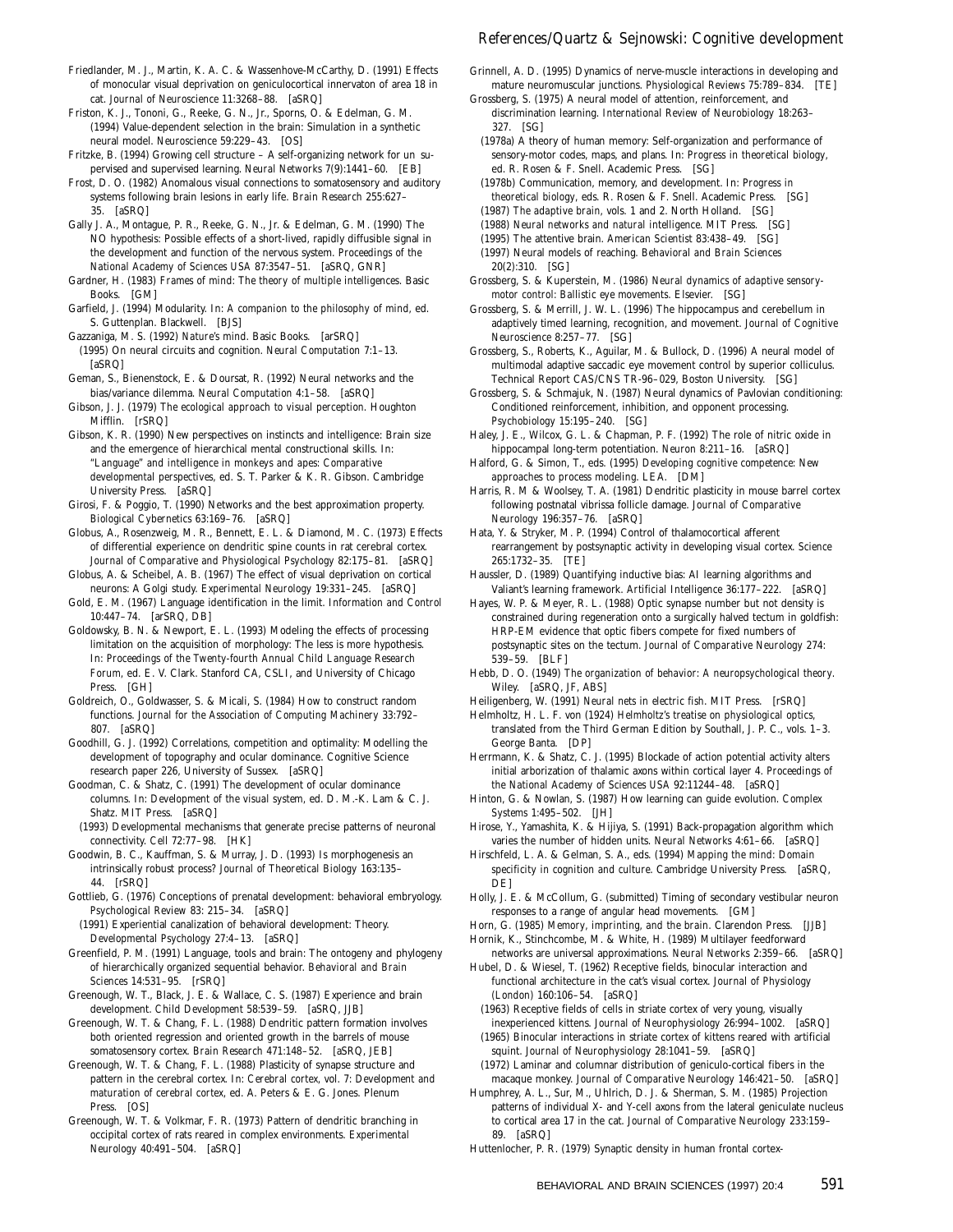Friedlander, M. J., Martin, K. A. C. & Wassenhove-McCarthy, D. (1991) Effects of monocular visual deprivation on geniculocortical innervaton of area 18 in cat. *Journal of Neuroscience* 11:3268–88. [aSRQ]

Friston, K. J., Tononi, G., Reeke, G. N., Jr., Sporns, O. & Edelman, G. M. (1994) Value-dependent selection in the brain: Simulation in a synthetic neural model. *Neuroscience* 59:229–43. [OS]

Fritzke, B. (1994) Growing cell structure – A self-organizing network for un supervised and supervised learning. *Neural Networks* 7(9):1441–60. [EB]

Frost, D. O. (1982) Anomalous visual connections to somatosensory and auditory systems following brain lesions in early life. *Brain Research* 255:627–35. [aSRQ]

Gally J. A., Montague, P. R., Reeke, G. N., Jr. & Edelman, G. M. (1990) The NO hypothesis: Possible effects of a short-lived, rapidly diffusible signal in the development and function of the nervous system. *Proceedings of the National Academy of Sciences USA* 87:3547–51. [aSRQ, GNR]

Gardner, H. (1983) *Frames of mind: The theory of multiple intelligences.* Basic Books. [GM]

Garfield, J. (1994) Modularity. In: *A companion to the philosophy of mind*, ed. S. Guttenplan. Blackwell. [BJS]

Gazzaniga, M. S. (1992) *Nature's mind.* Basic Books. [arSRQ]

(1995) On neural circuits and cognition. *Neural Computation* 7:1–13. [aSRQ]

Geman, S., Bienenstock, E. & Doursat, R. (1992) Neural networks and the bias/variance dilemma. *Neural Computation* 4:1–58. [aSRQ]

Gibson, J. J. (1979) *The ecological approach to visual perception.* Houghton Mifflin. [rSRQ]

Gibson, K. R. (1990) New perspectives on instincts and intelligence: Brain size and the emergence of hierarchical mental constructional skills. In: *"Language" and intelligence in monkeys and apes: Comparative developmental perspectives*, ed. S. T. Parker & K. R. Gibson. Cambridge University Press. [aSRQ]

Girosi, F. & Poggio, T. (1990) Networks and the best approximation property. *Biological Cybernetics* 63:169–76. [aSRQ]

Globus, A., Rosenzweig, M. R., Bennett, E. L. & Diamond, M. C. (1973) Effects of differential experience on dendritic spine counts in rat cerebral cortex. *Journal of Comparative and Physiological Psychology* 82:175–81. [aSRQ]

Globus, A. & Scheibel, A. B. (1967) The effect of visual deprivation on cortical neurons: A Golgi study. *Experimental Neurology* 19:331–245. [aSRQ]

Gold, E. M. (1967) Language identification in the limit. *Information and Control* 10:447–74. [arSRQ, DB]

Goldowsky, B. N. & Newport, E. L. (1993) Modeling the effects of processing limitation on the acquisition of morphology: The less is more hypothesis. In: *Proceedings of the Twenty-fourth Annual Child Language Research Forum*, ed. E. V. Clark. Stanford CA, CSLI, and University of Chicago Press. [GH]

Goldreich, O., Goldwasser, S. & Micali, S. (1984) How to construct random functions. *Journal for the Association of Computing Machinery* 33:792–807. [aSRQ]

Goodhill, G. J. (1992) Correlations, competition and optimality: Modelling the development of topography and ocular dominance. Cognitive Science research paper 226, University of Sussex. [aSRQ]

Goodman, C. & Shatz, C. (1991) The development of ocular dominance columns. In: *Development of the visual system*, ed. D. M.-K. Lam & C. J. Shatz. MIT Press. [aSRQ]

(1993) Developmental mechanisms that generate precise patterns of neuronal connectivity. *Cell* 72:77–98. [HK]

Goodwin, B. C., Kauffman, S. & Murray, J. D. (1993) Is morphogenesis an intrinsically robust process? *Journal of Theoretical Biology* 163:135–44. [rSRQ]

Gottlieb, G. (1976) Conceptions of prenatal development: behavioral embryology. *Psychological Review* 83: 215–34. [aSRQ]

(1991) Experiential canalization of behavioral development: Theory. *Developmental Psychology* 27:4–13. [aSRQ]

Greenfield, P. M. (1991) Language, tools and brain: The ontogeny and phylogeny of hierarchically organized sequential behavior. *Behavioral and Brain Sciences* 14:531–95. [rSRQ]

Greenough, W. T., Black, J. E. & Wallace, C. S. (1987) Experience and brain development. *Child Development* 58:539–59. [aSRQ, JJB]

Greenough, W. T. & Chang, F. L. (1988) Dendritic pattern formation involves both oriented regression and oriented growth in the barrels of mouse somatosensory cortex. *Brain Research* 471:148–52. [aSRQ, JEB]

Greenough, W. T. & Chang, F. L. (1988) Plasticity of synapse structure and pattern in the cerebral cortex. In: *Cerebral cortex, vol. 7: Development and maturation of cerebral cortex*, ed. A. Peters & E. G. Jones. Plenum Press. [OS]

Greenough, W. T. & Volkmar, F. R. (1973) Pattern of dendritic branching in occipital cortex of rats reared in complex environments. *Experimental Neurology* 40:491–504. [aSRQ]

Grinnell, A. D. (1995) Dynamics of nerve-muscle interactions in developing and mature neuromuscular junctions. *Physiological Reviews* 75:789–834. [TE]

Grossberg, S. (1975) A neural model of attention, reinforcement, and discrimination learning. *International Review of Neurobiology* 18:263–327. [SG]

(1978a) A theory of human memory: Self-organization and performance of sensory-motor codes, maps, and plans. In: *Progress in theoretical biology*, ed. R. Rosen & F. Snell. Academic Press. [SG]

(1978b) Communication, memory, and development. In: *Progress in theoretical biology*, eds. R. Rosen & F. Snell. Academic Press. [SG]

(1987) *The adaptive brain*, vols. 1 and 2. North Holland. [SG]

(1988) *Neural networks and natural intelligence.* MIT Press. [SG]

(1995) The attentive brain. *American Scientist* 83:438–49. [SG]

(1997) Neural models of reaching. *Behavioral and Brain Sciences* 20(2):310. [SG]

Grossberg, S. & Kuperstein, M. (1986) *Neural dynamics of adaptive sensory-motor control: Ballistic eye movements.* Elsevier. [SG]

Grossberg, S. & Merrill, J. W. L. (1996) The hippocampus and cerebellum in adaptively timed learning, recognition, and movement. *Journal of Cognitive Neuroscience* 8:257–77. [SG]

Grossberg, S., Roberts, K., Aguilar, M. & Bullock, D. (1996) A neural model of multimodal adaptive saccadic eye movement control by superior colliculus. Technical Report CAS/CNS TR-96–029, Boston University. [SG]

Grossberg, S. & Schmajuk, N. (1987) Neural dynamics of Pavlovian conditioning: Conditioned reinforcement, inhibition, and opponent processing. *Psychobiology* 15:195–240. [SG]

Haley, J. E., Wilcox, G. L. & Chapman, P. F. (1992) The role of nitric oxide in hippocampal long-term potentiation. *Neuron* 8:211–16. [aSRQ]

Halford, G. & Simon, T., eds. (1995) *Developing cognitive competence: New approaches to process modeling.* LEA. [DM]

Harris, R. M & Woolsey, T. A. (1981) Dendritic plasticity in mouse barrel cortex following postnatal vibrissa follicle damage. *Journal of Comparative Neurology* 196:357–76. [aSRQ]

Hata, Y. & Stryker, M. P. (1994) Control of thalamocortical afferent rearrangement by postsynaptic activity in developing visual cortex. *Science* 265:1732–35. [TE]

Haussler, D. (1989) Quantifying inductive bias: AI learning algorithms and Valiant's learning framework. *Artificial Intelligence* 36:177–222. [aSRQ]

Hayes, W. P. & Meyer, R. L. (1988) Optic synapse number but not density is constrained during regeneration onto a surgically halved tectum in goldfish: HRP-EM evidence that optic fibers compete for fixed numbers of postsynaptic sites on the tectum. *Journal of Comparative Neurology* 274: 539–59. [BLF]

Hebb, D. O. (1949) *The organization of behavior: A neuropsychological theory.* Wiley. [aSRQ, JF, ABS]

Heiligenberg, W. (1991) *Neural nets in electric fish.* MIT Press. [rSRQ]

Helmholtz, H. L. F. von (1924) *Helmholtz's treatise on physiological optics*, translated from the Third German Edition by Southall, J. P. C., vols. 1–3. George Banta. [DP]

Herrmann, K. & Shatz, C. J. (1995) Blockade of action potential activity alters initial arborization of thalamic axons within cortical layer 4. *Proceedings of the National Academy of Sciences USA* 92:11244–48. [aSRQ]

Hinton, G. & Nowlan, S. (1987) How learning can guide evolution. *Complex Systems* 1:495–502. [JH]

Hirose, Y., Yamashita, K. & Hijiya, S. (1991) Back-propagation algorithm which varies the number of hidden units. *Neural Networks* 4:61–66. [aSRQ]

Hirschfeld, L. A. & Gelman, S. A., eds. (1994) *Mapping the mind: Domain specificity in cognition and culture.* Cambridge University Press. [aSRQ, DE]

Holly, J. E. & McCollum, G. (submitted) Timing of secondary vestibular neuron responses to a range of angular head movements. [GM]

Horn, G. (1985) *Memory, imprinting, and the brain.* Clarendon Press. [JJB]

Hornik, K., Stinchcombe, M. & White, H. (1989) Multilayer feedforward networks are universal approximations. *Neural Networks* 2:359–66. [aSRQ]

Hubel, D. & Wiesel, T. (1962) Receptive fields, binocular interaction and functional architecture in the cat's visual cortex. *Journal of Physiology (London)* 160:106–54. [aSRQ]

(1963) Receptive fields of cells in striate cortex of very young, visually inexperienced kittens. *Journal of Neurophysiology* 26:994–1002. [aSRQ]

(1965) Binocular interactions in striate cortex of kittens reared with artificial squint. *Journal of Neurophysiology* 28:1041–59. [aSRQ]

(1972) Laminar and columnar distribution of geniculo-cortical fibers in the macaque monkey. *Journal of Comparative Neurology* 146:421–50. [aSRQ]

Humphrey, A. L., Sur, M., Uhlrich, D. J. & Sherman, S. M. (1985) Projection patterns of individual X- and Y-cell axons from the lateral geniculate nucleus to cortical area 17 in the cat. *Journal of Comparative Neurology* 233:159–89. [aSRQ]

Huttenlocher, P. R. (1979) Synaptic density in human frontal cortex-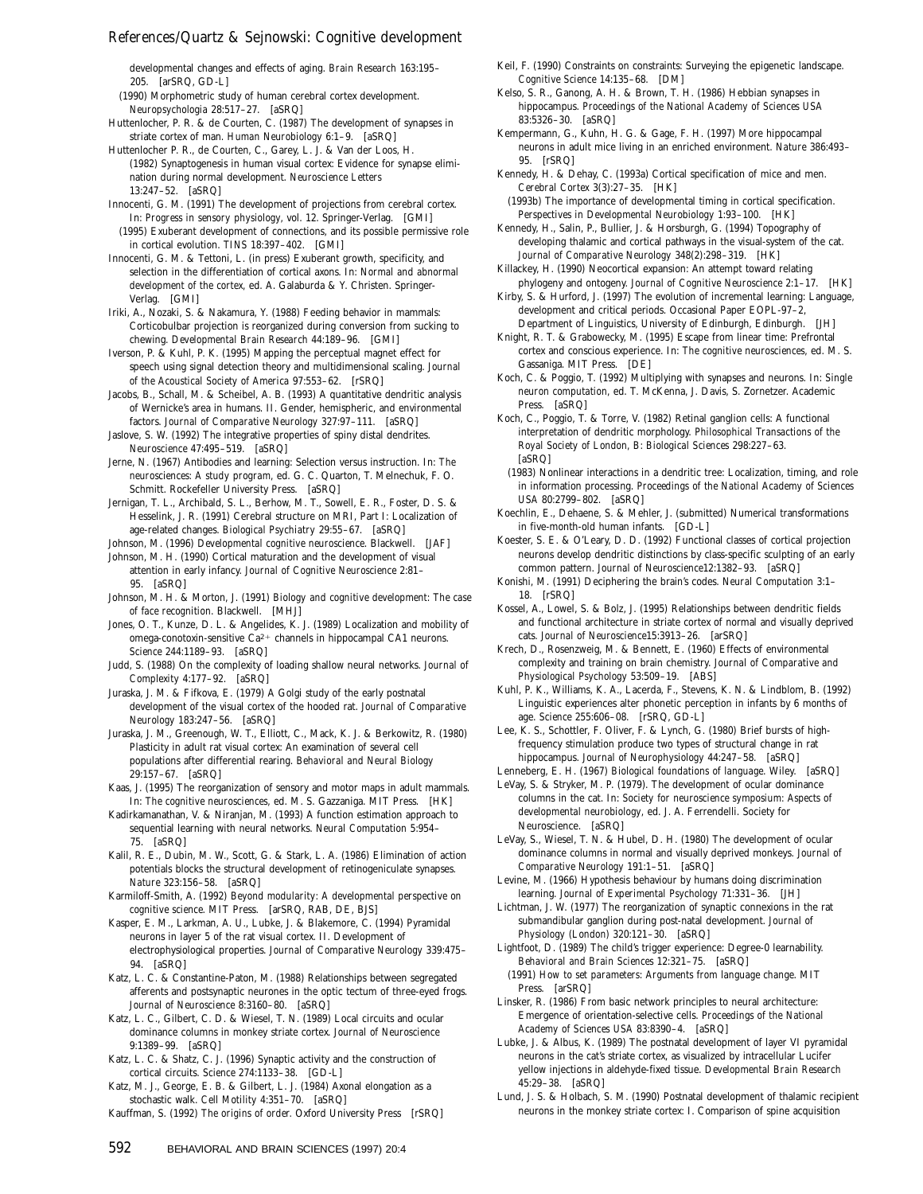developmental changes and effects of aging. *Brain Research* 163:195–205. [arSRQ, GD-L]

(1990) Morphometric study of human cerebral cortex development. *Neuropsychologia* 28:517–27. [aSRQ]

Huttenlocher, P. R. & de Courten, C. (1987) The development of synapses in striate cortex of man. *Human Neurobiology* 6:1–9. [aSRQ]

Huttenlocher P. R., de Courten, C., Garey, L. J. & Van der Loos, H. (1982) Synaptogenesis in human visual cortex: Evidence for synapse elimination during normal development. *Neuroscience Letters* 13:247–52. [aSRQ]

Innocenti, G. M. (1991) The development of projections from cerebral cortex. In: *Progress in sensory physiology*, vol. 12. Springer-Verlag. [GMI]

(1995) Exuberant development of connections, and its possible permissive role in cortical evolution. *TINS* 18:397–402. [GMI]

Innocenti, G. M. & Tettoni, L. (in press) Exuberant growth, specificity, and selection in the differentiation of cortical axons. In: *Normal and abnormal development of the cortex*, ed. A. Galaburda & Y. Christen. Springer-Verlag. [GMI]

Iriki, A., Nozaki, S. & Nakamura, Y. (1988) Feeding behavior in mammals: Corticobulbar projection is reorganized during conversion from sucking to chewing. *Developmental Brain Research* 44:189–96. [GMI]

Iverson, P. & Kuhl, P. K. (1995) Mapping the perceptual magnet effect for speech using signal detection theory and multidimensional scaling. *Journal of the Acoustical Society of America* 97:553–62. [rSRQ]

Jacobs, B., Schall, M. & Scheibel, A. B. (1993) A quantitative dendritic analysis of Wernicke's area in humans. II. Gender, hemispheric, and environmental factors. *Journal of Comparative Neurology* 327:97–111. [aSRQ]

Jaslove, S. W. (1992) The integrative properties of spiny distal dendrites. *Neuroscience* 47:495–519. [aSRQ]

Jerne, N. (1967) Antibodies and learning: Selection versus instruction. In: *The neurosciences: A study program*, ed. G. C. Quarton, T. Melnechuk, F. O. Schmitt. Rockefeller University Press. [aSRQ]

Jernigan, T. L., Archibald, S. L., Berhow, M. T., Sowell, E. R., Foster, D. S. & Hesselink, J. R. (1991) Cerebral structure on MRI, Part I: Localization of age-related changes. *Biological Psychiatry* 29:55–67. [aSRQ]

Johnson, M. (1996) *Developmental cognitive neuroscience*. Blackwell. [JAF]

Johnson, M. H. (1990) Cortical maturation and the development of visual attention in early infancy. *Journal of Cognitive Neuroscience* 2:81–95. [aSRQ]

Johnson, M. H. & Morton, J. (1991) *Biology and cognitive development: The case of face recognition*. Blackwell. [MHJ]

Jones, O. T., Kunze, D. L. & Angelides, K. J. (1989) Localization and mobility of omega-conotoxin-sensitive $Ca^{2+}$ channels in hippocampal CA1 neurons. *Science* 244:1189–93. [aSRQ]

Judd, S. (1988) On the complexity of loading shallow neural networks. *Journal of Complexity* 4:177–92. [aSRQ]

Juraska, J. M. & Fifkova, E. (1979) A Golgi study of the early postnatal development of the visual cortex of the hooded rat. *Journal of Comparative Neurology* 183:247–56. [aSRQ]

Juraska, J. M., Greenough, W. T., Elliott, C., Mack, K. J. & Berkowitz, R. (1980) Plasticity in adult rat visual cortex: An examination of several cell populations after differential rearing. *Behavioral and Neural Biology* 29:157–67. [aSRQ]

Kaas, J. (1995) The reorganization of sensory and motor maps in adult mammals. In: *The cognitive neurosciences*, ed. M. S. Gazzaniga. MIT Press. [HK]

Kadirkamanathan, V. & Niranjan, M. (1993) A function estimation approach to sequential learning with neural networks. *Neural Computation* 5:954–75. [aSRQ]

Kalil, R. E., Dubin, M. W., Scott, G. & Stark, L. A. (1986) Elimination of action potentials blocks the structural development of retinogeniculate synapses. *Nature* 323:156–58. [aSRQ]

Karmiloff-Smith, A. (1992) *Beyond modularity: A developmental perspective on cognitive science*. MIT Press. [arSRQ, RAB, DE, BJS]

Kasper, E. M., Larkman, A. U., Lubke, J. & Blakemore, C. (1994) Pyramidal neurons in layer 5 of the rat visual cortex. II. Development of electrophysiological properties. *Journal of Comparative Neurology* 339:475–94. [aSRQ]

Katz, L. C. & Constantine-Paton, M. (1988) Relationships between segregated afferents and postsynaptic neurones in the optic tectum of three-eyed frogs. *Journal of Neuroscience* 8:3160–80. [aSRQ]

Katz, L. C., Gilbert, C. D. & Wiesel, T. N. (1989) Local circuits and ocular dominance columns in monkey striate cortex. *Journal of Neuroscience* 9:1389–99. [aSRQ]

Katz, L. C. & Shatz, C. J. (1996) Synaptic activity and the construction of cortical circuits. *Science* 274:1133–38. [GD-L]

Katz, M. J., George, E. B. & Gilbert, L. J. (1984) Axonal elongation as a stochastic walk. *Cell Motility* 4:351–70. [aSRQ]

Kauffman, S. (1992) *The origins of order*. Oxford University Press [rSRQ]

Keil, F. (1990) Constraints on constraints: Surveying the epigenetic landscape. *Cognitive Science* 14:135–68. [DM]

Kelso, S. R., Ganong, A. H. & Brown, T. H. (1986) Hebbian synapses in hippocampus. *Proceedings of the National Academy of Sciences USA* 83:5326–30. [aSRQ]

Kempermann, G., Kuhn, H. G. & Gage, F. H. (1997) More hippocampal neurons in adult mice living in an enriched environment. *Nature* 386:493–95. [rSRQ]

Kennedy, H. & Dehay, C. (1993a) Cortical specification of mice and men. *Cerebral Cortex* 3(3):27–35. [HK]

(1993b) The importance of developmental timing in cortical specification. *Perspectives in Developmental Neurobiology* 1:93–100. [HK]

Kennedy, H., Salin, P., Bullier, J. & Horsburgh, G. (1994) Topography of developing thalamic and cortical pathways in the visual-system of the cat. *Journal of Comparative Neurology* 348(2):298–319. [HK]

Killackey, H. (1990) Neocortical expansion: An attempt toward relating phylogeny and ontogeny. *Journal of Cognitive Neuroscience* 2:1–17. [HK]

Kirby, S. & Hurford, J. (1997) The evolution of incremental learning: Language, development and critical periods. Occasional Paper EOPL-97–2, Department of Linguistics, University of Edinburgh, Edinburgh. [JH]

Knight, R. T. & Grabowecky, M. (1995) Escape from linear time: Prefrontal cortex and conscious experience. In: *The cognitive neurosciences*, ed. M. S. Gassaniga. MIT Press. [DE]

Koch, C. & Poggio, T. (1992) Multiplying with synapses and neurons. In: *Single neuron computation*, ed. T. McKenna, J. Davis, S. Zornetzer. Academic Press. [aSRQ]

Koch, C., Poggio, T. & Torre, V. (1982) Retinal ganglion cells: A functional interpretation of dendritic morphology. *Philosophical Transactions of the Royal Society of London, B: Biological Sciences* 298:227–63. [aSRQ]

(1983) Nonlinear interactions in a dendritic tree: Localization, timing, and role in information processing. *Proceedings of the National Academy of Sciences USA* 80:2799–802. [aSRQ]

Koechlin, E., Dehaene, S. & Mehler, J. (submitted) Numerical transformations in five-month-old human infants. [GD-L]

Koester, S. E. & O'Leary, D. D. (1992) Functional classes of cortical projection neurons develop dendritic distinctions by class-specific sculpting of an early common pattern. *Journal of Neuroscience*12:1382–93. [aSRQ]

Konishi, M. (1991) Deciphering the brain's codes. *Neural Computation* 3:1–18. [rSRQ]

Kossel, A., Lowel, S. & Bolz, J. (1995) Relationships between dendritic fields and functional architecture in striate cortex of normal and visually deprived cats. *Journal of Neuroscience*15:3913–26. [arSRQ]

Krech, D., Rosenzweig, M. & Bennett, E. (1960) Effects of environmental complexity and training on brain chemistry. *Journal of Comparative and Physiological Psychology* 53:509–19. [ABS]

Kuhl, P. K., Williams, K. A., Lacerda, F., Stevens, K. N. & Lindblom, B. (1992) Linguistic experiences alter phonetic perception in infants by 6 months of age. *Science* 255:606–08. [rSRQ, GD-L]

Lee, K. S., Schottler, F. Oliver, F. & Lynch, G. (1980) Brief bursts of high-frequency stimulation produce two types of structural change in rat hippocampus. *Journal of Neurophysiology* 44:247–58. [aSRQ]

Lenneberg, E. H. (1967) *Biological foundations of language*. Wiley. [aSRQ]

LeVay, S. & Stryker, M. P. (1979). The development of ocular dominance columns in the cat. In: *Society for neuroscience symposium: Aspects of developmental neurobiology*, ed. J. A. Ferrendelli. Society for Neuroscience. [aSRQ]

LeVay, S., Wiesel, T. N. & Hubel, D. H. (1980) The development of ocular dominance columns in normal and visually deprived monkeys. *Journal of Comparative Neurology* 191:1–51. [aSRQ]

Levine, M. (1966) Hypothesis behaviour by humans doing discrimination learning. *Journal of Experimental Psychology* 71:331–36. [JH]

Lichtman, J. W. (1977) The reorganization of synaptic connexions in the rat submandibular ganglion during post-natal development. *Journal of Physiology (London)* 320:121–30. [aSRQ]

Lightfoot, D. (1989) The child's trigger experience: Degree-0 learnability. *Behavioral and Brain Sciences* 12:321–75. [aSRQ]

(1991) *How to set parameters: Arguments from language change*. MIT Press. [arSRQ]

Linsker, R. (1986) From basic network principles to neural architecture: Emergence of orientation-selective cells. *Proceedings of the National Academy of Sciences USA* 83:8390–4. [aSRQ]

Lubke, J. & Albus, K. (1989) The postnatal development of layer VI pyramidal neurons in the cat's striate cortex, as visualized by intracellular Lucifer yellow injections in aldehyde-fixed tissue. *Developmental Brain Research* 45:29–38. [aSRQ]

Lund, J. S. & Holbach, S. M. (1990) Postnatal development of thalamic recipient neurons in the monkey striate cortex: I. Comparison of spine acquisition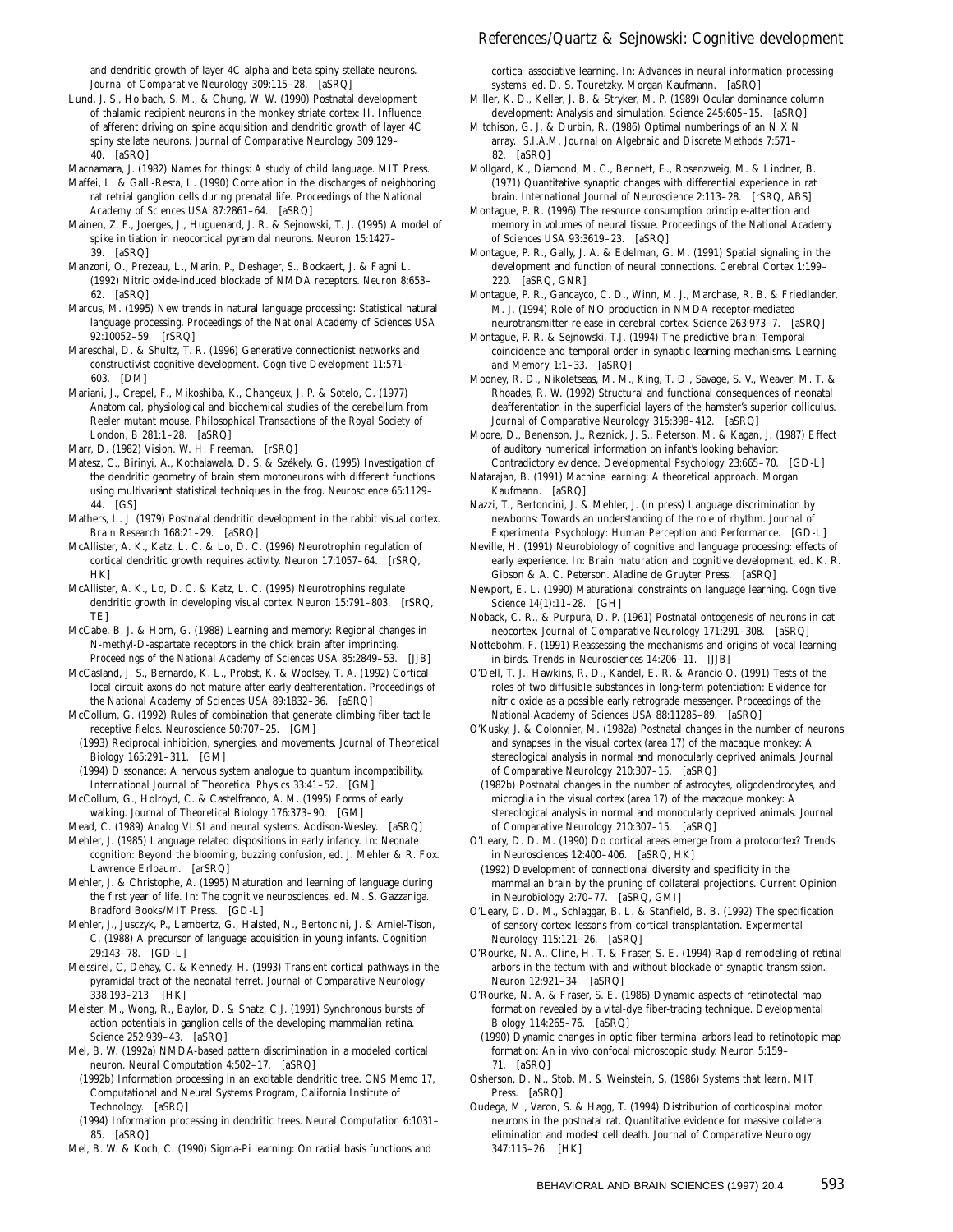and dendritic growth of layer 4C alpha and beta spiny stellate neurons. *Journal of Comparative Neurology* 309:115–28. [aSRQ]

Lund, J. S., Holbach, S. M., & Chung, W. W. (1990) Postnatal development of thalamic recipient neurons in the monkey striate cortex: II. Influence of afferent driving on spine acquisition and dendritic growth of layer 4C spiny stellate neurons. *Journal of Comparative Neurology* 309:129–40. [aSRQ]

Macnamara, J. (1982) *Names for things: A study of child language.* MIT Press.

Maffei, L. & Galli-Resta, L. (1990) Correlation in the discharges of neighboring rat retrial ganglion cells during prenatal life. *Proceedings of the National Academy of Sciences USA* 87:2861–64. [aSRQ]

Mainen, Z. F., Joerges, J., Huguenard, J. R. & Sejnowski, T. J. (1995) A model of spike initiation in neocortical pyramidal neurons. *Neuron* 15:1427–39. [aSRQ]

Manzoni, O., Prezeau, L., Marin, P., Deshager, S., Bockaert, J. & Fagni L. (1992) Nitric oxide-induced blockade of NMDA receptors. *Neuron* 8:653–62. [aSRQ]

Marcus, M. (1995) New trends in natural language processing: Statistical natural language processing. *Proceedings of the National Academy of Sciences USA* 92:10052–59. [rSRQ]

Mareschal, D. & Shultz, T. R. (1996) Generative connectionist networks and constructivist cognitive development. *Cognitive Development* 11:571–603. [DM]

Mariani, J., Crepel, F., Mikoshiba, K., Changeux, J. P. & Sotelo, C. (1977) Anatomical, physiological and biochemical studies of the cerebellum from Reeler mutant mouse. *Philosophical Transactions of the Royal Society of London, B* 281:1–28. [aSRQ]

Marr, D. (1982) *Vision.* W. H. Freeman. [rSRQ]

Matesz, C., Birinyi, A., Kothalawala, D. S. & Székely, G. (1995) Investigation of the dendritic geometry of brain stem motoneurons with different functions using multivariant statistical techniques in the frog. *Neuroscience* 65:1129–44. [GS]

Mathers, L. J. (1979) Postnatal dendritic development in the rabbit visual cortex. *Brain Research* 168:21–29. [aSRQ]

McAllister, A. K., Katz, L. C. & Lo, D. C. (1996) Neurotrophin regulation of cortical dendritic growth requires activity. *Neuron* 17:1057–64. [rSRQ, HK]

McAllister, A. K., Lo, D. C. & Katz, L. C. (1995) Neurotrophins regulate dendritic growth in developing visual cortex. *Neuron* 15:791–803. [rSRQ, TE]

McCabe, B. J. & Horn, G. (1988) Learning and memory: Regional changes in N-methyl-D-aspartate receptors in the chick brain after imprinting. *Proceedings of the National Academy of Sciences USA* 85:2849–53. [JJB]

McCasland, J. S., Bernardo, K. L., Probst, K. & Woolsey, T. A. (1992) Cortical local circuit axons do not mature after early deafferentation. *Proceedings of the National Academy of Sciences USA* 89:1832–36. [aSRQ]

McCollum, G. (1992) Rules of combination that generate climbing fiber tactile receptive fields. *Neuroscience* 50:707–25. [GM]

(1993) Reciprocal inhibition, synergies, and movements. *Journal of Theoretical Biology* 165:291–311. [GM]

(1994) Dissonance: A nervous system analogue to quantum incompatibility. *International Journal of Theoretical Physics* 33:41–52. [GM]

McCollum, G., Holroyd, C. & Castelfranco, A. M. (1995) Forms of early walking. *Journal of Theoretical Biology* 176:373–90. [GM]

Mead, C. (1989) *Analog VLSI and neural systems.* Addison-Wesley. [aSRQ]

Mehler, J. (1985) Language related dispositions in early infancy. In: *Neonate cognition: Beyond the blooming, buzzing confusion,* ed. J. Mehler & R. Fox. Lawrence Erlbaum. [arSRQ]

Mehler, J. & Christophe, A. (1995) Maturation and learning of language during the first year of life. In: *The cognitive neurosciences,* ed. M. S. Gazzaniga. Bradford Books/MIT Press. [GD-L]

Mehler, J., Jusczyk, P., Lambertz, G., Halsted, N., Bertoncini, J. & Amiel-Tison, C. (1988) A precursor of language acquisition in young infants. *Cognition* 29:143–78. [GD-L]

Meissirel, C, Dehay, C. & Kennedy, H. (1993) Transient cortical pathways in the pyramidal tract of the neonatal ferret. *Journal of Comparative Neurology* 338:193–213. [HK]

Meister, M., Wong, R., Baylor, D. & Shatz, C.J. (1991) Synchronous bursts of action potentials in ganglion cells of the developing mammalian retina. *Science* 252:939–43. [aSRQ]

Mel, B. W. (1992a) NMDA-based pattern discrimination in a modeled cortical neuron. *Neural Computation* 4:502–17. [aSRQ]

(1992b) Information processing in an excitable dendritic tree. CNS Memo 17, Computational and Neural Systems Program, California Institute of Technology. [aSRQ]

(1994) Information processing in dendritic trees. *Neural Computation* 6:1031–85. [aSRQ]

Mel, B. W. & Koch, C. (1990) Sigma-Pi learning: On radial basis functions and cortical associative learning. In: *Advances in neural information processing systems,* ed. D. S. Touretzky. Morgan Kaufmann. [aSRQ]

Miller, K. D., Keller, J. B. & Stryker, M. P. (1989) Ocular dominance column development: Analysis and simulation. *Science* 245:605–15. [aSRQ]

Mitchison, G. J. & Durbin, R. (1986) Optimal numberings of an N X N array. *S.I.A.M. Journal on Algebraic and Discrete Methods* 7:571–82. [aSRQ]

Mollgard, K., Diamond, M. C., Bennett, E., Rosenzweig, M. & Lindner, B. (1971) Quantitative synaptic changes with differential experience in rat brain. *International Journal of Neuroscience* 2:113–28. [rSRQ, ABS]

Montague, P. R. (1996) The resource consumption principle-attention and memory in volumes of neural tissue. *Proceedings of the National Academy of Sciences USA* 93:3619–23. [aSRQ]

Montague, P. R., Gally, J. A. & Edelman, G. M. (1991) Spatial signaling in the development and function of neural connections. *Cerebral Cortex* 1:199–220. [aSRQ, GNR]

Montague, P. R., Gancayco, C. D., Winn, M. J., Marchase, R. B. & Friedlander, M. J. (1994) Role of NO production in NMDA receptor-mediated neurotransmitter release in cerebral cortex. *Science* 263:973–7. [aSRQ]

Montague, P. R. & Sejnowski, T.J. (1994) The predictive brain: Temporal coincidence and temporal order in synaptic learning mechanisms. *Learning and Memory* 1:1–33. [aSRQ]

Mooney, R. D., Nikoletseas, M. M., King, T. D., Savage, S. V., Weaver, M. T. & Rhoades, R. W. (1992) Structural and functional consequences of neonatal deafferentation in the superficial layers of the hamster's superior colliculus. *Journal of Comparative Neurology* 315:398–412. [aSRQ]

Moore, D., Benenson, J., Reznick, J. S., Peterson, M. & Kagan, J. (1987) Effect of auditory numerical information on infant's looking behavior: Contradictory evidence. *Developmental Psychology* 23:665–70. [GD-L]

Natarajan, B. (1991) *Machine learning: A theoretical approach.* Morgan Kaufmann. [aSRQ]

Nazzi, T., Bertoncini, J. & Mehler, J. (in press) Language discrimination by newborns: Towards an understanding of the role of rhythm. *Journal of Experimental Psychology: Human Perception and Performance.* [GD-L]

Neville, H. (1991) Neurobiology of cognitive and language processing: effects of early experience. In: *Brain maturation and cognitive development,* ed. K. R. Gibson & A. C. Peterson. Aladine de Gruyter Press. [aSRQ]

Newport, E. L. (1990) Maturational constraints on language learning. *Cognitive Science* 14(1):11–28. [GH]

Noback, C. R., & Purpura, D. P. (1961) Postnatal ontogenesis of neurons in cat neocortex. *Journal of Comparative Neurology* 171:291–308. [aSRQ]

Nottebohm, F. (1991) Reassessing the mechanisms and origins of vocal learning in birds. *Trends in Neurosciences* 14:206–11. [JJB]

O'Dell, T. J., Hawkins, R. D., Kandel, E. R. & Arancio O. (1991) Tests of the roles of two diffusible substances in long-term potentiation: Evidence for nitric oxide as a possible early retrograde messenger. *Proceedings of the National Academy of Sciences USA* 88:11285–89. [aSRQ]

O'Kusky, J. & Colonnier, M. (1982a) Postnatal changes in the number of neurons and synapses in the visual cortex (area 17) of the macaque monkey: A stereological analysis in normal and monocularly deprived animals. *Journal of Comparative Neurology* 210:307–15. [aSRQ]

(1982b) Postnatal changes in the number of astrocytes, oligodendrocytes, and microglia in the visual cortex (area 17) of the macaque monkey: A stereological analysis in normal and monocularly deprived animals. *Journal of Comparative Neurology* 210:307–15. [aSRQ]

O'Leary, D. D. M. (1990) Do cortical areas emerge from a protocortex? *Trends in Neurosciences* 12:400–406. [aSRQ, HK]

(1992) Development of connectional diversity and specificity in the mammalian brain by the pruning of collateral projections. *Current Opinion in Neurobiology* 2:70–77. [aSRQ, GMI]

O'Leary, D. D. M., Schlaggar, B. L. & Stanfield, B. B. (1992) The specification of sensory cortex: lessons from cortical transplantation. *Expermental Neurology* 115:121–26. [aSRQ]

O'Rourke, N. A., Cline, H. T. & Fraser, S. E. (1994) Rapid remodeling of retinal arbors in the tectum with and without blockade of synaptic transmission. *Neuron* 12:921–34. [aSRQ]

O'Rourke, N. A. & Fraser, S. E. (1986) Dynamic aspects of retinotectal map formation revealed by a vital-dye fiber-tracing technique. *Developmental Biology* 114:265–76. [aSRQ]

(1990) Dynamic changes in optic fiber terminal arbors lead to retinotopic map formation: An in vivo confocal microscopic study. *Neuron* 5:159–71. [aSRQ]

Osherson, D. N., Stob, M. & Weinstein, S. (1986) *Systems that learn.* MIT Press. [aSRQ]

Oudega, M., Varon, S. & Hagg, T. (1994) Distribution of corticospinal motor neurons in the postnatal rat. Quantitative evidence for massive collateral elimination and modest cell death. *Journal of Comparative Neurology* 347:115–26. [HK]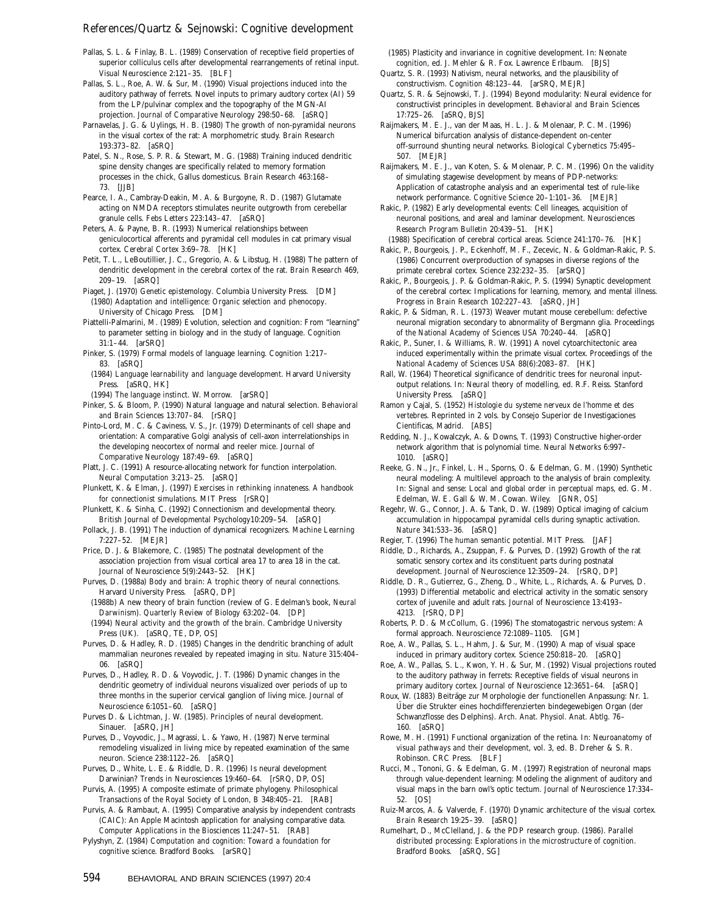Pallas, S. L. & Finlay, B. L. (1989) Conservation of receptive field properties of superior colliculus cells after developmental rearrangements of retinal input. *Visual Neuroscience* 2:121–35. [BLF]

Pallas, S. L., Roe, A. W. & Sur, M. (1990) Visual projections induced into the auditory pathway of ferrets. Novel inputs to primary audtory cortex (AI) 59 from the LP/pulvinar complex and the topography of the MGN-AI projection. *Journal of Comparative Neurology* 298:50–68. [aSRQ]

Parnavelas, J. G. & Uylings, H. B. (1980) The growth of non-pyramidal neurons in the visual cortex of the rat: A morphometric study. *Brain Research* 193:373–82. [aSRQ]

Patel, S. N., Rose, S. P. R. & Stewart, M. G. (1988) Training induced dendritic spine density changes are specifically related to memory formation processes in the chick, Gallus domesticus. *Brain Research* 463:168–73. [JJB]

Pearce, I. A., Cambray-Deakin, M. A. & Burgoyne, R. D. (1987) Glutamate acting on NMDA receptors stimulates neurite outgrowth from cerebellar granule cells. *Febs Letters* 223:143–47. [aSRQ]

Peters, A. & Payne, B. R. (1993) Numerical relationships between geniculocortical afferents and pyramidal cell modules in cat primary visual cortex. *Cerebral Cortex* 3:69–78. [HK]

Petit, T. L., LeBoutillier, J. C., Gregorio, A. & Libstug, H. (1988) The pattern of dendritic development in the cerebral cortex of the rat. *Brain Research* 469, 209–19. [aSRQ]

Piaget, J. (1970) *Genetic epistemology*. Columbia University Press. [DM]

(1980) *Adaptation and intelligence: Organic selection and phenocopy*. University of Chicago Press. [DM]

Piattelli-Palmarini, M. (1989) Evolution, selection and cognition: From "learning" to parameter setting in biology and in the study of language. *Cognition* 31:1–44. [arSRQ]

Pinker, S. (1979) Formal models of language learning. *Cognition* 1:217–83. [aSRQ]

(1984) *Language learnability and language development*. Harvard University Press. [aSRQ, HK]

(1994) *The language instinct*. W. Morrow. [arSRQ]

Pinker, S. & Bloom, P. (1990) Natural language and natural selection. *Behavioral and Brain Sciences* 13:707–84. [rSRQ]

Pinto-Lord, M. C. & Caviness, V. S., Jr. (1979) Determinants of cell shape and orientation: A comparative Golgi analysis of cell-axon interrelationships in the developing neocortex of normal and reeler mice. *Journal of Comparative Neurology* 187:49–69. [aSRQ]

Platt, J. C. (1991) A resource-allocating network for function interpolation. *Neural Computation* 3:213–25. [aSRQ]

Plunkett, K. & Elman, J. (1997) *Exercises in rethinking innateness. A handbook for connectionist simulations*. MIT Press [rSRQ]

Plunkett, K. & Sinha, C. (1992) Connectionism and developmental theory. *British Journal of Developmental Psychology*10:209–54. [aSRQ]

Pollack, J. B. (1991) The induction of dynamical recognizers. *Machine Learning* 7:227–52. [MEJR]

Price, D. J. & Blakemore, C. (1985) The postnatal development of the association projection from visual cortical area 17 to area 18 in the cat. *Journal of Neuroscience* 5(9):2443–52. [HK]

Purves, D. (1988a) *Body and brain: A trophic theory of neural connections*. Harvard University Press. [aSRQ, DP]

(1988b) A new theory of brain function (review of G. Edelman's book, *Neural Darwinism*). *Quarterly Review of Biology* 63:202–04. [DP]

(1994) *Neural activity and the growth of the brain*. Cambridge University Press (UK). [aSRQ, TE, DP, OS]

Purves, D. & Hadley, R. D. (1985) Changes in the dendritic branching of adult mammalian neurones revealed by repeated imaging in situ. *Nature* 315:404–06. [aSRQ]

Purves, D., Hadley, R. D. & Voyvodic, J. T. (1986) Dynamic changes in the dendritic geometry of individual neurons visualized over periods of up to three months in the superior cervical ganglion of living mice. *Journal of Neuroscience* 6:1051–60. [aSRQ]

Purves D. & Lichtman, J. W. (1985). *Principles of neural development*. Sinauer. [aSRQ, JH]

Purves, D., Voyvodic, J., Magrassi, L. & Yawo, H. (1987) Nerve terminal remodeling visualized in living mice by repeated examination of the same neuron. *Science* 238:1122–26. [aSRQ]

Purves, D., White, L. E. & Riddle, D. R. (1996) Is neural development Darwinian? *Trends in Neurosciences* 19:460–64. [rSRQ, DP, OS]

Purvis, A. (1995) A composite estimate of primate phylogeny. *Philosophical Transactions of the Royal Society of London, B* 348:405–21. [RAB]

Purvis, A. & Rambaut, A. (1995) Comparative analysis by independent contrasts (CAIC): An Apple Macintosh application for analysing comparative data. *Computer Applications in the Biosciences* 11:247–51. [RAB]

Pylyshyn, Z. (1984) *Computation and cognition: Toward a foundation for cognitive science*. Bradford Books. [arSRQ]

(1985) Plasticity and invariance in cognitive development. In: *Neonate cognition*, ed. J. Mehler & R. Fox. Lawrence Erlbaum. [BJS]

Quartz, S. R. (1993) Nativism, neural networks, and the plausibility of constructivism. *Cognition* 48:123–44. [arSRQ, MEJR]

Quartz, S. R. & Sejnowski, T. J. (1994) Beyond modularity: Neural evidence for constructivist principles in development. *Behavioral and Brain Sciences* 17:725–26. [aSRQ, BJS]

Raijmakers, M. E. J., van der Maas, H. L. J. & Molenaar, P. C. M. (1996) Numerical bifurcation analysis of distance-dependent on-center off-surround shunting neural networks. *Biological Cybernetics* 75:495–507. [MEJR]

Raijmakers, M. E. J., van Koten, S. & Molenaar, P. C. M. (1996) On the validity of simulating stagewise development by means of PDP-networks: Application of catastrophe analysis and an experimental test of rule-like network performance. *Cognitive Science* 20–1:101–36. [MEJR]

Rakic, P. (1982) Early developmental events: Cell lineages, acquisition of neuronal positions, and areal and laminar development. *Neurosciences Research Program Bulletin* 20:439–51. [HK]

(1988) Specification of cerebral cortical areas. *Science* 241:170–76. [HK]

Rakic, P., Bourgeois, J. P., Eckenhoff, M. F., Zecevic, N. & Goldman-Rakic, P. S. (1986) Concurrent overproduction of synapses in diverse regions of the primate cerebral cortex. *Science* 232:232–35. [arSRQ]

Rakic, P., Bourgeois, J. P. & Goldman-Rakic, P. S. (1994) Synaptic development of the cerebral cortex: Implications for learning, memory, and mental illness. *Progress in Brain Research* 102:227–43. [aSRQ, JH]

Rakic, P. & Sidman, R. L. (1973) Weaver mutant mouse cerebellum: defective neuronal migration secondary to abnormality of Bergmann glia. *Proceedings of the National Academy of Sciences USA* 70:240–44. [aSRQ]

Rakic, P., Suner, I. & Williams, R. W. (1991) A novel cytoarchitectonic area induced experimentally within the primate visual cortex. *Proceedings of the National Academy of Sciences USA* 88(6):2083–87. [HK]

Rall, W. (1964) Theoretical significance of dendritic trees for neuronal input-output relations. In: *Neural theory of modelling*, ed. R.F. Reiss. Stanford University Press. [aSRQ]

Ramon y Cajal, S. (1952) *Histologie du systeme nerveux de l'homme et des vertebres*. Reprinted in 2 vols. by Consejo Superior de Investigaciones Cientificas, Madrid. [ABS]

Redding, N. J., Kowalczyk, A. & Downs, T. (1993) Constructive higher-order network algorithm that is polynomial time. *Neural Networks* 6:997–1010. [aSRQ]

Reeke, G. N., Jr., Finkel, L. H., Sporns, O. & Edelman, G. M. (1990) Synthetic neural modeling: A multilevel approach to the analysis of brain complexity. In: *Signal and sense: Local and global order in perceptual maps*, ed. G. M. Edelman, W. E. Gall & W. M. Cowan. Wiley. [GNR, OS]

Regehr, W. G., Connor, J. A. & Tank, D. W. (1989) Optical imaging of calcium accumulation in hippocampal pyramidal cells during synaptic activation. *Nature* 341:533–36. [aSRQ]

Regier, T. (1996) *The human semantic potential*. MIT Press. [JAF]

Riddle, D., Richards, A., Zsuppan, F. & Purves, D. (1992) Growth of the rat somatic sensory cortex and its constituent parts during postnatal development. *Journal of Neuroscience* 12:3509–24. [rSRQ, DP]

Riddle, D. R., Gutierrez, G., Zheng, D., White, L., Richards, A. & Purves, D. (1993) Differential metabolic and electrical activity in the somatic sensory cortex of juvenile and adult rats. *Journal of Neuroscience* 13:4193–4213. [rSRQ, DP]

Roberts, P. D. & McCollum, G. (1996) The stomatogastric nervous system: A formal approach. *Neuroscience* 72:1089–1105. [GM]

Roe, A. W., Pallas, S. L., Hahm, J. & Sur, M. (1990) A map of visual space induced in primary auditory cortex. *Science* 250:818–20. [aSRQ]

Roe, A. W., Pallas, S. L., Kwon, Y. H. & Sur, M. (1992) Visual projections routed to the auditory pathway in ferrets: Receptive fields of visual neurons in primary auditory cortex. *Journal of Neuroscience* 12:3651–64. [aSRQ]

Roux, W. (1883) Beiträge zur Morphologie der functionellen Anpassung: Nr. 1. Über die Strukter eines hochdifferenzierten bindegewebigen Organ (der Schwanzflosse des Delphins). *Arch. Anat. Physiol. Anat. Abtlg.* 76–160. [aSRQ]

Rowe, M. H. (1991) Functional organization of the retina. In: *Neuroanatomy of visual pathways and their development*, vol. 3, ed. B. Dreher & S. R. Robinson. CRC Press. [BLF]

Rucci, M., Tononi, G. & Edelman, G. M. (1997) Registration of neuronal maps through value-dependent learning: Modeling the alignment of auditory and visual maps in the barn owl's optic tectum. *Journal of Neuroscience* 17:334–52. [OS]

Ruiz-Marcos, A. & Valverde, F. (1970) Dynamic architecture of the visual cortex. *Brain Research* 19:25–39. [aSRQ]

Rumelhart, D., McClelland, J. & the PDP research group. (1986). *Parallel distributed processing: Explorations in the microstructure of cognition*. Bradford Books. [aSRQ, SG]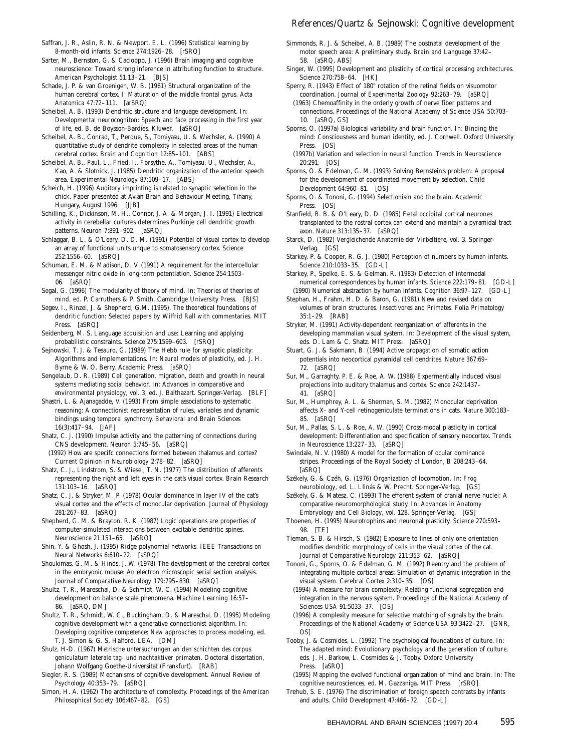Saffran, J. R., Aslin, R. N. & Newport, E. L. (1996) Statistical learning by 8-month-old infants. *Science* 274:1926–28. [rSRQ]

Sarter, M., Bernston, G. & Cacioppo, J. (1996) Brain imaging and cognitive neuroscience: Toward strong inference in attributing function to structure. *American Psychologist* 51:13–21. [BJS]

Schade, J. P. & van Groenigen, W. B. (1961) Structural organization of the human cerebral cortex. I. Maturation of the middle frontal gyrus. *Acta Anatomica* 47:72–111. [arSRQ]

Scheibel, A. B. (1993) Dendritic structure and language development. In: *Developmental neurocogniton: Speech and face processing in the first year of life,* ed. B. de Boysson-Bardies. Kluwer. [aSRQ]

Scheibel, A. B., Conrad, T., Perdue, S., Tomiyasu, U. & Wechsler, A. (1990) A quantitative study of dendrite complexity in selected areas of the human cerebral cortex. *Brain and Cognition* 12:85–101. [ABS]

Scheibel, A. B., Paul, L., Fried, I., Forsythe, A., Tomiyasu, U., Wechsler, A., Kao, A. & Slotnick, J. (1985) Dendritic organization of the anterior speech area. *Experimental Neurology* 87:109–17. [ABS]

Scheich, H. (1996) Auditory imprinting is related to synaptic selection in the chick. Paper presented at Avian Brain and Behaviour Meeting, Tihany, Hungary, August 1996. [JJB]

Schilling, K., Dickinson, M. H., Connor, J. A. & Morgan, J. I. (1991) Electrical activity in cerebellar cultures determines Purkinje cell dendritic growth patterns. *Neuron* 7:891–902. [aSRQ]

Schlaggar, B. L. & O'Leary, D. D. (1991) Potential of visual cortex to develop an array of functional units unque to somatosensory cortex. *Science* 252:1556–60. [aSRQ]

Schuman, E. M. & Madison, D. V. (1991) A requirement for the intercellular messenger nitric oxide in long-term potentiation. *Science* 254:1503–06. [aSRQ]

Segal, G. (1996) The modularity of theory of mind. In: *Theories of theories of mind,* ed. P. Carruthers & P. Smith. Cambridge University Press. [BJS]

Segev, I., Rinzel, J. & Shepherd, G.M. (1995). *The theoretical foundations of dendritic function: Selected papers by Wilfrid Rall with commentaries.* MIT Press. [aSRQ]

Seidenberg, M. S. Language acquisition and use: Learning and applying probabilistic constraints. *Science* 275:1599–603. [rSRQ]

Sejnowski, T. J. & Tesauro, G. (1989) The Hebb rule for synaptic plasticity: Algorithms and implementations. In: *Neural models of plasticity,* ed. J. H. Byrne & W. O. Berry. Academic Press. [aSRQ]

Sengelaub, D. R. (1989) Cell generation, migration, death and growth in neural systems mediating social behavior. In: *Advances in comparative and environmental physiology,* vol. 3, ed. J. Balthazart. Springer-Verlag. [BLF]

Shastri, L. & Ajanagadde, V. (1993) From simple associations to systematic reasoning: A connectionist representation of rules, variables and dynamic bindings using temporal synchrony. *Behavioral and Brain Sciences* 16(3):417–94. [JAF]

Shatz, C. J. (1990) Impulse activity and the patterning of connections during CNS development. *Neuron* 5:745–56. [aSRQ]

(1992) How are specifc connections formed between thalamus and cortex? *Current Opinion in Neurobiology* 2:78–82. [aSRQ]

Shatz, C. J., Lindstrom, S. & Wiesel, T. N. (1977) The distribution of afferents representing the right and left eyes in the cat's visual cortex. *Brain Research* 131:103–16. [aSRQ]

Shatz, C. J. & Stryker, M. P. (1978) Ocular dominance in layer IV of the cat's visual cortex and the effects of monocular deprivation. *Journal of Physiology* 281:267–83. [aSRQ]

Shepherd, G. M. & Brayton, R. K. (1987) Logic operations are properties of computer-simulated interactions between excitable dendritic spines. *Neuroscience* 21:151–65. [aSRQ]

Shin, Y. & Ghosh, J. (1995) Ridge polynomial networks. *IEEE Transactions on Neural Networks* 6:610–22. [aSRQ]

Shoukimas, G. M. & Hinds, J. W. (1978) The development of the cerebral cortex in the embryonic mouse: An electron microscopic serial section analysis. *Journal of Comparative Neurology* 179:795–830. [aSRQ]

Shultz, T. R., Mareschal, D. & Schmidt, W. C. (1994) Modeling cognitive development on balance scale phenomena. *Machine Learning* 16:57–86. [aSRQ, DM]

Shultz, T. R., Schmidt, W. C., Buckingham, D. & Mareschal, D. (1995) Modeling cognitive development with a generative connectionist algorithm. In: *Developing cognitive competence: New approaches to process modeling,* ed. T. J. Simon & G. S. Halford. LEA. [DM]

Shulz, H-D. (1967) *Metrische untersuchungen an den schichten des corpus geniculatum laterale tag- und nachtaktiver primaten.* Doctoral dissertation, Johann Wolfgang Goethe-Universität (Frankfurt). [RAB]

Siegler, R. S. (1989) Mechanisms of cognitive development. *Annual Review of Psychology* 40:353–79. [aSRQ]

Simon, H. A. (1962) The architecture of complexity. *Proceedings of the American Philosophical Society* 106:467–82. [GS]

Simmonds, R. J. & Scheibel, A. B. (1989) The postnatal development of the motor speech area: A preliminary study. *Brain and Language* 37:42–58. [aSRQ, ABS]

Singer, W. (1995) Development and plasticity of cortical processing architectures. *Science* 270:758–64. [HK]

Sperry, R. (1943) Effect of 180° rotation of the retinal fields on visuomotor coordination. *Journal of Experimental Zoology* 92:263–79. [aSRQ]

(1963) Chemoaffinity in the orderly growth of nerve fiber patterns and connections. *Proceedings of the National Academy of Science USA* 50:703–10. [aSRQ, GS]

Sporns, O. (1997a) Biological variability and brain function. In: *Binding the mind: Consciousness and human identity,* ed. J. Cornwell. Oxford University Press. [OS]

(1997b) Variation and selection in neural function. *Trends in Neuroscience* 20:291. [OS]

Sporns, O. & Edelman, G. M. (1993) Solving Bernstein's problem: A proposal for the development of coordinated movement by selection. *Child Development* 64:960–81. [OS]

Sporns, O. & Tononi, G. (1994) *Selectionism and the brain.* Academic Press. [OS]

Stanfield, B. B. & O'Leary, D. D. (1985) Fetal occipital cortical neurones transplanted to the rostral cortex can extend and maintain a pyramidal tract axon. *Nature* 313:135–37. [aSRQ]

Starck, D. (1982) *Vergleichende Anatomie der Virbeltiere,* vol. 3. Springer-Verlag. [GS]

Starkey, P. & Cooper, R. G. J. (1980) Perception of numbers by human infants. *Science* 210:1033–35. [GD-L]

Starkey, P., Spelke, E. S. & Gelman, R. (1983) Detection of intermodal numerical correspondences by human infants. *Science* 222:179–81. [GD-L]

(1990) Numerical abstraction by human infants. *Cognition* 36:97–127. [GD-L]

Stephan, H., Frahm, H. D. & Baron, G. (1981) New and revised data on volumes of brain structures. Insectivores and Primates. *Folia Primatology* 35:1–29. [RAB]

Stryker, M. (1991) Activity-dependent reorganization of afferents in the developing mammalian visual system. In: *Development of the visual system,* eds. D. Lam & C. Shatz. MIT Press. [aSRQ]

Stuart, G. J. & Sakmann, B. (1994) Active propagation of somatic action potentials into neocortical pyramidal cell dendrites. *Nature* 367:69–72. [aSRQ]

Sur, M., Garraghty, P. E. & Roe, A. W. (1988) Expermentially induced visual projections into auditory thalamus and cortex. *Science* 242:1437–41. [aSRQ]

Sur, M., Humphrey, A. L. & Sherman, S. M. (1982) Monocular deprivation affects X- and Y-cell retinogeniculate terminations in cats. *Nature* 300:183–85. [aSRQ]

Sur, M., Pallas, S. L. & Roe, A. W. (1990) Cross-modal plasticity in cortical development: Differentiation and specification of sensory neocortex. *Trends in Neuroscience* 13:227–33. [aSRQ]

Swindale, N. V. (1980) A model for the formation of ocular dominance stripes. *Proceedings of the Royal Society of London, B* 208:243–64. [aSRQ]

Székely, G. & Czéh, G. (1976) Organization of locomotion. In: *Frog neurobiology,* ed. L. Llinás & W. Precht. Springer-Verlag. [GS]

Székely, G. & Matesz, C. (1993) The efferent system of cranial nerve nuclei: A comparative neuromorphological study. In: *Advances in Anatomy Embryology and Cell Biology,* vol. 128. Springer-Verlag. [GS]

Thoenen, H. (1995) Neurotrophins and neuronal plasticity. *Science* 270:593–98. [TE]

Tieman, S. B. & Hirsch, S. (1982) Exposure to lines of only one orientation modifies dendritic morphology of cells in the visual cortex of the cat. *Journal of Comparative Neurology* 211:353–62. [aSRQ]

Tononi, G., Sporns, O. & Edelman, G. M. (1992) Reentry and the problem of integrating multiple cortical areas: Simulation of dynamic integration in the visual system. *Cerebral Cortex* 2:310–35. [OS]

(1994) A measure for brain complexity: Relating functional segregation and integration in the nervous system. *Proceedings of the National Academy of Sciences USA* 91:5033–37. [OS]

(1996) A complexity measure for selective matching of signals by the brain. *Proceedings of the National Academy of Science USA* 93:3422–27. [GNR, OS]

Tooby, J. & Cosmides, L. (1992) The psychological foundations of culture. In: *The adapted mind: Evolutionary psychology and the generation of culture,* eds. J. H. Barkow, L. Cosmides & J. Tooby. Oxford University Press. [aSRQ]

(1995) Mapping the evolved functional organization of mind and brain. In: *The cognitive neurosciences,* ed. M. Gazzaniga. MIT Press. [rSRQ]

Trehub, S. E. (1976) The discrimination of foreign speech contrasts by infants and adults. *Child Development* 47:466–72. [GD-L]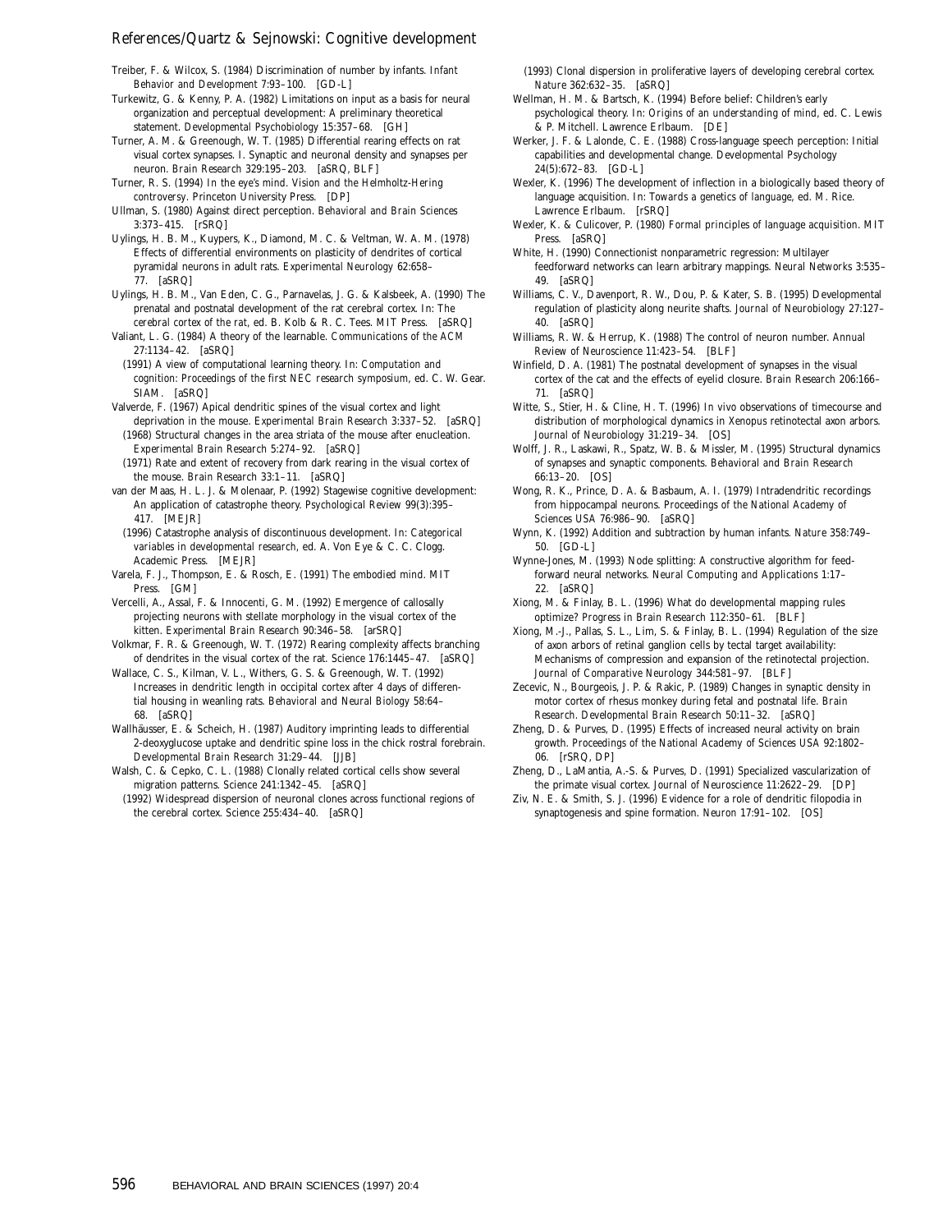Treiber, F. & Wilcox, S. (1984) Discrimination of number by infants. *Infant Behavior and Development* 7:93–100. [GD-L]

Turkewitz, G. & Kenny, P. A. (1982) Limitations on input as a basis for neural organization and perceptual development: A preliminary theoretical statement. *Developmental Psychobiology* 15:357–68. [GH]

Turner, A. M. & Greenough, W. T. (1985) Differential rearing effects on rat visual cortex synapses. I. Synaptic and neuronal density and synapses per neuron. *Brain Research* 329:195–203. [aSRQ, BLF]

Turner, R. S. (1994) *In the eye's mind. Vision and the Helmholtz-Hering controversy.* Princeton University Press. [DP]

Ullman, S. (1980) Against direct perception. *Behavioral and Brain Sciences* 3:373–415. [rSRQ]

Uylings, H. B. M., Kuypers, K., Diamond, M. C. & Veltman, W. A. M. (1978) Effects of differential environments on plasticity of dendrites of cortical pyramidal neurons in adult rats. *Experimental Neurology* 62:658–77. [aSRQ]

Uylings, H. B. M., Van Eden, C. G., Parnavelas, J. G. & Kalsbeek, A. (1990) The prenatal and postnatal development of the rat cerebral cortex. In: *The cerebral cortex of the rat*, ed. B. Kolb & R. C. Tees. MIT Press. [aSRQ]

Valiant, L. G. (1984) A theory of the learnable. *Communications of the ACM* 27:1134–42. [aSRQ]

(1991) A view of computational learning theory. In: *Computation and cognition: Proceedings of the first NEC research symposium*, ed. C. W. Gear. SIAM. [aSRQ]

Valverde, F. (1967) Apical dendritic spines of the visual cortex and light deprivation in the mouse. *Experimental Brain Research* 3:337–52. [aSRQ]

(1968) Structural changes in the area striata of the mouse after enucleation. *Experimental Brain Research* 5:274–92. [aSRQ]

(1971) Rate and extent of recovery from dark rearing in the visual cortex of the mouse. *Brain Research* 33:1–11. [aSRQ]

van der Maas, H. L. J. & Molenaar, P. (1992) Stagewise cognitive development: An application of catastrophe theory. *Psychological Review* 99(3):395–417. [MEJR]

(1996) Catastrophe analysis of discontinuous development. In: *Categorical variables in developmental research*, ed. A. Von Eye & C. C. Clogg. Academic Press. [MEJR]

Varela, F. J., Thompson, E. & Rosch, E. (1991) *The embodied mind.* MIT Press. [GM]

Vercelli, A., Assal, F. & Innocenti, G. M. (1992) Emergence of callosally projecting neurons with stellate morphology in the visual cortex of the kitten. *Experimental Brain Research* 90:346–58. [arSRQ]

Volkmar, F. R. & Greenough, W. T. (1972) Rearing complexity affects branching of dendrites in the visual cortex of the rat. *Science* 176:1445–47. [aSRQ]

Wallace, C. S., Kilman, V. L., Withers, G. S. & Greenough, W. T. (1992) Increases in dendritic length in occipital cortex after 4 days of differential housing in weanling rats. *Behavioral and Neural Biology* 58:64–68. [aSRQ]

Wallhäusser, E. & Scheich, H. (1987) Auditory imprinting leads to differential 2-deoxyglucose uptake and dendritic spine loss in the chick rostral forebrain. *Developmental Brain Research* 31:29–44. [JJB]

Walsh, C. & Cepko, C. L. (1988) Clonally related cortical cells show several migration patterns. *Science* 241:1342–45. [aSRQ]

(1992) Widespread dispersion of neuronal clones across functional regions of the cerebral cortex. *Science* 255:434–40. [aSRQ]

(1993) Clonal dispersion in proliferative layers of developing cerebral cortex. *Nature* 362:632–35. [aSRQ]

Wellman, H. M. & Bartsch, K. (1994) Before belief: Children's early psychological theory. In: *Origins of an understanding of mind*, ed. C. Lewis & P. Mitchell. Lawrence Erlbaum. [DE]

Werker, J. F. & Lalonde, C. E. (1988) Cross-language speech perception: Initial capabilities and developmental change. *Developmental Psychology* 24(5):672–83. [GD-L]

Wexler, K. (1996) The development of inflection in a biologically based theory of language acquisition. In: *Towards a genetics of language*, ed. M. Rice. Lawrence Erlbaum. [rSRQ]

Wexler, K. & Culicover, P. (1980) *Formal principles of language acquisition.* MIT Press. [aSRQ]

White, H. (1990) Connectionist nonparametric regression: Multilayer feedforward networks can learn arbitrary mappings. *Neural Networks* 3:535–49. [aSRQ]

Williams, C. V., Davenport, R. W., Dou, P. & Kater, S. B. (1995) Developmental regulation of plasticity along neurite shafts. *Journal of Neurobiology* 27:127–40. [aSRQ]

Williams, R. W. & Herrup, K. (1988) The control of neuron number. *Annual Review of Neuroscience* 11:423–54. [BLF]

Winfield, D. A. (1981) The postnatal development of synapses in the visual cortex of the cat and the effects of eyelid closure. *Brain Research* 206:166–71. [aSRQ]

Witte, S., Stier, H. & Cline, H. T. (1996) In vivo observations of timecourse and distribution of morphological dynamics in *Xenopus* retinotectal axon arbors. *Journal of Neurobiology* 31:219–34. [OS]

Wolff, J. R., Laskawi, R., Spatz, W. B. & Missler, M. (1995) Structural dynamics of synapses and synaptic components. *Behavioral and Brain Research* 66:13–20. [OS]

Wong, R. K., Prince, D. A. & Basbaum, A. I. (1979) Intradendritic recordings from hippocampal neurons. *Proceedings of the National Academy of Sciences USA* 76:986–90. [aSRQ]

Wynn, K. (1992) Addition and subtraction by human infants. *Nature* 358:749–50. [GD-L]

Wynne-Jones, M. (1993) Node splitting: A constructive algorithm for feed-forward neural networks. *Neural Computing and Applications* 1:17–22. [aSRQ]

Xiong, M. & Finlay, B. L. (1996) What do developmental mapping rules optimize? *Progress in Brain Research* 112:350–61. [BLF]

Xiong, M.-J., Pallas, S. L., Lim, S. & Finlay, B. L. (1994) Regulation of the size of axon arbors of retinal ganglion cells by tectal target availability: Mechanisms of compression and expansion of the retinotectal projection. *Journal of Comparative Neurology* 344:581–97. [BLF]

Zecevic, N., Bourgeois, J. P. & Rakic, P. (1989) Changes in synaptic density in motor cortex of rhesus monkey during fetal and postnatal life. *Brain Research. Developmental Brain Research* 50:11–32. [aSRQ]

Zheng, D. & Purves, D. (1995) Effects of increased neural activity on brain growth. *Proceedings of the National Academy of Sciences USA* 92:1802–06. [rSRQ, DP]

Zheng, D., LaMantia, A.-S. & Purves, D. (1991) Specialized vascularization of the primate visual cortex. *Journal of Neuroscience* 11:2622–29. [DP]

Ziv, N. E. & Smith, S. J. (1996) Evidence for a role of dendritic filopodia in synaptogenesis and spine formation. *Neuron* 17:91–102. [OS]